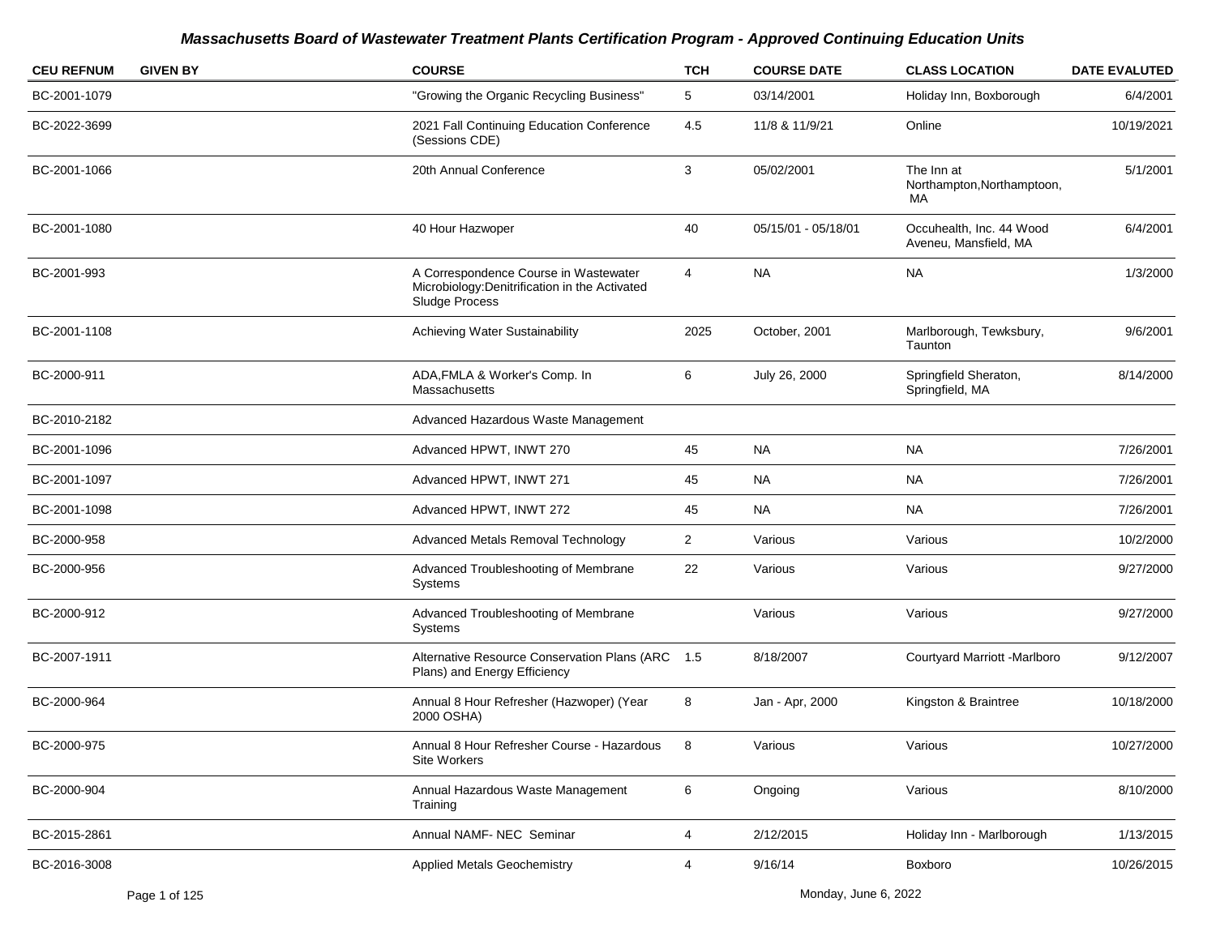## Massachusetts Board of Wastewater Treatment Plants Certification Program - Approved Continuing Education Units

| CEU REFNUM | GIVEN BY | COURSE | TCH | COURSE DATE | CLASS LOCATION | DATE EVALUTED |
|---|---|---|---|---|---|---|
| BC-2001-1079 | | "Growing the Organic Recycling Business" | 5 | 03/14/2001 | Holiday Inn, Boxborough | 6/4/2001 |
| BC-2022-3699 | | 2021 Fall Continuing Education Conference (Sessions CDE) | 4.5 | 11/8 & 11/9/21 | Online | 10/19/2021 |
| BC-2001-1066 | | 20th Annual Conference | 3 | 05/02/2001 | The Inn at Northampton,Northamptoon, MA | 5/1/2001 |
| BC-2001-1080 | | 40 Hour Hazwoper | 40 | 05/15/01 - 05/18/01 | Occuhealth, Inc. 44 Wood Aveneu, Mansfield, MA | 6/4/2001 |
| BC-2001-993 | | A Correspondence Course in Wastewater Microbiology:Denitrification in the Activated Sludge Process | 4 | NA | NA | 1/3/2000 |
| BC-2001-1108 | | Achieving Water Sustainability | 2025 | October, 2001 | Marlborough, Tewksbury, Taunton | 9/6/2001 |
| BC-2000-911 | | ADA,FMLA & Worker's Comp. In Massachusetts | 6 | July 26, 2000 | Springfield Sheraton, Springfield, MA | 8/14/2000 |
| BC-2010-2182 | | Advanced Hazardous Waste Management | | | | |
| BC-2001-1096 | | Advanced HPWT, INWT 270 | 45 | NA | NA | 7/26/2001 |
| BC-2001-1097 | | Advanced HPWT, INWT 271 | 45 | NA | NA | 7/26/2001 |
| BC-2001-1098 | | Advanced HPWT, INWT 272 | 45 | NA | NA | 7/26/2001 |
| BC-2000-958 | | Advanced Metals Removal Technology | 2 | Various | Various | 10/2/2000 |
| BC-2000-956 | | Advanced Troubleshooting of Membrane Systems | 22 | Various | Various | 9/27/2000 |
| BC-2000-912 | | Advanced Troubleshooting of Membrane Systems | | Various | Various | 9/27/2000 |
| BC-2007-1911 | | Alternative Resource Conservation Plans (ARC Plans) and Energy Efficiency | 1.5 | 8/18/2007 | Courtyard Marriott -Marlboro | 9/12/2007 |
| BC-2000-964 | | Annual 8 Hour Refresher (Hazwoper) (Year 2000 OSHA) | 8 | Jan - Apr, 2000 | Kingston & Braintree | 10/18/2000 |
| BC-2000-975 | | Annual 8 Hour Refresher Course - Hazardous Site Workers | 8 | Various | Various | 10/27/2000 |
| BC-2000-904 | | Annual Hazardous Waste Management Training | 6 | Ongoing | Various | 8/10/2000 |
| BC-2015-2861 | | Annual NAMF- NEC Seminar | 4 | 2/12/2015 | Holiday Inn - Marlborough | 1/13/2015 |
| BC-2016-3008 | | Applied Metals Geochemistry | 4 | 9/16/14 | Boxboro | 10/26/2015 |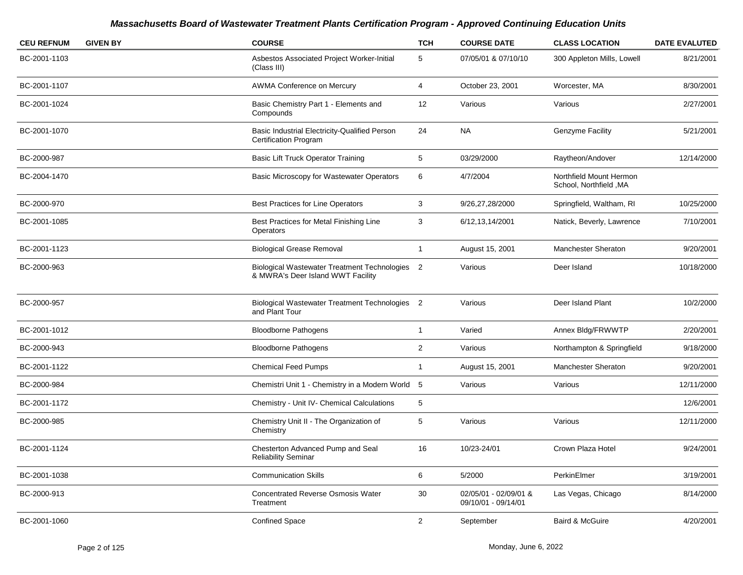## Massachusetts Board of Wastewater Treatment Plants Certification Program - Approved Continuing Education Units

| CEU REFNUM | GIVEN BY | COURSE | TCH | COURSE DATE | CLASS LOCATION | DATE EVALUTED |
|---|---|---|---|---|---|---|
| BC-2001-1103 | | Asbestos Associated Project Worker-Initial (Class III) | 5 | 07/05/01 & 07/10/10 | 300 Appleton Mills, Lowell | 8/21/2001 |
| BC-2001-1107 | | AWMA Conference on Mercury | 4 | October 23, 2001 | Worcester, MA | 8/30/2001 |
| BC-2001-1024 | | Basic Chemistry Part 1 - Elements and Compounds | 12 | Various | Various | 2/27/2001 |
| BC-2001-1070 | | Basic Industrial Electricity-Qualified Person Certification Program | 24 | NA | Genzyme Facility | 5/21/2001 |
| BC-2000-987 | | Basic Lift Truck Operator Training | 5 | 03/29/2000 | Raytheon/Andover | 12/14/2000 |
| BC-2004-1470 | | Basic Microscopy for Wastewater Operators | 6 | 4/7/2004 | Northfield Mount Hermon School, Northfield ,MA | |
| BC-2000-970 | | Best Practices for Line Operators | 3 | 9/26,27,28/2000 | Springfield, Waltham, RI | 10/25/2000 |
| BC-2001-1085 | | Best Practices for Metal Finishing Line Operators | 3 | 6/12,13,14/2001 | Natick, Beverly, Lawrence | 7/10/2001 |
| BC-2001-1123 | | Biological Grease Removal | 1 | August 15, 2001 | Manchester Sheraton | 9/20/2001 |
| BC-2000-963 | | Biological Wastewater Treatment Technologies & MWRA's Deer Island WWT Facility | 2 | Various | Deer Island | 10/18/2000 |
| BC-2000-957 | | Biological Wastewater Treatment Technologies and Plant Tour | 2 | Various | Deer Island Plant | 10/2/2000 |
| BC-2001-1012 | | Bloodborne Pathogens | 1 | Varied | Annex Bldg/FRWWTP | 2/20/2001 |
| BC-2000-943 | | Bloodborne Pathogens | 2 | Various | Northampton & Springfield | 9/18/2000 |
| BC-2001-1122 | | Chemical Feed Pumps | 1 | August 15, 2001 | Manchester Sheraton | 9/20/2001 |
| BC-2000-984 | | Chemistri Unit 1 - Chemistry in a Modern World | 5 | Various | Various | 12/11/2000 |
| BC-2001-1172 | | Chemistry - Unit IV- Chemical Calculations | 5 | | | 12/6/2001 |
| BC-2000-985 | | Chemistry Unit II - The Organization of Chemistry | 5 | Various | Various | 12/11/2000 |
| BC-2001-1124 | | Chesterton Advanced Pump and Seal Reliability Seminar | 16 | 10/23-24/01 | Crown Plaza Hotel | 9/24/2001 |
| BC-2001-1038 | | Communication Skills | 6 | 5/2000 | PerkinElmer | 3/19/2001 |
| BC-2000-913 | | Concentrated Reverse Osmosis Water Treatment | 30 | 02/05/01 - 02/09/01 & 09/10/01 - 09/14/01 | Las Vegas, Chicago | 8/14/2000 |
| BC-2001-1060 | | Confined Space | 2 | September | Baird & McGuire | 4/20/2001 |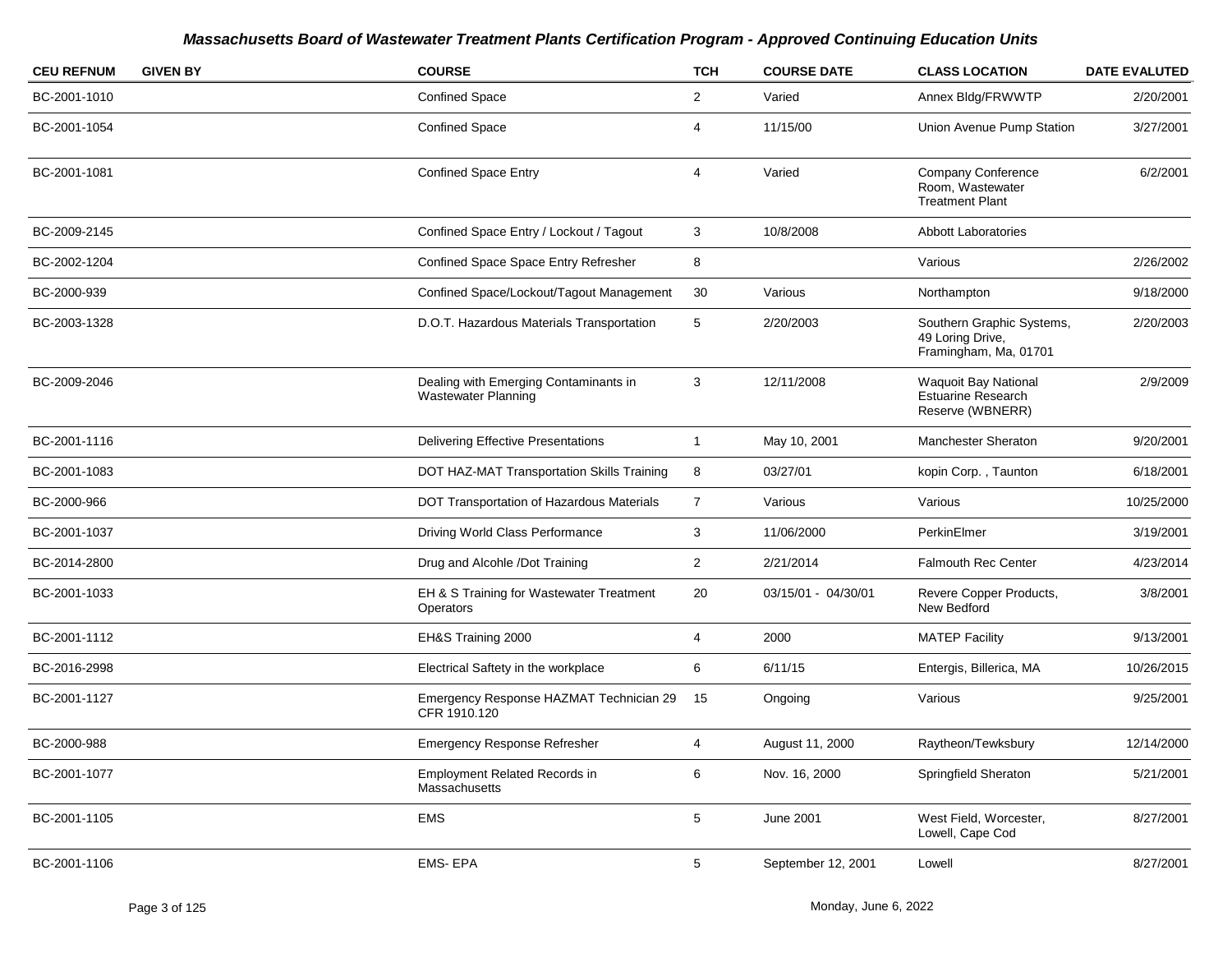# Massachusetts Board of Wastewater Treatment Plants Certification Program - Approved Continuing Education Units

| CEU REFNUM | GIVEN BY | COURSE | TCH | COURSE DATE | CLASS LOCATION | DATE EVALUTED |
|---|---|---|---|---|---|---|
| BC-2001-1010 | | Confined Space | 2 | Varied | Annex Bldg/FRWWTP | 2/20/2001 |
| BC-2001-1054 | | Confined Space | 4 | 11/15/00 | Union Avenue Pump Station | 3/27/2001 |
| BC-2001-1081 | | Confined Space Entry | 4 | Varied | Company Conference Room, Wastewater Treatment Plant | 6/2/2001 |
| BC-2009-2145 | | Confined Space Entry / Lockout / Tagout | 3 | 10/8/2008 | Abbott Laboratories | |
| BC-2002-1204 | | Confined Space Space Entry Refresher | 8 | | Various | 2/26/2002 |
| BC-2000-939 | | Confined Space/Lockout/Tagout Management | 30 | Various | Northampton | 9/18/2000 |
| BC-2003-1328 | | D.O.T. Hazardous Materials Transportation | 5 | 2/20/2003 | Southern Graphic Systems, 49 Loring Drive, Framingham, Ma, 01701 | 2/20/2003 |
| BC-2009-2046 | | Dealing with Emerging Contaminants in Wastewater Planning | 3 | 12/11/2008 | Waquoit Bay National Estuarine Research Reserve (WBNERR) | 2/9/2009 |
| BC-2001-1116 | | Delivering Effective Presentations | 1 | May 10, 2001 | Manchester Sheraton | 9/20/2001 |
| BC-2001-1083 | | DOT HAZ-MAT Transportation Skills Training | 8 | 03/27/01 | kopin Corp. , Taunton | 6/18/2001 |
| BC-2000-966 | | DOT Transportation of Hazardous Materials | 7 | Various | Various | 10/25/2000 |
| BC-2001-1037 | | Driving World Class Performance | 3 | 11/06/2000 | PerkinElmer | 3/19/2001 |
| BC-2014-2800 | | Drug and Alcohle /Dot Training | 2 | 2/21/2014 | Falmouth Rec Center | 4/23/2014 |
| BC-2001-1033 | | EH & S Training for Wastewater Treatment Operators | 20 | 03/15/01 - 04/30/01 | Revere Copper Products, New Bedford | 3/8/2001 |
| BC-2001-1112 | | EH&S Training 2000 | 4 | 2000 | MATEP Facility | 9/13/2001 |
| BC-2016-2998 | | Electrical Saftety in the workplace | 6 | 6/11/15 | Entergis, Billerica, MA | 10/26/2015 |
| BC-2001-1127 | | Emergency Response HAZMAT Technician 29 CFR 1910.120 | 15 | Ongoing | Various | 9/25/2001 |
| BC-2000-988 | | Emergency Response Refresher | 4 | August 11, 2000 | Raytheon/Tewksbury | 12/14/2000 |
| BC-2001-1077 | | Employment Related Records in Massachusetts | 6 | Nov. 16, 2000 | Springfield Sheraton | 5/21/2001 |
| BC-2001-1105 | | EMS | 5 | June 2001 | West Field, Worcester, Lowell, Cape Cod | 8/27/2001 |
| BC-2001-1106 | | EMS- EPA | 5 | September 12, 2001 | Lowell | 8/27/2001 |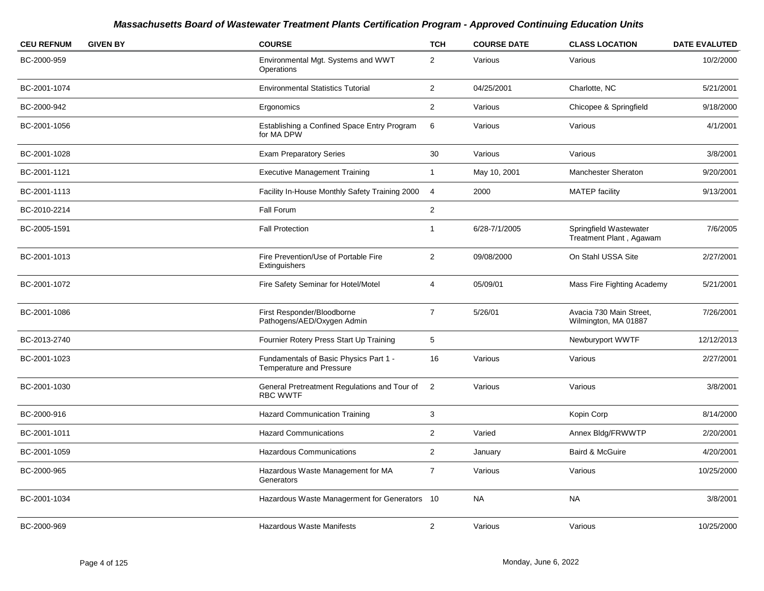# Massachusetts Board of Wastewater Treatment Plants Certification Program - Approved Continuing Education Units

| CEU REFNUM | GIVEN BY | COURSE | TCH | COURSE DATE | CLASS LOCATION | DATE EVALUTED |
|---|---|---|---|---|---|---|
| BC-2000-959 | | Environmental Mgt. Systems and WWT Operations | 2 | Various | Various | 10/2/2000 |
| BC-2001-1074 | | Environmental Statistics Tutorial | 2 | 04/25/2001 | Charlotte, NC | 5/21/2001 |
| BC-2000-942 | | Ergonomics | 2 | Various | Chicopee & Springfield | 9/18/2000 |
| BC-2001-1056 | | Establishing a Confined Space Entry Program for MA DPW | 6 | Various | Various | 4/1/2001 |
| BC-2001-1028 | | Exam Preparatory Series | 30 | Various | Various | 3/8/2001 |
| BC-2001-1121 | | Executive Management Training | 1 | May 10, 2001 | Manchester Sheraton | 9/20/2001 |
| BC-2001-1113 | | Facility In-House Monthly Safety Training 2000 | 4 | 2000 | MATEP facility | 9/13/2001 |
| BC-2010-2214 | | Fall Forum | 2 | | | |
| BC-2005-1591 | | Fall Protection | 1 | 6/28-7/1/2005 | Springfield Wastewater Treatment Plant , Agawam | 7/6/2005 |
| BC-2001-1013 | | Fire Prevention/Use of Portable Fire Extinguishers | 2 | 09/08/2000 | On Stahl USSA Site | 2/27/2001 |
| BC-2001-1072 | | Fire Safety Seminar for Hotel/Motel | 4 | 05/09/01 | Mass Fire Fighting Academy | 5/21/2001 |
| BC-2001-1086 | | First Responder/Bloodborne Pathogens/AED/Oxygen Admin | 7 | 5/26/01 | Avacia 730 Main Street, Wilmington, MA 01887 | 7/26/2001 |
| BC-2013-2740 | | Fournier Rotery Press Start Up Training | 5 | | Newburyport WWTF | 12/12/2013 |
| BC-2001-1023 | | Fundamentals of Basic Physics Part 1 - Temperature and Pressure | 16 | Various | Various | 2/27/2001 |
| BC-2001-1030 | | General Pretreatment Regulations and Tour of RBC WWTF | 2 | Various | Various | 3/8/2001 |
| BC-2000-916 | | Hazard Communication Training | 3 | | Kopin Corp | 8/14/2000 |
| BC-2001-1011 | | Hazard Communications | 2 | Varied | Annex Bldg/FRWWTP | 2/20/2001 |
| BC-2001-1059 | | Hazardous Communications | 2 | January | Baird & McGuire | 4/20/2001 |
| BC-2000-965 | | Hazardous Waste Management for MA Generators | 7 | Various | Various | 10/25/2000 |
| BC-2001-1034 | | Hazardous Waste Managerment for Generators | 10 | NA | NA | 3/8/2001 |
| BC-2000-969 | | Hazardous Waste Manifests | 2 | Various | Various | 10/25/2000 |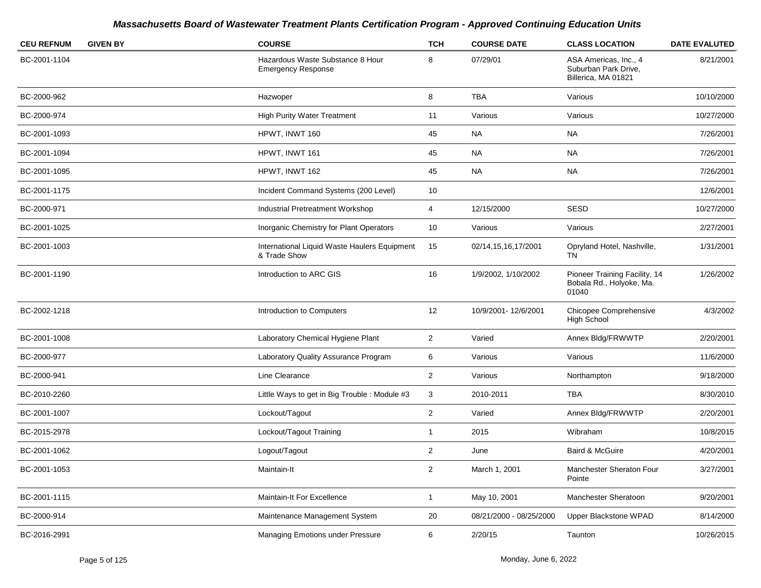# Massachusetts Board of Wastewater Treatment Plants Certification Program - Approved Continuing Education Units

| CEU REFNUM | GIVEN BY | COURSE | TCH | COURSE DATE | CLASS LOCATION | DATE EVALUTED |
|---|---|---|---|---|---|---|
| BC-2001-1104 | | Hazardous Waste Substance 8 Hour Emergency Response | 8 | 07/29/01 | ASA Americas, Inc., 4 Suburban Park Drive, Billerica, MA 01821 | 8/21/2001 |
| BC-2000-962 | | Hazwoper | 8 | TBA | Various | 10/10/2000 |
| BC-2000-974 | | High Purity Water Treatment | 11 | Various | Various | 10/27/2000 |
| BC-2001-1093 | | HPWT, INWT 160 | 45 | NA | NA | 7/26/2001 |
| BC-2001-1094 | | HPWT, INWT 161 | 45 | NA | NA | 7/26/2001 |
| BC-2001-1095 | | HPWT, INWT 162 | 45 | NA | NA | 7/26/2001 |
| BC-2001-1175 | | Incident Command Systems (200 Level) | 10 | | | 12/6/2001 |
| BC-2000-971 | | Industrial Pretreatment Workshop | 4 | 12/15/2000 | SESD | 10/27/2000 |
| BC-2001-1025 | | Inorganic Chemistry for Plant Operators | 10 | Various | Various | 2/27/2001 |
| BC-2001-1003 | | International Liquid Waste Haulers Equipment & Trade Show | 15 | 02/14,15,16,17/2001 | Opryland Hotel, Nashville, TN | 1/31/2001 |
| BC-2001-1190 | | Introduction to ARC GIS | 16 | 1/9/2002, 1/10/2002 | Pioneer Training Facility, 14 Bobala Rd., Holyoke, Ma. 01040 | 1/26/2002 |
| BC-2002-1218 | | Introduction to Computers | 12 | 10/9/2001- 12/6/2001 | Chicopee Comprehensive High School | 4/3/2002 |
| BC-2001-1008 | | Laboratory Chemical Hygiene Plant | 2 | Varied | Annex Bldg/FRWWTP | 2/20/2001 |
| BC-2000-977 | | Laboratory Quality Assurance Program | 6 | Various | Various | 11/6/2000 |
| BC-2000-941 | | Line Clearance | 2 | Various | Northampton | 9/18/2000 |
| BC-2010-2260 | | Little Ways to get in Big Trouble : Module #3 | 3 | 2010-2011 | TBA | 8/30/2010 |
| BC-2001-1007 | | Lockout/Tagout | 2 | Varied | Annex Bldg/FRWWTP | 2/20/2001 |
| BC-2015-2978 | | Lockout/Tagout Training | 1 | 2015 | Wibraham | 10/8/2015 |
| BC-2001-1062 | | Logout/Tagout | 2 | June | Baird & McGuire | 4/20/2001 |
| BC-2001-1053 | | Maintain-It | 2 | March 1, 2001 | Manchester Sheraton Four Pointe | 3/27/2001 |
| BC-2001-1115 | | Maintain-It For Excellence | 1 | May 10, 2001 | Manchester Sheratoon | 9/20/2001 |
| BC-2000-914 | | Maintenance Management System | 20 | 08/21/2000 - 08/25/2000 | Upper Blackstone WPAD | 8/14/2000 |
| BC-2016-2991 | | Managing Emotions under Pressure | 6 | 2/20/15 | Taunton | 10/26/2015 |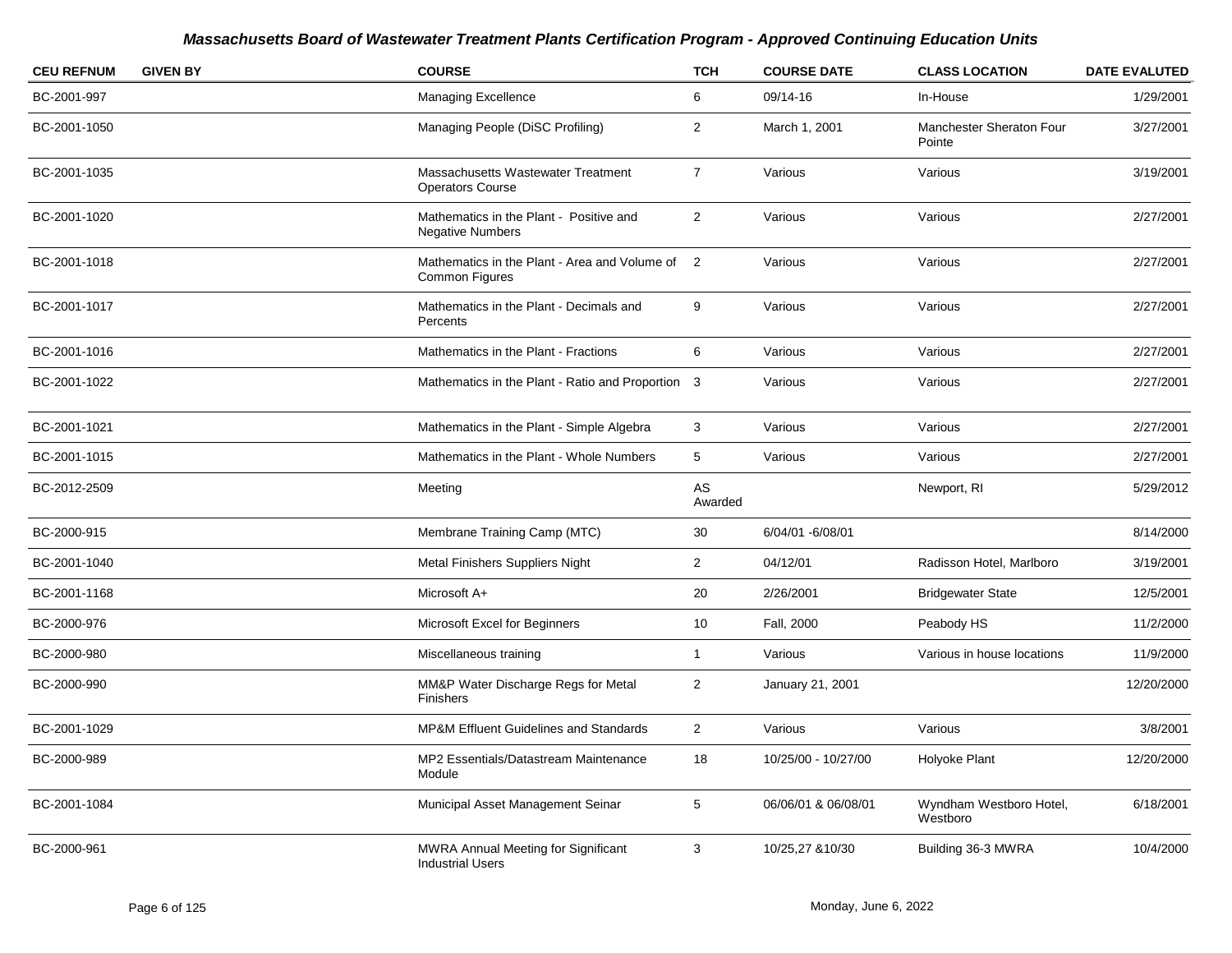## Massachusetts Board of Wastewater Treatment Plants Certification Program - Approved Continuing Education Units

| CEU REFNUM | GIVEN BY | COURSE | TCH | COURSE DATE | CLASS LOCATION | DATE EVALUTED |
|---|---|---|---|---|---|---|
| BC-2001-997 | | Managing Excellence | 6 | 09/14-16 | In-House | 1/29/2001 |
| BC-2001-1050 | | Managing People (DiSC Profiling) | 2 | March 1, 2001 | Manchester Sheraton Four Pointe | 3/27/2001 |
| BC-2001-1035 | | Massachusetts Wastewater Treatment Operators Course | 7 | Various | Various | 3/19/2001 |
| BC-2001-1020 | | Mathematics in the Plant - Positive and Negative Numbers | 2 | Various | Various | 2/27/2001 |
| BC-2001-1018 | | Mathematics in the Plant - Area and Volume of Common Figures | 2 | Various | Various | 2/27/2001 |
| BC-2001-1017 | | Mathematics in the Plant - Decimals and Percents | 9 | Various | Various | 2/27/2001 |
| BC-2001-1016 | | Mathematics in the Plant - Fractions | 6 | Various | Various | 2/27/2001 |
| BC-2001-1022 | | Mathematics in the Plant - Ratio and Proportion | 3 | Various | Various | 2/27/2001 |
| BC-2001-1021 | | Mathematics in the Plant - Simple Algebra | 3 | Various | Various | 2/27/2001 |
| BC-2001-1015 | | Mathematics in the Plant - Whole Numbers | 5 | Various | Various | 2/27/2001 |
| BC-2012-2509 | | Meeting | AS Awarded | | Newport, RI | 5/29/2012 |
| BC-2000-915 | | Membrane Training Camp (MTC) | 30 | 6/04/01 -6/08/01 | | 8/14/2000 |
| BC-2001-1040 | | Metal Finishers Suppliers Night | 2 | 04/12/01 | Radisson Hotel, Marlboro | 3/19/2001 |
| BC-2001-1168 | | Microsoft A+ | 20 | 2/26/2001 | Bridgewater State | 12/5/2001 |
| BC-2000-976 | | Microsoft Excel for Beginners | 10 | Fall, 2000 | Peabody HS | 11/2/2000 |
| BC-2000-980 | | Miscellaneous training | 1 | Various | Various in house locations | 11/9/2000 |
| BC-2000-990 | | MM&P Water Discharge Regs for Metal Finishers | 2 | January 21, 2001 | | 12/20/2000 |
| BC-2001-1029 | | MP&M Effluent Guidelines and Standards | 2 | Various | Various | 3/8/2001 |
| BC-2000-989 | | MP2 Essentials/Datastream Maintenance Module | 18 | 10/25/00 - 10/27/00 | Holyoke Plant | 12/20/2000 |
| BC-2001-1084 | | Municipal Asset Management Seinar | 5 | 06/06/01 & 06/08/01 | Wyndham Westboro Hotel, Westboro | 6/18/2001 |
| BC-2000-961 | | MWRA Annual Meeting for Significant Industrial Users | 3 | 10/25,27 &10/30 | Building 36-3 MWRA | 10/4/2000 |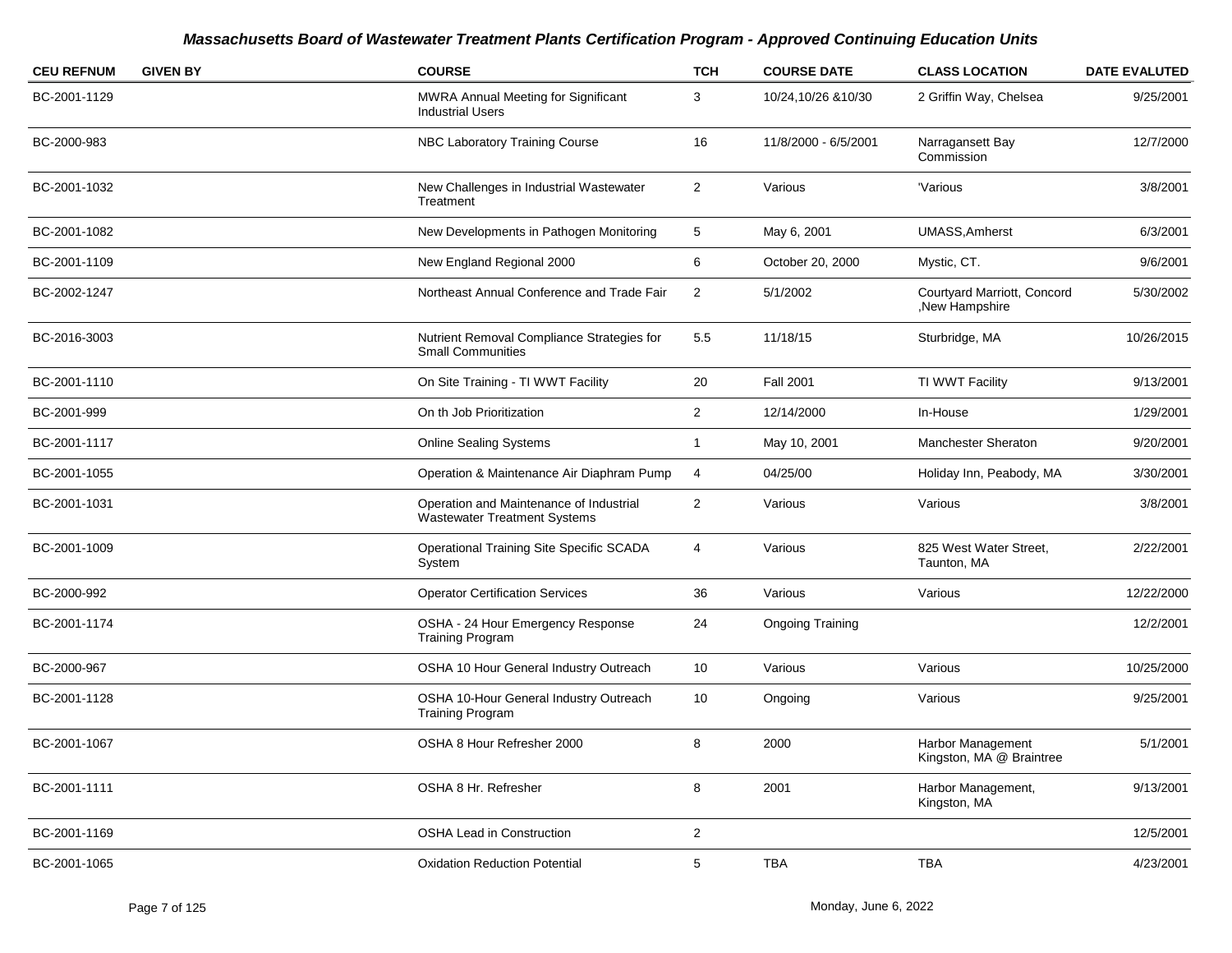## Massachusetts Board of Wastewater Treatment Plants Certification Program - Approved Continuing Education Units

| CEU REFNUM | GIVEN BY | COURSE | TCH | COURSE DATE | CLASS LOCATION | DATE EVALUTED |
|---|---|---|---|---|---|---|
| BC-2001-1129 | | MWRA Annual Meeting for Significant Industrial Users | 3 | 10/24,10/26 &10/30 | 2 Griffin Way, Chelsea | 9/25/2001 |
| BC-2000-983 | | NBC Laboratory Training Course | 16 | 11/8/2000 - 6/5/2001 | Narragansett Bay Commission | 12/7/2000 |
| BC-2001-1032 | | New Challenges in Industrial Wastewater Treatment | 2 | Various | 'Various | 3/8/2001 |
| BC-2001-1082 | | New Developments in Pathogen Monitoring | 5 | May 6, 2001 | UMASS,Amherst | 6/3/2001 |
| BC-2001-1109 | | New England Regional 2000 | 6 | October 20, 2000 | Mystic, CT. | 9/6/2001 |
| BC-2002-1247 | | Northeast Annual Conference and Trade Fair | 2 | 5/1/2002 | Courtyard Marriott, Concord ,New Hampshire | 5/30/2002 |
| BC-2016-3003 | | Nutrient Removal Compliance Strategies for Small Communities | 5.5 | 11/18/15 | Sturbridge, MA | 10/26/2015 |
| BC-2001-1110 | | On Site Training - TI WWT Facility | 20 | Fall 2001 | TI WWT Facility | 9/13/2001 |
| BC-2001-999 | | On th Job Prioritization | 2 | 12/14/2000 | In-House | 1/29/2001 |
| BC-2001-1117 | | Online Sealing Systems | 1 | May 10, 2001 | Manchester Sheraton | 9/20/2001 |
| BC-2001-1055 | | Operation & Maintenance Air Diaphram Pump | 4 | 04/25/00 | Holiday Inn, Peabody, MA | 3/30/2001 |
| BC-2001-1031 | | Operation and Maintenance of Industrial Wastewater Treatment Systems | 2 | Various | Various | 3/8/2001 |
| BC-2001-1009 | | Operational Training Site Specific SCADA System | 4 | Various | 825 West Water Street, Taunton, MA | 2/22/2001 |
| BC-2000-992 | | Operator Certification Services | 36 | Various | Various | 12/22/2000 |
| BC-2001-1174 | | OSHA - 24 Hour Emergency Response Training Program | 24 | Ongoing Training | | 12/2/2001 |
| BC-2000-967 | | OSHA 10 Hour General Industry Outreach | 10 | Various | Various | 10/25/2000 |
| BC-2001-1128 | | OSHA 10-Hour General Industry Outreach Training Program | 10 | Ongoing | Various | 9/25/2001 |
| BC-2001-1067 | | OSHA 8 Hour Refresher 2000 | 8 | 2000 | Harbor Management Kingston, MA @ Braintree | 5/1/2001 |
| BC-2001-1111 | | OSHA 8 Hr. Refresher | 8 | 2001 | Harbor Management, Kingston, MA | 9/13/2001 |
| BC-2001-1169 | | OSHA Lead in Construction | 2 | | | 12/5/2001 |
| BC-2001-1065 | | Oxidation Reduction Potential | 5 | TBA | TBA | 4/23/2001 |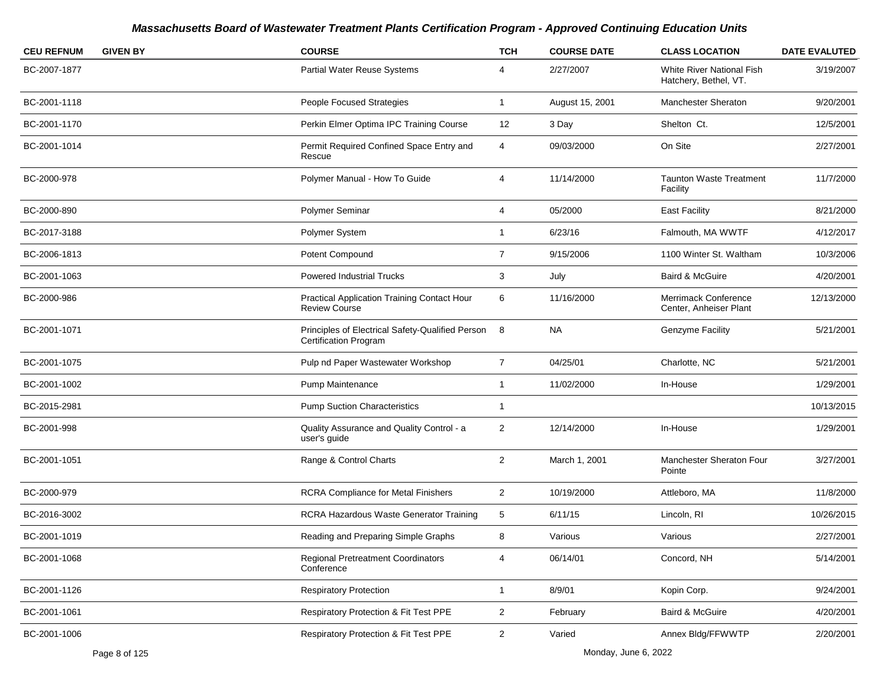## Massachusetts Board of Wastewater Treatment Plants Certification Program - Approved Continuing Education Units

| CEU REFNUM | GIVEN BY | COURSE | TCH | COURSE DATE | CLASS LOCATION | DATE EVALUTED |
|---|---|---|---|---|---|---|
| BC-2007-1877 | | Partial Water Reuse Systems | 4 | 2/27/2007 | White River National Fish Hatchery, Bethel, VT. | 3/19/2007 |
| BC-2001-1118 | | People Focused Strategies | 1 | August 15, 2001 | Manchester Sheraton | 9/20/2001 |
| BC-2001-1170 | | Perkin Elmer Optima IPC Training Course | 12 | 3 Day | Shelton Ct. | 12/5/2001 |
| BC-2001-1014 | | Permit Required Confined Space Entry and Rescue | 4 | 09/03/2000 | On Site | 2/27/2001 |
| BC-2000-978 | | Polymer Manual - How To Guide | 4 | 11/14/2000 | Taunton Waste Treatment Facility | 11/7/2000 |
| BC-2000-890 | | Polymer Seminar | 4 | 05/2000 | East Facility | 8/21/2000 |
| BC-2017-3188 | | Polymer System | 1 | 6/23/16 | Falmouth, MA WWTF | 4/12/2017 |
| BC-2006-1813 | | Potent Compound | 7 | 9/15/2006 | 1100 Winter St. Waltham | 10/3/2006 |
| BC-2001-1063 | | Powered Industrial Trucks | 3 | July | Baird & McGuire | 4/20/2001 |
| BC-2000-986 | | Practical Application Training Contact Hour Review Course | 6 | 11/16/2000 | Merrimack Conference Center, Anheiser Plant | 12/13/2000 |
| BC-2001-1071 | | Principles of Electrical Safety-Qualified Person Certification Program | 8 | NA | Genzyme Facility | 5/21/2001 |
| BC-2001-1075 | | Pulp nd Paper Wastewater Workshop | 7 | 04/25/01 | Charlotte, NC | 5/21/2001 |
| BC-2001-1002 | | Pump Maintenance | 1 | 11/02/2000 | In-House | 1/29/2001 |
| BC-2015-2981 | | Pump Suction Characteristics | 1 | | | 10/13/2015 |
| BC-2001-998 | | Quality Assurance and Quality Control - a user's guide | 2 | 12/14/2000 | In-House | 1/29/2001 |
| BC-2001-1051 | | Range & Control Charts | 2 | March 1, 2001 | Manchester Sheraton Four Pointe | 3/27/2001 |
| BC-2000-979 | | RCRA Compliance for Metal Finishers | 2 | 10/19/2000 | Attleboro, MA | 11/8/2000 |
| BC-2016-3002 | | RCRA Hazardous Waste Generator Training | 5 | 6/11/15 | Lincoln, RI | 10/26/2015 |
| BC-2001-1019 | | Reading and Preparing Simple Graphs | 8 | Various | Various | 2/27/2001 |
| BC-2001-1068 | | Regional Pretreatment Coordinators Conference | 4 | 06/14/01 | Concord, NH | 5/14/2001 |
| BC-2001-1126 | | Respiratory Protection | 1 | 8/9/01 | Kopin Corp. | 9/24/2001 |
| BC-2001-1061 | | Respiratory Protection & Fit Test PPE | 2 | February | Baird & McGuire | 4/20/2001 |
| BC-2001-1006 | | Respiratory Protection & Fit Test PPE | 2 | Varied | Annex Bldg/FFWWTP | 2/20/2001 |

Monday, June 6, 2022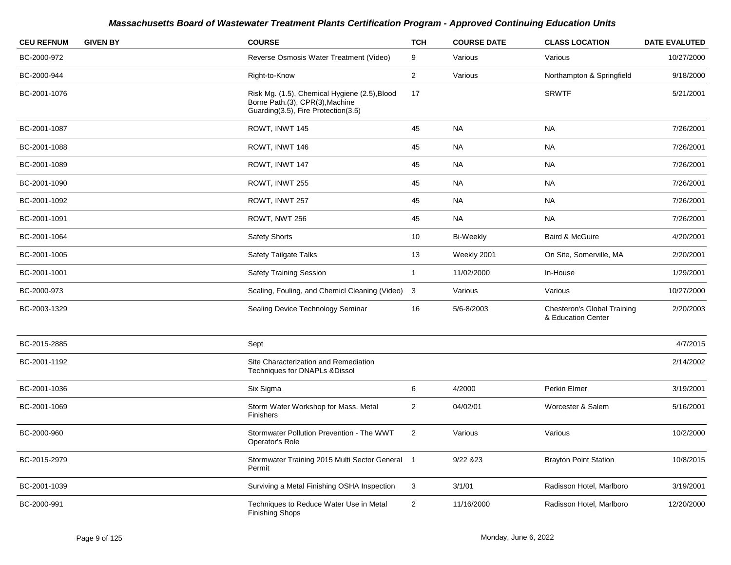## Massachusetts Board of Wastewater Treatment Plants Certification Program - Approved Continuing Education Units

| CEU REFNUM | GIVEN BY | COURSE | TCH | COURSE DATE | CLASS LOCATION | DATE EVALUTED |
|---|---|---|---|---|---|---|
| BC-2000-972 | | Reverse Osmosis Water Treatment (Video) | 9 | Various | Various | 10/27/2000 |
| BC-2000-944 | | Right-to-Know | 2 | Various | Northampton & Springfield | 9/18/2000 |
| BC-2001-1076 | | Risk Mg. (1.5), Chemical Hygiene (2.5),Blood Borne Path.(3), CPR(3),Machine Guarding(3.5), Fire Protection(3.5) | 17 | | SRWTF | 5/21/2001 |
| BC-2001-1087 | | ROWT, INWT 145 | 45 | NA | NA | 7/26/2001 |
| BC-2001-1088 | | ROWT, INWT 146 | 45 | NA | NA | 7/26/2001 |
| BC-2001-1089 | | ROWT, INWT 147 | 45 | NA | NA | 7/26/2001 |
| BC-2001-1090 | | ROWT, INWT 255 | 45 | NA | NA | 7/26/2001 |
| BC-2001-1092 | | ROWT, INWT 257 | 45 | NA | NA | 7/26/2001 |
| BC-2001-1091 | | ROWT, NWT 256 | 45 | NA | NA | 7/26/2001 |
| BC-2001-1064 | | Safety Shorts | 10 | Bi-Weekly | Baird & McGuire | 4/20/2001 |
| BC-2001-1005 | | Safety Tailgate Talks | 13 | Weekly 2001 | On Site, Somerville, MA | 2/20/2001 |
| BC-2001-1001 | | Safety Training Session | 1 | 11/02/2000 | In-House | 1/29/2001 |
| BC-2000-973 | | Scaling, Fouling, and Chemicl Cleaning (Video) | 3 | Various | Various | 10/27/2000 |
| BC-2003-1329 | | Sealing Device Technology Seminar | 16 | 5/6-8/2003 | Chesteron's Global Training & Education Center | 2/20/2003 |
| BC-2015-2885 | | Sept | | | | 4/7/2015 |
| BC-2001-1192 | | Site Characterization and Remediation Techniques for DNAPLs &Dissol | | | | 2/14/2002 |
| BC-2001-1036 | | Six Sigma | 6 | 4/2000 | Perkin Elmer | 3/19/2001 |
| BC-2001-1069 | | Storm Water Workshop for Mass. Metal Finishers | 2 | 04/02/01 | Worcester & Salem | 5/16/2001 |
| BC-2000-960 | | Stormwater Pollution Prevention - The WWT Operator's Role | 2 | Various | Various | 10/2/2000 |
| BC-2015-2979 | | Stormwater Training 2015 Multi Sector General Permit | 1 | 9/22 &23 | Brayton Point Station | 10/8/2015 |
| BC-2001-1039 | | Surviving a Metal Finishing OSHA Inspection | 3 | 3/1/01 | Radisson Hotel, Marlboro | 3/19/2001 |
| BC-2000-991 | | Techniques to Reduce Water Use in Metal Finishing Shops | 2 | 11/16/2000 | Radisson Hotel, Marlboro | 12/20/2000 |

Monday, June 6, 2022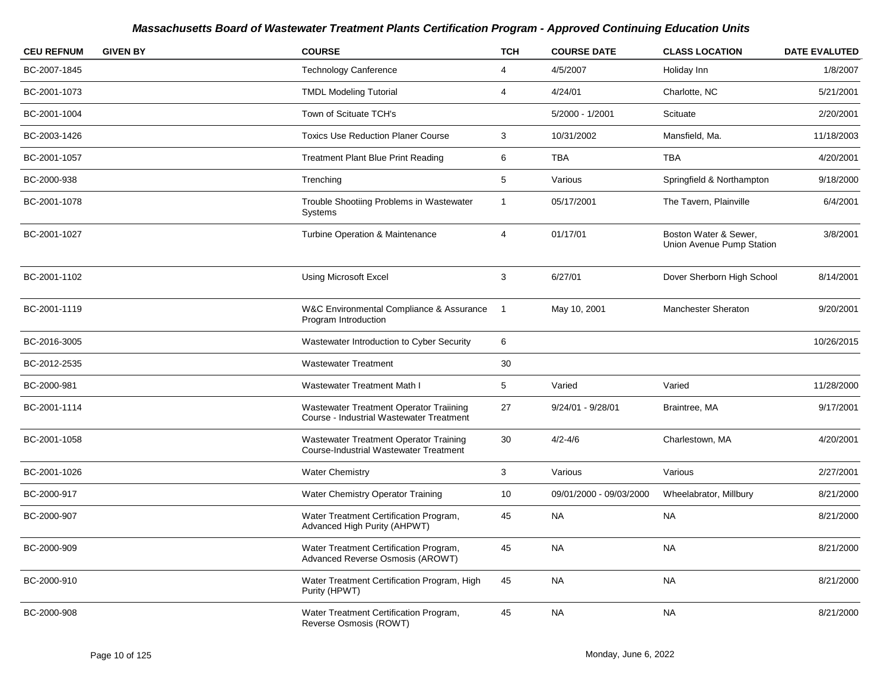# Massachusetts Board of Wastewater Treatment Plants Certification Program - Approved Continuing Education Units

| CEU REFNUM | GIVEN BY | COURSE | TCH | COURSE DATE | CLASS LOCATION | DATE EVALUTED |
|---|---|---|---|---|---|---|
| BC-2007-1845 | | Technology Canference | 4 | 4/5/2007 | Holiday Inn | 1/8/2007 |
| BC-2001-1073 | | TMDL Modeling Tutorial | 4 | 4/24/01 | Charlotte, NC | 5/21/2001 |
| BC-2001-1004 | | Town of Scituate TCH's | | 5/2000 - 1/2001 | Scituate | 2/20/2001 |
| BC-2003-1426 | | Toxics Use Reduction Planer Course | 3 | 10/31/2002 | Mansfield, Ma. | 11/18/2003 |
| BC-2001-1057 | | Treatment Plant Blue Print Reading | 6 | TBA | TBA | 4/20/2001 |
| BC-2000-938 | | Trenching | 5 | Various | Springfield & Northampton | 9/18/2000 |
| BC-2001-1078 | | Trouble Shootiing Problems in Wastewater Systems | 1 | 05/17/2001 | The Tavern, Plainville | 6/4/2001 |
| BC-2001-1027 | | Turbine Operation & Maintenance | 4 | 01/17/01 | Boston Water & Sewer, Union Avenue Pump Station | 3/8/2001 |
| BC-2001-1102 | | Using Microsoft Excel | 3 | 6/27/01 | Dover Sherborn High School | 8/14/2001 |
| BC-2001-1119 | | W&C Environmental Compliance & Assurance Program Introduction | 1 | May 10, 2001 | Manchester Sheraton | 9/20/2001 |
| BC-2016-3005 | | Wastewater Introduction to Cyber Security | 6 | | | 10/26/2015 |
| BC-2012-2535 | | Wastewater Treatment | 30 | | | |
| BC-2000-981 | | Wastewater Treatment Math I | 5 | Varied | Varied | 11/28/2000 |
| BC-2001-1114 | | Wastewater Treatment Operator Traiining Course - Industrial Wastewater Treatment | 27 | 9/24/01 - 9/28/01 | Braintree, MA | 9/17/2001 |
| BC-2001-1058 | | Wastewater Treatment Operator Training Course-Industrial Wastewater Treatment | 30 | 4/2-4/6 | Charlestown, MA | 4/20/2001 |
| BC-2001-1026 | | Water Chemistry | 3 | Various | Various | 2/27/2001 |
| BC-2000-917 | | Water Chemistry Operator Training | 10 | 09/01/2000 - 09/03/2000 | Wheelabrator, Millbury | 8/21/2000 |
| BC-2000-907 | | Water Treatment Certification Program, Advanced High Purity (AHPWT) | 45 | NA | NA | 8/21/2000 |
| BC-2000-909 | | Water Treatment Certification Program, Advanced Reverse Osmosis (AROWT) | 45 | NA | NA | 8/21/2000 |
| BC-2000-910 | | Water Treatment Certification Program, High Purity (HPWT) | 45 | NA | NA | 8/21/2000 |
| BC-2000-908 | | Water Treatment Certification Program, Reverse Osmosis (ROWT) | 45 | NA | NA | 8/21/2000 |

Monday, June 6, 2022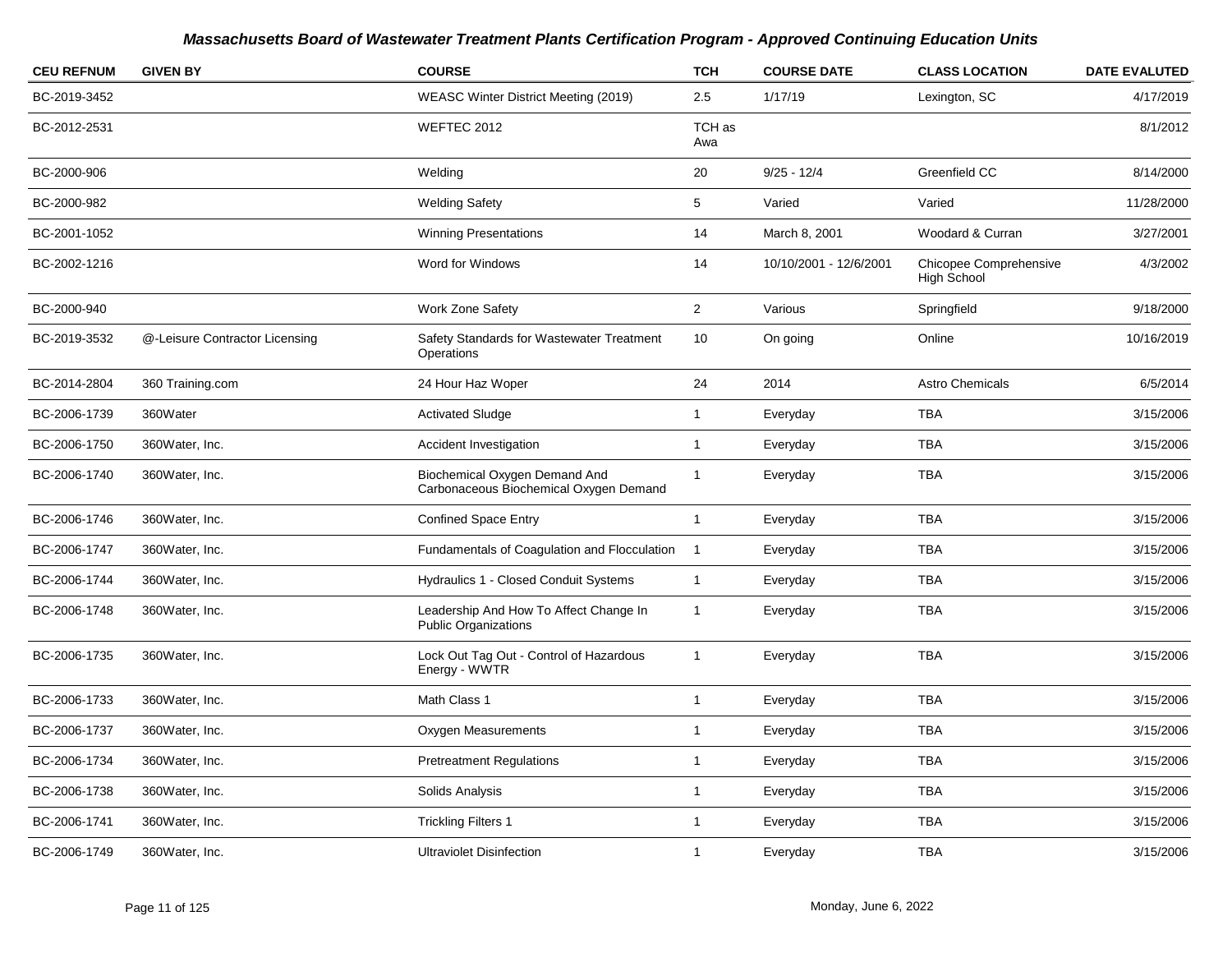## *Massachusetts Board of Wastewater Treatment Plants Certification Program - Approved Continuing Education Units*

| CEU REFNUM | GIVEN BY | COURSE | TCH | COURSE DATE | CLASS LOCATION | DATE EVALUTED |
|---|---|---|---|---|---|---|
| BC-2019-3452 | | WEASC Winter District Meeting (2019) | 2.5 | 1/17/19 | Lexington, SC | 4/17/2019 |
| BC-2012-2531 | | WEFTEC 2012 | TCH as Awa | | | 8/1/2012 |
| BC-2000-906 | | Welding | 20 | 9/25 - 12/4 | Greenfield CC | 8/14/2000 |
| BC-2000-982 | | Welding Safety | 5 | Varied | Varied | 11/28/2000 |
| BC-2001-1052 | | Winning Presentations | 14 | March 8, 2001 | Woodard & Curran | 3/27/2001 |
| BC-2002-1216 | | Word for Windows | 14 | 10/10/2001 - 12/6/2001 | Chicopee Comprehensive High School | 4/3/2002 |
| BC-2000-940 | | Work Zone Safety | 2 | Various | Springfield | 9/18/2000 |
| BC-2019-3532 | @-Leisure Contractor Licensing | Safety Standards for Wastewater Treatment Operations | 10 | On going | Online | 10/16/2019 |
| BC-2014-2804 | 360 Training.com | 24 Hour Haz Woper | 24 | 2014 | Astro Chemicals | 6/5/2014 |
| BC-2006-1739 | 360Water | Activated Sludge | 1 | Everyday | TBA | 3/15/2006 |
| BC-2006-1750 | 360Water, Inc. | Accident Investigation | 1 | Everyday | TBA | 3/15/2006 |
| BC-2006-1740 | 360Water, Inc. | Biochemical Oxygen Demand And Carbonaceous Biochemical Oxygen Demand | 1 | Everyday | TBA | 3/15/2006 |
| BC-2006-1746 | 360Water, Inc. | Confined Space Entry | 1 | Everyday | TBA | 3/15/2006 |
| BC-2006-1747 | 360Water, Inc. | Fundamentals of Coagulation and Flocculation | 1 | Everyday | TBA | 3/15/2006 |
| BC-2006-1744 | 360Water, Inc. | Hydraulics 1 - Closed Conduit Systems | 1 | Everyday | TBA | 3/15/2006 |
| BC-2006-1748 | 360Water, Inc. | Leadership And How To Affect Change In Public Organizations | 1 | Everyday | TBA | 3/15/2006 |
| BC-2006-1735 | 360Water, Inc. | Lock Out Tag Out - Control of Hazardous Energy - WWTR | 1 | Everyday | TBA | 3/15/2006 |
| BC-2006-1733 | 360Water, Inc. | Math Class 1 | 1 | Everyday | TBA | 3/15/2006 |
| BC-2006-1737 | 360Water, Inc. | Oxygen Measurements | 1 | Everyday | TBA | 3/15/2006 |
| BC-2006-1734 | 360Water, Inc. | Pretreatment Regulations | 1 | Everyday | TBA | 3/15/2006 |
| BC-2006-1738 | 360Water, Inc. | Solids Analysis | 1 | Everyday | TBA | 3/15/2006 |
| BC-2006-1741 | 360Water, Inc. | Trickling Filters 1 | 1 | Everyday | TBA | 3/15/2006 |
| BC-2006-1749 | 360Water, Inc. | Ultraviolet Disinfection | 1 | Everyday | TBA | 3/15/2006 |

Monday, June 6, 2022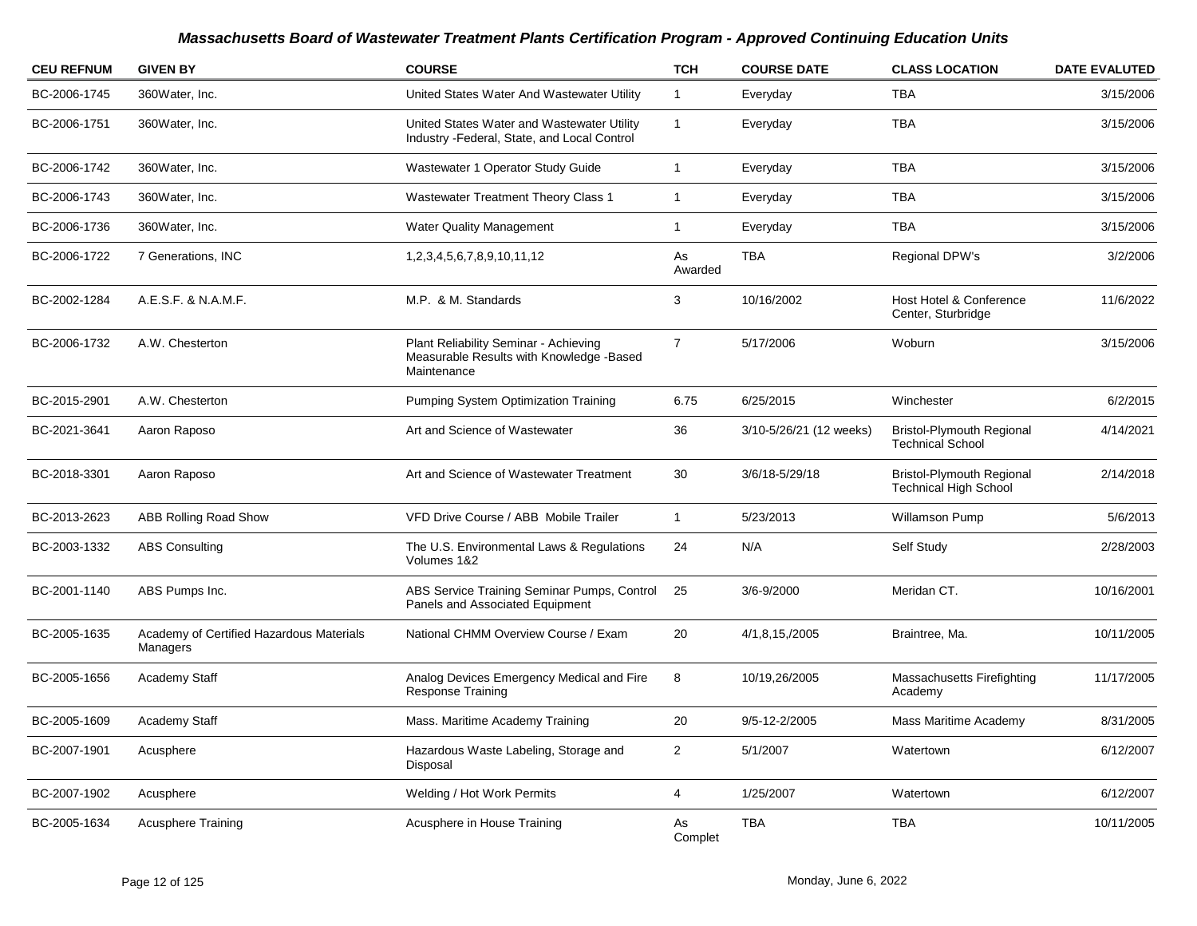## Massachusetts Board of Wastewater Treatment Plants Certification Program - Approved Continuing Education Units

| CEU REFNUM | GIVEN BY | COURSE | TCH | COURSE DATE | CLASS LOCATION | DATE EVALUTED |
|---|---|---|---|---|---|---|
| BC-2006-1745 | 360Water, Inc. | United States Water And Wastewater Utility | 1 | Everyday | TBA | 3/15/2006 |
| BC-2006-1751 | 360Water, Inc. | United States Water and Wastewater Utility Industry -Federal, State, and Local Control | 1 | Everyday | TBA | 3/15/2006 |
| BC-2006-1742 | 360Water, Inc. | Wastewater 1 Operator Study Guide | 1 | Everyday | TBA | 3/15/2006 |
| BC-2006-1743 | 360Water, Inc. | Wastewater Treatment Theory Class 1 | 1 | Everyday | TBA | 3/15/2006 |
| BC-2006-1736 | 360Water, Inc. | Water Quality Management | 1 | Everyday | TBA | 3/15/2006 |
| BC-2006-1722 | 7 Generations, INC | 1,2,3,4,5,6,7,8,9,10,11,12 | As Awarded | TBA | Regional DPW's | 3/2/2006 |
| BC-2002-1284 | A.E.S.F. & N.A.M.F. | M.P. & M. Standards | 3 | 10/16/2002 | Host Hotel & Conference Center, Sturbridge | 11/6/2022 |
| BC-2006-1732 | A.W. Chesterton | Plant Reliability Seminar - Achieving Measurable Results with Knowledge -Based Maintenance | 7 | 5/17/2006 | Woburn | 3/15/2006 |
| BC-2015-2901 | A.W. Chesterton | Pumping System Optimization Training | 6.75 | 6/25/2015 | Winchester | 6/2/2015 |
| BC-2021-3641 | Aaron Raposo | Art and Science of Wastewater | 36 | 3/10-5/26/21 (12 weeks) | Bristol-Plymouth Regional Technical School | 4/14/2021 |
| BC-2018-3301 | Aaron Raposo | Art and Science of Wastewater Treatment | 30 | 3/6/18-5/29/18 | Bristol-Plymouth Regional Technical High School | 2/14/2018 |
| BC-2013-2623 | ABB Rolling Road Show | VFD Drive Course / ABB Mobile Trailer | 1 | 5/23/2013 | Willamson Pump | 5/6/2013 |
| BC-2003-1332 | ABS Consulting | The U.S. Environmental Laws & Regulations Volumes 1&2 | 24 | N/A | Self Study | 2/28/2003 |
| BC-2001-1140 | ABS Pumps Inc. | ABS Service Training Seminar Pumps, Control Panels and Associated Equipment | 25 | 3/6-9/2000 | Meridan CT. | 10/16/2001 |
| BC-2005-1635 | Academy of Certified Hazardous Materials Managers | National CHMM Overview Course / Exam | 20 | 4/1,8,15,/2005 | Braintree, Ma. | 10/11/2005 |
| BC-2005-1656 | Academy Staff | Analog Devices Emergency Medical and Fire Response Training | 8 | 10/19,26/2005 | Massachusetts Firefighting Academy | 11/17/2005 |
| BC-2005-1609 | Academy Staff | Mass. Maritime Academy Training | 20 | 9/5-12-2/2005 | Mass Maritime Academy | 8/31/2005 |
| BC-2007-1901 | Acusphere | Hazardous Waste Labeling, Storage and Disposal | 2 | 5/1/2007 | Watertown | 6/12/2007 |
| BC-2007-1902 | Acusphere | Welding / Hot Work Permits | 4 | 1/25/2007 | Watertown | 6/12/2007 |
| BC-2005-1634 | Acusphere Training | Acusphere in House Training | As Complet | TBA | TBA | 10/11/2005 |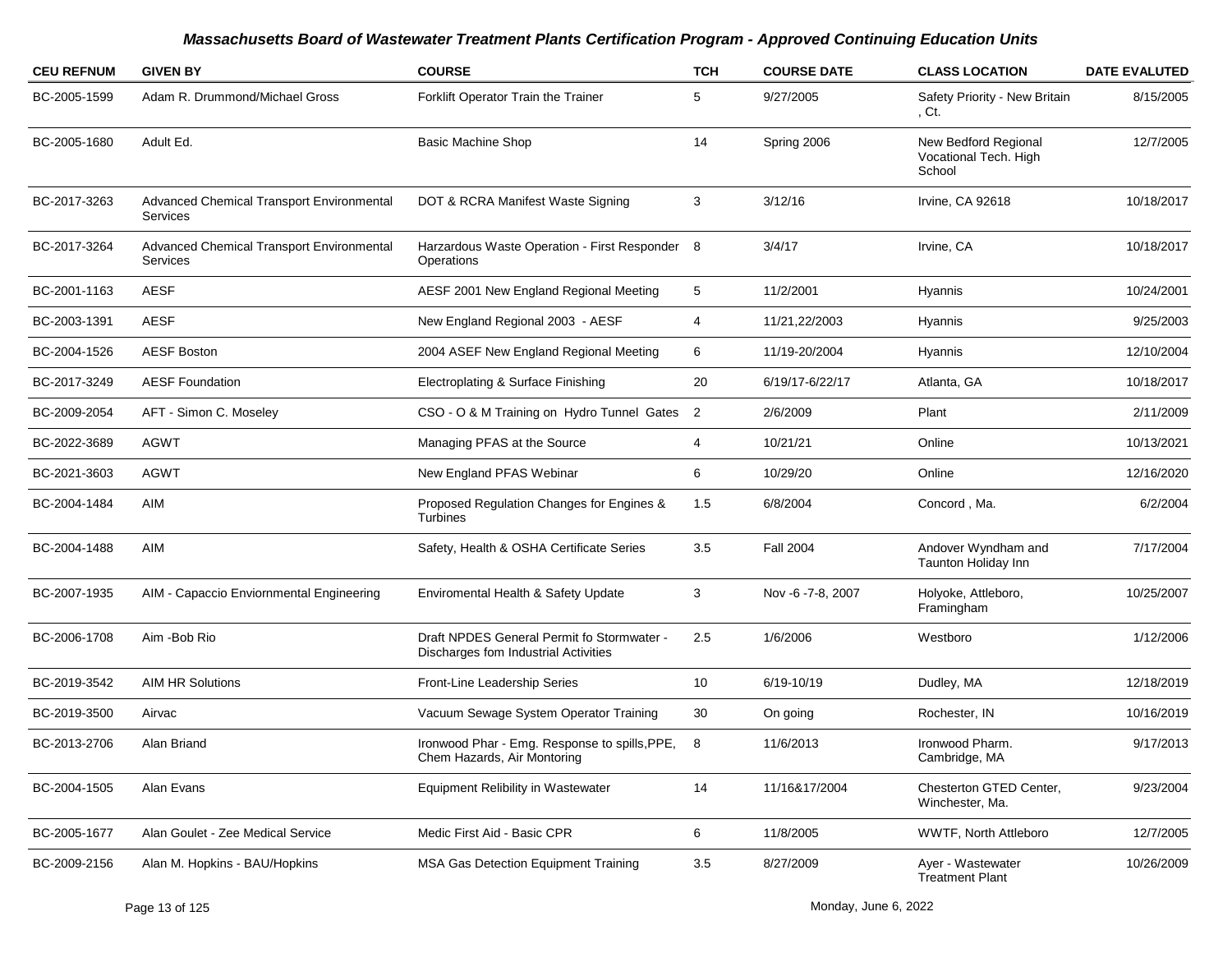# Massachusetts Board of Wastewater Treatment Plants Certification Program - Approved Continuing Education Units

| CEU REFNUM | GIVEN BY | COURSE | TCH | COURSE DATE | CLASS LOCATION | DATE EVALUTED |
|---|---|---|---|---|---|---|
| BC-2005-1599 | Adam R. Drummond/Michael Gross | Forklift Operator Train the Trainer | 5 | 9/27/2005 | Safety Priority - New Britain , Ct. | 8/15/2005 |
| BC-2005-1680 | Adult Ed. | Basic Machine Shop | 14 | Spring 2006 | New Bedford Regional Vocational Tech. High School | 12/7/2005 |
| BC-2017-3263 | Advanced Chemical Transport Environmental Services | DOT & RCRA Manifest Waste Signing | 3 | 3/12/16 | Irvine, CA 92618 | 10/18/2017 |
| BC-2017-3264 | Advanced Chemical Transport Environmental Services | Harzardous Waste Operation - First Responder Operations | 8 | 3/4/17 | Irvine, CA | 10/18/2017 |
| BC-2001-1163 | AESF | AESF 2001 New England Regional Meeting | 5 | 11/2/2001 | Hyannis | 10/24/2001 |
| BC-2003-1391 | AESF | New England Regional 2003 - AESF | 4 | 11/21,22/2003 | Hyannis | 9/25/2003 |
| BC-2004-1526 | AESF Boston | 2004 ASEF New England Regional Meeting | 6 | 11/19-20/2004 | Hyannis | 12/10/2004 |
| BC-2017-3249 | AESF Foundation | Electroplating & Surface Finishing | 20 | 6/19/17-6/22/17 | Atlanta, GA | 10/18/2017 |
| BC-2009-2054 | AFT - Simon C. Moseley | CSO - O & M Training on Hydro Tunnel Gates | 2 | 2/6/2009 | Plant | 2/11/2009 |
| BC-2022-3689 | AGWT | Managing PFAS at the Source | 4 | 10/21/21 | Online | 10/13/2021 |
| BC-2021-3603 | AGWT | New England PFAS Webinar | 6 | 10/29/20 | Online | 12/16/2020 |
| BC-2004-1484 | AIM | Proposed Regulation Changes for Engines & Turbines | 1.5 | 6/8/2004 | Concord , Ma. | 6/2/2004 |
| BC-2004-1488 | AIM | Safety, Health & OSHA Certificate Series | 3.5 | Fall 2004 | Andover Wyndham and Taunton Holiday Inn | 7/17/2004 |
| BC-2007-1935 | AIM - Capaccio Enviornmental Engineering | Enviromental Health & Safety Update | 3 | Nov -6 -7-8, 2007 | Holyoke, Attleboro, Framingham | 10/25/2007 |
| BC-2006-1708 | Aim -Bob Rio | Draft NPDES General Permit fo Stormwater - Discharges fom Industrial Activities | 2.5 | 1/6/2006 | Westboro | 1/12/2006 |
| BC-2019-3542 | AIM HR Solutions | Front-Line Leadership Series | 10 | 6/19-10/19 | Dudley, MA | 12/18/2019 |
| BC-2019-3500 | Airvac | Vacuum Sewage System Operator Training | 30 | On going | Rochester, IN | 10/16/2019 |
| BC-2013-2706 | Alan Briand | Ironwood Phar - Emg. Response to spills,PPE, Chem Hazards, Air Montoring | 8 | 11/6/2013 | Ironwood Pharm. Cambridge, MA | 9/17/2013 |
| BC-2004-1505 | Alan Evans | Equipment Relibility in Wastewater | 14 | 11/16&17/2004 | Chesterton GTED Center, Winchester, Ma. | 9/23/2004 |
| BC-2005-1677 | Alan Goulet - Zee Medical Service | Medic First Aid - Basic CPR | 6 | 11/8/2005 | WWTF, North Attleboro | 12/7/2005 |
| BC-2009-2156 | Alan M. Hopkins - BAU/Hopkins | MSA Gas Detection Equipment Training | 3.5 | 8/27/2009 | Ayer - Wastewater Treatment Plant | 10/26/2009 |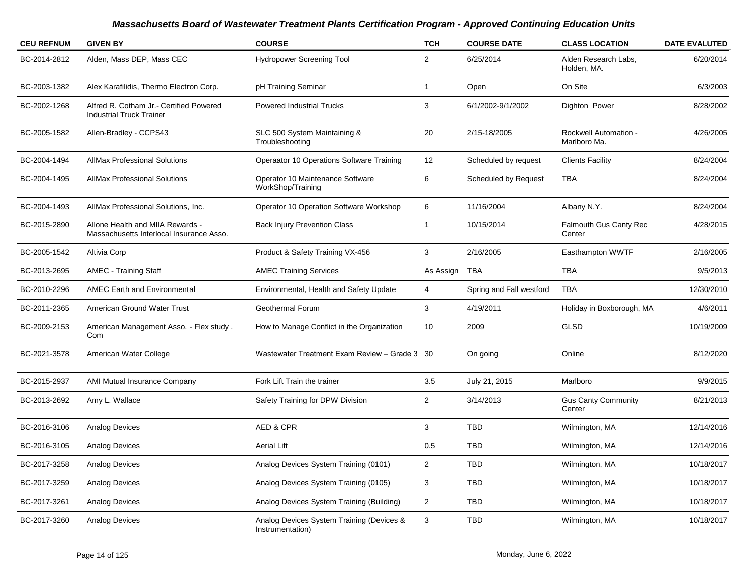# Massachusetts Board of Wastewater Treatment Plants Certification Program - Approved Continuing Education Units

| CEU REFNUM | GIVEN BY | COURSE | TCH | COURSE DATE | CLASS LOCATION | DATE EVALUTED |
|---|---|---|---|---|---|---|
| BC-2014-2812 | Alden, Mass DEP, Mass CEC | Hydropower Screening Tool | 2 | 6/25/2014 | Alden Research Labs, Holden, MA. | 6/20/2014 |
| BC-2003-1382 | Alex Karafilidis, Thermo Electron Corp. | pH Training Seminar | 1 | Open | On Site | 6/3/2003 |
| BC-2002-1268 | Alfred R. Cotham Jr.- Certified Powered Industrial Truck Trainer | Powered Industrial Trucks | 3 | 6/1/2002-9/1/2002 | Dighton Power | 8/28/2002 |
| BC-2005-1582 | Allen-Bradley - CCPS43 | SLC 500 System Maintaining & Troubleshooting | 20 | 2/15-18/2005 | Rockwell Automation - Marlboro Ma. | 4/26/2005 |
| BC-2004-1494 | AllMax Professional Solutions | Operaator 10 Operations Software Training | 12 | Scheduled by request | Clients Facility | 8/24/2004 |
| BC-2004-1495 | AllMax Professional Solutions | Operator 10 Maintenance Software WorkShop/Training | 6 | Scheduled by Request | TBA | 8/24/2004 |
| BC-2004-1493 | AllMax Professional Solutions, Inc. | Operator 10 Operation Software Workshop | 6 | 11/16/2004 | Albany N.Y. | 8/24/2004 |
| BC-2015-2890 | Allone Health and MIIA Rewards - Massachusetts Interlocal Insurance Asso. | Back Injury Prevention Class | 1 | 10/15/2014 | Falmouth Gus Canty Rec Center | 4/28/2015 |
| BC-2005-1542 | Altivia Corp | Product & Safety Training VX-456 | 3 | 2/16/2005 | Easthampton WWTF | 2/16/2005 |
| BC-2013-2695 | AMEC - Training Staff | AMEC Training Services | As Assign | TBA | TBA | 9/5/2013 |
| BC-2010-2296 | AMEC Earth and Environmental | Environmental, Health and Safety Update | 4 | Spring and Fall westford | TBA | 12/30/2010 |
| BC-2011-2365 | American Ground Water Trust | Geothermal Forum | 3 | 4/19/2011 | Holiday in Boxborough, MA | 4/6/2011 |
| BC-2009-2153 | American Management Asso. - Flex study . Com | How to Manage Conflict in the Organization | 10 | 2009 | GLSD | 10/19/2009 |
| BC-2021-3578 | American Water College | Wastewater Treatment Exam Review – Grade 3 | 30 | On going | Online | 8/12/2020 |
| BC-2015-2937 | AMI Mutual Insurance Company | Fork Lift Train the trainer | 3.5 | July 21, 2015 | Marlboro | 9/9/2015 |
| BC-2013-2692 | Amy L. Wallace | Safety Training for DPW Division | 2 | 3/14/2013 | Gus Canty Community Center | 8/21/2013 |
| BC-2016-3106 | Analog Devices | AED & CPR | 3 | TBD | Wilmington, MA | 12/14/2016 |
| BC-2016-3105 | Analog Devices | Aerial Lift | 0.5 | TBD | Wilmington, MA | 12/14/2016 |
| BC-2017-3258 | Analog Devices | Analog Devices System Training (0101) | 2 | TBD | Wilmington, MA | 10/18/2017 |
| BC-2017-3259 | Analog Devices | Analog Devices System Training (0105) | 3 | TBD | Wilmington, MA | 10/18/2017 |
| BC-2017-3261 | Analog Devices | Analog Devices System Training (Building) | 2 | TBD | Wilmington, MA | 10/18/2017 |
| BC-2017-3260 | Analog Devices | Analog Devices System Training (Devices & Instrumentation) | 3 | TBD | Wilmington, MA | 10/18/2017 |

Monday, June 6, 2022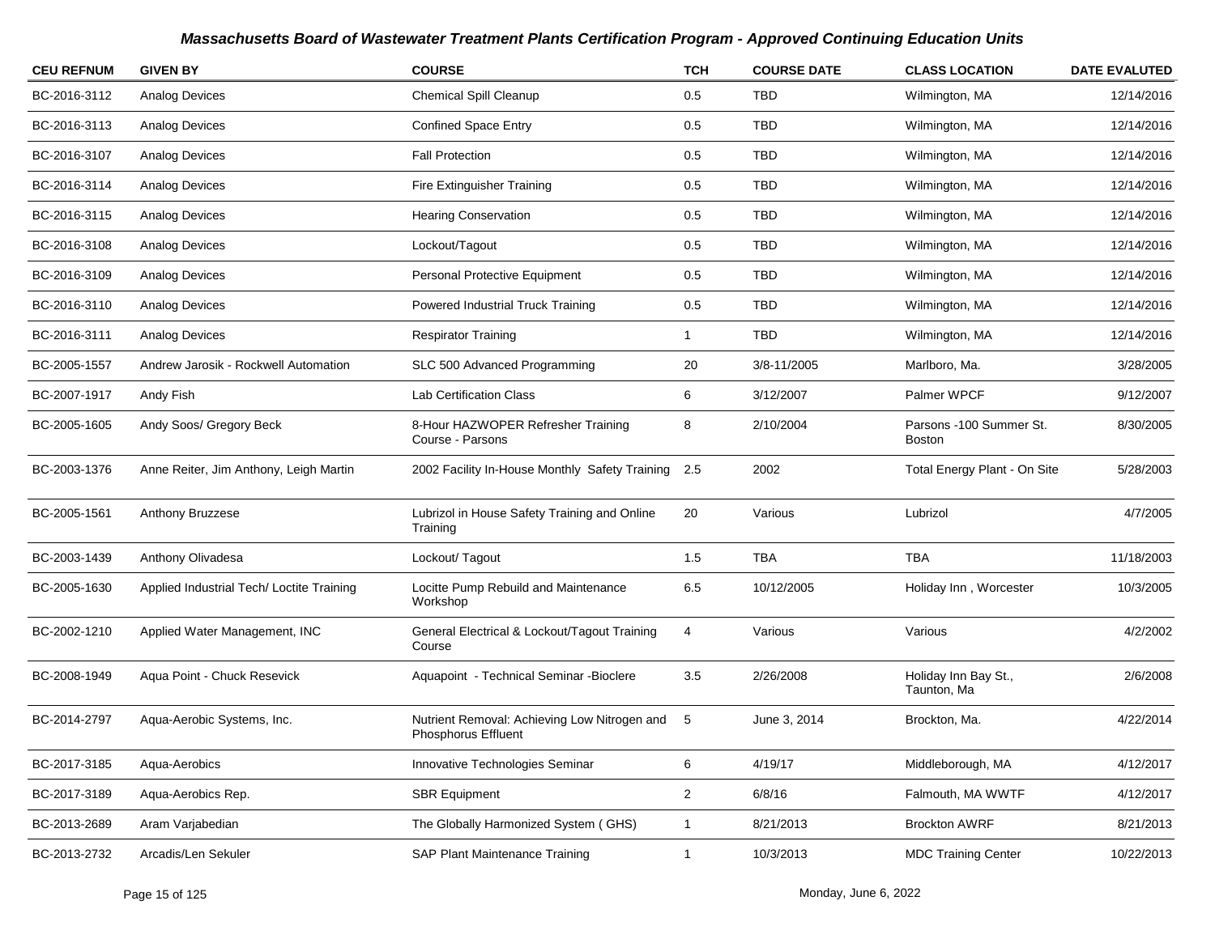# Massachusetts Board of Wastewater Treatment Plants Certification Program - Approved Continuing Education Units

| CEU REFNUM | GIVEN BY | COURSE | TCH | COURSE DATE | CLASS LOCATION | DATE EVALUTED |
|---|---|---|---|---|---|---|
| BC-2016-3112 | Analog Devices | Chemical Spill Cleanup | 0.5 | TBD | Wilmington, MA | 12/14/2016 |
| BC-2016-3113 | Analog Devices | Confined Space Entry | 0.5 | TBD | Wilmington, MA | 12/14/2016 |
| BC-2016-3107 | Analog Devices | Fall Protection | 0.5 | TBD | Wilmington, MA | 12/14/2016 |
| BC-2016-3114 | Analog Devices | Fire Extinguisher Training | 0.5 | TBD | Wilmington, MA | 12/14/2016 |
| BC-2016-3115 | Analog Devices | Hearing Conservation | 0.5 | TBD | Wilmington, MA | 12/14/2016 |
| BC-2016-3108 | Analog Devices | Lockout/Tagout | 0.5 | TBD | Wilmington, MA | 12/14/2016 |
| BC-2016-3109 | Analog Devices | Personal Protective Equipment | 0.5 | TBD | Wilmington, MA | 12/14/2016 |
| BC-2016-3110 | Analog Devices | Powered Industrial Truck Training | 0.5 | TBD | Wilmington, MA | 12/14/2016 |
| BC-2016-3111 | Analog Devices | Respirator Training | 1 | TBD | Wilmington, MA | 12/14/2016 |
| BC-2005-1557 | Andrew Jarosik - Rockwell Automation | SLC 500 Advanced Programming | 20 | 3/8-11/2005 | Marlboro, Ma. | 3/28/2005 |
| BC-2007-1917 | Andy Fish | Lab Certification Class | 6 | 3/12/2007 | Palmer WPCF | 9/12/2007 |
| BC-2005-1605 | Andy Soos/ Gregory Beck | 8-Hour HAZWOPER Refresher Training Course - Parsons | 8 | 2/10/2004 | Parsons -100 Summer St. Boston | 8/30/2005 |
| BC-2003-1376 | Anne Reiter, Jim Anthony, Leigh Martin | 2002 Facility In-House Monthly Safety Training | 2.5 | 2002 | Total Energy Plant - On Site | 5/28/2003 |
| BC-2005-1561 | Anthony Bruzzese | Lubrizol in House Safety Training and Online Training | 20 | Various | Lubrizol | 4/7/2005 |
| BC-2003-1439 | Anthony Olivadesa | Lockout/ Tagout | 1.5 | TBA | TBA | 11/18/2003 |
| BC-2005-1630 | Applied Industrial Tech/ Loctite Training | Locitte Pump Rebuild and Maintenance Workshop | 6.5 | 10/12/2005 | Holiday Inn , Worcester | 10/3/2005 |
| BC-2002-1210 | Applied Water Management, INC | General Electrical & Lockout/Tagout Training Course | 4 | Various | Various | 4/2/2002 |
| BC-2008-1949 | Aqua Point - Chuck Resevick | Aquapoint - Technical Seminar -Bioclere | 3.5 | 2/26/2008 | Holiday Inn Bay St., Taunton, Ma | 2/6/2008 |
| BC-2014-2797 | Aqua-Aerobic Systems, Inc. | Nutrient Removal: Achieving Low Nitrogen and Phosphorus Effluent | 5 | June 3, 2014 | Brockton, Ma. | 4/22/2014 |
| BC-2017-3185 | Aqua-Aerobics | Innovative Technologies Seminar | 6 | 4/19/17 | Middleborough, MA | 4/12/2017 |
| BC-2017-3189 | Aqua-Aerobics Rep. | SBR Equipment | 2 | 6/8/16 | Falmouth, MA WWTF | 4/12/2017 |
| BC-2013-2689 | Aram Varjabedian | The Globally Harmonized System ( GHS) | 1 | 8/21/2013 | Brockton AWRF | 8/21/2013 |
| BC-2013-2732 | Arcadis/Len Sekuler | SAP Plant Maintenance Training | 1 | 10/3/2013 | MDC Training Center | 10/22/2013 |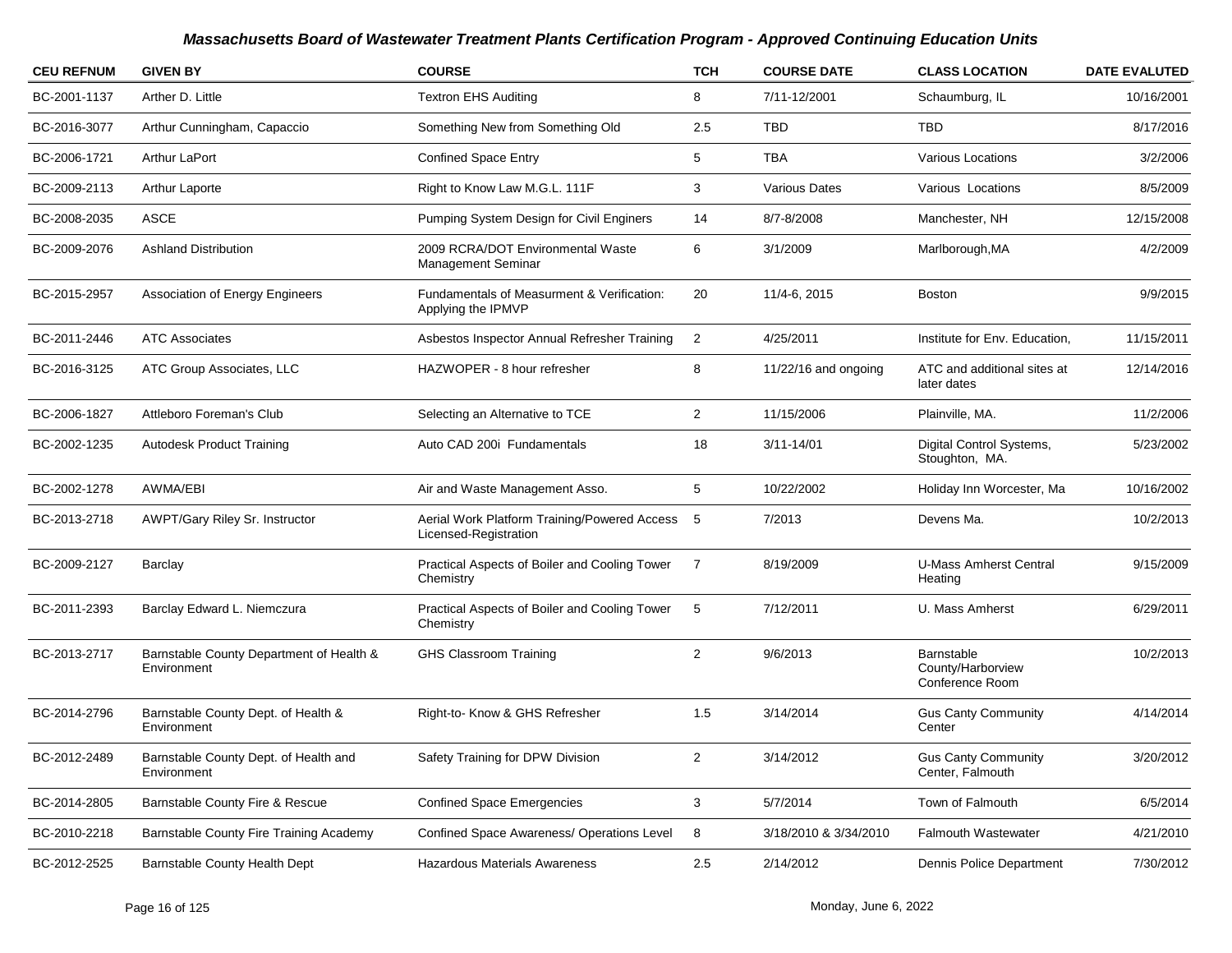## *Massachusetts Board of Wastewater Treatment Plants Certification Program - Approved Continuing Education Units*

| CEU REFNUM | GIVEN BY | COURSE | TCH | COURSE DATE | CLASS LOCATION | DATE EVALUTED |
|---|---|---|---|---|---|---|
| BC-2001-1137 | Arther D. Little | Textron EHS Auditing | 8 | 7/11-12/2001 | Schaumburg, IL | 10/16/2001 |
| BC-2016-3077 | Arthur Cunningham, Capaccio | Something New from Something Old | 2.5 | TBD | TBD | 8/17/2016 |
| BC-2006-1721 | Arthur LaPort | Confined Space Entry | 5 | TBA | Various Locations | 3/2/2006 |
| BC-2009-2113 | Arthur Laporte | Right to Know Law M.G.L. 111F | 3 | Various Dates | Various Locations | 8/5/2009 |
| BC-2008-2035 | ASCE | Pumping System Design for Civil Enginers | 14 | 8/7-8/2008 | Manchester, NH | 12/15/2008 |
| BC-2009-2076 | Ashland Distribution | 2009 RCRA/DOT Environmental Waste Management Seminar | 6 | 3/1/2009 | Marlborough,MA | 4/2/2009 |
| BC-2015-2957 | Association of Energy Engineers | Fundamentals of Measurment & Verification: Applying the IPMVP | 20 | 11/4-6, 2015 | Boston | 9/9/2015 |
| BC-2011-2446 | ATC Associates | Asbestos Inspector Annual Refresher Training | 2 | 4/25/2011 | Institute for Env. Education, | 11/15/2011 |
| BC-2016-3125 | ATC Group Associates, LLC | HAZWOPER - 8 hour refresher | 8 | 11/22/16 and ongoing | ATC and additional sites at later dates | 12/14/2016 |
| BC-2006-1827 | Attleboro Foreman's Club | Selecting an Alternative to TCE | 2 | 11/15/2006 | Plainville, MA. | 11/2/2006 |
| BC-2002-1235 | Autodesk Product Training | Auto CAD 200i Fundamentals | 18 | 3/11-14/01 | Digital Control Systems, Stoughton, MA. | 5/23/2002 |
| BC-2002-1278 | AWMA/EBI | Air and Waste Management Asso. | 5 | 10/22/2002 | Holiday Inn Worcester, Ma | 10/16/2002 |
| BC-2013-2718 | AWPT/Gary Riley Sr. Instructor | Aerial Work Platform Training/Powered Access Licensed-Registration | 5 | 7/2013 | Devens Ma. | 10/2/2013 |
| BC-2009-2127 | Barclay | Practical Aspects of Boiler and Cooling Tower Chemistry | 7 | 8/19/2009 | U-Mass Amherst Central Heating | 9/15/2009 |
| BC-2011-2393 | Barclay Edward L. Niemczura | Practical Aspects of Boiler and Cooling Tower Chemistry | 5 | 7/12/2011 | U. Mass Amherst | 6/29/2011 |
| BC-2013-2717 | Barnstable County Department of Health & Environment | GHS Classroom Training | 2 | 9/6/2013 | Barnstable County/Harborview Conference Room | 10/2/2013 |
| BC-2014-2796 | Barnstable County Dept. of Health & Environment | Right-to- Know & GHS Refresher | 1.5 | 3/14/2014 | Gus Canty Community Center | 4/14/2014 |
| BC-2012-2489 | Barnstable County Dept. of Health and Environment | Safety Training for DPW Division | 2 | 3/14/2012 | Gus Canty Community Center, Falmouth | 3/20/2012 |
| BC-2014-2805 | Barnstable County Fire & Rescue | Confined Space Emergencies | 3 | 5/7/2014 | Town of Falmouth | 6/5/2014 |
| BC-2010-2218 | Barnstable County Fire Training Academy | Confined Space Awareness/ Operations Level | 8 | 3/18/2010 & 3/34/2010 | Falmouth Wastewater | 4/21/2010 |
| BC-2012-2525 | Barnstable County Health Dept | Hazardous Materials Awareness | 2.5 | 2/14/2012 | Dennis Police Department | 7/30/2012 |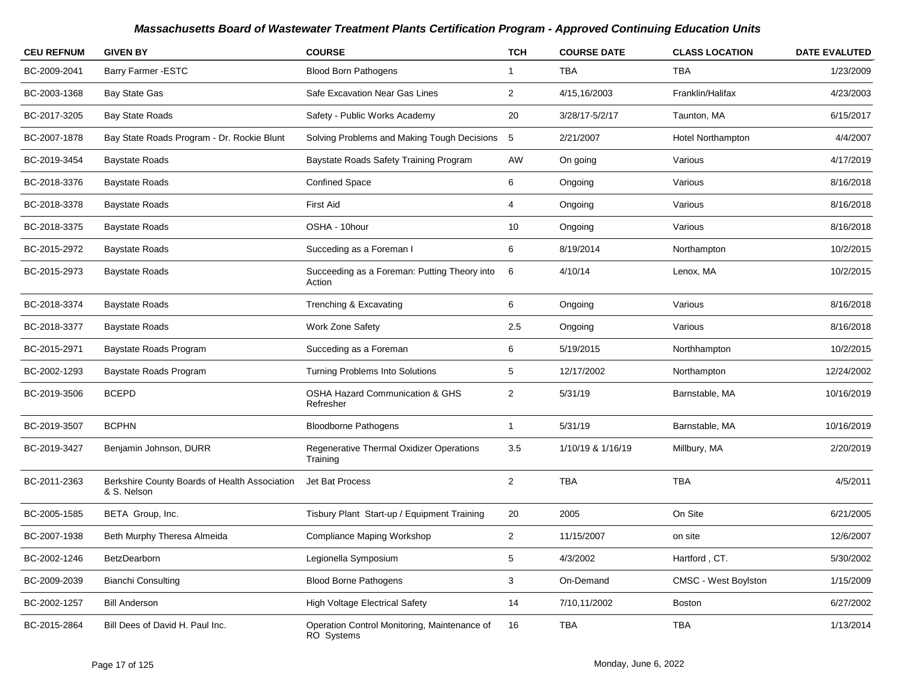## *Massachusetts Board of Wastewater Treatment Plants Certification Program - Approved Continuing Education Units*

| CEU REFNUM | GIVEN BY | COURSE | TCH | COURSE DATE | CLASS LOCATION | DATE EVALUTED |
|---|---|---|---|---|---|---|
| BC-2009-2041 | Barry Farmer -ESTC | Blood Born Pathogens | 1 | TBA | TBA | 1/23/2009 |
| BC-2003-1368 | Bay State Gas | Safe Excavation Near Gas Lines | 2 | 4/15,16/2003 | Franklin/Halifax | 4/23/2003 |
| BC-2017-3205 | Bay State Roads | Safety - Public Works Academy | 20 | 3/28/17-5/2/17 | Taunton, MA | 6/15/2017 |
| BC-2007-1878 | Bay State Roads Program - Dr. Rockie Blunt | Solving Problems and Making Tough Decisions | 5 | 2/21/2007 | Hotel Northampton | 4/4/2007 |
| BC-2019-3454 | Baystate Roads | Baystate Roads Safety Training Program | AW | On going | Various | 4/17/2019 |
| BC-2018-3376 | Baystate Roads | Confined Space | 6 | Ongoing | Various | 8/16/2018 |
| BC-2018-3378 | Baystate Roads | First Aid | 4 | Ongoing | Various | 8/16/2018 |
| BC-2018-3375 | Baystate Roads | OSHA - 10hour | 10 | Ongoing | Various | 8/16/2018 |
| BC-2015-2972 | Baystate Roads | Succeding as a Foreman I | 6 | 8/19/2014 | Northampton | 10/2/2015 |
| BC-2015-2973 | Baystate Roads | Succeeding as a Foreman: Putting Theory into Action | 6 | 4/10/14 | Lenox, MA | 10/2/2015 |
| BC-2018-3374 | Baystate Roads | Trenching & Excavating | 6 | Ongoing | Various | 8/16/2018 |
| BC-2018-3377 | Baystate Roads | Work Zone Safety | 2.5 | Ongoing | Various | 8/16/2018 |
| BC-2015-2971 | Baystate Roads Program | Succeding as a Foreman | 6 | 5/19/2015 | Northhampton | 10/2/2015 |
| BC-2002-1293 | Baystate Roads Program | Turning Problems Into Solutions | 5 | 12/17/2002 | Northampton | 12/24/2002 |
| BC-2019-3506 | BCEPD | OSHA Hazard Communication & GHS Refresher | 2 | 5/31/19 | Barnstable, MA | 10/16/2019 |
| BC-2019-3507 | BCPHN | Bloodborne Pathogens | 1 | 5/31/19 | Barnstable, MA | 10/16/2019 |
| BC-2019-3427 | Benjamin Johnson, DURR | Regenerative Thermal Oxidizer Operations Training | 3.5 | 1/10/19 & 1/16/19 | Millbury, MA | 2/20/2019 |
| BC-2011-2363 | Berkshire County Boards of Health Association & S. Nelson | Jet Bat Process | 2 | TBA | TBA | 4/5/2011 |
| BC-2005-1585 | BETA Group, Inc. | Tisbury Plant Start-up / Equipment Training | 20 | 2005 | On Site | 6/21/2005 |
| BC-2007-1938 | Beth Murphy Theresa Almeida | Compliance Maping Workshop | 2 | 11/15/2007 | on site | 12/6/2007 |
| BC-2002-1246 | BetzDearborn | Legionella Symposium | 5 | 4/3/2002 | Hartford , CT. | 5/30/2002 |
| BC-2009-2039 | Bianchi Consulting | Blood Borne Pathogens | 3 | On-Demand | CMSC - West Boylston | 1/15/2009 |
| BC-2002-1257 | Bill Anderson | High Voltage Electrical Safety | 14 | 7/10,11/2002 | Boston | 6/27/2002 |
| BC-2015-2864 | Bill Dees of David H. Paul Inc. | Operation Control Monitoring, Maintenance of RO Systems | 16 | TBA | TBA | 1/13/2014 |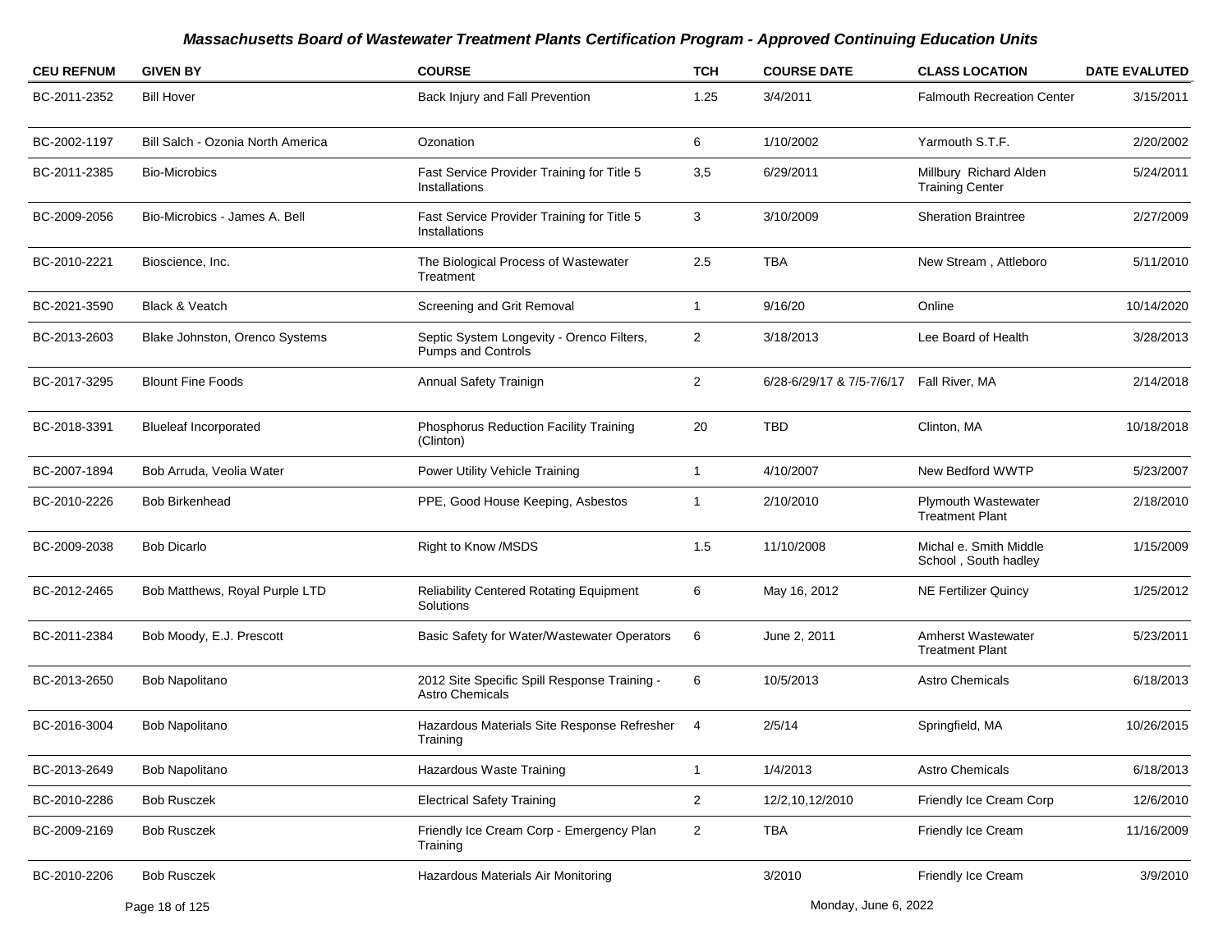# Massachusetts Board of Wastewater Treatment Plants Certification Program - Approved Continuing Education Units

| CEU REFNUM | GIVEN BY | COURSE | TCH | COURSE DATE | CLASS LOCATION | DATE EVALUTED |
|---|---|---|---|---|---|---|
| BC-2011-2352 | Bill Hover | Back Injury and Fall Prevention | 1.25 | 3/4/2011 | Falmouth Recreation Center | 3/15/2011 |
| BC-2002-1197 | Bill Salch - Ozonia North America | Ozonation | 6 | 1/10/2002 | Yarmouth S.T.F. | 2/20/2002 |
| BC-2011-2385 | Bio-Microbics | Fast Service Provider Training for Title 5 Installations | 3,5 | 6/29/2011 | Millbury Richard Alden Training Center | 5/24/2011 |
| BC-2009-2056 | Bio-Microbics - James A. Bell | Fast Service Provider Training for Title 5 Installations | 3 | 3/10/2009 | Sheration Braintree | 2/27/2009 |
| BC-2010-2221 | Bioscience, Inc. | The Biological Process of Wastewater Treatment | 2.5 | TBA | New Stream , Attleboro | 5/11/2010 |
| BC-2021-3590 | Black & Veatch | Screening and Grit Removal | 1 | 9/16/20 | Online | 10/14/2020 |
| BC-2013-2603 | Blake Johnston, Orenco Systems | Septic System Longevity - Orenco Filters, Pumps and Controls | 2 | 3/18/2013 | Lee Board of Health | 3/28/2013 |
| BC-2017-3295 | Blount Fine Foods | Annual Safety Trainign | 2 | 6/28-6/29/17 & 7/5-7/6/17 | Fall River, MA | 2/14/2018 |
| BC-2018-3391 | Blueleaf Incorporated | Phosphorus Reduction Facility Training (Clinton) | 20 | TBD | Clinton, MA | 10/18/2018 |
| BC-2007-1894 | Bob Arruda, Veolia Water | Power Utility Vehicle Training | 1 | 4/10/2007 | New Bedford WWTP | 5/23/2007 |
| BC-2010-2226 | Bob Birkenhead | PPE, Good House Keeping, Asbestos | 1 | 2/10/2010 | Plymouth Wastewater Treatment Plant | 2/18/2010 |
| BC-2009-2038 | Bob Dicarlo | Right to Know /MSDS | 1.5 | 11/10/2008 | Michal e. Smith Middle School , South hadley | 1/15/2009 |
| BC-2012-2465 | Bob Matthews, Royal Purple LTD | Reliability Centered Rotating Equipment Solutions | 6 | May 16, 2012 | NE Fertilizer Quincy | 1/25/2012 |
| BC-2011-2384 | Bob Moody, E.J. Prescott | Basic Safety for Water/Wastewater Operators | 6 | June 2, 2011 | Amherst Wastewater Treatment Plant | 5/23/2011 |
| BC-2013-2650 | Bob Napolitano | 2012 Site Specific Spill Response Training - Astro Chemicals | 6 | 10/5/2013 | Astro Chemicals | 6/18/2013 |
| BC-2016-3004 | Bob Napolitano | Hazardous Materials Site Response Refresher Training | 4 | 2/5/14 | Springfield, MA | 10/26/2015 |
| BC-2013-2649 | Bob Napolitano | Hazardous Waste Training | 1 | 1/4/2013 | Astro Chemicals | 6/18/2013 |
| BC-2010-2286 | Bob Rusczek | Electrical Safety Training | 2 | 12/2,10,12/2010 | Friendly Ice Cream Corp | 12/6/2010 |
| BC-2009-2169 | Bob Rusczek | Friendly Ice Cream Corp - Emergency Plan Training | 2 | TBA | Friendly Ice Cream | 11/16/2009 |
| BC-2010-2206 | Bob Rusczek | Hazardous Materials Air Monitoring | | 3/2010 | Friendly Ice Cream | 3/9/2010 |

Monday, June 6, 2022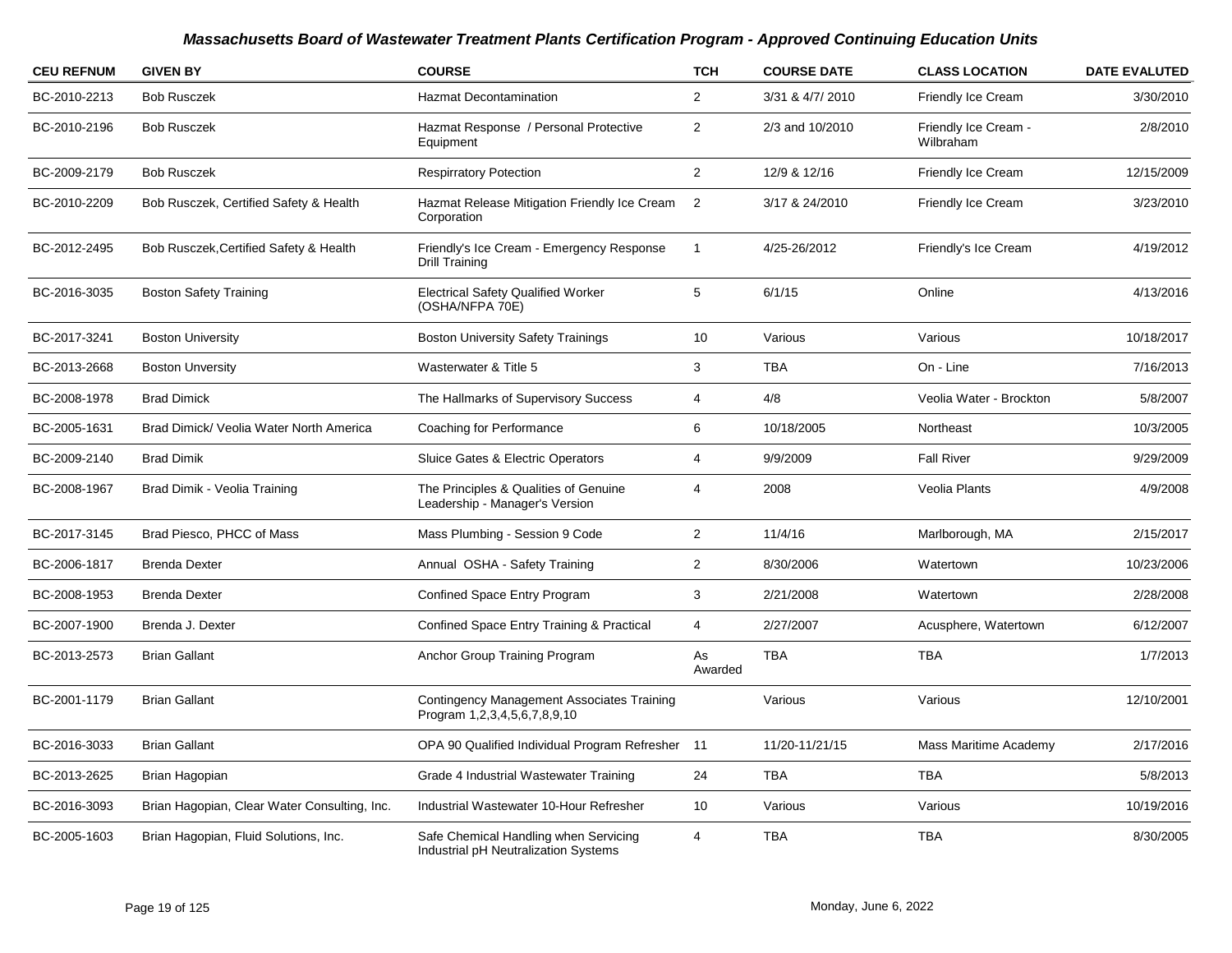## Massachusetts Board of Wastewater Treatment Plants Certification Program - Approved Continuing Education Units

| CEU REFNUM | GIVEN BY | COURSE | TCH | COURSE DATE | CLASS LOCATION | DATE EVALUTED |
|---|---|---|---|---|---|---|
| BC-2010-2213 | Bob Rusczek | Hazmat Decontamination | 2 | 3/31 & 4/7/ 2010 | Friendly Ice Cream | 3/30/2010 |
| BC-2010-2196 | Bob Rusczek | Hazmat Response / Personal Protective Equipment | 2 | 2/3 and 10/2010 | Friendly Ice Cream - Wilbraham | 2/8/2010 |
| BC-2009-2179 | Bob Rusczek | Respirratory Potection | 2 | 12/9 & 12/16 | Friendly Ice Cream | 12/15/2009 |
| BC-2010-2209 | Bob Rusczek, Certified Safety & Health | Hazmat Release Mitigation Friendly Ice Cream Corporation | 2 | 3/17 & 24/2010 | Friendly Ice Cream | 3/23/2010 |
| BC-2012-2495 | Bob Rusczek,Certified Safety & Health | Friendly's Ice Cream - Emergency Response Drill Training | 1 | 4/25-26/2012 | Friendly's Ice Cream | 4/19/2012 |
| BC-2016-3035 | Boston Safety Training | Electrical Safety Qualified Worker (OSHA/NFPA 70E) | 5 | 6/1/15 | Online | 4/13/2016 |
| BC-2017-3241 | Boston University | Boston University Safety Trainings | 10 | Various | Various | 10/18/2017 |
| BC-2013-2668 | Boston Unversity | Wasterwater & Title 5 | 3 | TBA | On - Line | 7/16/2013 |
| BC-2008-1978 | Brad Dimick | The Hallmarks of Supervisory Success | 4 | 4/8 | Veolia Water - Brockton | 5/8/2007 |
| BC-2005-1631 | Brad Dimick/ Veolia Water North America | Coaching for Performance | 6 | 10/18/2005 | Northeast | 10/3/2005 |
| BC-2009-2140 | Brad Dimik | Sluice Gates & Electric Operators | 4 | 9/9/2009 | Fall River | 9/29/2009 |
| BC-2008-1967 | Brad Dimik - Veolia Training | The Principles & Qualities of Genuine Leadership - Manager's Version | 4 | 2008 | Veolia Plants | 4/9/2008 |
| BC-2017-3145 | Brad Piesco, PHCC of Mass | Mass Plumbing - Session 9 Code | 2 | 11/4/16 | Marlborough, MA | 2/15/2017 |
| BC-2006-1817 | Brenda Dexter | Annual OSHA - Safety Training | 2 | 8/30/2006 | Watertown | 10/23/2006 |
| BC-2008-1953 | Brenda Dexter | Confined Space Entry Program | 3 | 2/21/2008 | Watertown | 2/28/2008 |
| BC-2007-1900 | Brenda J. Dexter | Confined Space Entry Training & Practical | 4 | 2/27/2007 | Acusphere, Watertown | 6/12/2007 |
| BC-2013-2573 | Brian Gallant | Anchor Group Training Program | As Awarded | TBA | TBA | 1/7/2013 |
| BC-2001-1179 | Brian Gallant | Contingency Management Associates Training Program 1,2,3,4,5,6,7,8,9,10 | | Various | Various | 12/10/2001 |
| BC-2016-3033 | Brian Gallant | OPA 90 Qualified Individual Program Refresher | 11 | 11/20-11/21/15 | Mass Maritime Academy | 2/17/2016 |
| BC-2013-2625 | Brian Hagopian | Grade 4 Industrial Wastewater Training | 24 | TBA | TBA | 5/8/2013 |
| BC-2016-3093 | Brian Hagopian, Clear Water Consulting, Inc. | Industrial Wastewater 10-Hour Refresher | 10 | Various | Various | 10/19/2016 |
| BC-2005-1603 | Brian Hagopian, Fluid Solutions, Inc. | Safe Chemical Handling when Servicing Industrial pH Neutralization Systems | 4 | TBA | TBA | 8/30/2005 |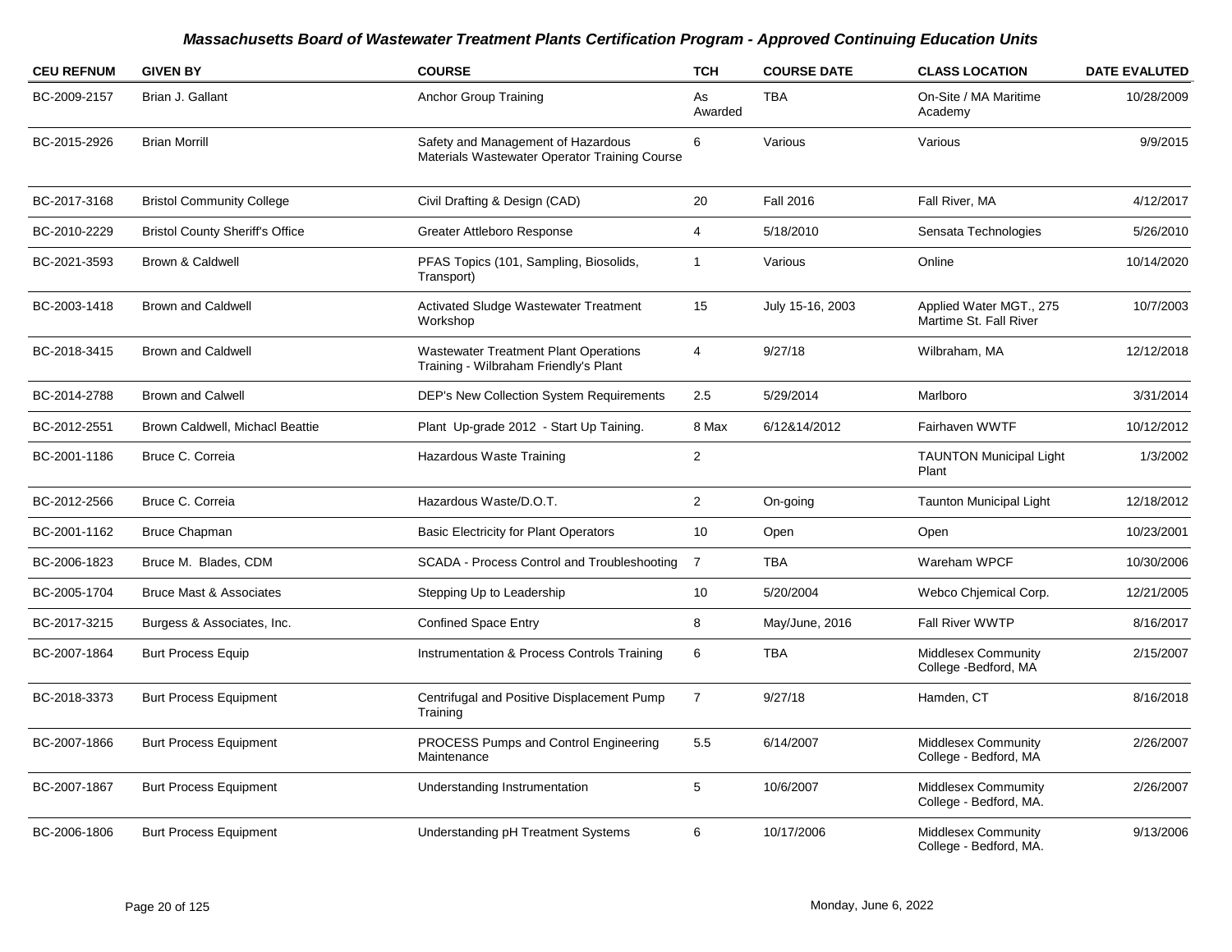# Massachusetts Board of Wastewater Treatment Plants Certification Program - Approved Continuing Education Units

| CEU REFNUM | GIVEN BY | COURSE | TCH | COURSE DATE | CLASS LOCATION | DATE EVALUTED |
|---|---|---|---|---|---|---|
| BC-2009-2157 | Brian J. Gallant | Anchor Group Training | As Awarded | TBA | On-Site / MA Maritime Academy | 10/28/2009 |
| BC-2015-2926 | Brian Morrill | Safety and Management of Hazardous Materials Wastewater Operator Training Course | 6 | Various | Various | 9/9/2015 |
| BC-2017-3168 | Bristol Community College | Civil Drafting & Design (CAD) | 20 | Fall 2016 | Fall River, MA | 4/12/2017 |
| BC-2010-2229 | Bristol County Sheriff's Office | Greater Attleboro Response | 4 | 5/18/2010 | Sensata Technologies | 5/26/2010 |
| BC-2021-3593 | Brown & Caldwell | PFAS Topics (101, Sampling, Biosolids, Transport) | 1 | Various | Online | 10/14/2020 |
| BC-2003-1418 | Brown and Caldwell | Activated Sludge Wastewater Treatment Workshop | 15 | July 15-16, 2003 | Applied Water MGT., 275 Martime St. Fall River | 10/7/2003 |
| BC-2018-3415 | Brown and Caldwell | Wastewater Treatment Plant Operations Training - Wilbraham Friendly's Plant | 4 | 9/27/18 | Wilbraham, MA | 12/12/2018 |
| BC-2014-2788 | Brown and Calwell | DEP's New Collection System Requirements | 2.5 | 5/29/2014 | Marlboro | 3/31/2014 |
| BC-2012-2551 | Brown Caldwell, Michacl Beattie | Plant Up-grade 2012 - Start Up Taining. | 8 Max | 6/12&14/2012 | Fairhaven WWTF | 10/12/2012 |
| BC-2001-1186 | Bruce C. Correia | Hazardous Waste Training | 2 | | TAUNTON Municipal Light Plant | 1/3/2002 |
| BC-2012-2566 | Bruce C. Correia | Hazardous Waste/D.O.T. | 2 | On-going | Taunton Municipal Light | 12/18/2012 |
| BC-2001-1162 | Bruce Chapman | Basic Electricity for Plant Operators | 10 | Open | Open | 10/23/2001 |
| BC-2006-1823 | Bruce M. Blades, CDM | SCADA - Process Control and Troubleshooting | 7 | TBA | Wareham WPCF | 10/30/2006 |
| BC-2005-1704 | Bruce Mast & Associates | Stepping Up to Leadership | 10 | 5/20/2004 | Webco Chjemical Corp. | 12/21/2005 |
| BC-2017-3215 | Burgess & Associates, Inc. | Confined Space Entry | 8 | May/June, 2016 | Fall River WWTP | 8/16/2017 |
| BC-2007-1864 | Burt Process Equip | Instrumentation & Process Controls Training | 6 | TBA | Middlesex Community College -Bedford, MA | 2/15/2007 |
| BC-2018-3373 | Burt Process Equipment | Centrifugal and Positive Displacement Pump Training | 7 | 9/27/18 | Hamden, CT | 8/16/2018 |
| BC-2007-1866 | Burt Process Equipment | PROCESS Pumps and Control Engineering Maintenance | 5.5 | 6/14/2007 | Middlesex Community College - Bedford, MA | 2/26/2007 |
| BC-2007-1867 | Burt Process Equipment | Understanding Instrumentation | 5 | 10/6/2007 | Middlesex Commumity College - Bedford, MA. | 2/26/2007 |
| BC-2006-1806 | Burt Process Equipment | Understanding pH Treatment Systems | 6 | 10/17/2006 | Middlesex Community College - Bedford, MA. | 9/13/2006 |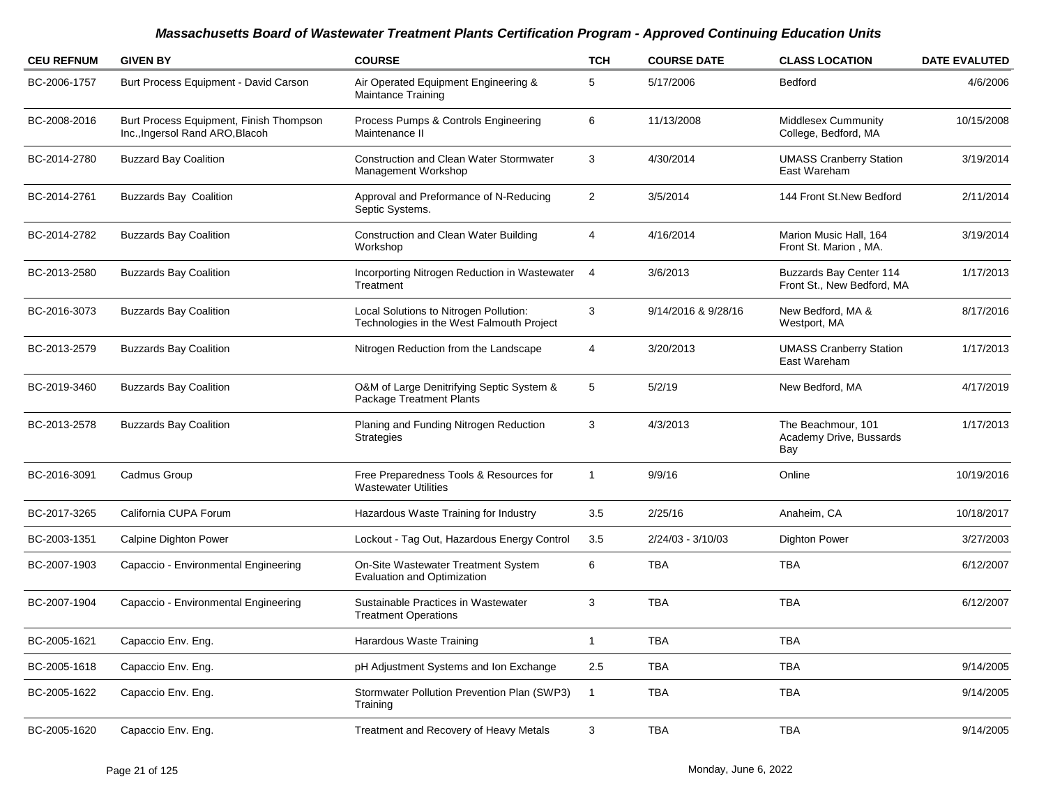# Massachusetts Board of Wastewater Treatment Plants Certification Program - Approved Continuing Education Units

| CEU REFNUM | GIVEN BY | COURSE | TCH | COURSE DATE | CLASS LOCATION | DATE EVALUTED |
|---|---|---|---|---|---|---|
| BC-2006-1757 | Burt Process Equipment - David Carson | Air Operated Equipment Engineering & Maintance Training | 5 | 5/17/2006 | Bedford | 4/6/2006 |
| BC-2008-2016 | Burt Process Equipment, Finish Thompson Inc.,Ingersol Rand ARO,Blacoh | Process Pumps & Controls Engineering Maintenance II | 6 | 11/13/2008 | Middlesex Cummunity College, Bedford, MA | 10/15/2008 |
| BC-2014-2780 | Buzzard Bay Coalition | Construction and Clean Water Stormwater Management Workshop | 3 | 4/30/2014 | UMASS Cranberry Station East Wareham | 3/19/2014 |
| BC-2014-2761 | Buzzards Bay Coalition | Approval and Preformance of N-Reducing Septic Systems. | 2 | 3/5/2014 | 144 Front St.New Bedford | 2/11/2014 |
| BC-2014-2782 | Buzzards Bay Coalition | Construction and Clean Water Building Workshop | 4 | 4/16/2014 | Marion Music Hall, 164 Front St. Marion , MA. | 3/19/2014 |
| BC-2013-2580 | Buzzards Bay Coalition | Incorporting Nitrogen Reduction in Wastewater Treatment | 4 | 3/6/2013 | Buzzards Bay Center 114 Front St., New Bedford, MA | 1/17/2013 |
| BC-2016-3073 | Buzzards Bay Coalition | Local Solutions to Nitrogen Pollution: Technologies in the West Falmouth Project | 3 | 9/14/2016 & 9/28/16 | New Bedford, MA & Westport, MA | 8/17/2016 |
| BC-2013-2579 | Buzzards Bay Coalition | Nitrogen Reduction from the Landscape | 4 | 3/20/2013 | UMASS Cranberry Station East Wareham | 1/17/2013 |
| BC-2019-3460 | Buzzards Bay Coalition | O&M of Large Denitrifying Septic System & Package Treatment Plants | 5 | 5/2/19 | New Bedford, MA | 4/17/2019 |
| BC-2013-2578 | Buzzards Bay Coalition | Planing and Funding Nitrogen Reduction Strategies | 3 | 4/3/2013 | The Beachmour, 101 Academy Drive, Bussards Bay | 1/17/2013 |
| BC-2016-3091 | Cadmus Group | Free Preparedness Tools & Resources for Wastewater Utilities | 1 | 9/9/16 | Online | 10/19/2016 |
| BC-2017-3265 | California CUPA Forum | Hazardous Waste Training for Industry | 3.5 | 2/25/16 | Anaheim, CA | 10/18/2017 |
| BC-2003-1351 | Calpine Dighton Power | Lockout - Tag Out, Hazardous Energy Control | 3.5 | 2/24/03 - 3/10/03 | Dighton Power | 3/27/2003 |
| BC-2007-1903 | Capaccio - Environmental Engineering | On-Site Wastewater Treatment System Evaluation and Optimization | 6 | TBA | TBA | 6/12/2007 |
| BC-2007-1904 | Capaccio - Environmental Engineering | Sustainable Practices in Wastewater Treatment Operations | 3 | TBA | TBA | 6/12/2007 |
| BC-2005-1621 | Capaccio Env. Eng. | Harardous Waste Training | 1 | TBA | TBA | |
| BC-2005-1618 | Capaccio Env. Eng. | pH Adjustment Systems and Ion Exchange | 2.5 | TBA | TBA | 9/14/2005 |
| BC-2005-1622 | Capaccio Env. Eng. | Stormwater Pollution Prevention Plan (SWP3) Training | 1 | TBA | TBA | 9/14/2005 |
| BC-2005-1620 | Capaccio Env. Eng. | Treatment and Recovery of Heavy Metals | 3 | TBA | TBA | 9/14/2005 |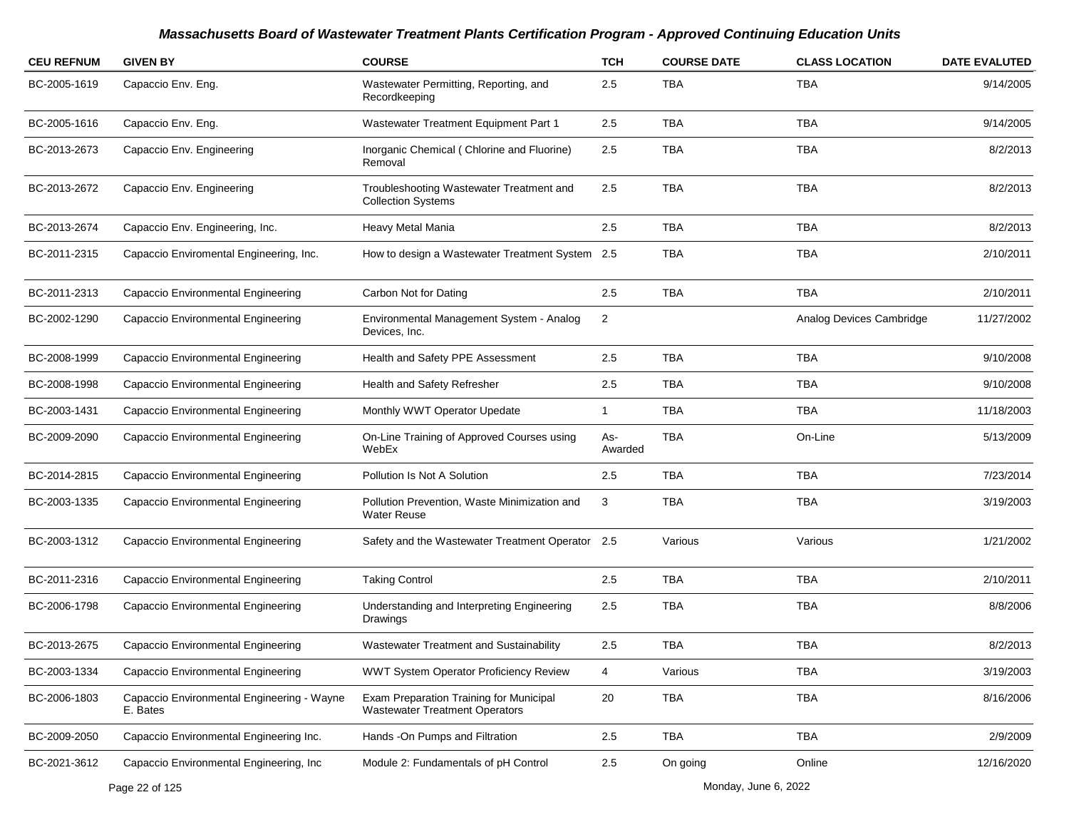# Massachusetts Board of Wastewater Treatment Plants Certification Program - Approved Continuing Education Units

| CEU REFNUM | GIVEN BY | COURSE | TCH | COURSE DATE | CLASS LOCATION | DATE EVALUTED |
|---|---|---|---|---|---|---|
| BC-2005-1619 | Capaccio Env. Eng. | Wastewater Permitting, Reporting, and Recordkeeping | 2.5 | TBA | TBA | 9/14/2005 |
| BC-2005-1616 | Capaccio Env. Eng. | Wastewater Treatment Equipment Part 1 | 2.5 | TBA | TBA | 9/14/2005 |
| BC-2013-2673 | Capaccio Env. Engineering | Inorganic Chemical ( Chlorine and Fluorine) Removal | 2.5 | TBA | TBA | 8/2/2013 |
| BC-2013-2672 | Capaccio Env. Engineering | Troubleshooting Wastewater Treatment and Collection Systems | 2.5 | TBA | TBA | 8/2/2013 |
| BC-2013-2674 | Capaccio Env. Engineering, Inc. | Heavy Metal Mania | 2.5 | TBA | TBA | 8/2/2013 |
| BC-2011-2315 | Capaccio Enviromental Engineering, Inc. | How to design a Wastewater Treatment System | 2.5 | TBA | TBA | 2/10/2011 |
| BC-2011-2313 | Capaccio Environmental Engineering | Carbon Not for Dating | 2.5 | TBA | TBA | 2/10/2011 |
| BC-2002-1290 | Capaccio Environmental Engineering | Environmental Management System - Analog Devices, Inc. | 2 | | Analog Devices Cambridge | 11/27/2002 |
| BC-2008-1999 | Capaccio Environmental Engineering | Health and Safety PPE Assessment | 2.5 | TBA | TBA | 9/10/2008 |
| BC-2008-1998 | Capaccio Environmental Engineering | Health and Safety Refresher | 2.5 | TBA | TBA | 9/10/2008 |
| BC-2003-1431 | Capaccio Environmental Engineering | Monthly WWT Operator Updeate | 1 | TBA | TBA | 11/18/2003 |
| BC-2009-2090 | Capaccio Environmental Engineering | On-Line Training of Approved Courses using WebEx | As-Awarded | TBA | On-Line | 5/13/2009 |
| BC-2014-2815 | Capaccio Environmental Engineering | Pollution Is Not A Solution | 2.5 | TBA | TBA | 7/23/2014 |
| BC-2003-1335 | Capaccio Environmental Engineering | Pollution Prevention, Waste Minimization and Water Reuse | 3 | TBA | TBA | 3/19/2003 |
| BC-2003-1312 | Capaccio Environmental Engineering | Safety and the Wastewater Treatment Operator | 2.5 | Various | Various | 1/21/2002 |
| BC-2011-2316 | Capaccio Environmental Engineering | Taking Control | 2.5 | TBA | TBA | 2/10/2011 |
| BC-2006-1798 | Capaccio Environmental Engineering | Understanding and Interpreting Engineering Drawings | 2.5 | TBA | TBA | 8/8/2006 |
| BC-2013-2675 | Capaccio Environmental Engineering | Wastewater Treatment and Sustainability | 2.5 | TBA | TBA | 8/2/2013 |
| BC-2003-1334 | Capaccio Environmental Engineering | WWT System Operator Proficiency Review | 4 | Various | TBA | 3/19/2003 |
| BC-2006-1803 | Capaccio Environmental Engineering - Wayne E. Bates | Exam Preparation Training for Municipal Wastewater Treatment Operators | 20 | TBA | TBA | 8/16/2006 |
| BC-2009-2050 | Capaccio Environmental Engineering Inc. | Hands -On Pumps and Filtration | 2.5 | TBA | TBA | 2/9/2009 |
| BC-2021-3612 | Capaccio Environmental Engineering, Inc | Module 2: Fundamentals of pH Control | 2.5 | On going | Online | 12/16/2020 |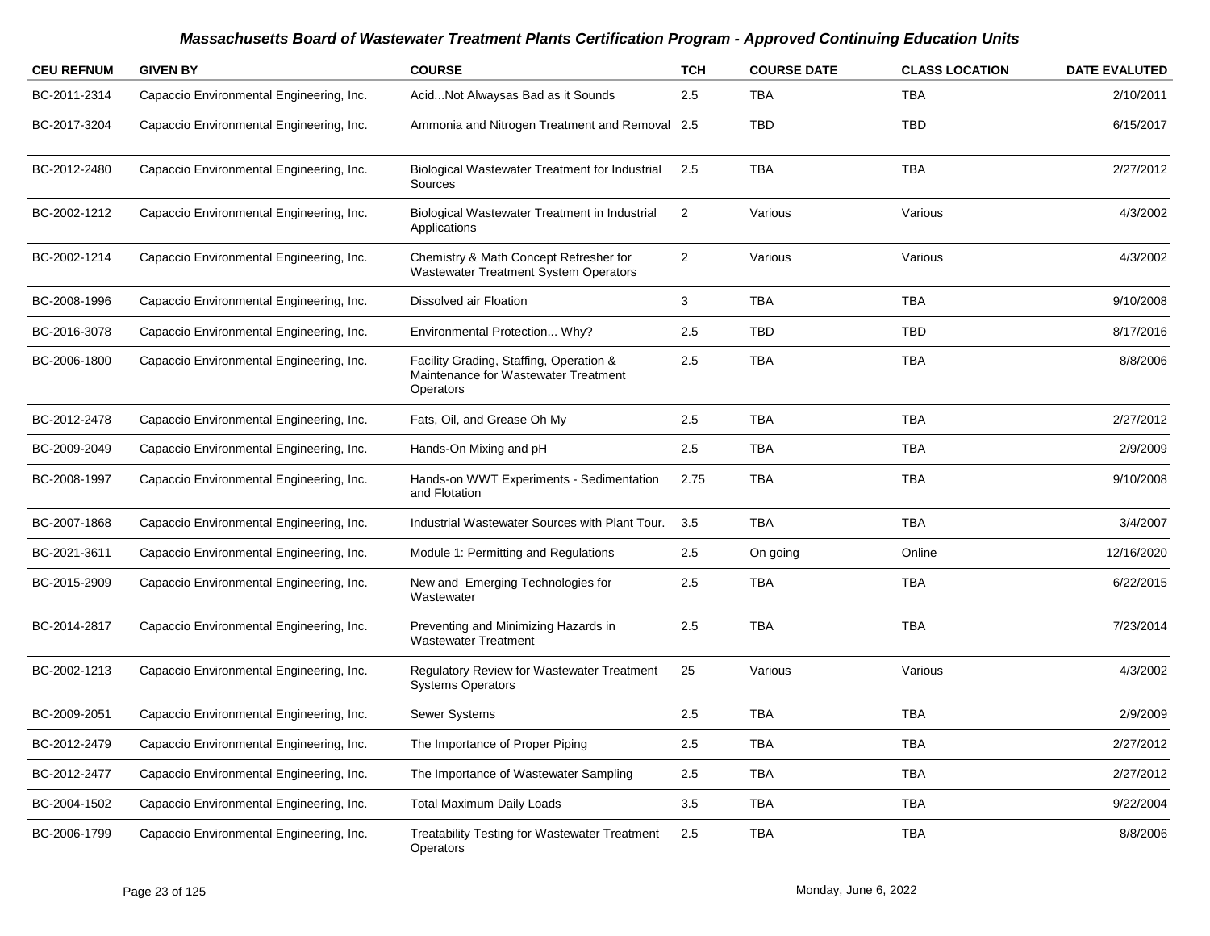# Massachusetts Board of Wastewater Treatment Plants Certification Program - Approved Continuing Education Units

| CEU REFNUM | GIVEN BY | COURSE | TCH | COURSE DATE | CLASS LOCATION | DATE EVALUTED |
|---|---|---|---|---|---|---|
| BC-2011-2314 | Capaccio Environmental Engineering, Inc. | Acid...Not Alwaysas Bad as it Sounds | 2.5 | TBA | TBA | 2/10/2011 |
| BC-2017-3204 | Capaccio Environmental Engineering, Inc. | Ammonia and Nitrogen Treatment and Removal | 2.5 | TBD | TBD | 6/15/2017 |
| BC-2012-2480 | Capaccio Environmental Engineering, Inc. | Biological Wastewater Treatment for Industrial Sources | 2.5 | TBA | TBA | 2/27/2012 |
| BC-2002-1212 | Capaccio Environmental Engineering, Inc. | Biological Wastewater Treatment in Industrial Applications | 2 | Various | Various | 4/3/2002 |
| BC-2002-1214 | Capaccio Environmental Engineering, Inc. | Chemistry & Math Concept Refresher for Wastewater Treatment System Operators | 2 | Various | Various | 4/3/2002 |
| BC-2008-1996 | Capaccio Environmental Engineering, Inc. | Dissolved air Floation | 3 | TBA | TBA | 9/10/2008 |
| BC-2016-3078 | Capaccio Environmental Engineering, Inc. | Environmental Protection... Why? | 2.5 | TBD | TBD | 8/17/2016 |
| BC-2006-1800 | Capaccio Environmental Engineering, Inc. | Facility Grading, Staffing, Operation & Maintenance for Wastewater Treatment Operators | 2.5 | TBA | TBA | 8/8/2006 |
| BC-2012-2478 | Capaccio Environmental Engineering, Inc. | Fats, Oil, and Grease Oh My | 2.5 | TBA | TBA | 2/27/2012 |
| BC-2009-2049 | Capaccio Environmental Engineering, Inc. | Hands-On Mixing and pH | 2.5 | TBA | TBA | 2/9/2009 |
| BC-2008-1997 | Capaccio Environmental Engineering, Inc. | Hands-on WWT Experiments - Sedimentation and Flotation | 2.75 | TBA | TBA | 9/10/2008 |
| BC-2007-1868 | Capaccio Environmental Engineering, Inc. | Industrial Wastewater Sources with Plant Tour. | 3.5 | TBA | TBA | 3/4/2007 |
| BC-2021-3611 | Capaccio Environmental Engineering, Inc. | Module 1: Permitting and Regulations | 2.5 | On going | Online | 12/16/2020 |
| BC-2015-2909 | Capaccio Environmental Engineering, Inc. | New and Emerging Technologies for Wastewater | 2.5 | TBA | TBA | 6/22/2015 |
| BC-2014-2817 | Capaccio Environmental Engineering, Inc. | Preventing and Minimizing Hazards in Wastewater Treatment | 2.5 | TBA | TBA | 7/23/2014 |
| BC-2002-1213 | Capaccio Environmental Engineering, Inc. | Regulatory Review for Wastewater Treatment Systems Operators | 25 | Various | Various | 4/3/2002 |
| BC-2009-2051 | Capaccio Environmental Engineering, Inc. | Sewer Systems | 2.5 | TBA | TBA | 2/9/2009 |
| BC-2012-2479 | Capaccio Environmental Engineering, Inc. | The Importance of Proper Piping | 2.5 | TBA | TBA | 2/27/2012 |
| BC-2012-2477 | Capaccio Environmental Engineering, Inc. | The Importance of Wastewater Sampling | 2.5 | TBA | TBA | 2/27/2012 |
| BC-2004-1502 | Capaccio Environmental Engineering, Inc. | Total Maximum Daily Loads | 3.5 | TBA | TBA | 9/22/2004 |
| BC-2006-1799 | Capaccio Environmental Engineering, Inc. | Treatability Testing for Wastewater Treatment Operators | 2.5 | TBA | TBA | 8/8/2006 |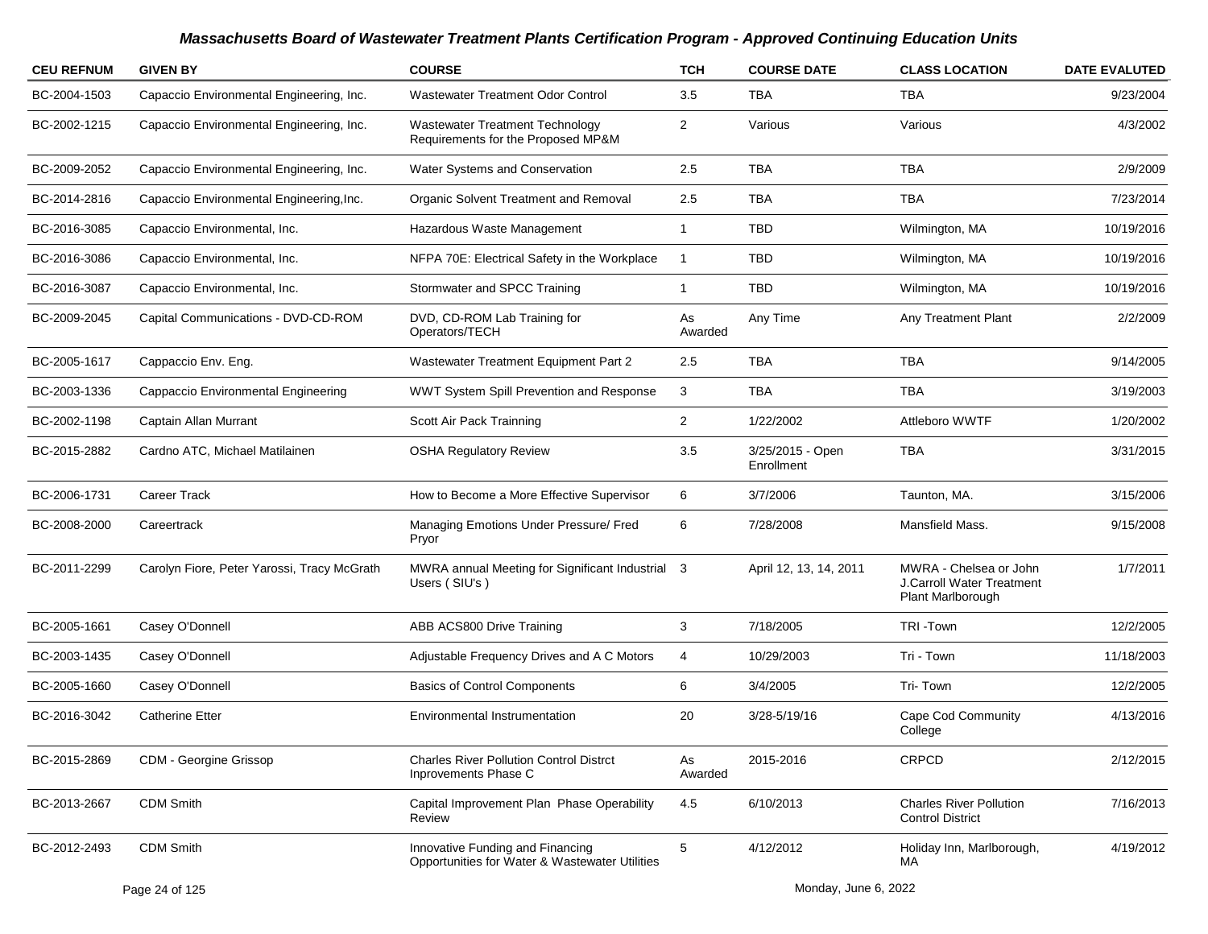# Massachusetts Board of Wastewater Treatment Plants Certification Program - Approved Continuing Education Units

| CEU REFNUM | GIVEN BY | COURSE | TCH | COURSE DATE | CLASS LOCATION | DATE EVALUTED |
|---|---|---|---|---|---|---|
| BC-2004-1503 | Capaccio Environmental Engineering, Inc. | Wastewater Treatment Odor Control | 3.5 | TBA | TBA | 9/23/2004 |
| BC-2002-1215 | Capaccio Environmental Engineering, Inc. | Wastewater Treatment Technology Requirements for the Proposed MP&M | 2 | Various | Various | 4/3/2002 |
| BC-2009-2052 | Capaccio Environmental Engineering, Inc. | Water Systems and Conservation | 2.5 | TBA | TBA | 2/9/2009 |
| BC-2014-2816 | Capaccio Environmental Engineering,Inc. | Organic Solvent Treatment and Removal | 2.5 | TBA | TBA | 7/23/2014 |
| BC-2016-3085 | Capaccio Environmental, Inc. | Hazardous Waste Management | 1 | TBD | Wilmington, MA | 10/19/2016 |
| BC-2016-3086 | Capaccio Environmental, Inc. | NFPA 70E: Electrical Safety in the Workplace | 1 | TBD | Wilmington, MA | 10/19/2016 |
| BC-2016-3087 | Capaccio Environmental, Inc. | Stormwater and SPCC Training | 1 | TBD | Wilmington, MA | 10/19/2016 |
| BC-2009-2045 | Capital Communications - DVD-CD-ROM | DVD, CD-ROM Lab Training for Operators/TECH | As Awarded | Any Time | Any Treatment Plant | 2/2/2009 |
| BC-2005-1617 | Cappaccio Env. Eng. | Wastewater Treatment Equipment Part 2 | 2.5 | TBA | TBA | 9/14/2005 |
| BC-2003-1336 | Cappaccio Environmental Engineering | WWT System Spill Prevention and Response | 3 | TBA | TBA | 3/19/2003 |
| BC-2002-1198 | Captain Allan Murrant | Scott Air Pack Trainning | 2 | 1/22/2002 | Attleboro WWTF | 1/20/2002 |
| BC-2015-2882 | Cardno ATC, Michael Matilainen | OSHA Regulatory Review | 3.5 | 3/25/2015 - Open Enrollment | TBA | 3/31/2015 |
| BC-2006-1731 | Career Track | How to Become a More Effective Supervisor | 6 | 3/7/2006 | Taunton, MA. | 3/15/2006 |
| BC-2008-2000 | Careertrack | Managing Emotions Under Pressure/ Fred Pryor | 6 | 7/28/2008 | Mansfield Mass. | 9/15/2008 |
| BC-2011-2299 | Carolyn Fiore, Peter Yarossi, Tracy McGrath | MWRA annual Meeting for Significant Industrial Users ( SIU's ) | 3 | April 12, 13, 14, 2011 | MWRA - Chelsea or John J.Carroll Water Treatment Plant Marlborough | 1/7/2011 |
| BC-2005-1661 | Casey O'Donnell | ABB ACS800 Drive Training | 3 | 7/18/2005 | TRI -Town | 12/2/2005 |
| BC-2003-1435 | Casey O'Donnell | Adjustable Frequency Drives and A C Motors | 4 | 10/29/2003 | Tri - Town | 11/18/2003 |
| BC-2005-1660 | Casey O'Donnell | Basics of Control Components | 6 | 3/4/2005 | Tri- Town | 12/2/2005 |
| BC-2016-3042 | Catherine Etter | Environmental Instrumentation | 20 | 3/28-5/19/16 | Cape Cod Community College | 4/13/2016 |
| BC-2015-2869 | CDM - Georgine Grissop | Charles River Pollution Control Distrct Inprovements Phase C | As Awarded | 2015-2016 | CRPCD | 2/12/2015 |
| BC-2013-2667 | CDM Smith | Capital Improvement Plan Phase Operability Review | 4.5 | 6/10/2013 | Charles River Pollution Control District | 7/16/2013 |
| BC-2012-2493 | CDM Smith | Innovative Funding and Financing Opportunities for Water & Wastewater Utilities | 5 | 4/12/2012 | Holiday Inn, Marlborough, MA | 4/19/2012 |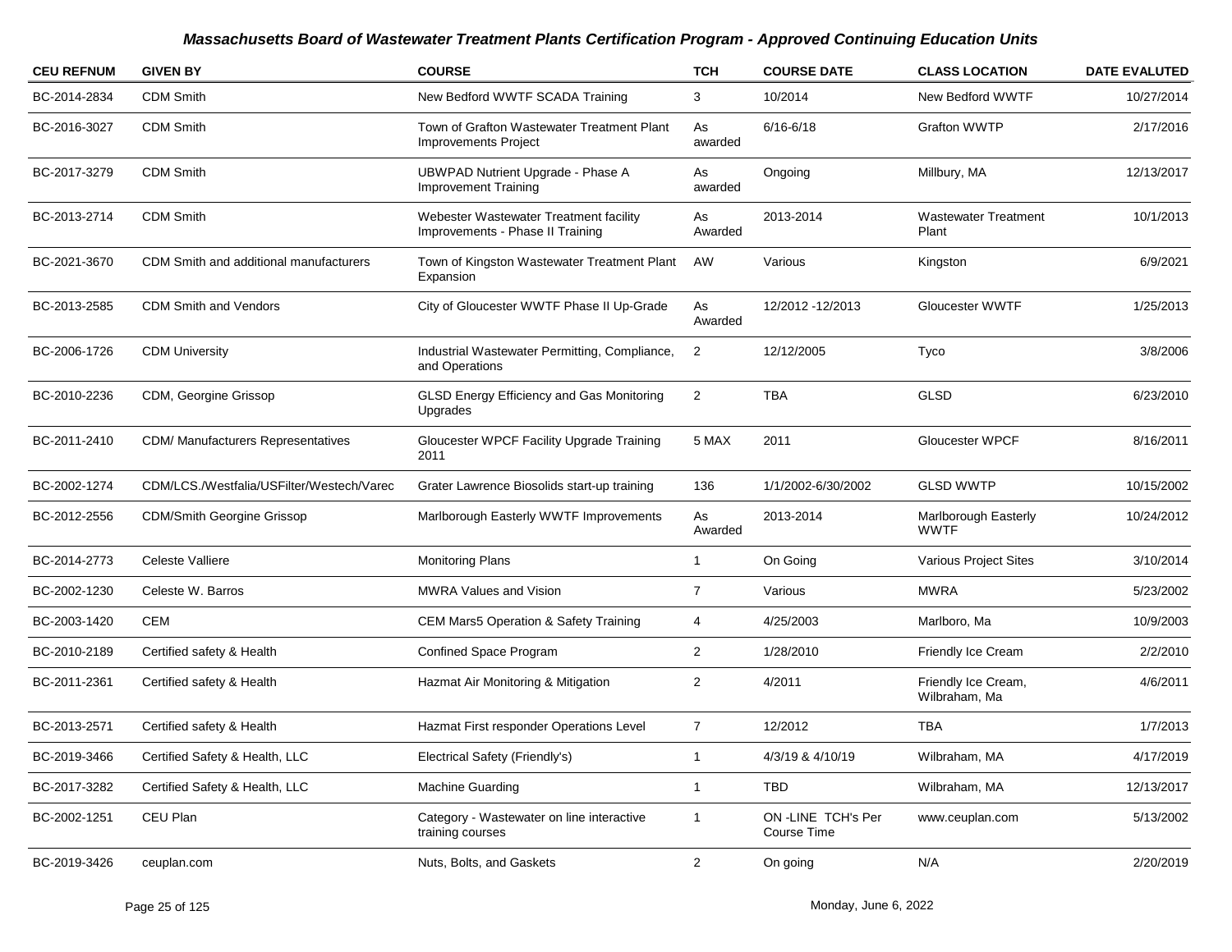# Massachusetts Board of Wastewater Treatment Plants Certification Program - Approved Continuing Education Units

| CEU REFNUM | GIVEN BY | COURSE | TCH | COURSE DATE | CLASS LOCATION | DATE EVALUTED |
|---|---|---|---|---|---|---|
| BC-2014-2834 | CDM Smith | New Bedford WWTF SCADA Training | 3 | 10/2014 | New Bedford WWTF | 10/27/2014 |
| BC-2016-3027 | CDM Smith | Town of Grafton Wastewater Treatment Plant Improvements Project | As awarded | 6/16-6/18 | Grafton WWTP | 2/17/2016 |
| BC-2017-3279 | CDM Smith | UBWPAD Nutrient Upgrade - Phase A Improvement Training | As awarded | Ongoing | Millbury, MA | 12/13/2017 |
| BC-2013-2714 | CDM Smith | Webester Wastewater Treatment facility Improvements - Phase II Training | As Awarded | 2013-2014 | Wastewater Treatment Plant | 10/1/2013 |
| BC-2021-3670 | CDM Smith and additional manufacturers | Town of Kingston Wastewater Treatment Plant Expansion | AW | Various | Kingston | 6/9/2021 |
| BC-2013-2585 | CDM Smith and Vendors | City of Gloucester WWTF Phase II Up-Grade | As Awarded | 12/2012 -12/2013 | Gloucester WWTF | 1/25/2013 |
| BC-2006-1726 | CDM University | Industrial Wastewater Permitting, Compliance, and Operations | 2 | 12/12/2005 | Tyco | 3/8/2006 |
| BC-2010-2236 | CDM, Georgine Grissop | GLSD Energy Efficiency and Gas Monitoring Upgrades | 2 | TBA | GLSD | 6/23/2010 |
| BC-2011-2410 | CDM/ Manufacturers Representatives | Gloucester WPCF Facility Upgrade Training 2011 | 5 MAX | 2011 | Gloucester WPCF | 8/16/2011 |
| BC-2002-1274 | CDM/LCS./Westfalia/USFilter/Westech/Varec | Grater Lawrence Biosolids start-up training | 136 | 1/1/2002-6/30/2002 | GLSD WWTP | 10/15/2002 |
| BC-2012-2556 | CDM/Smith Georgine Grissop | Marlborough Easterly WWTF Improvements | As Awarded | 2013-2014 | Marlborough Easterly WWTF | 10/24/2012 |
| BC-2014-2773 | Celeste Valliere | Monitoring Plans | 1 | On Going | Various Project Sites | 3/10/2014 |
| BC-2002-1230 | Celeste W. Barros | MWRA Values and Vision | 7 | Various | MWRA | 5/23/2002 |
| BC-2003-1420 | CEM | CEM Mars5 Operation & Safety Training | 4 | 4/25/2003 | Marlboro, Ma | 10/9/2003 |
| BC-2010-2189 | Certified safety & Health | Confined Space Program | 2 | 1/28/2010 | Friendly Ice Cream | 2/2/2010 |
| BC-2011-2361 | Certified safety & Health | Hazmat Air Monitoring & Mitigation | 2 | 4/2011 | Friendly Ice Cream, Wilbraham, Ma | 4/6/2011 |
| BC-2013-2571 | Certified safety & Health | Hazmat First responder Operations Level | 7 | 12/2012 | TBA | 1/7/2013 |
| BC-2019-3466 | Certified Safety & Health, LLC | Electrical Safety (Friendly's) | 1 | 4/3/19 & 4/10/19 | Wilbraham, MA | 4/17/2019 |
| BC-2017-3282 | Certified Safety & Health, LLC | Machine Guarding | 1 | TBD | Wilbraham, MA | 12/13/2017 |
| BC-2002-1251 | CEU Plan | Category - Wastewater on line interactive training courses | 1 | ON -LINE TCH's Per Course Time | www.ceuplan.com | 5/13/2002 |
| BC-2019-3426 | ceuplan.com | Nuts, Bolts, and Gaskets | 2 | On going | N/A | 2/20/2019 |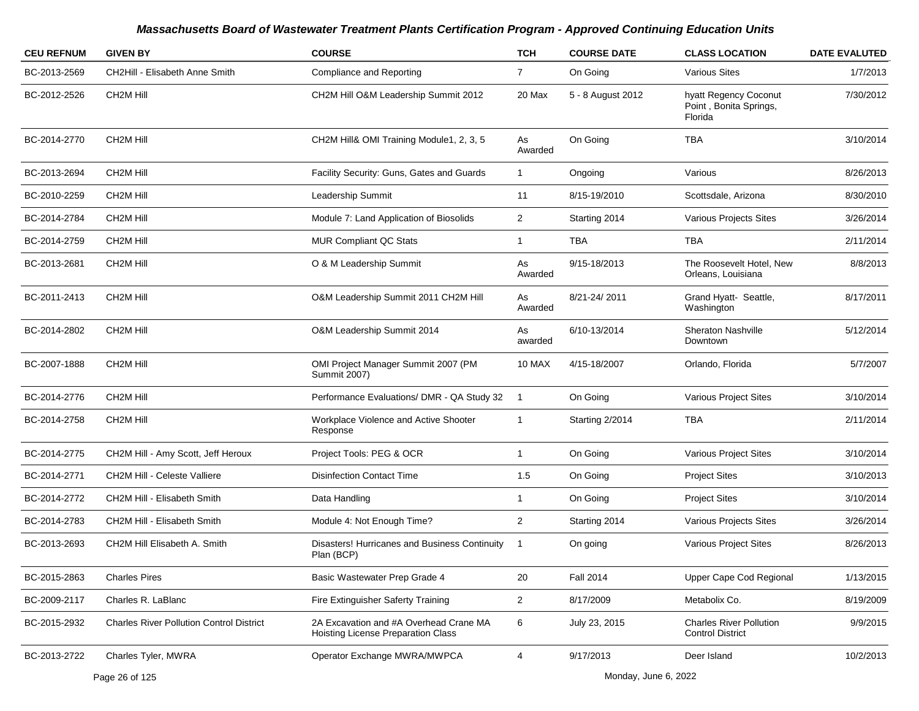# Massachusetts Board of Wastewater Treatment Plants Certification Program - Approved Continuing Education Units

| CEU REFNUM | GIVEN BY | COURSE | TCH | COURSE DATE | CLASS LOCATION | DATE EVALUTED |
|---|---|---|---|---|---|---|
| BC-2013-2569 | CH2Hill - Elisabeth Anne Smith | Compliance and Reporting | 7 | On Going | Various Sites | 1/7/2013 |
| BC-2012-2526 | CH2M Hill | CH2M Hill O&M Leadership Summit 2012 | 20 Max | 5 - 8 August 2012 | hyatt Regency Coconut Point , Bonita Springs, Florida | 7/30/2012 |
| BC-2014-2770 | CH2M Hill | CH2M Hill& OMI Training Module1, 2, 3, 5 | As Awarded | On Going | TBA | 3/10/2014 |
| BC-2013-2694 | CH2M Hill | Facility Security: Guns, Gates and Guards | 1 | Ongoing | Various | 8/26/2013 |
| BC-2010-2259 | CH2M Hill | Leadership Summit | 11 | 8/15-19/2010 | Scottsdale, Arizona | 8/30/2010 |
| BC-2014-2784 | CH2M Hill | Module 7: Land Application of Biosolids | 2 | Starting 2014 | Various Projects Sites | 3/26/2014 |
| BC-2014-2759 | CH2M Hill | MUR Compliant QC Stats | 1 | TBA | TBA | 2/11/2014 |
| BC-2013-2681 | CH2M Hill | O & M Leadership Summit | As Awarded | 9/15-18/2013 | The Roosevelt Hotel, New Orleans, Louisiana | 8/8/2013 |
| BC-2011-2413 | CH2M Hill | O&M Leadership Summit 2011 CH2M Hill | As Awarded | 8/21-24/ 2011 | Grand Hyatt- Seattle, Washington | 8/17/2011 |
| BC-2014-2802 | CH2M Hill | O&M Leadership Summit 2014 | As awarded | 6/10-13/2014 | Sheraton Nashville Downtown | 5/12/2014 |
| BC-2007-1888 | CH2M Hill | OMI Project Manager Summit 2007 (PM Summit 2007) | 10 MAX | 4/15-18/2007 | Orlando, Florida | 5/7/2007 |
| BC-2014-2776 | CH2M Hill | Performance Evaluations/ DMR - QA Study 32 | 1 | On Going | Various Project Sites | 3/10/2014 |
| BC-2014-2758 | CH2M Hill | Workplace Violence and Active Shooter Response | 1 | Starting 2/2014 | TBA | 2/11/2014 |
| BC-2014-2775 | CH2M Hill - Amy Scott, Jeff Heroux | Project Tools: PEG & OCR | 1 | On Going | Various Project Sites | 3/10/2014 |
| BC-2014-2771 | CH2M Hill - Celeste Valliere | Disinfection Contact Time | 1.5 | On Going | Project Sites | 3/10/2013 |
| BC-2014-2772 | CH2M Hill - Elisabeth Smith | Data Handling | 1 | On Going | Project Sites | 3/10/2014 |
| BC-2014-2783 | CH2M Hill - Elisabeth Smith | Module 4: Not Enough Time? | 2 | Starting 2014 | Various Projects Sites | 3/26/2014 |
| BC-2013-2693 | CH2M Hill Elisabeth A. Smith | Disasters! Hurricanes and Business Continuity Plan (BCP) | 1 | On going | Various Project Sites | 8/26/2013 |
| BC-2015-2863 | Charles Pires | Basic Wastewater Prep Grade 4 | 20 | Fall 2014 | Upper Cape Cod Regional | 1/13/2015 |
| BC-2009-2117 | Charles R. LaBlanc | Fire Extinguisher Saferty Training | 2 | 8/17/2009 | Metabolix Co. | 8/19/2009 |
| BC-2015-2932 | Charles River Pollution Control District | 2A Excavation and #A Overhead Crane MA Hoisting License Preparation Class | 6 | July 23, 2015 | Charles River Pollution Control District | 9/9/2015 |
| BC-2013-2722 | Charles Tyler, MWRA | Operator Exchange MWRA/MWPCA | 4 | 9/17/2013 | Deer Island | 10/2/2013 |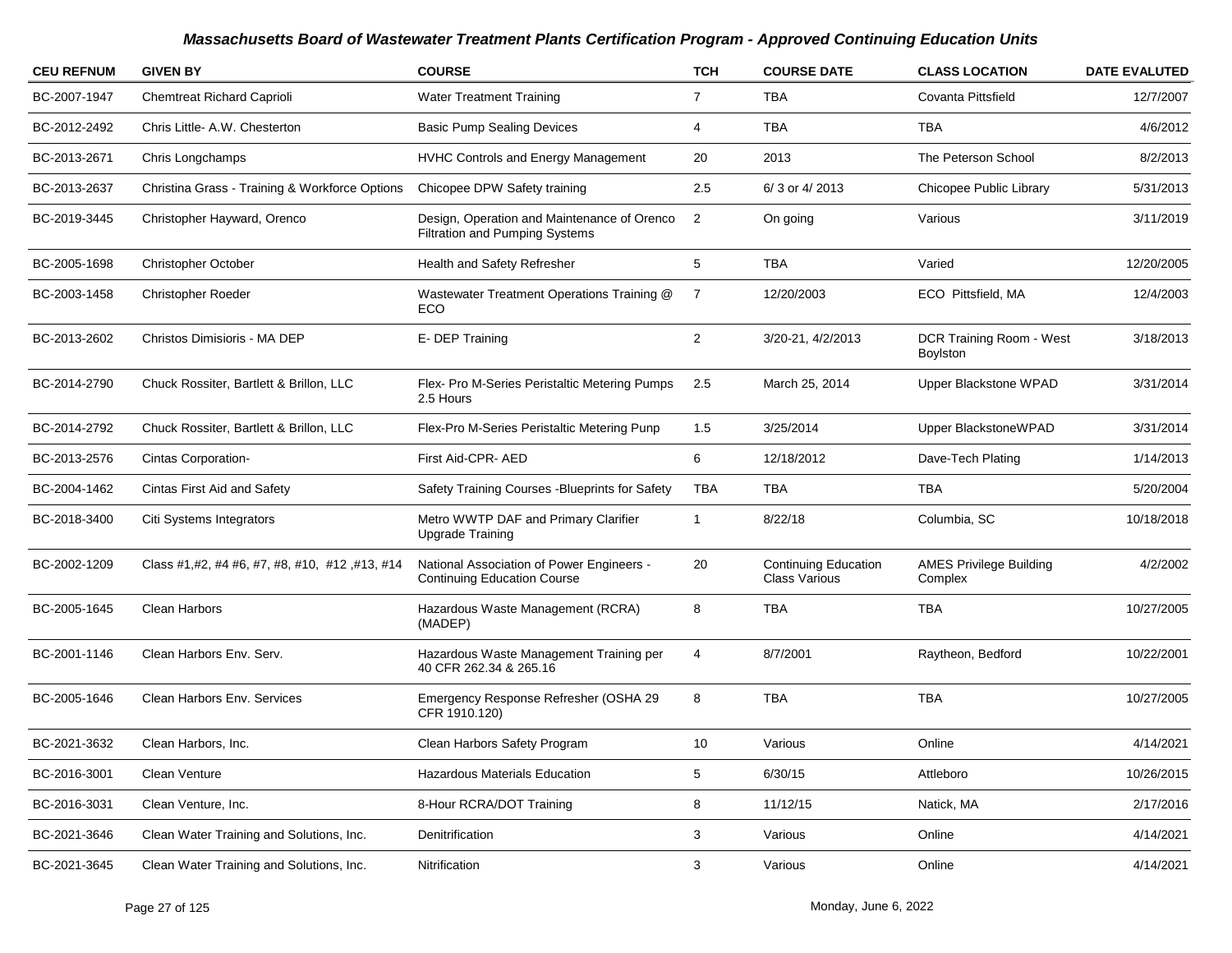# Massachusetts Board of Wastewater Treatment Plants Certification Program - Approved Continuing Education Units

| CEU REFNUM | GIVEN BY | COURSE | TCH | COURSE DATE | CLASS LOCATION | DATE EVALUTED |
|---|---|---|---|---|---|---|
| BC-2007-1947 | Chemtreat Richard Caprioli | Water Treatment Training | 7 | TBA | Covanta Pittsfield | 12/7/2007 |
| BC-2012-2492 | Chris Little- A.W. Chesterton | Basic Pump Sealing Devices | 4 | TBA | TBA | 4/6/2012 |
| BC-2013-2671 | Chris Longchamps | HVHC Controls and Energy Management | 20 | 2013 | The Peterson School | 8/2/2013 |
| BC-2013-2637 | Christina Grass - Training & Workforce Options | Chicopee DPW Safety training | 2.5 | 6/ 3 or 4/ 2013 | Chicopee Public Library | 5/31/2013 |
| BC-2019-3445 | Christopher Hayward, Orenco | Design, Operation and Maintenance of Orenco Filtration and Pumping Systems | 2 | On going | Various | 3/11/2019 |
| BC-2005-1698 | Christopher October | Health and Safety Refresher | 5 | TBA | Varied | 12/20/2005 |
| BC-2003-1458 | Christopher Roeder | Wastewater Treatment Operations Training @ ECO | 7 | 12/20/2003 | ECO Pittsfield, MA | 12/4/2003 |
| BC-2013-2602 | Christos Dimisioris - MA DEP | E- DEP Training | 2 | 3/20-21, 4/2/2013 | DCR Training Room - West Boylston | 3/18/2013 |
| BC-2014-2790 | Chuck Rossiter, Bartlett & Brillon, LLC | Flex- Pro M-Series Peristaltic Metering Pumps 2.5 Hours | 2.5 | March 25, 2014 | Upper Blackstone WPAD | 3/31/2014 |
| BC-2014-2792 | Chuck Rossiter, Bartlett & Brillon, LLC | Flex-Pro M-Series Peristaltic Metering Punp | 1.5 | 3/25/2014 | Upper BlackstoneWPAD | 3/31/2014 |
| BC-2013-2576 | Cintas Corporation- | First Aid-CPR- AED | 6 | 12/18/2012 | Dave-Tech Plating | 1/14/2013 |
| BC-2004-1462 | Cintas First Aid and Safety | Safety Training Courses -Blueprints for Safety | TBA | TBA | TBA | 5/20/2004 |
| BC-2018-3400 | Citi Systems Integrators | Metro WWTP DAF and Primary Clarifier Upgrade Training | 1 | 8/22/18 | Columbia, SC | 10/18/2018 |
| BC-2002-1209 | Class #1,#2, #4 #6, #7, #8, #10, #12 ,#13, #14 | National Association of Power Engineers - Continuing Education Course | 20 | Continuing Education Class Various | AMES Privilege Building Complex | 4/2/2002 |
| BC-2005-1645 | Clean Harbors | Hazardous Waste Management (RCRA) (MADEP) | 8 | TBA | TBA | 10/27/2005 |
| BC-2001-1146 | Clean Harbors Env. Serv. | Hazardous Waste Management Training per 40 CFR 262.34 & 265.16 | 4 | 8/7/2001 | Raytheon, Bedford | 10/22/2001 |
| BC-2005-1646 | Clean Harbors Env. Services | Emergency Response Refresher (OSHA 29 CFR 1910.120) | 8 | TBA | TBA | 10/27/2005 |
| BC-2021-3632 | Clean Harbors, Inc. | Clean Harbors Safety Program | 10 | Various | Online | 4/14/2021 |
| BC-2016-3001 | Clean Venture | Hazardous Materials Education | 5 | 6/30/15 | Attleboro | 10/26/2015 |
| BC-2016-3031 | Clean Venture, Inc. | 8-Hour RCRA/DOT Training | 8 | 11/12/15 | Natick, MA | 2/17/2016 |
| BC-2021-3646 | Clean Water Training and Solutions, Inc. | Denitrification | 3 | Various | Online | 4/14/2021 |
| BC-2021-3645 | Clean Water Training and Solutions, Inc. | Nitrification | 3 | Various | Online | 4/14/2021 |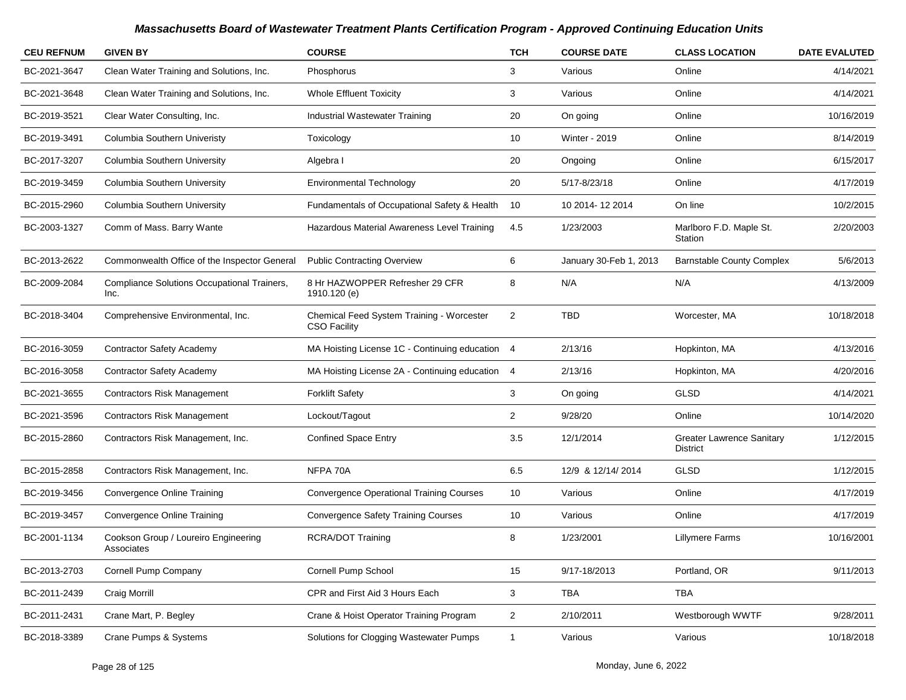## Massachusetts Board of Wastewater Treatment Plants Certification Program - Approved Continuing Education Units

| CEU REFNUM | GIVEN BY | COURSE | TCH | COURSE DATE | CLASS LOCATION | DATE EVALUTED |
|---|---|---|---|---|---|---|
| BC-2021-3647 | Clean Water Training and Solutions, Inc. | Phosphorus | 3 | Various | Online | 4/14/2021 |
| BC-2021-3648 | Clean Water Training and Solutions, Inc. | Whole Effluent Toxicity | 3 | Various | Online | 4/14/2021 |
| BC-2019-3521 | Clear Water Consulting, Inc. | Industrial Wastewater Training | 20 | On going | Online | 10/16/2019 |
| BC-2019-3491 | Columbia Southern Univeristy | Toxicology | 10 | Winter - 2019 | Online | 8/14/2019 |
| BC-2017-3207 | Columbia Southern University | Algebra I | 20 | Ongoing | Online | 6/15/2017 |
| BC-2019-3459 | Columbia Southern University | Environmental Technology | 20 | 5/17-8/23/18 | Online | 4/17/2019 |
| BC-2015-2960 | Columbia Southern University | Fundamentals of Occupational Safety & Health | 10 | 10 2014- 12 2014 | On line | 10/2/2015 |
| BC-2003-1327 | Comm of Mass. Barry Wante | Hazardous Material Awareness Level Training | 4.5 | 1/23/2003 | Marlboro F.D. Maple St. Station | 2/20/2003 |
| BC-2013-2622 | Commonwealth Office of the Inspector General | Public Contracting Overview | 6 | January 30-Feb 1, 2013 | Barnstable County Complex | 5/6/2013 |
| BC-2009-2084 | Compliance Solutions Occupational Trainers, Inc. | 8 Hr HAZWOPPER Refresher 29 CFR 1910.120 (e) | 8 | N/A | N/A | 4/13/2009 |
| BC-2018-3404 | Comprehensive Environmental, Inc. | Chemical Feed System Training - Worcester CSO Facility | 2 | TBD | Worcester, MA | 10/18/2018 |
| BC-2016-3059 | Contractor Safety Academy | MA Hoisting License 1C - Continuing education | 4 | 2/13/16 | Hopkinton, MA | 4/13/2016 |
| BC-2016-3058 | Contractor Safety Academy | MA Hoisting License 2A - Continuing education | 4 | 2/13/16 | Hopkinton, MA | 4/20/2016 |
| BC-2021-3655 | Contractors Risk Management | Forklift Safety | 3 | On going | GLSD | 4/14/2021 |
| BC-2021-3596 | Contractors Risk Management | Lockout/Tagout | 2 | 9/28/20 | Online | 10/14/2020 |
| BC-2015-2860 | Contractors Risk Management, Inc. | Confined Space Entry | 3.5 | 12/1/2014 | Greater Lawrence Sanitary District | 1/12/2015 |
| BC-2015-2858 | Contractors Risk Management, Inc. | NFPA 70A | 6.5 | 12/9 & 12/14/ 2014 | GLSD | 1/12/2015 |
| BC-2019-3456 | Convergence Online Training | Convergence Operational Training Courses | 10 | Various | Online | 4/17/2019 |
| BC-2019-3457 | Convergence Online Training | Convergence Safety Training Courses | 10 | Various | Online | 4/17/2019 |
| BC-2001-1134 | Cookson Group / Loureiro Engineering Associates | RCRA/DOT Training | 8 | 1/23/2001 | Lillymere Farms | 10/16/2001 |
| BC-2013-2703 | Cornell Pump Company | Cornell Pump School | 15 | 9/17-18/2013 | Portland, OR | 9/11/2013 |
| BC-2011-2439 | Craig Morrill | CPR and First Aid 3 Hours Each | 3 | TBA | TBA | |
| BC-2011-2431 | Crane Mart, P. Begley | Crane & Hoist Operator Training Program | 2 | 2/10/2011 | Westborough WWTF | 9/28/2011 |
| BC-2018-3389 | Crane Pumps & Systems | Solutions for Clogging Wastewater Pumps | 1 | Various | Various | 10/18/2018 |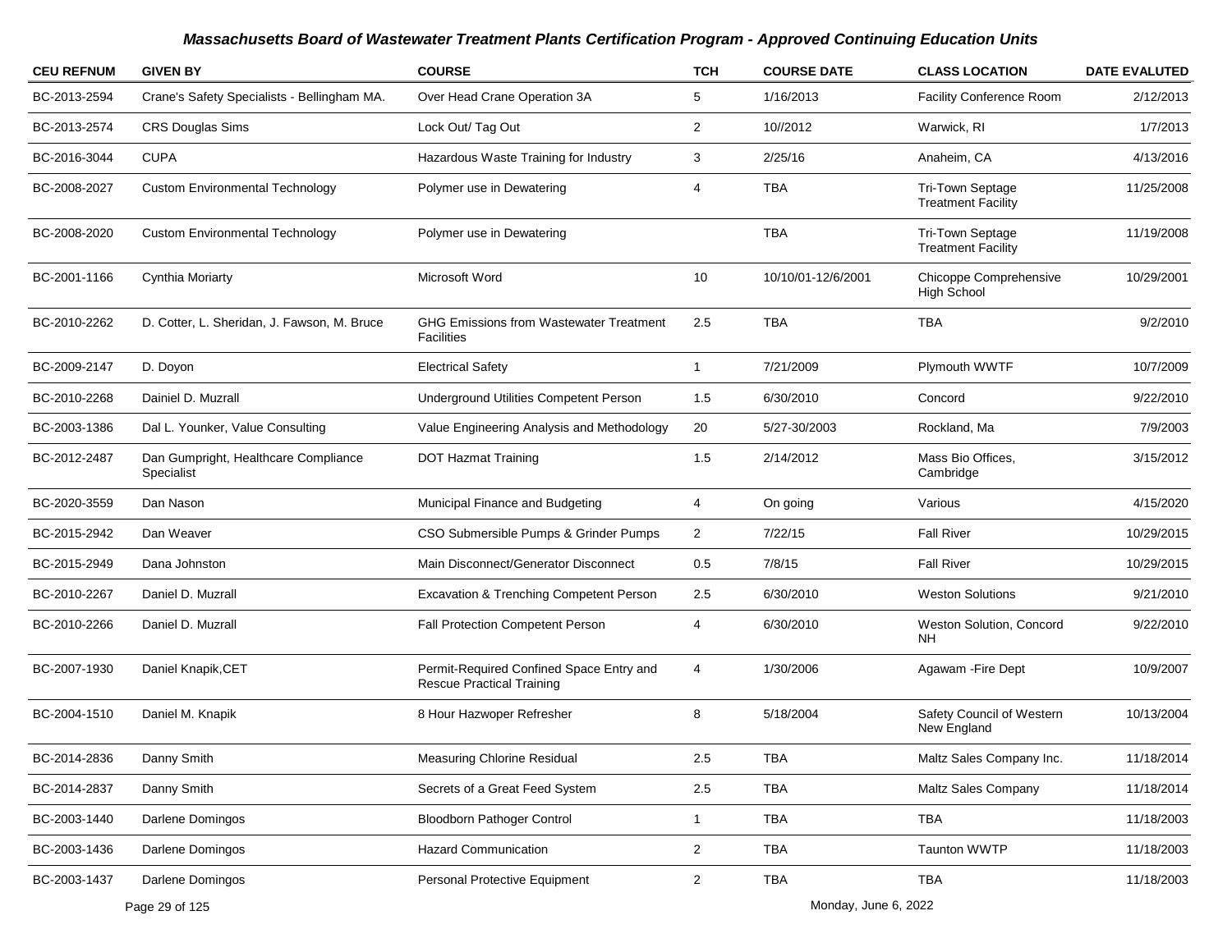# Massachusetts Board of Wastewater Treatment Plants Certification Program - Approved Continuing Education Units

| CEU REFNUM | GIVEN BY | COURSE | TCH | COURSE DATE | CLASS LOCATION | DATE EVALUTED |
|---|---|---|---|---|---|---|
| BC-2013-2594 | Crane's Safety Specialists - Bellingham MA. | Over Head Crane Operation 3A | 5 | 1/16/2013 | Facility Conference Room | 2/12/2013 |
| BC-2013-2574 | CRS Douglas Sims | Lock Out/ Tag Out | 2 | 10//2012 | Warwick, RI | 1/7/2013 |
| BC-2016-3044 | CUPA | Hazardous Waste Training for Industry | 3 | 2/25/16 | Anaheim, CA | 4/13/2016 |
| BC-2008-2027 | Custom Environmental Technology | Polymer use in Dewatering | 4 | TBA | Tri-Town Septage Treatment Facility | 11/25/2008 |
| BC-2008-2020 | Custom Environmental Technology | Polymer use in Dewatering | | TBA | Tri-Town Septage Treatment Facility | 11/19/2008 |
| BC-2001-1166 | Cynthia Moriarty | Microsoft Word | 10 | 10/10/01-12/6/2001 | Chicoppe Comprehensive High School | 10/29/2001 |
| BC-2010-2262 | D. Cotter, L. Sheridan, J. Fawson, M. Bruce | GHG Emissions from Wastewater Treatment Facilities | 2.5 | TBA | TBA | 9/2/2010 |
| BC-2009-2147 | D. Doyon | Electrical Safety | 1 | 7/21/2009 | Plymouth WWTF | 10/7/2009 |
| BC-2010-2268 | Dainiel D. Muzrall | Underground Utilities Competent Person | 1.5 | 6/30/2010 | Concord | 9/22/2010 |
| BC-2003-1386 | Dal L. Younker, Value Consulting | Value Engineering Analysis and Methodology | 20 | 5/27-30/2003 | Rockland, Ma | 7/9/2003 |
| BC-2012-2487 | Dan Gumpright, Healthcare Compliance Specialist | DOT Hazmat Training | 1.5 | 2/14/2012 | Mass Bio Offices, Cambridge | 3/15/2012 |
| BC-2020-3559 | Dan Nason | Municipal Finance and Budgeting | 4 | On going | Various | 4/15/2020 |
| BC-2015-2942 | Dan Weaver | CSO Submersible Pumps & Grinder Pumps | 2 | 7/22/15 | Fall River | 10/29/2015 |
| BC-2015-2949 | Dana Johnston | Main Disconnect/Generator Disconnect | 0.5 | 7/8/15 | Fall River | 10/29/2015 |
| BC-2010-2267 | Daniel D. Muzrall | Excavation & Trenching Competent Person | 2.5 | 6/30/2010 | Weston Solutions | 9/21/2010 |
| BC-2010-2266 | Daniel D. Muzrall | Fall Protection Competent Person | 4 | 6/30/2010 | Weston Solution, Concord NH | 9/22/2010 |
| BC-2007-1930 | Daniel Knapik,CET | Permit-Required Confined Space Entry and Rescue Practical Training | 4 | 1/30/2006 | Agawam -Fire Dept | 10/9/2007 |
| BC-2004-1510 | Daniel M. Knapik | 8 Hour Hazwoper Refresher | 8 | 5/18/2004 | Safety Council of Western New England | 10/13/2004 |
| BC-2014-2836 | Danny Smith | Measuring Chlorine Residual | 2.5 | TBA | Maltz Sales Company Inc. | 11/18/2014 |
| BC-2014-2837 | Danny Smith | Secrets of a Great Feed System | 2.5 | TBA | Maltz Sales Company | 11/18/2014 |
| BC-2003-1440 | Darlene Domingos | Bloodborn Pathoger Control | 1 | TBA | TBA | 11/18/2003 |
| BC-2003-1436 | Darlene Domingos | Hazard Communication | 2 | TBA | Taunton WWTP | 11/18/2003 |
| BC-2003-1437 | Darlene Domingos | Personal Protective Equipment | 2 | TBA | TBA | 11/18/2003 |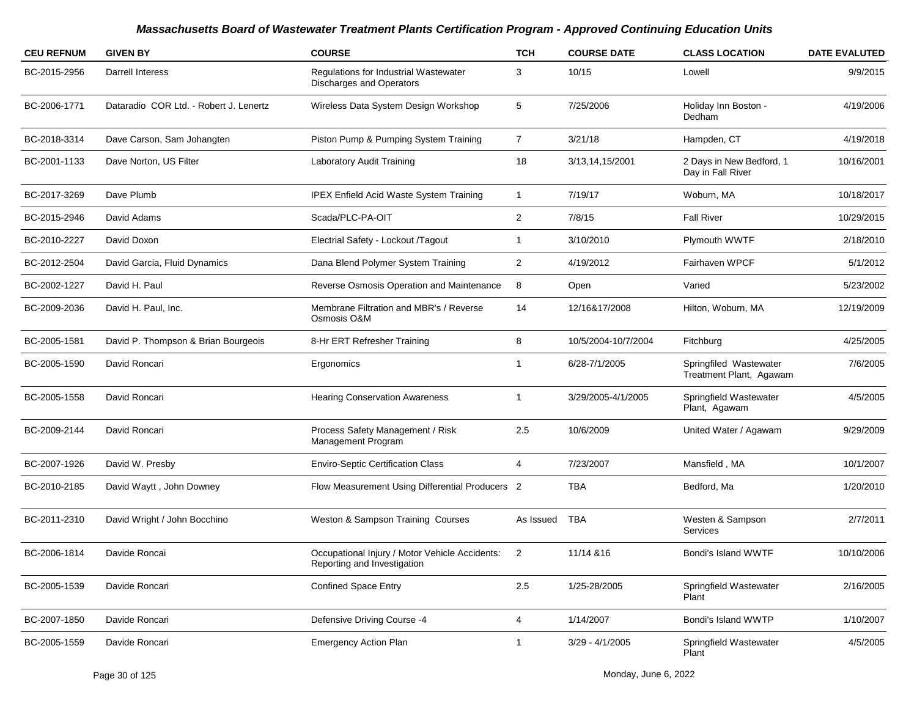## Massachusetts Board of Wastewater Treatment Plants Certification Program - Approved Continuing Education Units

| CEU REFNUM | GIVEN BY | COURSE | TCH | COURSE DATE | CLASS LOCATION | DATE EVALUTED |
|---|---|---|---|---|---|---|
| BC-2015-2956 | Darrell Interess | Regulations for Industrial Wastewater Discharges and Operators | 3 | 10/15 | Lowell | 9/9/2015 |
| BC-2006-1771 | Dataradio COR Ltd. - Robert J. Lenertz | Wireless Data System Design Workshop | 5 | 7/25/2006 | Holiday Inn Boston - Dedham | 4/19/2006 |
| BC-2018-3314 | Dave Carson, Sam Johangten | Piston Pump & Pumping System Training | 7 | 3/21/18 | Hampden, CT | 4/19/2018 |
| BC-2001-1133 | Dave Norton, US Filter | Laboratory Audit Training | 18 | 3/13,14,15/2001 | 2 Days in New Bedford, 1 Day in Fall River | 10/16/2001 |
| BC-2017-3269 | Dave Plumb | IPEX Enfield Acid Waste System Training | 1 | 7/19/17 | Woburn, MA | 10/18/2017 |
| BC-2015-2946 | David Adams | Scada/PLC-PA-OIT | 2 | 7/8/15 | Fall River | 10/29/2015 |
| BC-2010-2227 | David Doxon | Electrial Safety - Lockout /Tagout | 1 | 3/10/2010 | Plymouth WWTF | 2/18/2010 |
| BC-2012-2504 | David Garcia, Fluid Dynamics | Dana Blend Polymer System Training | 2 | 4/19/2012 | Fairhaven WPCF | 5/1/2012 |
| BC-2002-1227 | David H. Paul | Reverse Osmosis Operation and Maintenance | 8 | Open | Varied | 5/23/2002 |
| BC-2009-2036 | David H. Paul, Inc. | Membrane Filtration and MBR's / Reverse Osmosis O&M | 14 | 12/16&17/2008 | Hilton, Woburn, MA | 12/19/2009 |
| BC-2005-1581 | David P. Thompson & Brian Bourgeois | 8-Hr ERT Refresher Training | 8 | 10/5/2004-10/7/2004 | Fitchburg | 4/25/2005 |
| BC-2005-1590 | David Roncari | Ergonomics | 1 | 6/28-7/1/2005 | Springfiled Wastewater Treatment Plant, Agawam | 7/6/2005 |
| BC-2005-1558 | David Roncari | Hearing Conservation Awareness | 1 | 3/29/2005-4/1/2005 | Springfield Wastewater Plant, Agawam | 4/5/2005 |
| BC-2009-2144 | David Roncari | Process Safety Management / Risk Management Program | 2.5 | 10/6/2009 | United Water / Agawam | 9/29/2009 |
| BC-2007-1926 | David W. Presby | Enviro-Septic Certification Class | 4 | 7/23/2007 | Mansfield , MA | 10/1/2007 |
| BC-2010-2185 | David Waytt , John Downey | Flow Measurement Using Differential Producers | 2 | TBA | Bedford, Ma | 1/20/2010 |
| BC-2011-2310 | David Wright / John Bocchino | Weston & Sampson Training Courses | As Issued | TBA | Westen & Sampson Services | 2/7/2011 |
| BC-2006-1814 | Davide Roncai | Occupational Injury / Motor Vehicle Accidents: Reporting and Investigation | 2 | 11/14 &16 | Bondi's Island WWTF | 10/10/2006 |
| BC-2005-1539 | Davide Roncari | Confined Space Entry | 2.5 | 1/25-28/2005 | Springfield Wastewater Plant | 2/16/2005 |
| BC-2007-1850 | Davide Roncari | Defensive Driving Course -4 | 4 | 1/14/2007 | Bondi's Island WWTP | 1/10/2007 |
| BC-2005-1559 | Davide Roncari | Emergency Action Plan | 1 | 3/29 - 4/1/2005 | Springfield Wastewater Plant | 4/5/2005 |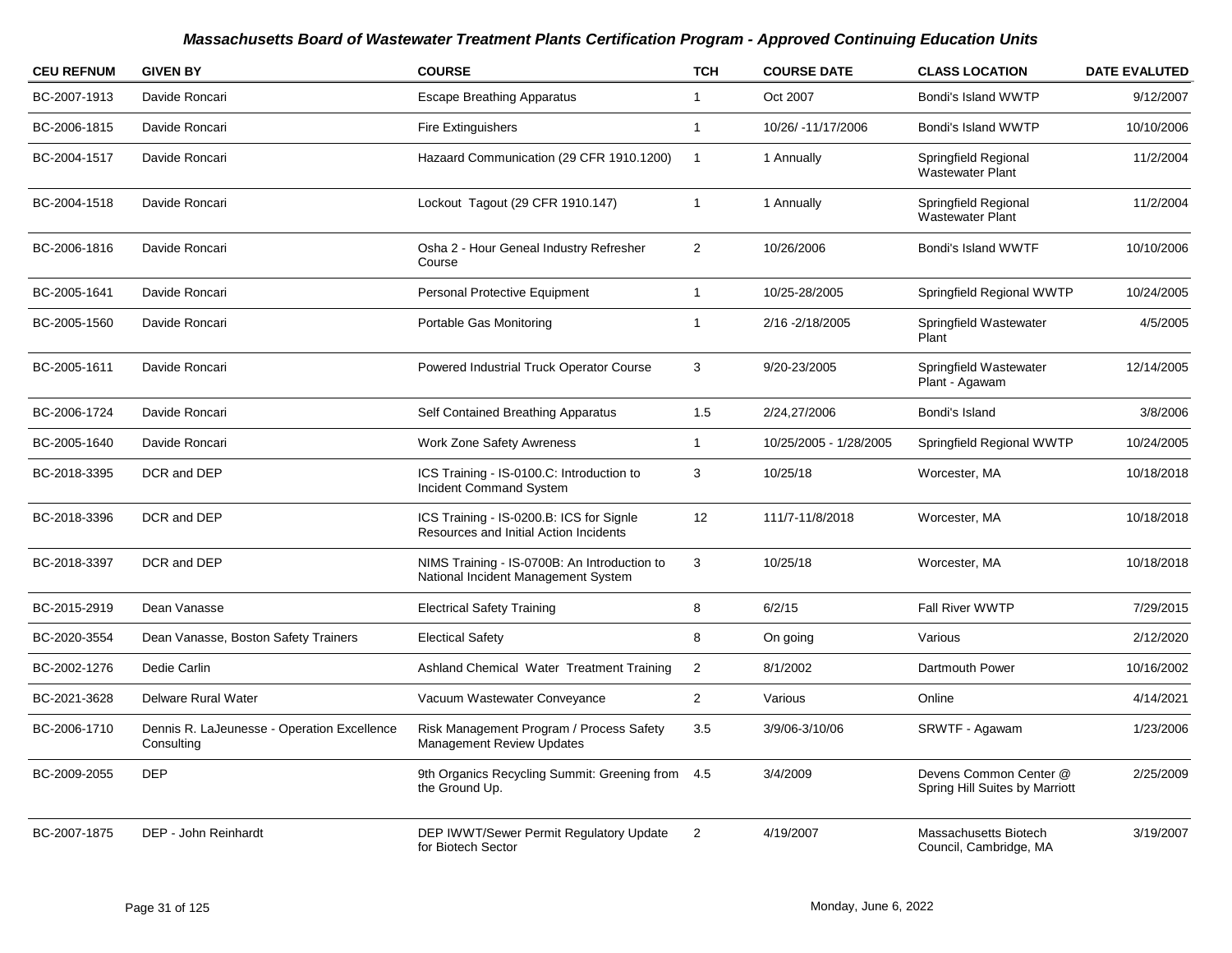# Massachusetts Board of Wastewater Treatment Plants Certification Program - Approved Continuing Education Units

| CEU REFNUM | GIVEN BY | COURSE | TCH | COURSE DATE | CLASS LOCATION | DATE EVALUTED |
|---|---|---|---|---|---|---|
| BC-2007-1913 | Davide Roncari | Escape Breathing Apparatus | 1 | Oct 2007 | Bondi's Island WWTP | 9/12/2007 |
| BC-2006-1815 | Davide Roncari | Fire Extinguishers | 1 | 10/26/ -11/17/2006 | Bondi's Island WWTP | 10/10/2006 |
| BC-2004-1517 | Davide Roncari | Hazaard Communication (29 CFR 1910.1200) | 1 | 1 Annually | Springfield Regional Wastewater Plant | 11/2/2004 |
| BC-2004-1518 | Davide Roncari | Lockout Tagout (29 CFR 1910.147) | 1 | 1 Annually | Springfield Regional Wastewater Plant | 11/2/2004 |
| BC-2006-1816 | Davide Roncari | Osha 2 - Hour Geneal Industry Refresher Course | 2 | 10/26/2006 | Bondi's Island WWTF | 10/10/2006 |
| BC-2005-1641 | Davide Roncari | Personal Protective Equipment | 1 | 10/25-28/2005 | Springfield Regional WWTP | 10/24/2005 |
| BC-2005-1560 | Davide Roncari | Portable Gas Monitoring | 1 | 2/16 -2/18/2005 | Springfield Wastewater Plant | 4/5/2005 |
| BC-2005-1611 | Davide Roncari | Powered Industrial Truck Operator Course | 3 | 9/20-23/2005 | Springfield Wastewater Plant - Agawam | 12/14/2005 |
| BC-2006-1724 | Davide Roncari | Self Contained Breathing Apparatus | 1.5 | 2/24,27/2006 | Bondi's Island | 3/8/2006 |
| BC-2005-1640 | Davide Roncari | Work Zone Safety Awreness | 1 | 10/25/2005 - 1/28/2005 | Springfield Regional WWTP | 10/24/2005 |
| BC-2018-3395 | DCR and DEP | ICS Training - IS-0100.C: Introduction to Incident Command System | 3 | 10/25/18 | Worcester, MA | 10/18/2018 |
| BC-2018-3396 | DCR and DEP | ICS Training - IS-0200.B: ICS for Signle Resources and Initial Action Incidents | 12 | 111/7-11/8/2018 | Worcester, MA | 10/18/2018 |
| BC-2018-3397 | DCR and DEP | NIMS Training - IS-0700B: An Introduction to National Incident Management System | 3 | 10/25/18 | Worcester, MA | 10/18/2018 |
| BC-2015-2919 | Dean Vanasse | Electrical Safety Training | 8 | 6/2/15 | Fall River WWTP | 7/29/2015 |
| BC-2020-3554 | Dean Vanasse, Boston Safety Trainers | Electical Safety | 8 | On going | Various | 2/12/2020 |
| BC-2002-1276 | Dedie Carlin | Ashland Chemical Water Treatment Training | 2 | 8/1/2002 | Dartmouth Power | 10/16/2002 |
| BC-2021-3628 | Delware Rural Water | Vacuum Wastewater Conveyance | 2 | Various | Online | 4/14/2021 |
| BC-2006-1710 | Dennis R. LaJeunesse - Operation Excellence Consulting | Risk Management Program / Process Safety Management Review Updates | 3.5 | 3/9/06-3/10/06 | SRWTF - Agawam | 1/23/2006 |
| BC-2009-2055 | DEP | 9th Organics Recycling Summit: Greening from the Ground Up. | 4.5 | 3/4/2009 | Devens Common Center @ Spring Hill Suites by Marriott | 2/25/2009 |
| BC-2007-1875 | DEP - John Reinhardt | DEP IWWT/Sewer Permit Regulatory Update for Biotech Sector | 2 | 4/19/2007 | Massachusetts Biotech Council, Cambridge, MA | 3/19/2007 |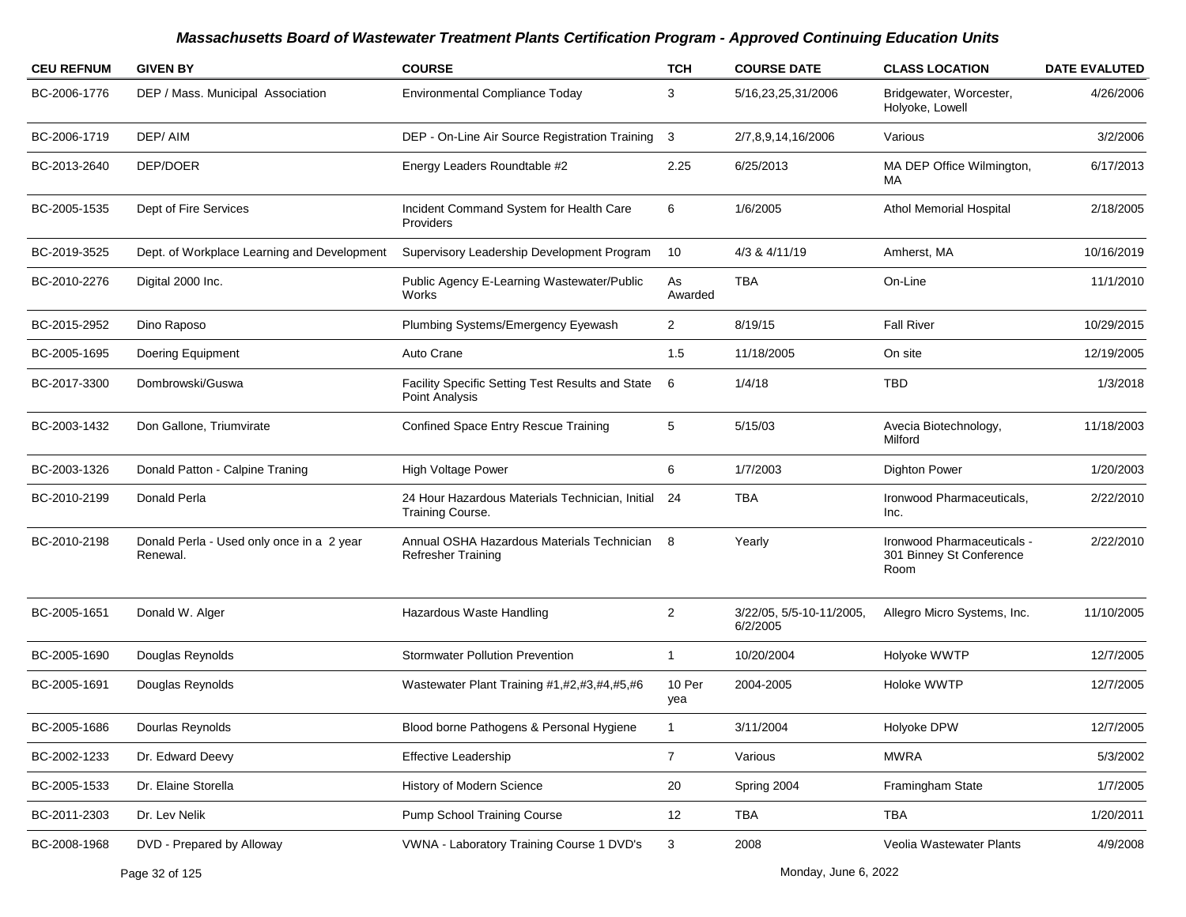## Massachusetts Board of Wastewater Treatment Plants Certification Program - Approved Continuing Education Units

| CEU REFNUM | GIVEN BY | COURSE | TCH | COURSE DATE | CLASS LOCATION | DATE EVALUTED |
|---|---|---|---|---|---|---|
| BC-2006-1776 | DEP / Mass. Municipal Association | Environmental Compliance Today | 3 | 5/16,23,25,31/2006 | Bridgewater, Worcester, Holyoke, Lowell | 4/26/2006 |
| BC-2006-1719 | DEP/ AIM | DEP - On-Line Air Source Registration Training | 3 | 2/7,8,9,14,16/2006 | Various | 3/2/2006 |
| BC-2013-2640 | DEP/DOER | Energy Leaders Roundtable #2 | 2.25 | 6/25/2013 | MA DEP Office Wilmington, MA | 6/17/2013 |
| BC-2005-1535 | Dept of Fire Services | Incident Command System for Health Care Providers | 6 | 1/6/2005 | Athol Memorial Hospital | 2/18/2005 |
| BC-2019-3525 | Dept. of Workplace Learning and Development | Supervisory Leadership Development Program | 10 | 4/3 & 4/11/19 | Amherst, MA | 10/16/2019 |
| BC-2010-2276 | Digital 2000 Inc. | Public Agency E-Learning Wastewater/Public Works | As Awarded | TBA | On-Line | 11/1/2010 |
| BC-2015-2952 | Dino Raposo | Plumbing Systems/Emergency Eyewash | 2 | 8/19/15 | Fall River | 10/29/2015 |
| BC-2005-1695 | Doering Equipment | Auto Crane | 1.5 | 11/18/2005 | On site | 12/19/2005 |
| BC-2017-3300 | Dombrowski/Guswa | Facility Specific Setting Test Results and State Point Analysis | 6 | 1/4/18 | TBD | 1/3/2018 |
| BC-2003-1432 | Don Gallone, Triumvirate | Confined Space Entry Rescue Training | 5 | 5/15/03 | Avecia Biotechnology, Milford | 11/18/2003 |
| BC-2003-1326 | Donald Patton - Calpine Traning | High Voltage Power | 6 | 1/7/2003 | Dighton Power | 1/20/2003 |
| BC-2010-2199 | Donald Perla | 24 Hour Hazardous Materials Technician, Initial Training Course. | 24 | TBA | Ironwood Pharmaceuticals, Inc. | 2/22/2010 |
| BC-2010-2198 | Donald Perla - Used only once in a 2 year Renewal. | Annual OSHA Hazardous Materials Technician Refresher Training | 8 | Yearly | Ironwood Pharmaceuticals - 301 Binney St Conference Room | 2/22/2010 |
| BC-2005-1651 | Donald W. Alger | Hazardous Waste Handling | 2 | 3/22/05, 5/5-10-11/2005, 6/2/2005 | Allegro Micro Systems, Inc. | 11/10/2005 |
| BC-2005-1690 | Douglas Reynolds | Stormwater Pollution Prevention | 1 | 10/20/2004 | Holyoke WWTP | 12/7/2005 |
| BC-2005-1691 | Douglas Reynolds | Wastewater Plant Training #1,#2,#3,#4,#5,#6 | 10 Per yea | 2004-2005 | Holoke WWTP | 12/7/2005 |
| BC-2005-1686 | Dourlas Reynolds | Blood borne Pathogens & Personal Hygiene | 1 | 3/11/2004 | Holyoke DPW | 12/7/2005 |
| BC-2002-1233 | Dr. Edward Deevy | Effective Leadership | 7 | Various | MWRA | 5/3/2002 |
| BC-2005-1533 | Dr. Elaine Storella | History of Modern Science | 20 | Spring 2004 | Framingham State | 1/7/2005 |
| BC-2011-2303 | Dr. Lev Nelik | Pump School Training Course | 12 | TBA | TBA | 1/20/2011 |
| BC-2008-1968 | DVD - Prepared by Alloway | VWNA - Laboratory Training Course 1 DVD's | 3 | 2008 | Veolia Wastewater Plants | 4/9/2008 |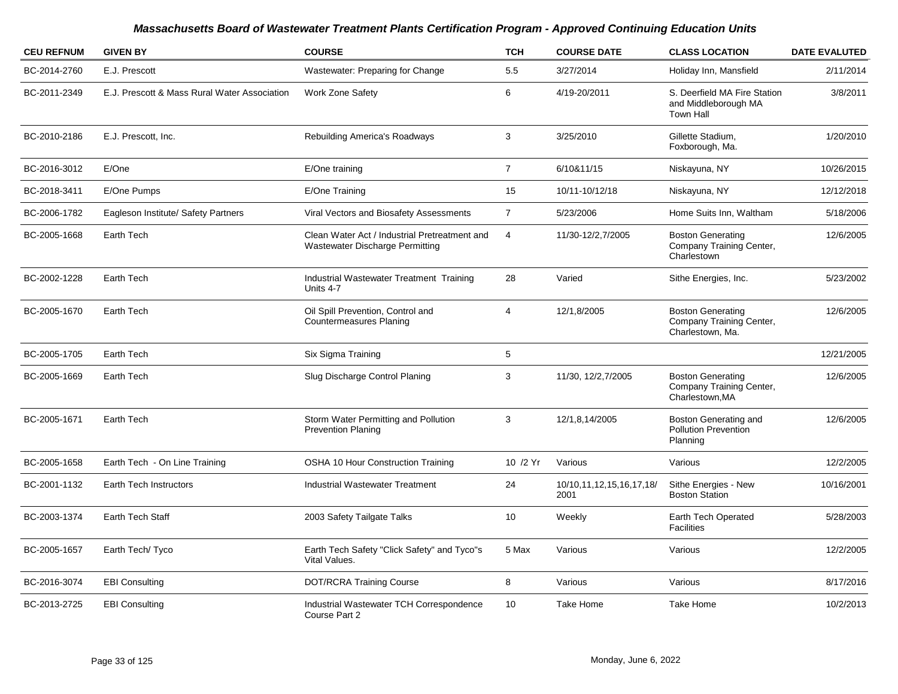## Massachusetts Board of Wastewater Treatment Plants Certification Program - Approved Continuing Education Units

| CEU REFNUM | GIVEN BY | COURSE | TCH | COURSE DATE | CLASS LOCATION | DATE EVALUTED |
|---|---|---|---|---|---|---|
| BC-2014-2760 | E.J. Prescott | Wastewater: Preparing for Change | 5.5 | 3/27/2014 | Holiday Inn, Mansfield | 2/11/2014 |
| BC-2011-2349 | E.J. Prescott & Mass Rural Water Association | Work Zone Safety | 6 | 4/19-20/2011 | S. Deerfield MA Fire Station and Middleborough MA Town Hall | 3/8/2011 |
| BC-2010-2186 | E.J. Prescott, Inc. | Rebuilding America's Roadways | 3 | 3/25/2010 | Gillette Stadium, Foxborough, Ma. | 1/20/2010 |
| BC-2016-3012 | E/One | E/One training | 7 | 6/10&11/15 | Niskayuna, NY | 10/26/2015 |
| BC-2018-3411 | E/One Pumps | E/One Training | 15 | 10/11-10/12/18 | Niskayuna, NY | 12/12/2018 |
| BC-2006-1782 | Eagleson Institute/ Safety Partners | Viral Vectors and Biosafety Assessments | 7 | 5/23/2006 | Home Suits Inn, Waltham | 5/18/2006 |
| BC-2005-1668 | Earth Tech | Clean Water Act / Industrial Pretreatment and Wastewater Discharge Permitting | 4 | 11/30-12/2,7/2005 | Boston Generating Company Training Center, Charlestown | 12/6/2005 |
| BC-2002-1228 | Earth Tech | Industrial Wastewater Treatment Training Units 4-7 | 28 | Varied | Sithe Energies, Inc. | 5/23/2002 |
| BC-2005-1670 | Earth Tech | Oil Spill Prevention, Control and Countermeasures Planing | 4 | 12/1,8/2005 | Boston Generating Company Training Center, Charlestown, Ma. | 12/6/2005 |
| BC-2005-1705 | Earth Tech | Six Sigma Training | 5 | | | 12/21/2005 |
| BC-2005-1669 | Earth Tech | Slug Discharge Control Planing | 3 | 11/30, 12/2,7/2005 | Boston Generating Company Training Center, Charlestown,MA | 12/6/2005 |
| BC-2005-1671 | Earth Tech | Storm Water Permitting and Pollution Prevention Planing | 3 | 12/1,8,14/2005 | Boston Generating and Pollution Prevention Planning | 12/6/2005 |
| BC-2005-1658 | Earth Tech - On Line Training | OSHA 10 Hour Construction Training | 10 /2 Yr | Various | Various | 12/2/2005 |
| BC-2001-1132 | Earth Tech Instructors | Industrial Wastewater Treatment | 24 | 10/10,11,12,15,16,17,18/2001 | Sithe Energies - New Boston Station | 10/16/2001 |
| BC-2003-1374 | Earth Tech Staff | 2003 Safety Tailgate Talks | 10 | Weekly | Earth Tech Operated Facilities | 5/28/2003 |
| BC-2005-1657 | Earth Tech/ Tyco | Earth Tech Safety "Click Safety" and Tyco"s Vital Values. | 5 Max | Various | Various | 12/2/2005 |
| BC-2016-3074 | EBI Consulting | DOT/RCRA Training Course | 8 | Various | Various | 8/17/2016 |
| BC-2013-2725 | EBI Consulting | Industrial Wastewater TCH Correspondence Course Part 2 | 10 | Take Home | Take Home | 10/2/2013 |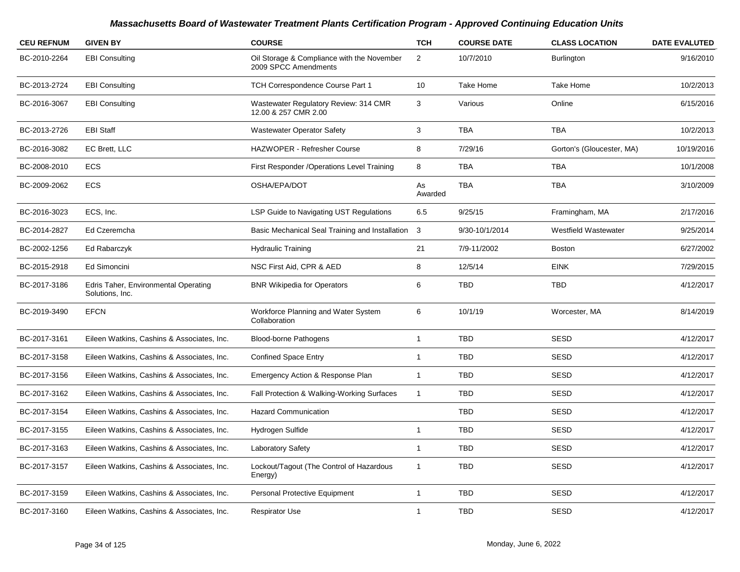# Massachusetts Board of Wastewater Treatment Plants Certification Program - Approved Continuing Education Units

| CEU REFNUM | GIVEN BY | COURSE | TCH | COURSE DATE | CLASS LOCATION | DATE EVALUTED |
|---|---|---|---|---|---|---|
| BC-2010-2264 | EBI Consulting | Oil Storage & Compliance with the November 2009 SPCC Amendments | 2 | 10/7/2010 | Burlington | 9/16/2010 |
| BC-2013-2724 | EBI Consulting | TCH Correspondence Course Part 1 | 10 | Take Home | Take Home | 10/2/2013 |
| BC-2016-3067 | EBI Consulting | Wastewater Regulatory Review: 314 CMR 12.00 & 257 CMR 2.00 | 3 | Various | Online | 6/15/2016 |
| BC-2013-2726 | EBI Staff | Wastewater Operator Safety | 3 | TBA | TBA | 10/2/2013 |
| BC-2016-3082 | EC Brett, LLC | HAZWOPER - Refresher Course | 8 | 7/29/16 | Gorton's (Gloucester, MA) | 10/19/2016 |
| BC-2008-2010 | ECS | First Responder /Operations Level Training | 8 | TBA | TBA | 10/1/2008 |
| BC-2009-2062 | ECS | OSHA/EPA/DOT | As Awarded | TBA | TBA | 3/10/2009 |
| BC-2016-3023 | ECS, Inc. | LSP Guide to Navigating UST Regulations | 6.5 | 9/25/15 | Framingham, MA | 2/17/2016 |
| BC-2014-2827 | Ed Czeremcha | Basic Mechanical Seal Training and Installation | 3 | 9/30-10/1/2014 | Westfield Wastewater | 9/25/2014 |
| BC-2002-1256 | Ed Rabarczyk | Hydraulic Training | 21 | 7/9-11/2002 | Boston | 6/27/2002 |
| BC-2015-2918 | Ed Simoncini | NSC First Aid, CPR & AED | 8 | 12/5/14 | EINK | 7/29/2015 |
| BC-2017-3186 | Edris Taher, Environmental Operating Solutions, Inc. | BNR Wikipedia for Operators | 6 | TBD | TBD | 4/12/2017 |
| BC-2019-3490 | EFCN | Workforce Planning and Water System Collaboration | 6 | 10/1/19 | Worcester, MA | 8/14/2019 |
| BC-2017-3161 | Eileen Watkins, Cashins & Associates, Inc. | Blood-borne Pathogens | 1 | TBD | SESD | 4/12/2017 |
| BC-2017-3158 | Eileen Watkins, Cashins & Associates, Inc. | Confined Space Entry | 1 | TBD | SESD | 4/12/2017 |
| BC-2017-3156 | Eileen Watkins, Cashins & Associates, Inc. | Emergency Action & Response Plan | 1 | TBD | SESD | 4/12/2017 |
| BC-2017-3162 | Eileen Watkins, Cashins & Associates, Inc. | Fall Protection & Walking-Working Surfaces | 1 | TBD | SESD | 4/12/2017 |
| BC-2017-3154 | Eileen Watkins, Cashins & Associates, Inc. | Hazard Communication | | TBD | SESD | 4/12/2017 |
| BC-2017-3155 | Eileen Watkins, Cashins & Associates, Inc. | Hydrogen Sulfide | 1 | TBD | SESD | 4/12/2017 |
| BC-2017-3163 | Eileen Watkins, Cashins & Associates, Inc. | Laboratory Safety | 1 | TBD | SESD | 4/12/2017 |
| BC-2017-3157 | Eileen Watkins, Cashins & Associates, Inc. | Lockout/Tagout (The Control of Hazardous Energy) | 1 | TBD | SESD | 4/12/2017 |
| BC-2017-3159 | Eileen Watkins, Cashins & Associates, Inc. | Personal Protective Equipment | 1 | TBD | SESD | 4/12/2017 |
| BC-2017-3160 | Eileen Watkins, Cashins & Associates, Inc. | Respirator Use | 1 | TBD | SESD | 4/12/2017 |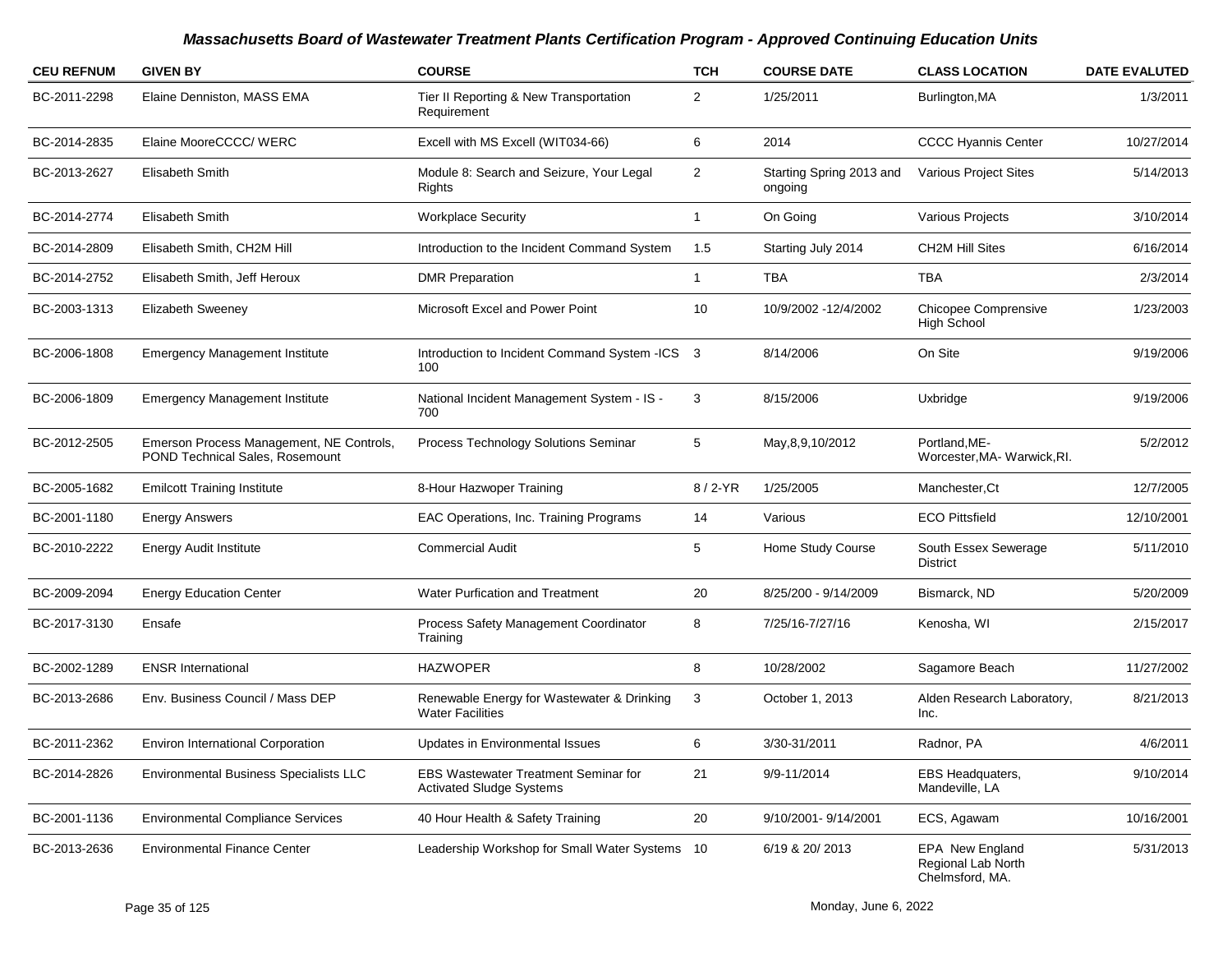## Massachusetts Board of Wastewater Treatment Plants Certification Program - Approved Continuing Education Units

| CEU REFNUM | GIVEN BY | COURSE | TCH | COURSE DATE | CLASS LOCATION | DATE EVALUTED |
|---|---|---|---|---|---|---|
| BC-2011-2298 | Elaine Denniston, MASS EMA | Tier II Reporting & New Transportation Requirement | 2 | 1/25/2011 | Burlington,MA | 1/3/2011 |
| BC-2014-2835 | Elaine MooreCCCC/ WERC | Excell with MS Excell (WIT034-66) | 6 | 2014 | CCCC Hyannis Center | 10/27/2014 |
| BC-2013-2627 | Elisabeth Smith | Module 8: Search and Seizure, Your Legal Rights | 2 | Starting Spring 2013 and ongoing | Various Project Sites | 5/14/2013 |
| BC-2014-2774 | Elisabeth Smith | Workplace Security | 1 | On Going | Various Projects | 3/10/2014 |
| BC-2014-2809 | Elisabeth Smith, CH2M Hill | Introduction to the Incident Command System | 1.5 | Starting July 2014 | CH2M Hill Sites | 6/16/2014 |
| BC-2014-2752 | Elisabeth Smith, Jeff Heroux | DMR Preparation | 1 | TBA | TBA | 2/3/2014 |
| BC-2003-1313 | Elizabeth Sweeney | Microsoft Excel and Power Point | 10 | 10/9/2002 -12/4/2002 | Chicopee Comprensive High School | 1/23/2003 |
| BC-2006-1808 | Emergency Management Institute | Introduction to Incident Command System -ICS 100 | 3 | 8/14/2006 | On Site | 9/19/2006 |
| BC-2006-1809 | Emergency Management Institute | National Incident Management System - IS - 700 | 3 | 8/15/2006 | Uxbridge | 9/19/2006 |
| BC-2012-2505 | Emerson Process Management, NE Controls, POND Technical Sales, Rosemount | Process Technology Solutions Seminar | 5 | May,8,9,10/2012 | Portland,ME- Worcester,MA- Warwick,RI. | 5/2/2012 |
| BC-2005-1682 | Emilcott Training Institute | 8-Hour Hazwoper Training | 8 / 2-YR | 1/25/2005 | Manchester,Ct | 12/7/2005 |
| BC-2001-1180 | Energy Answers | EAC Operations, Inc. Training Programs | 14 | Various | ECO Pittsfield | 12/10/2001 |
| BC-2010-2222 | Energy Audit Institute | Commercial Audit | 5 | Home Study Course | South Essex Sewerage District | 5/11/2010 |
| BC-2009-2094 | Energy Education Center | Water Purfication and Treatment | 20 | 8/25/200 - 9/14/2009 | Bismarck, ND | 5/20/2009 |
| BC-2017-3130 | Ensafe | Process Safety Management Coordinator Training | 8 | 7/25/16-7/27/16 | Kenosha, WI | 2/15/2017 |
| BC-2002-1289 | ENSR International | HAZWOPER | 8 | 10/28/2002 | Sagamore Beach | 11/27/2002 |
| BC-2013-2686 | Env. Business Council / Mass DEP | Renewable Energy for Wastewater & Drinking Water Facilities | 3 | October 1, 2013 | Alden Research Laboratory, Inc. | 8/21/2013 |
| BC-2011-2362 | Environ International Corporation | Updates in Environmental Issues | 6 | 3/30-31/2011 | Radnor, PA | 4/6/2011 |
| BC-2014-2826 | Environmental Business Specialists LLC | EBS Wastewater Treatment Seminar for Activated Sludge Systems | 21 | 9/9-11/2014 | EBS Headquaters, Mandeville, LA | 9/10/2014 |
| BC-2001-1136 | Environmental Compliance Services | 40 Hour Health & Safety Training | 20 | 9/10/2001- 9/14/2001 | ECS, Agawam | 10/16/2001 |
| BC-2013-2636 | Environmental Finance Center | Leadership Workshop for Small Water Systems | 10 | 6/19 & 20/ 2013 | EPA New England Regional Lab North Chelmsford, MA. | 5/31/2013 |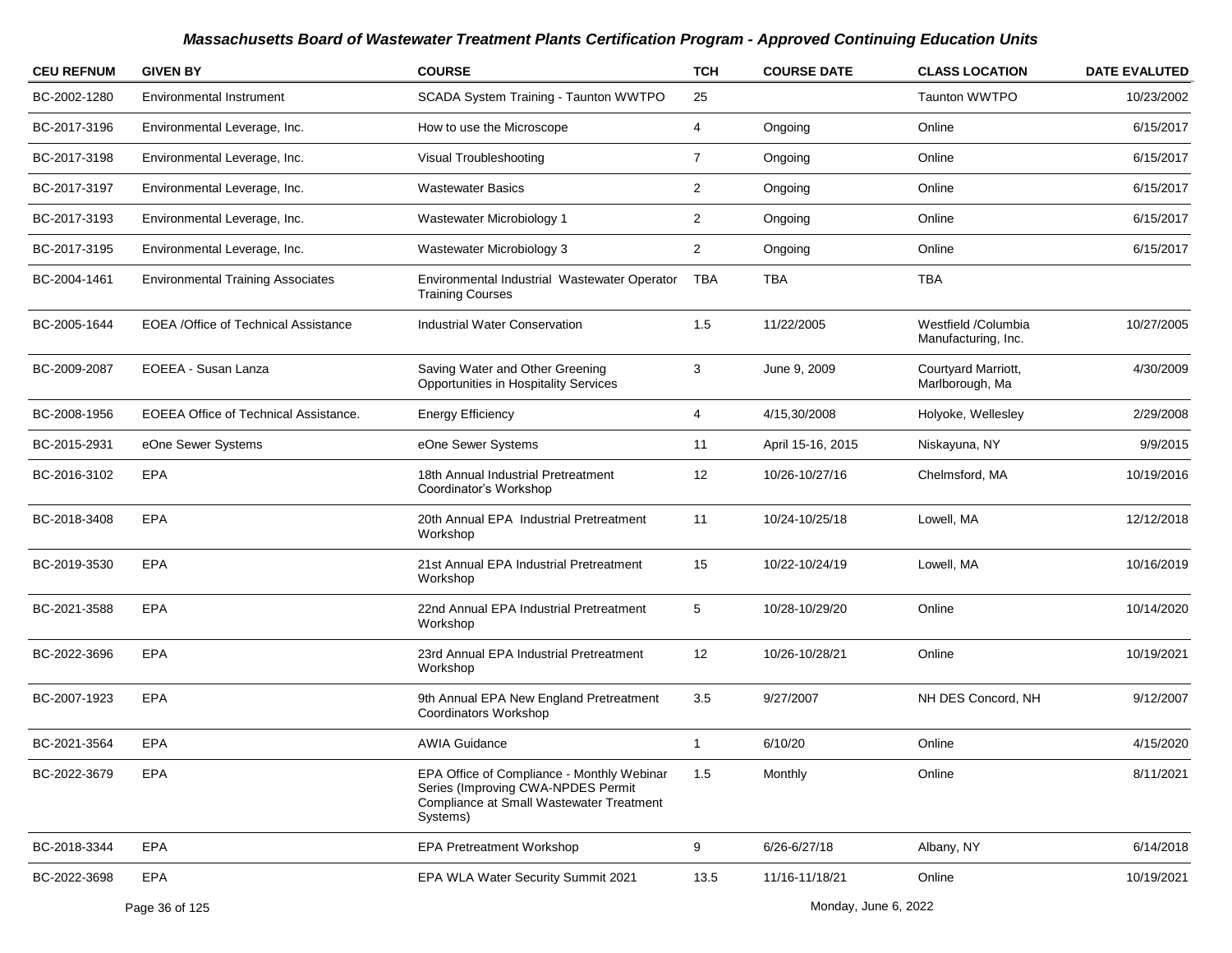# *Massachusetts Board of Wastewater Treatment Plants Certification Program - Approved Continuing Education Units*

| CEU REFNUM | GIVEN BY | COURSE | TCH | COURSE DATE | CLASS LOCATION | DATE EVALUTED |
|---|---|---|---|---|---|---|
| BC-2002-1280 | Environmental Instrument | SCADA System Training - Taunton WWTPO | 25 | | Taunton WWTPO | 10/23/2002 |
| BC-2017-3196 | Environmental Leverage, Inc. | How to use the Microscope | 4 | Ongoing | Online | 6/15/2017 |
| BC-2017-3198 | Environmental Leverage, Inc. | Visual Troubleshooting | 7 | Ongoing | Online | 6/15/2017 |
| BC-2017-3197 | Environmental Leverage, Inc. | Wastewater Basics | 2 | Ongoing | Online | 6/15/2017 |
| BC-2017-3193 | Environmental Leverage, Inc. | Wastewater Microbiology 1 | 2 | Ongoing | Online | 6/15/2017 |
| BC-2017-3195 | Environmental Leverage, Inc. | Wastewater Microbiology 3 | 2 | Ongoing | Online | 6/15/2017 |
| BC-2004-1461 | Environmental Training Associates | Environmental Industrial Wastewater Operator Training Courses | TBA | TBA | TBA | |
| BC-2005-1644 | EOEA /Office of Technical Assistance | Industrial Water Conservation | 1.5 | 11/22/2005 | Westfield /Columbia Manufacturing, Inc. | 10/27/2005 |
| BC-2009-2087 | EOEEA - Susan Lanza | Saving Water and Other Greening Opportunities in Hospitality Services | 3 | June 9, 2009 | Courtyard Marriott, Marlborough, Ma | 4/30/2009 |
| BC-2008-1956 | EOEEA Office of Technical Assistance. | Energy Efficiency | 4 | 4/15,30/2008 | Holyoke, Wellesley | 2/29/2008 |
| BC-2015-2931 | eOne Sewer Systems | eOne Sewer Systems | 11 | April 15-16, 2015 | Niskayuna, NY | 9/9/2015 |
| BC-2016-3102 | EPA | 18th Annual Industrial Pretreatment Coordinator's Workshop | 12 | 10/26-10/27/16 | Chelmsford, MA | 10/19/2016 |
| BC-2018-3408 | EPA | 20th Annual EPA Industrial Pretreatment Workshop | 11 | 10/24-10/25/18 | Lowell, MA | 12/12/2018 |
| BC-2019-3530 | EPA | 21st Annual EPA Industrial Pretreatment Workshop | 15 | 10/22-10/24/19 | Lowell, MA | 10/16/2019 |
| BC-2021-3588 | EPA | 22nd Annual EPA Industrial Pretreatment Workshop | 5 | 10/28-10/29/20 | Online | 10/14/2020 |
| BC-2022-3696 | EPA | 23rd Annual EPA Industrial Pretreatment Workshop | 12 | 10/26-10/28/21 | Online | 10/19/2021 |
| BC-2007-1923 | EPA | 9th Annual EPA New England Pretreatment Coordinators Workshop | 3.5 | 9/27/2007 | NH DES Concord, NH | 9/12/2007 |
| BC-2021-3564 | EPA | AWIA Guidance | 1 | 6/10/20 | Online | 4/15/2020 |
| BC-2022-3679 | EPA | EPA Office of Compliance - Monthly Webinar Series (Improving CWA-NPDES Permit Compliance at Small Wastewater Treatment Systems) | 1.5 | Monthly | Online | 8/11/2021 |
| BC-2018-3344 | EPA | EPA Pretreatment Workshop | 9 | 6/26-6/27/18 | Albany, NY | 6/14/2018 |
| BC-2022-3698 | EPA | EPA WLA Water Security Summit 2021 | 13.5 | 11/16-11/18/21 | Online | 10/19/2021 |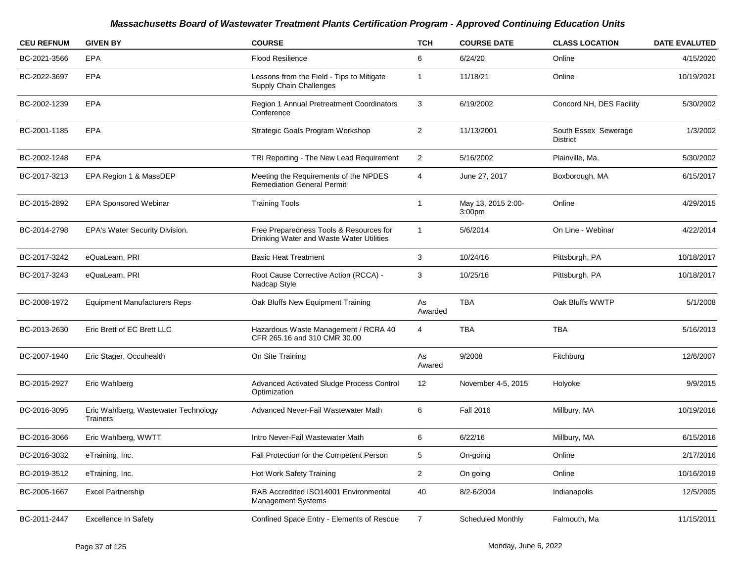# Massachusetts Board of Wastewater Treatment Plants Certification Program - Approved Continuing Education Units

| CEU REFNUM | GIVEN BY | COURSE | TCH | COURSE DATE | CLASS LOCATION | DATE EVALUTED |
|---|---|---|---|---|---|---|
| BC-2021-3566 | EPA | Flood Resilience | 6 | 6/24/20 | Online | 4/15/2020 |
| BC-2022-3697 | EPA | Lessons from the Field - Tips to Mitigate Supply Chain Challenges | 1 | 11/18/21 | Online | 10/19/2021 |
| BC-2002-1239 | EPA | Region 1 Annual Pretreatment Coordinators Conference | 3 | 6/19/2002 | Concord NH, DES Facility | 5/30/2002 |
| BC-2001-1185 | EPA | Strategic Goals Program Workshop | 2 | 11/13/2001 | South Essex Sewerage District | 1/3/2002 |
| BC-2002-1248 | EPA | TRI Reporting - The New Lead Requirement | 2 | 5/16/2002 | Plainville, Ma. | 5/30/2002 |
| BC-2017-3213 | EPA Region 1 & MassDEP | Meeting the Requirements of the NPDES Remediation General Permit | 4 | June 27, 2017 | Boxborough, MA | 6/15/2017 |
| BC-2015-2892 | EPA Sponsored Webinar | Training Tools | 1 | May 13, 2015 2:00-3:00pm | Online | 4/29/2015 |
| BC-2014-2798 | EPA's Water Security Division. | Free Preparedness Tools & Resources for Drinking Water and Waste Water Utilities | 1 | 5/6/2014 | On Line - Webinar | 4/22/2014 |
| BC-2017-3242 | eQuaLearn, PRI | Basic Heat Treatment | 3 | 10/24/16 | Pittsburgh, PA | 10/18/2017 |
| BC-2017-3243 | eQuaLearn, PRI | Root Cause Corrective Action (RCCA) - Nadcap Style | 3 | 10/25/16 | Pittsburgh, PA | 10/18/2017 |
| BC-2008-1972 | Equipment Manufacturers Reps | Oak Bluffs New Equipment Training | As Awarded | TBA | Oak Bluffs WWTP | 5/1/2008 |
| BC-2013-2630 | Eric Brett of EC Brett LLC | Hazardous Waste Management / RCRA 40 CFR 265.16 and 310 CMR 30.00 | 4 | TBA | TBA | 5/16/2013 |
| BC-2007-1940 | Eric Stager, Occuhealth | On Site Training | As Awared | 9/2008 | Fitchburg | 12/6/2007 |
| BC-2015-2927 | Eric Wahlberg | Advanced Activated Sludge Process Control Optimization | 12 | November 4-5, 2015 | Holyoke | 9/9/2015 |
| BC-2016-3095 | Eric Wahlberg, Wastewater Technology Trainers | Advanced Never-Fail Wastewater Math | 6 | Fall 2016 | Millbury, MA | 10/19/2016 |
| BC-2016-3066 | Eric Wahlberg, WWTT | Intro Never-Fail Wastewater Math | 6 | 6/22/16 | Millbury, MA | 6/15/2016 |
| BC-2016-3032 | eTraining, Inc. | Fall Protection for the Competent Person | 5 | On-going | Online | 2/17/2016 |
| BC-2019-3512 | eTraining, Inc. | Hot Work Safety Training | 2 | On going | Online | 10/16/2019 |
| BC-2005-1667 | Excel Partnership | RAB Accredited ISO14001 Environmental Management Systems | 40 | 8/2-6/2004 | Indianapolis | 12/5/2005 |
| BC-2011-2447 | Excellence In Safety | Confined Space Entry - Elements of Rescue | 7 | Scheduled Monthly | Falmouth, Ma | 11/15/2011 |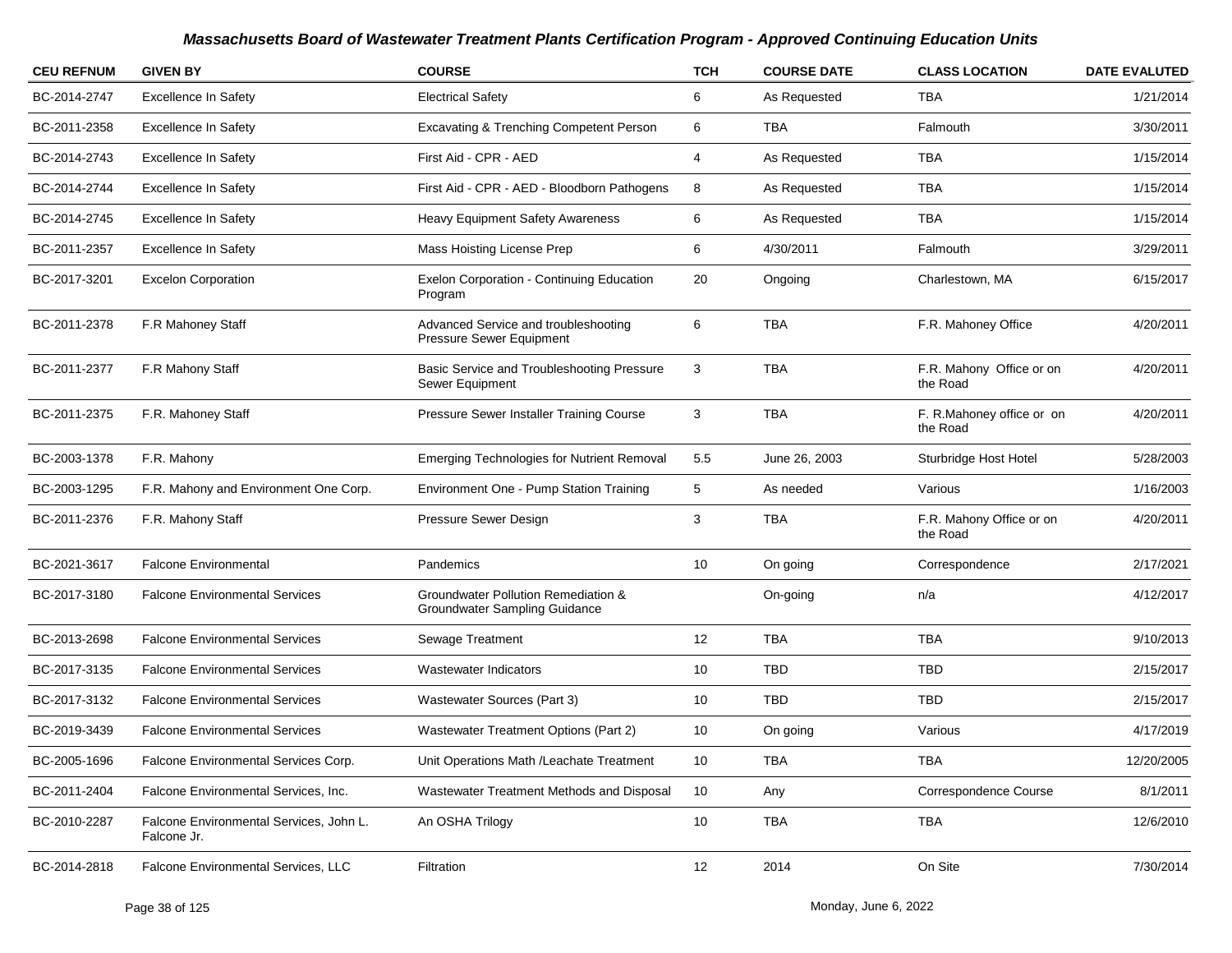## Massachusetts Board of Wastewater Treatment Plants Certification Program - Approved Continuing Education Units

| CEU REFNUM | GIVEN BY | COURSE | TCH | COURSE DATE | CLASS LOCATION | DATE EVALUTED |
|---|---|---|---|---|---|---|
| BC-2014-2747 | Excellence In Safety | Electrical Safety | 6 | As Requested | TBA | 1/21/2014 |
| BC-2011-2358 | Excellence In Safety | Excavating & Trenching Competent Person | 6 | TBA | Falmouth | 3/30/2011 |
| BC-2014-2743 | Excellence In Safety | First Aid - CPR - AED | 4 | As Requested | TBA | 1/15/2014 |
| BC-2014-2744 | Excellence In Safety | First Aid - CPR - AED - Bloodborn Pathogens | 8 | As Requested | TBA | 1/15/2014 |
| BC-2014-2745 | Excellence In Safety | Heavy Equipment Safety Awareness | 6 | As Requested | TBA | 1/15/2014 |
| BC-2011-2357 | Excellence In Safety | Mass Hoisting License Prep | 6 | 4/30/2011 | Falmouth | 3/29/2011 |
| BC-2017-3201 | Excelon Corporation | Exelon Corporation - Continuing Education Program | 20 | Ongoing | Charlestown, MA | 6/15/2017 |
| BC-2011-2378 | F.R Mahoney Staff | Advanced Service and troubleshooting Pressure Sewer Equipment | 6 | TBA | F.R. Mahoney Office | 4/20/2011 |
| BC-2011-2377 | F.R Mahony Staff | Basic Service and Troubleshooting Pressure Sewer Equipment | 3 | TBA | F.R. Mahony Office or on the Road | 4/20/2011 |
| BC-2011-2375 | F.R. Mahoney Staff | Pressure Sewer Installer Training Course | 3 | TBA | F. R.Mahoney office or on the Road | 4/20/2011 |
| BC-2003-1378 | F.R. Mahony | Emerging Technologies for Nutrient Removal | 5.5 | June 26, 2003 | Sturbridge Host Hotel | 5/28/2003 |
| BC-2003-1295 | F.R. Mahony and Environment One Corp. | Environment One - Pump Station Training | 5 | As needed | Various | 1/16/2003 |
| BC-2011-2376 | F.R. Mahony Staff | Pressure Sewer Design | 3 | TBA | F.R. Mahony Office or on the Road | 4/20/2011 |
| BC-2021-3617 | Falcone Environmental | Pandemics | 10 | On going | Correspondence | 2/17/2021 |
| BC-2017-3180 | Falcone Environmental Services | Groundwater Pollution Remediation & Groundwater Sampling Guidance | | On-going | n/a | 4/12/2017 |
| BC-2013-2698 | Falcone Environmental Services | Sewage Treatment | 12 | TBA | TBA | 9/10/2013 |
| BC-2017-3135 | Falcone Environmental Services | Wastewater Indicators | 10 | TBD | TBD | 2/15/2017 |
| BC-2017-3132 | Falcone Environmental Services | Wastewater Sources (Part 3) | 10 | TBD | TBD | 2/15/2017 |
| BC-2019-3439 | Falcone Environmental Services | Wastewater Treatment Options (Part 2) | 10 | On going | Various | 4/17/2019 |
| BC-2005-1696 | Falcone Environmental Services Corp. | Unit Operations Math /Leachate Treatment | 10 | TBA | TBA | 12/20/2005 |
| BC-2011-2404 | Falcone Environmental Services, Inc. | Wastewater Treatment Methods and Disposal | 10 | Any | Correspondence Course | 8/1/2011 |
| BC-2010-2287 | Falcone Environmental Services, John L. Falcone Jr. | An OSHA Trilogy | 10 | TBA | TBA | 12/6/2010 |
| BC-2014-2818 | Falcone Environmental Services, LLC | Filtration | 12 | 2014 | On Site | 7/30/2014 |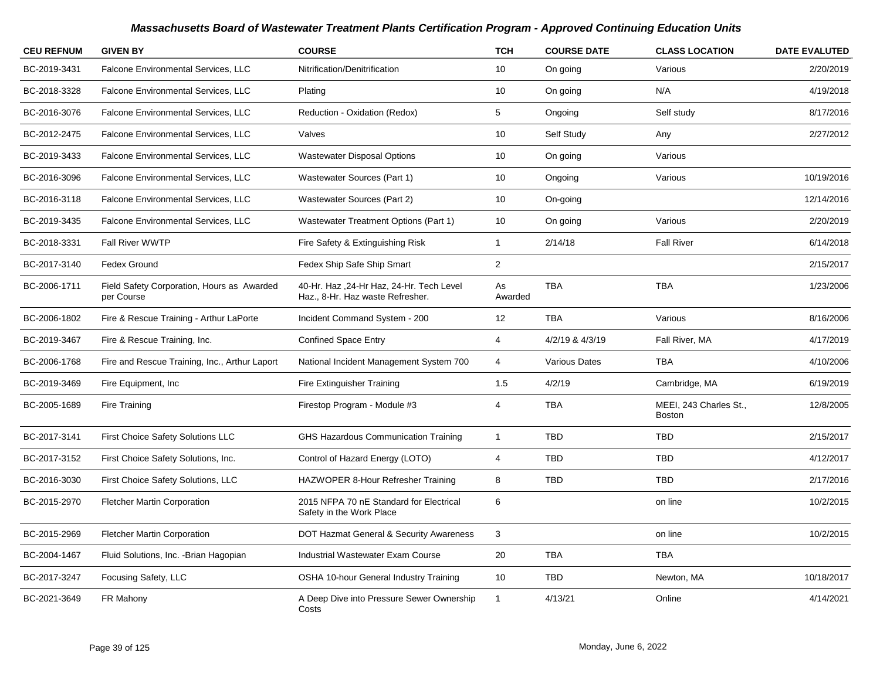# Massachusetts Board of Wastewater Treatment Plants Certification Program - Approved Continuing Education Units

| CEU REFNUM | GIVEN BY | COURSE | TCH | COURSE DATE | CLASS LOCATION | DATE EVALUTED |
|---|---|---|---|---|---|---|
| BC-2019-3431 | Falcone Environmental Services, LLC | Nitrification/Denitrification | 10 | On going | Various | 2/20/2019 |
| BC-2018-3328 | Falcone Environmental Services, LLC | Plating | 10 | On going | N/A | 4/19/2018 |
| BC-2016-3076 | Falcone Environmental Services, LLC | Reduction - Oxidation (Redox) | 5 | Ongoing | Self study | 8/17/2016 |
| BC-2012-2475 | Falcone Environmental Services, LLC | Valves | 10 | Self Study | Any | 2/27/2012 |
| BC-2019-3433 | Falcone Environmental Services, LLC | Wastewater Disposal Options | 10 | On going | Various | |
| BC-2016-3096 | Falcone Environmental Services, LLC | Wastewater Sources (Part 1) | 10 | Ongoing | Various | 10/19/2016 |
| BC-2016-3118 | Falcone Environmental Services, LLC | Wastewater Sources (Part 2) | 10 | On-going | | 12/14/2016 |
| BC-2019-3435 | Falcone Environmental Services, LLC | Wastewater Treatment Options (Part 1) | 10 | On going | Various | 2/20/2019 |
| BC-2018-3331 | Fall River WWTP | Fire Safety & Extinguishing Risk | 1 | 2/14/18 | Fall River | 6/14/2018 |
| BC-2017-3140 | Fedex Ground | Fedex Ship Safe Ship Smart | 2 | | | 2/15/2017 |
| BC-2006-1711 | Field Safety Corporation, Hours as Awarded per Course | 40-Hr. Haz ,24-Hr Haz, 24-Hr. Tech Level Haz., 8-Hr. Haz waste Refresher. | As Awarded | TBA | TBA | 1/23/2006 |
| BC-2006-1802 | Fire & Rescue Training - Arthur LaPorte | Incident Command System - 200 | 12 | TBA | Various | 8/16/2006 |
| BC-2019-3467 | Fire & Rescue Training, Inc. | Confined Space Entry | 4 | 4/2/19 & 4/3/19 | Fall River, MA | 4/17/2019 |
| BC-2006-1768 | Fire and Rescue Training, Inc., Arthur Laport | National Incident Management System 700 | 4 | Various Dates | TBA | 4/10/2006 |
| BC-2019-3469 | Fire Equipment, Inc | Fire Extinguisher Training | 1.5 | 4/2/19 | Cambridge, MA | 6/19/2019 |
| BC-2005-1689 | Fire Training | Firestop Program - Module #3 | 4 | TBA | MEEI, 243 Charles St., Boston | 12/8/2005 |
| BC-2017-3141 | First Choice Safety Solutions LLC | GHS Hazardous Communication Training | 1 | TBD | TBD | 2/15/2017 |
| BC-2017-3152 | First Choice Safety Solutions, Inc. | Control of Hazard Energy (LOTO) | 4 | TBD | TBD | 4/12/2017 |
| BC-2016-3030 | First Choice Safety Solutions, LLC | HAZWOPER 8-Hour Refresher Training | 8 | TBD | TBD | 2/17/2016 |
| BC-2015-2970 | Fletcher Martin Corporation | 2015 NFPA 70 nE Standard for Electrical Safety in the Work Place | 6 | | on line | 10/2/2015 |
| BC-2015-2969 | Fletcher Martin Corporation | DOT Hazmat General & Security Awareness | 3 | | on line | 10/2/2015 |
| BC-2004-1467 | Fluid Solutions, Inc. -Brian Hagopian | Industrial Wastewater Exam Course | 20 | TBA | TBA | |
| BC-2017-3247 | Focusing Safety, LLC | OSHA 10-hour General Industry Training | 10 | TBD | Newton, MA | 10/18/2017 |
| BC-2021-3649 | FR Mahony | A Deep Dive into Pressure Sewer Ownership Costs | 1 | 4/13/21 | Online | 4/14/2021 |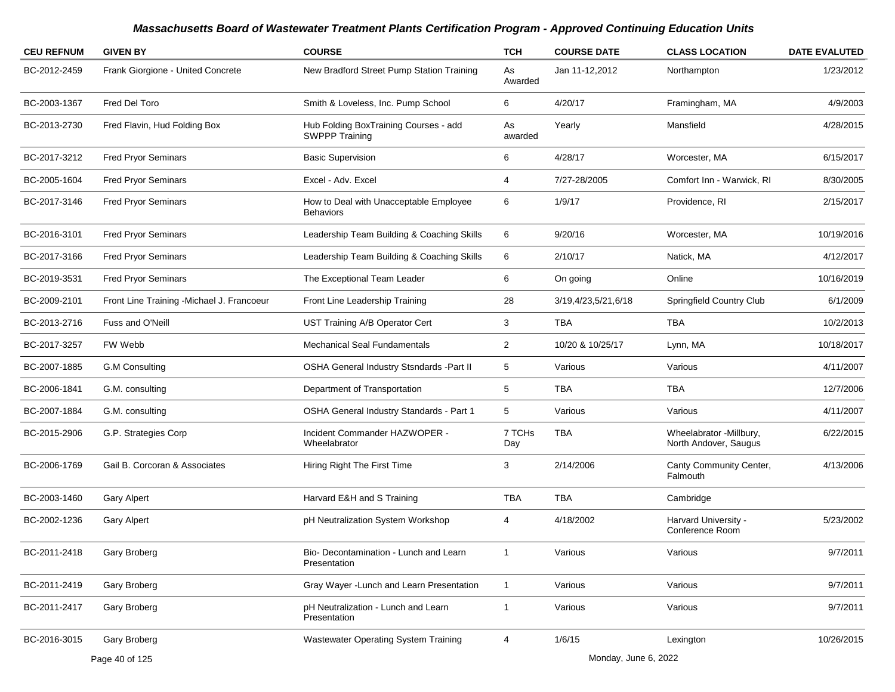## Massachusetts Board of Wastewater Treatment Plants Certification Program - Approved Continuing Education Units

| CEU REFNUM | GIVEN BY | COURSE | TCH | COURSE DATE | CLASS LOCATION | DATE EVALUTED |
|---|---|---|---|---|---|---|
| BC-2012-2459 | Frank Giorgione - United Concrete | New Bradford Street Pump Station Training | As Awarded | Jan 11-12,2012 | Northampton | 1/23/2012 |
| BC-2003-1367 | Fred Del Toro | Smith & Loveless, Inc. Pump School | 6 | 4/20/17 | Framingham, MA | 4/9/2003 |
| BC-2013-2730 | Fred Flavin, Hud Folding Box | Hub Folding BoxTraining Courses - add SWPPP Training | As awarded | Yearly | Mansfield | 4/28/2015 |
| BC-2017-3212 | Fred Pryor Seminars | Basic Supervision | 6 | 4/28/17 | Worcester, MA | 6/15/2017 |
| BC-2005-1604 | Fred Pryor Seminars | Excel - Adv. Excel | 4 | 7/27-28/2005 | Comfort Inn - Warwick, RI | 8/30/2005 |
| BC-2017-3146 | Fred Pryor Seminars | How to Deal with Unacceptable Employee Behaviors | 6 | 1/9/17 | Providence, RI | 2/15/2017 |
| BC-2016-3101 | Fred Pryor Seminars | Leadership Team Building & Coaching Skills | 6 | 9/20/16 | Worcester, MA | 10/19/2016 |
| BC-2017-3166 | Fred Pryor Seminars | Leadership Team Building & Coaching Skills | 6 | 2/10/17 | Natick, MA | 4/12/2017 |
| BC-2019-3531 | Fred Pryor Seminars | The Exceptional Team Leader | 6 | On going | Online | 10/16/2019 |
| BC-2009-2101 | Front Line Training -Michael J. Francoeur | Front Line Leadership Training | 28 | 3/19,4/23,5/21,6/18 | Springfield Country Club | 6/1/2009 |
| BC-2013-2716 | Fuss and O'Neill | UST Training A/B Operator Cert | 3 | TBA | TBA | 10/2/2013 |
| BC-2017-3257 | FW Webb | Mechanical Seal Fundamentals | 2 | 10/20 & 10/25/17 | Lynn, MA | 10/18/2017 |
| BC-2007-1885 | G.M Consulting | OSHA General Industry Stsndards -Part II | 5 | Various | Various | 4/11/2007 |
| BC-2006-1841 | G.M. consulting | Department of Transportation | 5 | TBA | TBA | 12/7/2006 |
| BC-2007-1884 | G.M. consulting | OSHA General Industry Standards - Part 1 | 5 | Various | Various | 4/11/2007 |
| BC-2015-2906 | G.P. Strategies Corp | Incident Commander HAZWOPER - Wheelabrator | 7 TCHs Day | TBA | Wheelabrator -Millbury, North Andover, Saugus | 6/22/2015 |
| BC-2006-1769 | Gail B. Corcoran & Associates | Hiring Right The First Time | 3 | 2/14/2006 | Canty Community Center, Falmouth | 4/13/2006 |
| BC-2003-1460 | Gary Alpert | Harvard E&H and S Training | TBA | TBA | Cambridge | |
| BC-2002-1236 | Gary Alpert | pH Neutralization System Workshop | 4 | 4/18/2002 | Harvard University - Conference Room | 5/23/2002 |
| BC-2011-2418 | Gary Broberg | Bio- Decontamination - Lunch and Learn Presentation | 1 | Various | Various | 9/7/2011 |
| BC-2011-2419 | Gary Broberg | Gray Wayer -Lunch and Learn Presentation | 1 | Various | Various | 9/7/2011 |
| BC-2011-2417 | Gary Broberg | pH Neutralization - Lunch and Learn Presentation | 1 | Various | Various | 9/7/2011 |
| BC-2016-3015 | Gary Broberg | Wastewater Operating System Training | 4 | 1/6/15 | Lexington | 10/26/2015 |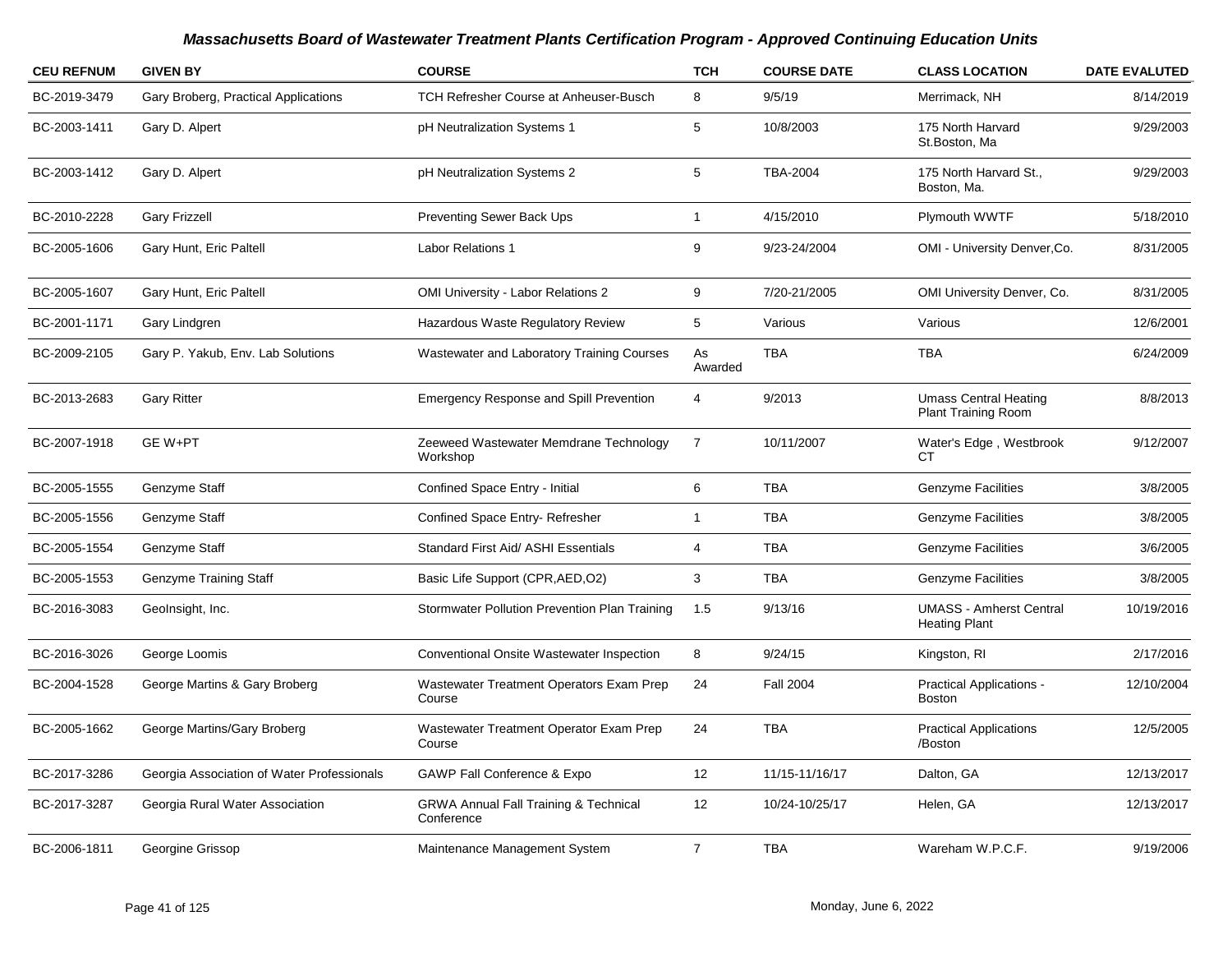## Massachusetts Board of Wastewater Treatment Plants Certification Program - Approved Continuing Education Units

| CEU REFNUM | GIVEN BY | COURSE | TCH | COURSE DATE | CLASS LOCATION | DATE EVALUTED |
|---|---|---|---|---|---|---|
| BC-2019-3479 | Gary Broberg, Practical Applications | TCH Refresher Course at Anheuser-Busch | 8 | 9/5/19 | Merrimack, NH | 8/14/2019 |
| BC-2003-1411 | Gary D. Alpert | pH Neutralization Systems 1 | 5 | 10/8/2003 | 175 North Harvard St.Boston, Ma | 9/29/2003 |
| BC-2003-1412 | Gary D. Alpert | pH Neutralization Systems 2 | 5 | TBA-2004 | 175 North Harvard St., Boston, Ma. | 9/29/2003 |
| BC-2010-2228 | Gary Frizzell | Preventing Sewer Back Ups | 1 | 4/15/2010 | Plymouth WWTF | 5/18/2010 |
| BC-2005-1606 | Gary Hunt, Eric Paltell | Labor Relations 1 | 9 | 9/23-24/2004 | OMI - University Denver,Co. | 8/31/2005 |
| BC-2005-1607 | Gary Hunt, Eric Paltell | OMI University - Labor Relations 2 | 9 | 7/20-21/2005 | OMI University Denver, Co. | 8/31/2005 |
| BC-2001-1171 | Gary Lindgren | Hazardous Waste Regulatory Review | 5 | Various | Various | 12/6/2001 |
| BC-2009-2105 | Gary P. Yakub, Env. Lab Solutions | Wastewater and Laboratory Training Courses | As Awarded | TBA | TBA | 6/24/2009 |
| BC-2013-2683 | Gary Ritter | Emergency Response and Spill Prevention | 4 | 9/2013 | Umass Central Heating Plant Training Room | 8/8/2013 |
| BC-2007-1918 | GE W+PT | Zeeweed Wastewater Memdrane Technology Workshop | 7 | 10/11/2007 | Water's Edge , Westbrook CT | 9/12/2007 |
| BC-2005-1555 | Genzyme Staff | Confined Space Entry - Initial | 6 | TBA | Genzyme Facilities | 3/8/2005 |
| BC-2005-1556 | Genzyme Staff | Confined Space Entry- Refresher | 1 | TBA | Genzyme Facilities | 3/8/2005 |
| BC-2005-1554 | Genzyme Staff | Standard First Aid/ ASHI Essentials | 4 | TBA | Genzyme Facilities | 3/6/2005 |
| BC-2005-1553 | Genzyme Training Staff | Basic Life Support (CPR,AED,O2) | 3 | TBA | Genzyme Facilities | 3/8/2005 |
| BC-2016-3083 | GeoInsight, Inc. | Stormwater Pollution Prevention Plan Training | 1.5 | 9/13/16 | UMASS - Amherst Central Heating Plant | 10/19/2016 |
| BC-2016-3026 | George Loomis | Conventional Onsite Wastewater Inspection | 8 | 9/24/15 | Kingston, RI | 2/17/2016 |
| BC-2004-1528 | George Martins & Gary Broberg | Wastewater Treatment Operators Exam Prep Course | 24 | Fall 2004 | Practical Applications - Boston | 12/10/2004 |
| BC-2005-1662 | George Martins/Gary Broberg | Wastewater Treatment Operator Exam Prep Course | 24 | TBA | Practical Applications /Boston | 12/5/2005 |
| BC-2017-3286 | Georgia Association of Water Professionals | GAWP Fall Conference & Expo | 12 | 11/15-11/16/17 | Dalton, GA | 12/13/2017 |
| BC-2017-3287 | Georgia Rural Water Association | GRWA Annual Fall Training & Technical Conference | 12 | 10/24-10/25/17 | Helen, GA | 12/13/2017 |
| BC-2006-1811 | Georgine Grissop | Maintenance Management System | 7 | TBA | Wareham W.P.C.F. | 9/19/2006 |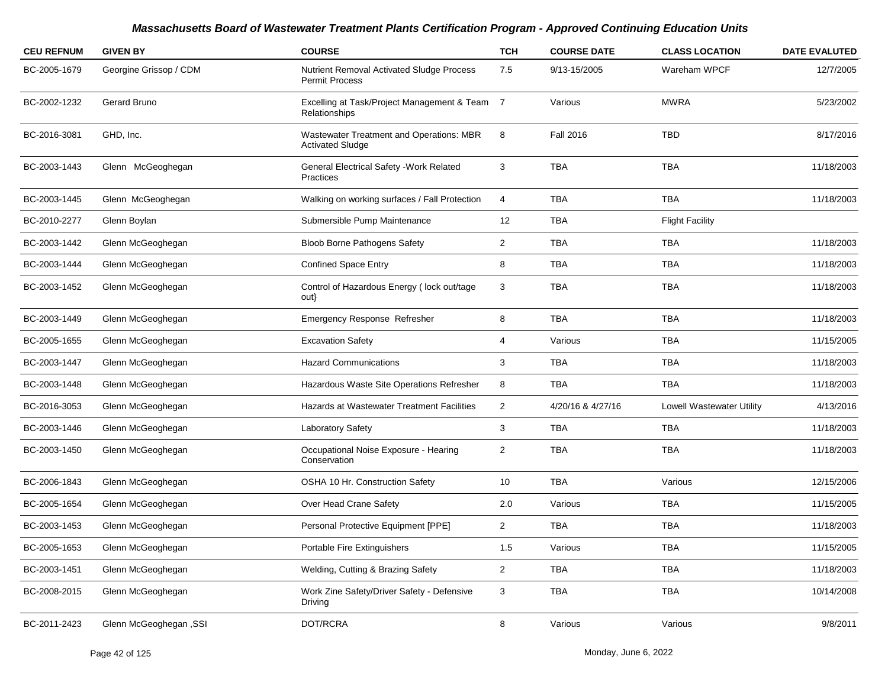# Massachusetts Board of Wastewater Treatment Plants Certification Program - Approved Continuing Education Units

| CEU REFNUM | GIVEN BY | COURSE | TCH | COURSE DATE | CLASS LOCATION | DATE EVALUTED |
|---|---|---|---|---|---|---|
| BC-2005-1679 | Georgine Grissop / CDM | Nutrient Removal Activated Sludge Process Permit Process | 7.5 | 9/13-15/2005 | Wareham WPCF | 12/7/2005 |
| BC-2002-1232 | Gerard Bruno | Excelling at Task/Project Management & Team Relationships | 7 | Various | MWRA | 5/23/2002 |
| BC-2016-3081 | GHD, Inc. | Wastewater Treatment and Operations: MBR Activated Sludge | 8 | Fall 2016 | TBD | 8/17/2016 |
| BC-2003-1443 | Glenn McGeoghegan | General Electrical Safety -Work Related Practices | 3 | TBA | TBA | 11/18/2003 |
| BC-2003-1445 | Glenn McGeoghegan | Walking on working surfaces / Fall Protection | 4 | TBA | TBA | 11/18/2003 |
| BC-2010-2277 | Glenn Boylan | Submersible Pump Maintenance | 12 | TBA | Flight Facility | |
| BC-2003-1442 | Glenn McGeoghegan | Bloob Borne Pathogens Safety | 2 | TBA | TBA | 11/18/2003 |
| BC-2003-1444 | Glenn McGeoghegan | Confined Space Entry | 8 | TBA | TBA | 11/18/2003 |
| BC-2003-1452 | Glenn McGeoghegan | Control of Hazardous Energy ( lock out/tage out} | 3 | TBA | TBA | 11/18/2003 |
| BC-2003-1449 | Glenn McGeoghegan | Emergency Response Refresher | 8 | TBA | TBA | 11/18/2003 |
| BC-2005-1655 | Glenn McGeoghegan | Excavation Safety | 4 | Various | TBA | 11/15/2005 |
| BC-2003-1447 | Glenn McGeoghegan | Hazard Communications | 3 | TBA | TBA | 11/18/2003 |
| BC-2003-1448 | Glenn McGeoghegan | Hazardous Waste Site Operations Refresher | 8 | TBA | TBA | 11/18/2003 |
| BC-2016-3053 | Glenn McGeoghegan | Hazards at Wastewater Treatment Facilities | 2 | 4/20/16 & 4/27/16 | Lowell Wastewater Utility | 4/13/2016 |
| BC-2003-1446 | Glenn McGeoghegan | Laboratory Safety | 3 | TBA | TBA | 11/18/2003 |
| BC-2003-1450 | Glenn McGeoghegan | Occupational Noise Exposure - Hearing Conservation | 2 | TBA | TBA | 11/18/2003 |
| BC-2006-1843 | Glenn McGeoghegan | OSHA 10 Hr. Construction Safety | 10 | TBA | Various | 12/15/2006 |
| BC-2005-1654 | Glenn McGeoghegan | Over Head Crane Safety | 2.0 | Various | TBA | 11/15/2005 |
| BC-2003-1453 | Glenn McGeoghegan | Personal Protective Equipment [PPE] | 2 | TBA | TBA | 11/18/2003 |
| BC-2005-1653 | Glenn McGeoghegan | Portable Fire Extinguishers | 1.5 | Various | TBA | 11/15/2005 |
| BC-2003-1451 | Glenn McGeoghegan | Welding, Cutting & Brazing Safety | 2 | TBA | TBA | 11/18/2003 |
| BC-2008-2015 | Glenn McGeoghegan | Work Zine Safety/Driver Safety - Defensive Driving | 3 | TBA | TBA | 10/14/2008 |
| BC-2011-2423 | Glenn McGeoghegan ,SSI | DOT/RCRA | 8 | Various | Various | 9/8/2011 |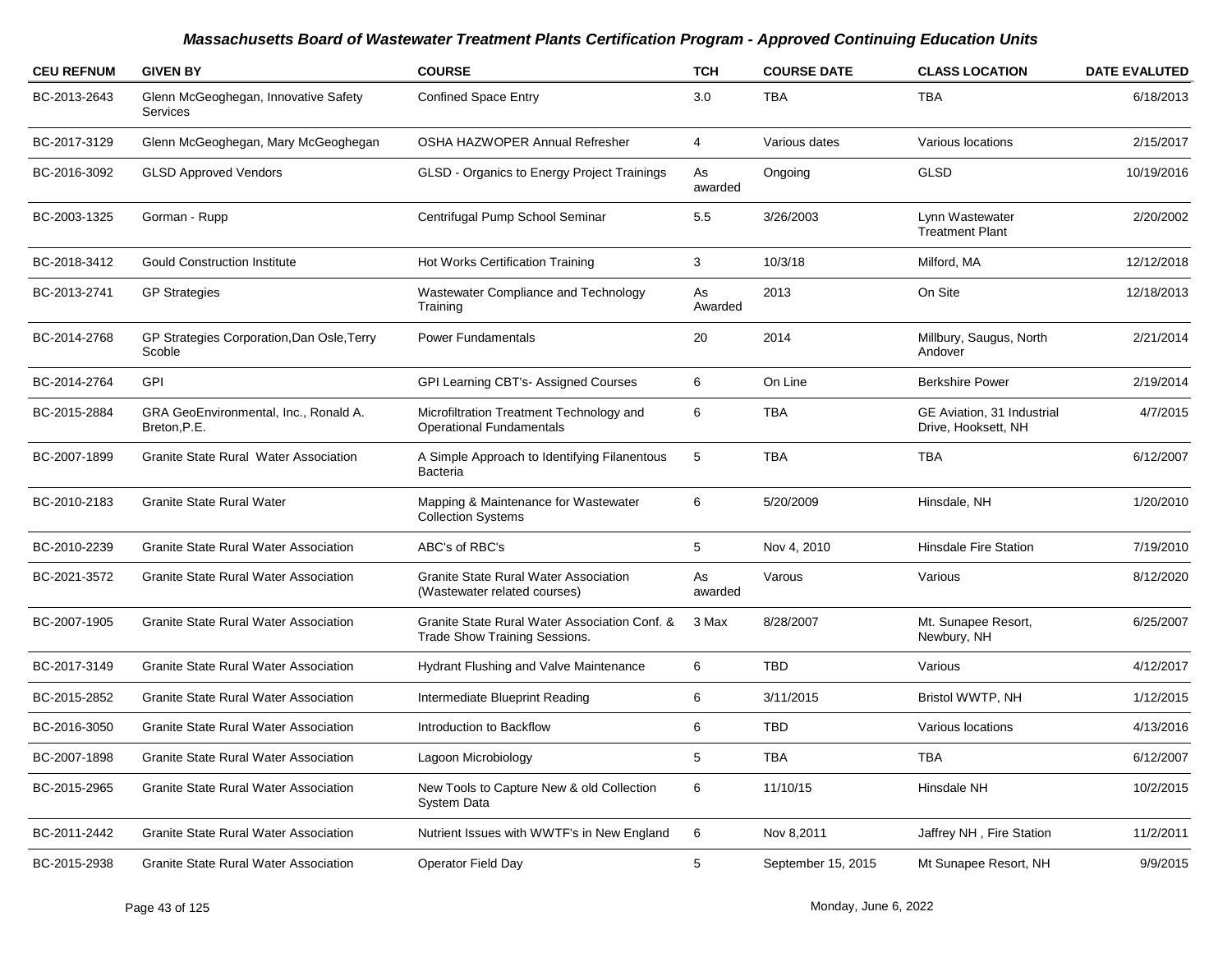# Massachusetts Board of Wastewater Treatment Plants Certification Program - Approved Continuing Education Units

| CEU REFNUM | GIVEN BY | COURSE | TCH | COURSE DATE | CLASS LOCATION | DATE EVALUTED |
|---|---|---|---|---|---|---|
| BC-2013-2643 | Glenn McGeoghegan, Innovative Safety Services | Confined Space Entry | 3.0 | TBA | TBA | 6/18/2013 |
| BC-2017-3129 | Glenn McGeoghegan, Mary McGeoghegan | OSHA HAZWOPER Annual Refresher | 4 | Various dates | Various locations | 2/15/2017 |
| BC-2016-3092 | GLSD Approved Vendors | GLSD - Organics to Energy Project Trainings | As awarded | Ongoing | GLSD | 10/19/2016 |
| BC-2003-1325 | Gorman - Rupp | Centrifugal Pump School Seminar | 5.5 | 3/26/2003 | Lynn Wastewater Treatment Plant | 2/20/2002 |
| BC-2018-3412 | Gould Construction Institute | Hot Works Certification Training | 3 | 10/3/18 | Milford, MA | 12/12/2018 |
| BC-2013-2741 | GP Strategies | Wastewater Compliance and Technology Training | As Awarded | 2013 | On Site | 12/18/2013 |
| BC-2014-2768 | GP Strategies Corporation,Dan Osle,Terry Scoble | Power Fundamentals | 20 | 2014 | Millbury, Saugus, North Andover | 2/21/2014 |
| BC-2014-2764 | GPI | GPI Learning CBT's- Assigned Courses | 6 | On Line | Berkshire Power | 2/19/2014 |
| BC-2015-2884 | GRA GeoEnvironmental, Inc., Ronald A. Breton,P.E. | Microfiltration Treatment Technology and Operational Fundamentals | 6 | TBA | GE Aviation, 31 Industrial Drive, Hooksett, NH | 4/7/2015 |
| BC-2007-1899 | Granite State Rural Water Association | A Simple Approach to Identifying Filanentous Bacteria | 5 | TBA | TBA | 6/12/2007 |
| BC-2010-2183 | Granite State Rural Water | Mapping & Maintenance for Wastewater Collection Systems | 6 | 5/20/2009 | Hinsdale, NH | 1/20/2010 |
| BC-2010-2239 | Granite State Rural Water Association | ABC's of RBC's | 5 | Nov 4, 2010 | Hinsdale Fire Station | 7/19/2010 |
| BC-2021-3572 | Granite State Rural Water Association | Granite State Rural Water Association (Wastewater related courses) | As awarded | Varous | Various | 8/12/2020 |
| BC-2007-1905 | Granite State Rural Water Association | Granite State Rural Water Association Conf. & Trade Show Training Sessions. | 3 Max | 8/28/2007 | Mt. Sunapee Resort, Newbury, NH | 6/25/2007 |
| BC-2017-3149 | Granite State Rural Water Association | Hydrant Flushing and Valve Maintenance | 6 | TBD | Various | 4/12/2017 |
| BC-2015-2852 | Granite State Rural Water Association | Intermediate Blueprint Reading | 6 | 3/11/2015 | Bristol WWTP, NH | 1/12/2015 |
| BC-2016-3050 | Granite State Rural Water Association | Introduction to Backflow | 6 | TBD | Various locations | 4/13/2016 |
| BC-2007-1898 | Granite State Rural Water Association | Lagoon Microbiology | 5 | TBA | TBA | 6/12/2007 |
| BC-2015-2965 | Granite State Rural Water Association | New Tools to Capture New & old Collection System Data | 6 | 11/10/15 | Hinsdale NH | 10/2/2015 |
| BC-2011-2442 | Granite State Rural Water Association | Nutrient Issues with WWTF's in New England | 6 | Nov 8,2011 | Jaffrey NH , Fire Station | 11/2/2011 |
| BC-2015-2938 | Granite State Rural Water Association | Operator Field Day | 5 | September 15, 2015 | Mt Sunapee Resort, NH | 9/9/2015 |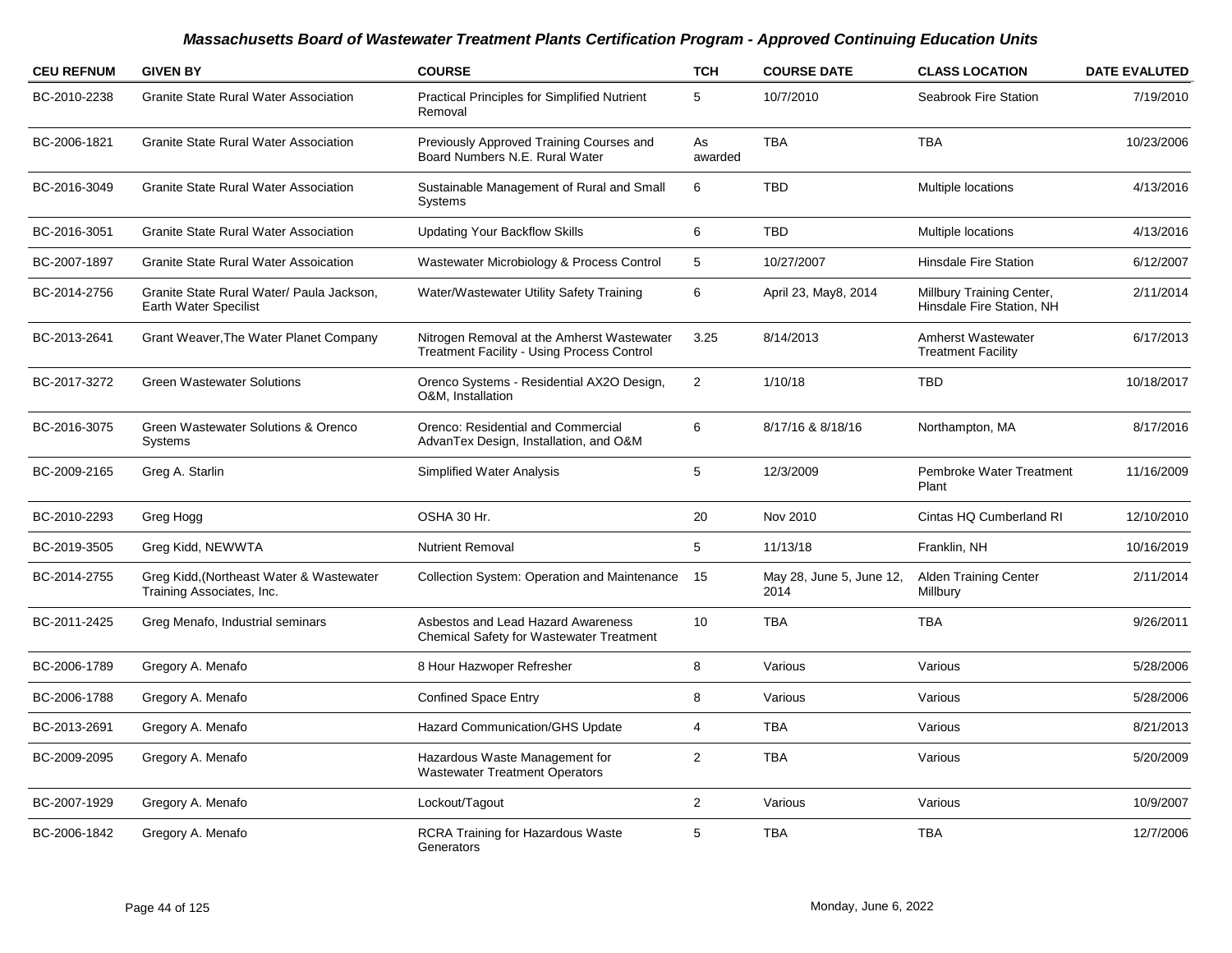# Massachusetts Board of Wastewater Treatment Plants Certification Program - Approved Continuing Education Units

| CEU REFNUM | GIVEN BY | COURSE | TCH | COURSE DATE | CLASS LOCATION | DATE EVALUTED |
|---|---|---|---|---|---|---|
| BC-2010-2238 | Granite State Rural Water Association | Practical Principles for Simplified Nutrient Removal | 5 | 10/7/2010 | Seabrook Fire Station | 7/19/2010 |
| BC-2006-1821 | Granite State Rural Water Association | Previously Approved Training Courses and Board Numbers N.E. Rural Water | As awarded | TBA | TBA | 10/23/2006 |
| BC-2016-3049 | Granite State Rural Water Association | Sustainable Management of Rural and Small Systems | 6 | TBD | Multiple locations | 4/13/2016 |
| BC-2016-3051 | Granite State Rural Water Association | Updating Your Backflow Skills | 6 | TBD | Multiple locations | 4/13/2016 |
| BC-2007-1897 | Granite State Rural Water Assoication | Wastewater Microbiology & Process Control | 5 | 10/27/2007 | Hinsdale Fire Station | 6/12/2007 |
| BC-2014-2756 | Granite State Rural Water/ Paula Jackson, Earth Water Specilist | Water/Wastewater Utility Safety Training | 6 | April 23, May8, 2014 | Millbury Training Center, Hinsdale Fire Station, NH | 2/11/2014 |
| BC-2013-2641 | Grant Weaver,The Water Planet Company | Nitrogen Removal at the Amherst Wastewater Treatment Facility - Using Process Control | 3.25 | 8/14/2013 | Amherst Wastewater Treatment Facility | 6/17/2013 |
| BC-2017-3272 | Green Wastewater Solutions | Orenco Systems - Residential AX2O Design, O&M, Installation | 2 | 1/10/18 | TBD | 10/18/2017 |
| BC-2016-3075 | Green Wastewater Solutions & Orenco Systems | Orenco: Residential and Commercial AdvanTex Design, Installation, and O&M | 6 | 8/17/16 & 8/18/16 | Northampton, MA | 8/17/2016 |
| BC-2009-2165 | Greg A. Starlin | Simplified Water Analysis | 5 | 12/3/2009 | Pembroke Water Treatment Plant | 11/16/2009 |
| BC-2010-2293 | Greg Hogg | OSHA 30 Hr. | 20 | Nov 2010 | Cintas HQ Cumberland RI | 12/10/2010 |
| BC-2019-3505 | Greg Kidd, NEWWTA | Nutrient Removal | 5 | 11/13/18 | Franklin, NH | 10/16/2019 |
| BC-2014-2755 | Greg Kidd,(Northeast Water & Wastewater Training Associates, Inc. | Collection System: Operation and Maintenance | 15 | May 28, June 5, June 12, 2014 | Alden Training Center Millbury | 2/11/2014 |
| BC-2011-2425 | Greg Menafo, Industrial seminars | Asbestos and Lead Hazard Awareness Chemical Safety for Wastewater Treatment | 10 | TBA | TBA | 9/26/2011 |
| BC-2006-1789 | Gregory A. Menafo | 8 Hour Hazwoper Refresher | 8 | Various | Various | 5/28/2006 |
| BC-2006-1788 | Gregory A. Menafo | Confined Space Entry | 8 | Various | Various | 5/28/2006 |
| BC-2013-2691 | Gregory A. Menafo | Hazard Communication/GHS Update | 4 | TBA | Various | 8/21/2013 |
| BC-2009-2095 | Gregory A. Menafo | Hazardous Waste Management for Wastewater Treatment Operators | 2 | TBA | Various | 5/20/2009 |
| BC-2007-1929 | Gregory A. Menafo | Lockout/Tagout | 2 | Various | Various | 10/9/2007 |
| BC-2006-1842 | Gregory A. Menafo | RCRA Training for Hazardous Waste Generators | 5 | TBA | TBA | 12/7/2006 |

Monday, June 6, 2022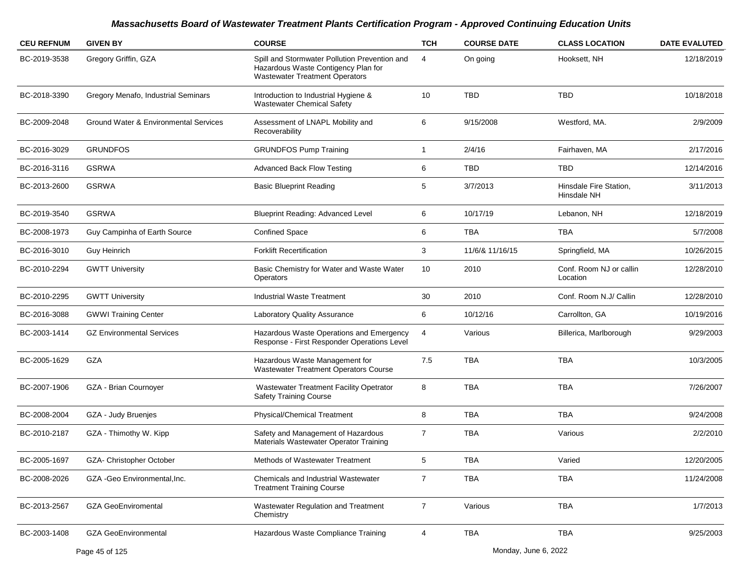# Massachusetts Board of Wastewater Treatment Plants Certification Program - Approved Continuing Education Units

| CEU REFNUM | GIVEN BY | COURSE | TCH | COURSE DATE | CLASS LOCATION | DATE EVALUTED |
|---|---|---|---|---|---|---|
| BC-2019-3538 | Gregory Griffin, GZA | Spill and Stormwater Pollution Prevention and Hazardous Waste Contigency Plan for Wastewater Treatment Operators | 4 | On going | Hooksett, NH | 12/18/2019 |
| BC-2018-3390 | Gregory Menafo, Industrial Seminars | Introduction to Industrial Hygiene & Wastewater Chemical Safety | 10 | TBD | TBD | 10/18/2018 |
| BC-2009-2048 | Ground Water & Environmental Services | Assessment of LNAPL Mobility and Recoverability | 6 | 9/15/2008 | Westford, MA. | 2/9/2009 |
| BC-2016-3029 | GRUNDFOS | GRUNDFOS Pump Training | 1 | 2/4/16 | Fairhaven, MA | 2/17/2016 |
| BC-2016-3116 | GSRWA | Advanced Back Flow Testing | 6 | TBD | TBD | 12/14/2016 |
| BC-2013-2600 | GSRWA | Basic Blueprint Reading | 5 | 3/7/2013 | Hinsdale Fire Station, Hinsdale NH | 3/11/2013 |
| BC-2019-3540 | GSRWA | Blueprint Reading: Advanced Level | 6 | 10/17/19 | Lebanon, NH | 12/18/2019 |
| BC-2008-1973 | Guy Campinha of Earth Source | Confined Space | 6 | TBA | TBA | 5/7/2008 |
| BC-2016-3010 | Guy Heinrich | Forklift Recertification | 3 | 11/6/& 11/16/15 | Springfield, MA | 10/26/2015 |
| BC-2010-2294 | GWTT University | Basic Chemistry for Water and Waste Water Operators | 10 | 2010 | Conf. Room NJ or callin Location | 12/28/2010 |
| BC-2010-2295 | GWTT University | Industrial Waste Treatment | 30 | 2010 | Conf. Room N.J/ Callin | 12/28/2010 |
| BC-2016-3088 | GWWI Training Center | Laboratory Quality Assurance | 6 | 10/12/16 | Carrollton, GA | 10/19/2016 |
| BC-2003-1414 | GZ Environmental Services | Hazardous Waste Operations and Emergency Response - First Responder Operations Level | 4 | Various | Billerica, Marlborough | 9/29/2003 |
| BC-2005-1629 | GZA | Hazardous Waste Management for Wastewater Treatment Operators Course | 7.5 | TBA | TBA | 10/3/2005 |
| BC-2007-1906 | GZA - Brian Cournoyer | Wastewater Treatment Facility Opetrator Safety Training Course | 8 | TBA | TBA | 7/26/2007 |
| BC-2008-2004 | GZA - Judy Bruenjes | Physical/Chemical Treatment | 8 | TBA | TBA | 9/24/2008 |
| BC-2010-2187 | GZA - Thimothy W. Kipp | Safety and Management of Hazardous Materials Wastewater Operator Training | 7 | TBA | Various | 2/2/2010 |
| BC-2005-1697 | GZA- Christopher October | Methods of Wastewater Treatment | 5 | TBA | Varied | 12/20/2005 |
| BC-2008-2026 | GZA -Geo Environmental,Inc. | Chemicals and Industrial Wastewater Treatment Training Course | 7 | TBA | TBA | 11/24/2008 |
| BC-2013-2567 | GZA GeoEnviromental | Wastewater Regulation and Treatment Chemistry | 7 | Various | TBA | 1/7/2013 |
| BC-2003-1408 | GZA GeoEnvironmental | Hazardous Waste Compliance Training | 4 | TBA | TBA | 9/25/2003 |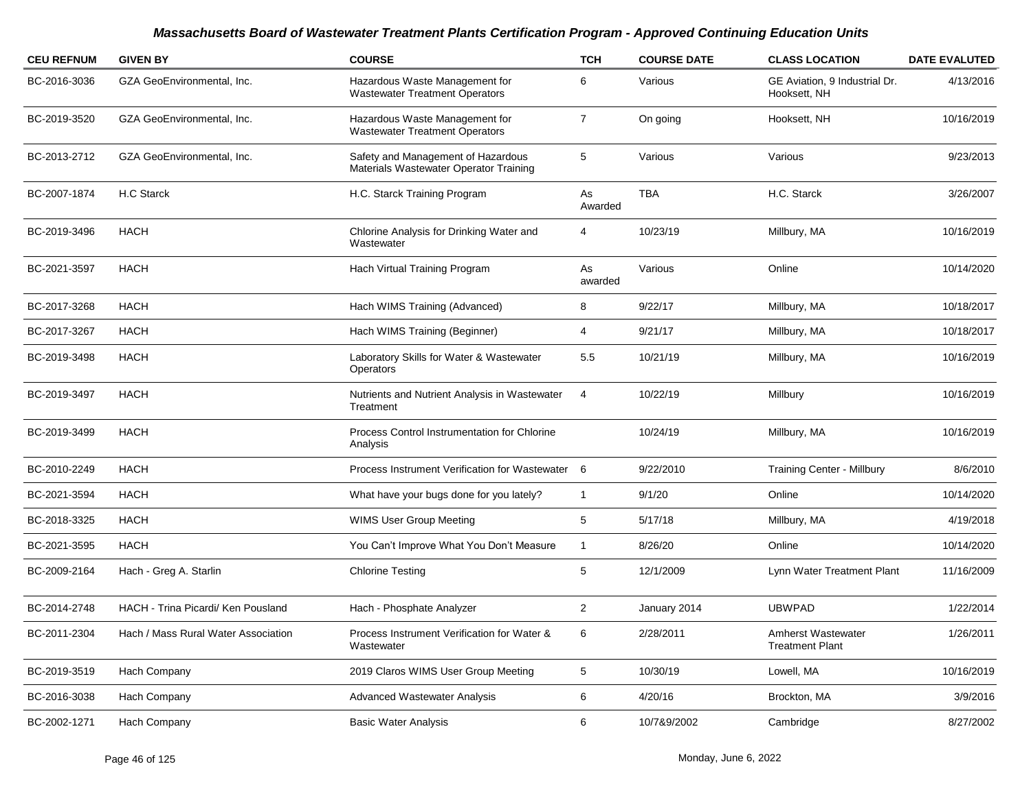***Massachusetts Board of Wastewater Treatment Plants Certification Program - Approved Continuing Education Units***

| CEU REFNUM | GIVEN BY | COURSE | TCH | COURSE DATE | CLASS LOCATION | DATE EVALUTED |
|---|---|---|---|---|---|---|
| BC-2016-3036 | GZA GeoEnvironmental, Inc. | Hazardous Waste Management for Wastewater Treatment Operators | 6 | Various | GE Aviation, 9 Industrial Dr. Hooksett, NH | 4/13/2016 |
| BC-2019-3520 | GZA GeoEnvironmental, Inc. | Hazardous Waste Management for Wastewater Treatment Operators | 7 | On going | Hooksett, NH | 10/16/2019 |
| BC-2013-2712 | GZA GeoEnvironmental, Inc. | Safety and Management of Hazardous Materials Wastewater Operator Training | 5 | Various | Various | 9/23/2013 |
| BC-2007-1874 | H.C Starck | H.C. Starck Training Program | As Awarded | TBA | H.C. Starck | 3/26/2007 |
| BC-2019-3496 | HACH | Chlorine Analysis for Drinking Water and Wastewater | 4 | 10/23/19 | Millbury, MA | 10/16/2019 |
| BC-2021-3597 | HACH | Hach Virtual Training Program | As awarded | Various | Online | 10/14/2020 |
| BC-2017-3268 | HACH | Hach WIMS Training (Advanced) | 8 | 9/22/17 | Millbury, MA | 10/18/2017 |
| BC-2017-3267 | HACH | Hach WIMS Training (Beginner) | 4 | 9/21/17 | Millbury, MA | 10/18/2017 |
| BC-2019-3498 | HACH | Laboratory Skills for Water & Wastewater Operators | 5.5 | 10/21/19 | Millbury, MA | 10/16/2019 |
| BC-2019-3497 | HACH | Nutrients and Nutrient Analysis in Wastewater Treatment | 4 | 10/22/19 | Millbury | 10/16/2019 |
| BC-2019-3499 | HACH | Process Control Instrumentation for Chlorine Analysis | | 10/24/19 | Millbury, MA | 10/16/2019 |
| BC-2010-2249 | HACH | Process Instrument Verification for Wastewater | 6 | 9/22/2010 | Training Center - Millbury | 8/6/2010 |
| BC-2021-3594 | HACH | What have your bugs done for you lately? | 1 | 9/1/20 | Online | 10/14/2020 |
| BC-2018-3325 | HACH | WIMS User Group Meeting | 5 | 5/17/18 | Millbury, MA | 4/19/2018 |
| BC-2021-3595 | HACH | You Can't Improve What You Don't Measure | 1 | 8/26/20 | Online | 10/14/2020 |
| BC-2009-2164 | Hach - Greg A. Starlin | Chlorine Testing | 5 | 12/1/2009 | Lynn Water Treatment Plant | 11/16/2009 |
| BC-2014-2748 | HACH - Trina Picardi/ Ken Pousland | Hach - Phosphate Analyzer | 2 | January 2014 | UBWPAD | 1/22/2014 |
| BC-2011-2304 | Hach / Mass Rural Water Association | Process Instrument Verification for Water & Wastewater | 6 | 2/28/2011 | Amherst Wastewater Treatment Plant | 1/26/2011 |
| BC-2019-3519 | Hach Company | 2019 Claros WIMS User Group Meeting | 5 | 10/30/19 | Lowell, MA | 10/16/2019 |
| BC-2016-3038 | Hach Company | Advanced Wastewater Analysis | 6 | 4/20/16 | Brockton, MA | 3/9/2016 |
| BC-2002-1271 | Hach Company | Basic Water Analysis | 6 | 10/7&9/2002 | Cambridge | 8/27/2002 |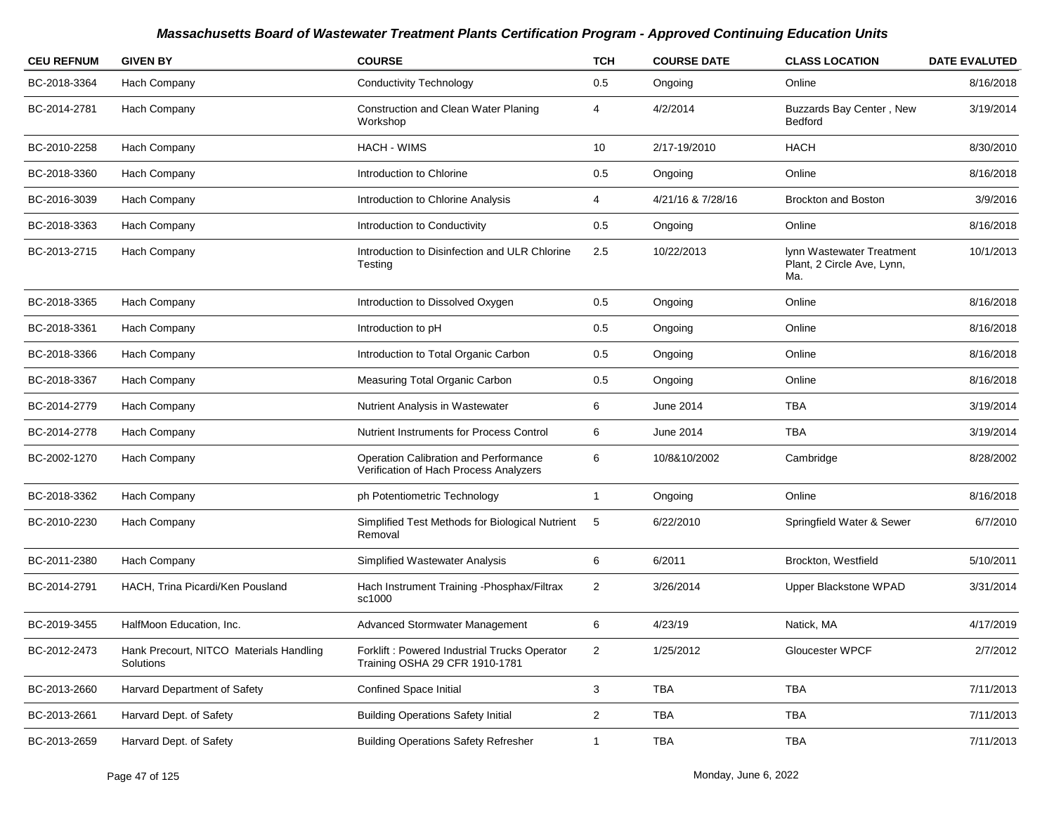## *Massachusetts Board of Wastewater Treatment Plants Certification Program - Approved Continuing Education Units*

| CEU REFNUM | GIVEN BY | COURSE | TCH | COURSE DATE | CLASS LOCATION | DATE EVALUTED |
|---|---|---|---|---|---|---|
| BC-2018-3364 | Hach Company | Conductivity Technology | 0.5 | Ongoing | Online | 8/16/2018 |
| BC-2014-2781 | Hach Company | Construction and Clean Water Planing Workshop | 4 | 4/2/2014 | Buzzards Bay Center , New Bedford | 3/19/2014 |
| BC-2010-2258 | Hach Company | HACH - WIMS | 10 | 2/17-19/2010 | HACH | 8/30/2010 |
| BC-2018-3360 | Hach Company | Introduction to Chlorine | 0.5 | Ongoing | Online | 8/16/2018 |
| BC-2016-3039 | Hach Company | Introduction to Chlorine Analysis | 4 | 4/21/16 & 7/28/16 | Brockton and Boston | 3/9/2016 |
| BC-2018-3363 | Hach Company | Introduction to Conductivity | 0.5 | Ongoing | Online | 8/16/2018 |
| BC-2013-2715 | Hach Company | Introduction to Disinfection and ULR Chlorine Testing | 2.5 | 10/22/2013 | lynn Wastewater Treatment Plant, 2 Circle Ave, Lynn, Ma. | 10/1/2013 |
| BC-2018-3365 | Hach Company | Introduction to Dissolved Oxygen | 0.5 | Ongoing | Online | 8/16/2018 |
| BC-2018-3361 | Hach Company | Introduction to pH | 0.5 | Ongoing | Online | 8/16/2018 |
| BC-2018-3366 | Hach Company | Introduction to Total Organic Carbon | 0.5 | Ongoing | Online | 8/16/2018 |
| BC-2018-3367 | Hach Company | Measuring Total Organic Carbon | 0.5 | Ongoing | Online | 8/16/2018 |
| BC-2014-2779 | Hach Company | Nutrient Analysis in Wastewater | 6 | June 2014 | TBA | 3/19/2014 |
| BC-2014-2778 | Hach Company | Nutrient Instruments for Process Control | 6 | June 2014 | TBA | 3/19/2014 |
| BC-2002-1270 | Hach Company | Operation Calibration and Performance Verification of Hach Process Analyzers | 6 | 10/8&10/2002 | Cambridge | 8/28/2002 |
| BC-2018-3362 | Hach Company | ph Potentiometric Technology | 1 | Ongoing | Online | 8/16/2018 |
| BC-2010-2230 | Hach Company | Simplified Test Methods for Biological Nutrient Removal | 5 | 6/22/2010 | Springfield Water & Sewer | 6/7/2010 |
| BC-2011-2380 | Hach Company | Simplified Wastewater Analysis | 6 | 6/2011 | Brockton, Westfield | 5/10/2011 |
| BC-2014-2791 | HACH, Trina Picardi/Ken Pousland | Hach Instrument Training -Phosphax/Filtrax sc1000 | 2 | 3/26/2014 | Upper Blackstone WPAD | 3/31/2014 |
| BC-2019-3455 | HalfMoon Education, Inc. | Advanced Stormwater Management | 6 | 4/23/19 | Natick, MA | 4/17/2019 |
| BC-2012-2473 | Hank Precourt, NITCO Materials Handling Solutions | Forklift : Powered Industrial Trucks Operator Training OSHA 29 CFR 1910-1781 | 2 | 1/25/2012 | Gloucester WPCF | 2/7/2012 |
| BC-2013-2660 | Harvard Department of Safety | Confined Space Initial | 3 | TBA | TBA | 7/11/2013 |
| BC-2013-2661 | Harvard Dept. of Safety | Building Operations Safety Initial | 2 | TBA | TBA | 7/11/2013 |
| BC-2013-2659 | Harvard Dept. of Safety | Building Operations Safety Refresher | 1 | TBA | TBA | 7/11/2013 |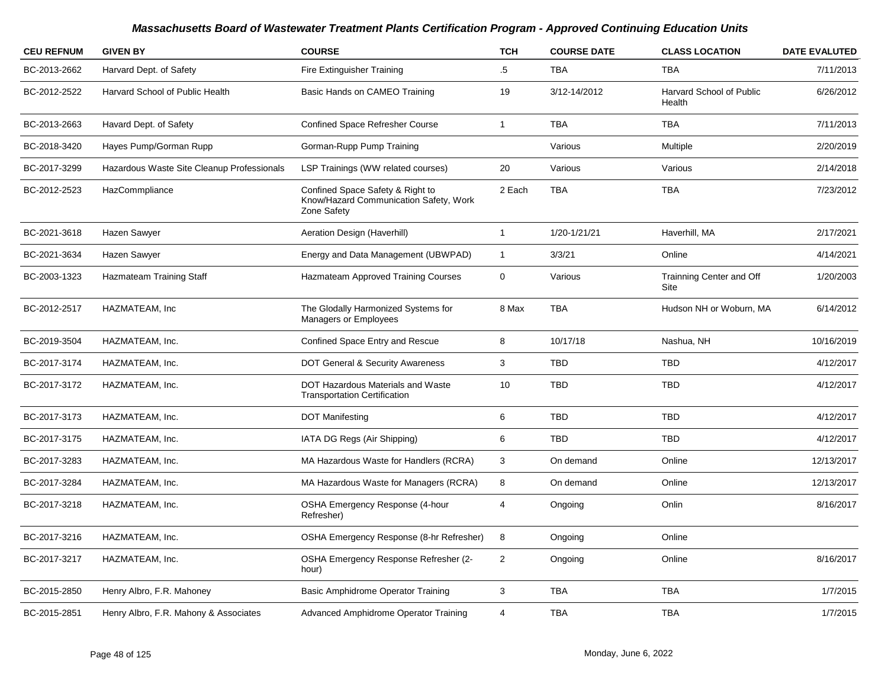## *Massachusetts Board of Wastewater Treatment Plants Certification Program - Approved Continuing Education Units*

| CEU REFNUM | GIVEN BY | COURSE | TCH | COURSE DATE | CLASS LOCATION | DATE EVALUTED |
|---|---|---|---|---|---|---|
| BC-2013-2662 | Harvard Dept. of Safety | Fire Extinguisher Training | .5 | TBA | TBA | 7/11/2013 |
| BC-2012-2522 | Harvard School of Public Health | Basic Hands on CAMEO Training | 19 | 3/12-14/2012 | Harvard School of Public Health | 6/26/2012 |
| BC-2013-2663 | Havard Dept. of Safety | Confined Space Refresher Course | 1 | TBA | TBA | 7/11/2013 |
| BC-2018-3420 | Hayes Pump/Gorman Rupp | Gorman-Rupp Pump Training | | Various | Multiple | 2/20/2019 |
| BC-2017-3299 | Hazardous Waste Site Cleanup Professionals | LSP Trainings (WW related courses) | 20 | Various | Various | 2/14/2018 |
| BC-2012-2523 | HazCommpliance | Confined Space Safety & Right to Know/Hazard Communication Safety, Work Zone Safety | 2 Each | TBA | TBA | 7/23/2012 |
| BC-2021-3618 | Hazen Sawyer | Aeration Design (Haverhill) | 1 | 1/20-1/21/21 | Haverhill, MA | 2/17/2021 |
| BC-2021-3634 | Hazen Sawyer | Energy and Data Management (UBWPAD) | 1 | 3/3/21 | Online | 4/14/2021 |
| BC-2003-1323 | Hazmateam Training Staff | Hazmateam Approved Training Courses | 0 | Various | Trainning Center and Off Site | 1/20/2003 |
| BC-2012-2517 | HAZMATEAM, Inc | The Glodally Harmonized Systems for Managers or Employees | 8 Max | TBA | Hudson NH or Woburn, MA | 6/14/2012 |
| BC-2019-3504 | HAZMATEAM, Inc. | Confined Space Entry and Rescue | 8 | 10/17/18 | Nashua, NH | 10/16/2019 |
| BC-2017-3174 | HAZMATEAM, Inc. | DOT General & Security Awareness | 3 | TBD | TBD | 4/12/2017 |
| BC-2017-3172 | HAZMATEAM, Inc. | DOT Hazardous Materials and Waste Transportation Certification | 10 | TBD | TBD | 4/12/2017 |
| BC-2017-3173 | HAZMATEAM, Inc. | DOT Manifesting | 6 | TBD | TBD | 4/12/2017 |
| BC-2017-3175 | HAZMATEAM, Inc. | IATA DG Regs (Air Shipping) | 6 | TBD | TBD | 4/12/2017 |
| BC-2017-3283 | HAZMATEAM, Inc. | MA Hazardous Waste for Handlers (RCRA) | 3 | On demand | Online | 12/13/2017 |
| BC-2017-3284 | HAZMATEAM, Inc. | MA Hazardous Waste for Managers (RCRA) | 8 | On demand | Online | 12/13/2017 |
| BC-2017-3218 | HAZMATEAM, Inc. | OSHA Emergency Response (4-hour Refresher) | 4 | Ongoing | Onlin | 8/16/2017 |
| BC-2017-3216 | HAZMATEAM, Inc. | OSHA Emergency Response (8-hr Refresher) | 8 | Ongoing | Online | |
| BC-2017-3217 | HAZMATEAM, Inc. | OSHA Emergency Response Refresher (2-hour) | 2 | Ongoing | Online | 8/16/2017 |
| BC-2015-2850 | Henry Albro, F.R. Mahoney | Basic Amphidrome Operator Training | 3 | TBA | TBA | 1/7/2015 |
| BC-2015-2851 | Henry Albro, F.R. Mahony & Associates | Advanced Amphidrome Operator Training | 4 | TBA | TBA | 1/7/2015 |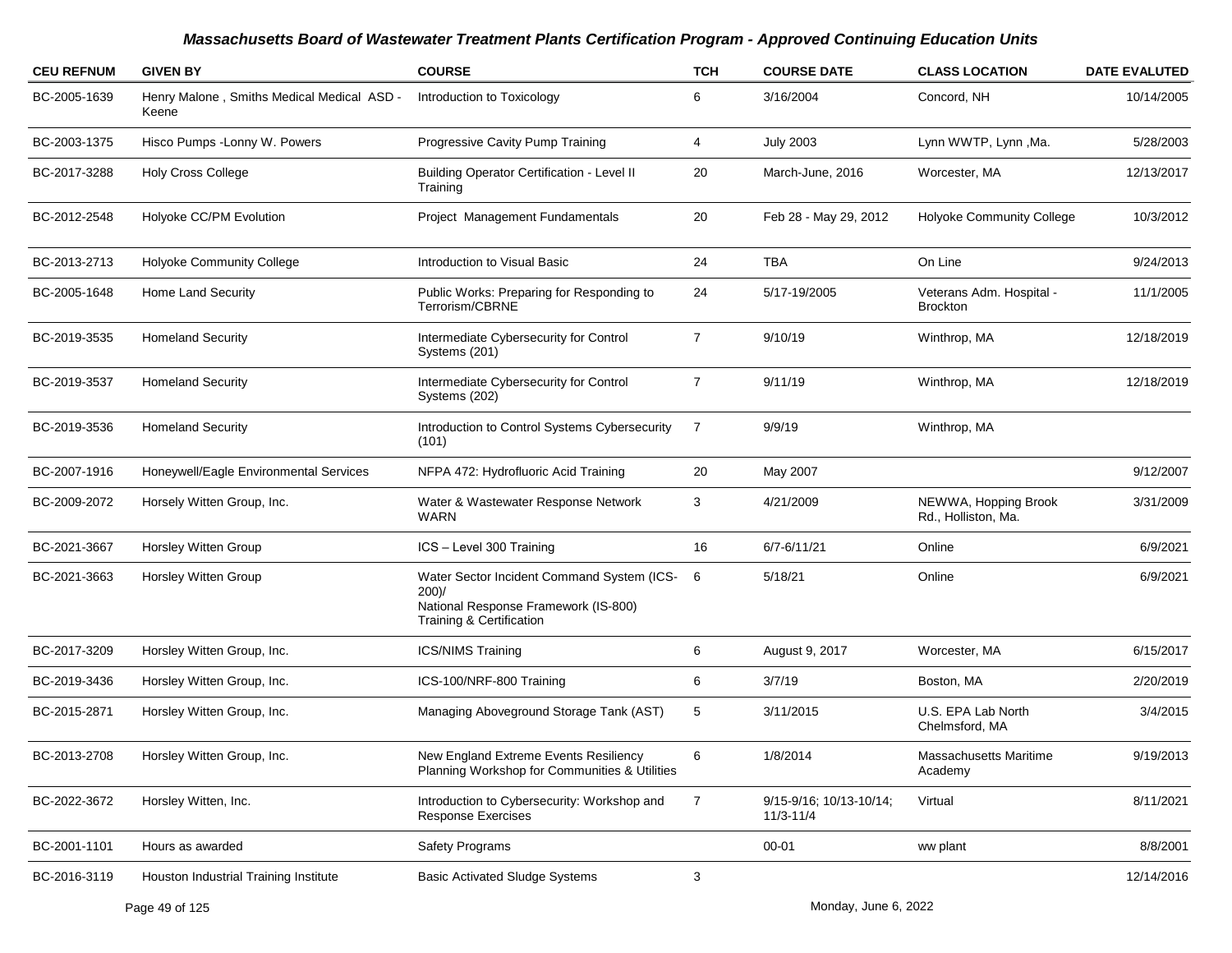# Massachusetts Board of Wastewater Treatment Plants Certification Program - Approved Continuing Education Units

| CEU REFNUM | GIVEN BY | COURSE | TCH | COURSE DATE | CLASS LOCATION | DATE EVALUTED |
|---|---|---|---|---|---|---|
| BC-2005-1639 | Henry Malone , Smiths Medical Medical ASD - Keene | Introduction to Toxicology | 6 | 3/16/2004 | Concord, NH | 10/14/2005 |
| BC-2003-1375 | Hisco Pumps -Lonny W. Powers | Progressive Cavity Pump Training | 4 | July 2003 | Lynn WWTP, Lynn ,Ma. | 5/28/2003 |
| BC-2017-3288 | Holy Cross College | Building Operator Certification - Level II Training | 20 | March-June, 2016 | Worcester, MA | 12/13/2017 |
| BC-2012-2548 | Holyoke CC/PM Evolution | Project Management Fundamentals | 20 | Feb 28 - May 29, 2012 | Holyoke Community College | 10/3/2012 |
| BC-2013-2713 | Holyoke Community College | Introduction to Visual Basic | 24 | TBA | On Line | 9/24/2013 |
| BC-2005-1648 | Home Land Security | Public Works: Preparing for Responding to Terrorism/CBRNE | 24 | 5/17-19/2005 | Veterans Adm. Hospital - Brockton | 11/1/2005 |
| BC-2019-3535 | Homeland Security | Intermediate Cybersecurity for Control Systems (201) | 7 | 9/10/19 | Winthrop, MA | 12/18/2019 |
| BC-2019-3537 | Homeland Security | Intermediate Cybersecurity for Control Systems (202) | 7 | 9/11/19 | Winthrop, MA | 12/18/2019 |
| BC-2019-3536 | Homeland Security | Introduction to Control Systems Cybersecurity (101) | 7 | 9/9/19 | Winthrop, MA | |
| BC-2007-1916 | Honeywell/Eagle Environmental Services | NFPA 472: Hydrofluoric Acid Training | 20 | May 2007 | | 9/12/2007 |
| BC-2009-2072 | Horsely Witten Group, Inc. | Water & Wastewater Response Network WARN | 3 | 4/21/2009 | NEWWA, Hopping Brook Rd., Holliston, Ma. | 3/31/2009 |
| BC-2021-3667 | Horsley Witten Group | ICS – Level 300 Training | 16 | 6/7-6/11/21 | Online | 6/9/2021 |
| BC-2021-3663 | Horsley Witten Group | Water Sector Incident Command System (ICS-200)/ National Response Framework (IS-800) Training & Certification | 6 | 5/18/21 | Online | 6/9/2021 |
| BC-2017-3209 | Horsley Witten Group, Inc. | ICS/NIMS Training | 6 | August 9, 2017 | Worcester, MA | 6/15/2017 |
| BC-2019-3436 | Horsley Witten Group, Inc. | ICS-100/NRF-800 Training | 6 | 3/7/19 | Boston, MA | 2/20/2019 |
| BC-2015-2871 | Horsley Witten Group, Inc. | Managing Aboveground Storage Tank (AST) | 5 | 3/11/2015 | U.S. EPA Lab North Chelmsford, MA | 3/4/2015 |
| BC-2013-2708 | Horsley Witten Group, Inc. | New England Extreme Events Resiliency Planning Workshop for Communities & Utilities | 6 | 1/8/2014 | Massachusetts Maritime Academy | 9/19/2013 |
| BC-2022-3672 | Horsley Witten, Inc. | Introduction to Cybersecurity: Workshop and Response Exercises | 7 | 9/15-9/16; 10/13-10/14; 11/3-11/4 | Virtual | 8/11/2021 |
| BC-2001-1101 | Hours as awarded | Safety Programs | | 00-01 | ww plant | 8/8/2001 |
| BC-2016-3119 | Houston Industrial Training Institute | Basic Activated Sludge Systems | 3 | | | 12/14/2016 |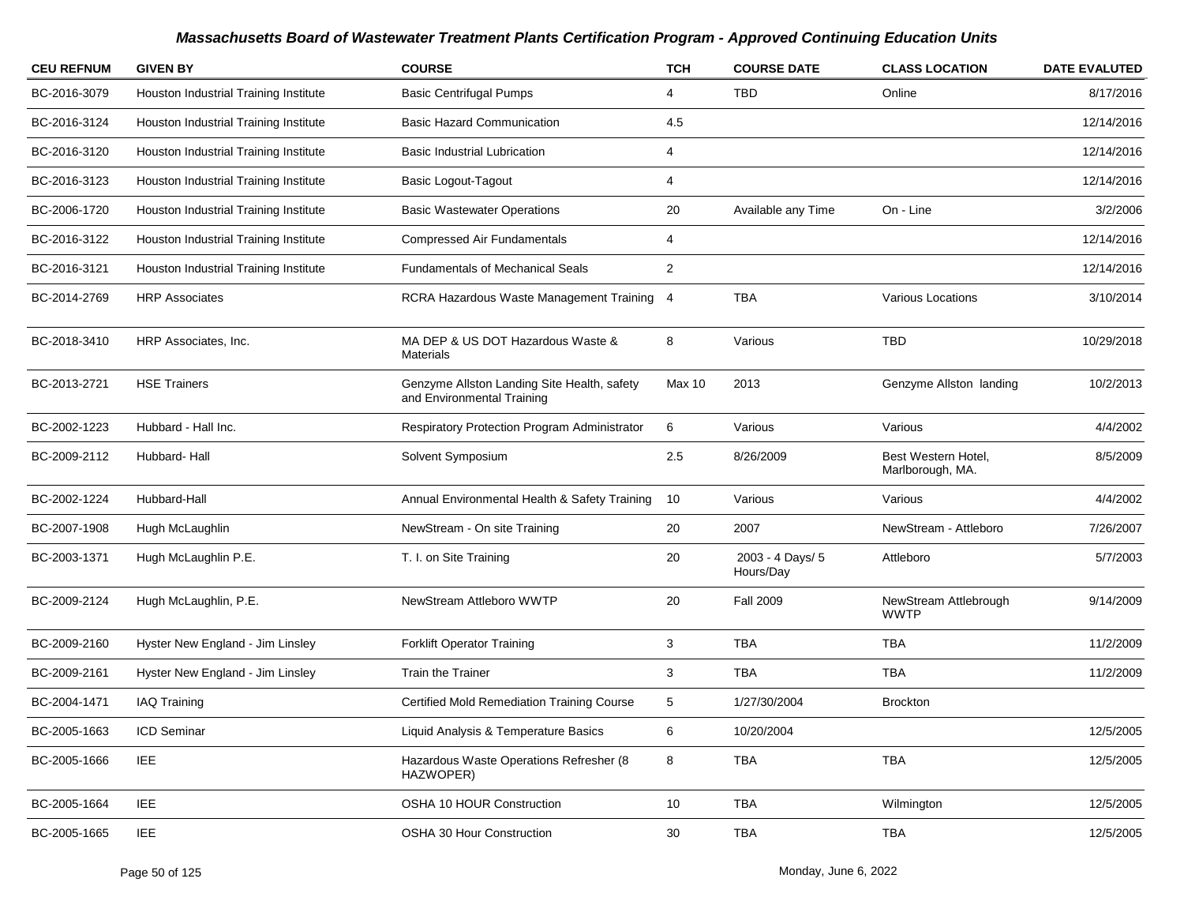## Massachusetts Board of Wastewater Treatment Plants Certification Program - Approved Continuing Education Units

| CEU REFNUM | GIVEN BY | COURSE | TCH | COURSE DATE | CLASS LOCATION | DATE EVALUTED |
|---|---|---|---|---|---|---|
| BC-2016-3079 | Houston Industrial Training Institute | Basic Centrifugal Pumps | 4 | TBD | Online | 8/17/2016 |
| BC-2016-3124 | Houston Industrial Training Institute | Basic Hazard Communication | 4.5 | | | 12/14/2016 |
| BC-2016-3120 | Houston Industrial Training Institute | Basic Industrial Lubrication | 4 | | | 12/14/2016 |
| BC-2016-3123 | Houston Industrial Training Institute | Basic Logout-Tagout | 4 | | | 12/14/2016 |
| BC-2006-1720 | Houston Industrial Training Institute | Basic Wastewater Operations | 20 | Available any Time | On - Line | 3/2/2006 |
| BC-2016-3122 | Houston Industrial Training Institute | Compressed Air Fundamentals | 4 | | | 12/14/2016 |
| BC-2016-3121 | Houston Industrial Training Institute | Fundamentals of Mechanical Seals | 2 | | | 12/14/2016 |
| BC-2014-2769 | HRP Associates | RCRA Hazardous Waste Management Training | 4 | TBA | Various Locations | 3/10/2014 |
| BC-2018-3410 | HRP Associates, Inc. | MA DEP & US DOT Hazardous Waste & Materials | 8 | Various | TBD | 10/29/2018 |
| BC-2013-2721 | HSE Trainers | Genzyme Allston Landing Site Health, safety and Environmental Training | Max 10 | 2013 | Genzyme Allston landing | 10/2/2013 |
| BC-2002-1223 | Hubbard - Hall Inc. | Respiratory Protection Program Administrator | 6 | Various | Various | 4/4/2002 |
| BC-2009-2112 | Hubbard- Hall | Solvent Symposium | 2.5 | 8/26/2009 | Best Western Hotel, Marlborough, MA. | 8/5/2009 |
| BC-2002-1224 | Hubbard-Hall | Annual Environmental Health & Safety Training | 10 | Various | Various | 4/4/2002 |
| BC-2007-1908 | Hugh McLaughlin | NewStream - On site Training | 20 | 2007 | NewStream - Attleboro | 7/26/2007 |
| BC-2003-1371 | Hugh McLaughlin P.E. | T. I. on Site Training | 20 | 2003 - 4 Days/ 5 Hours/Day | Attleboro | 5/7/2003 |
| BC-2009-2124 | Hugh McLaughlin, P.E. | NewStream Attleboro WWTP | 20 | Fall 2009 | NewStream Attlebrough WWTP | 9/14/2009 |
| BC-2009-2160 | Hyster New England - Jim Linsley | Forklift Operator Training | 3 | TBA | TBA | 11/2/2009 |
| BC-2009-2161 | Hyster New England - Jim Linsley | Train the Trainer | 3 | TBA | TBA | 11/2/2009 |
| BC-2004-1471 | IAQ Training | Certified Mold Remediation Training Course | 5 | 1/27/30/2004 | Brockton | |
| BC-2005-1663 | ICD Seminar | Liquid Analysis & Temperature Basics | 6 | 10/20/2004 | | 12/5/2005 |
| BC-2005-1666 | IEE | Hazardous Waste Operations Refresher (8 HAZWOPER) | 8 | TBA | TBA | 12/5/2005 |
| BC-2005-1664 | IEE | OSHA 10 HOUR Construction | 10 | TBA | Wilmington | 12/5/2005 |
| BC-2005-1665 | IEE | OSHA 30 Hour Construction | 30 | TBA | TBA | 12/5/2005 |

Monday, June 6, 2022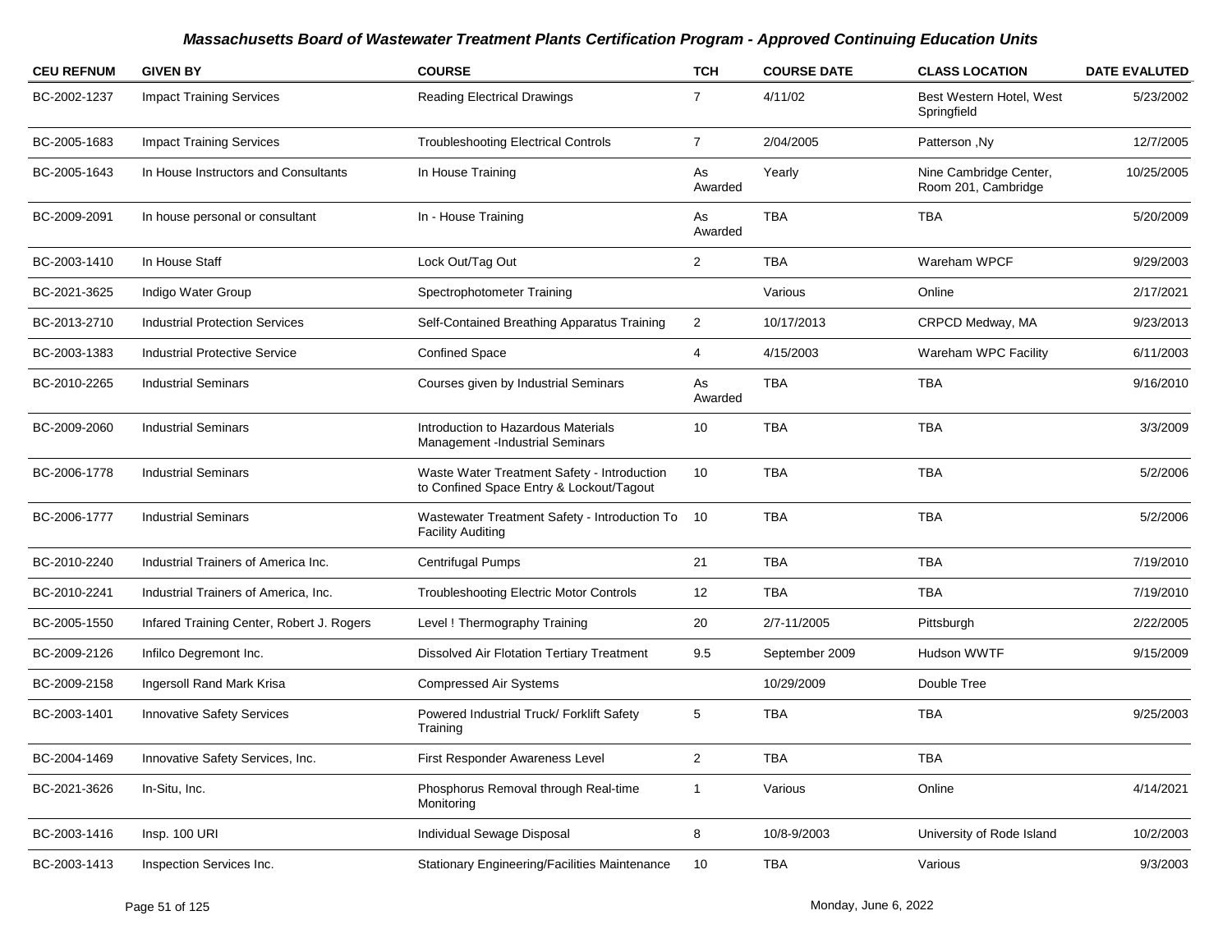## Massachusetts Board of Wastewater Treatment Plants Certification Program - Approved Continuing Education Units

| CEU REFNUM | GIVEN BY | COURSE | TCH | COURSE DATE | CLASS LOCATION | DATE EVALUTED |
|---|---|---|---|---|---|---|
| BC-2002-1237 | Impact Training Services | Reading Electrical Drawings | 7 | 4/11/02 | Best Western Hotel, West Springfield | 5/23/2002 |
| BC-2005-1683 | Impact Training Services | Troubleshooting Electrical Controls | 7 | 2/04/2005 | Patterson ,Ny | 12/7/2005 |
| BC-2005-1643 | In House Instructors and Consultants | In House Training | As Awarded | Yearly | Nine Cambridge Center, Room 201, Cambridge | 10/25/2005 |
| BC-2009-2091 | In house personal or consultant | In - House Training | As Awarded | TBA | TBA | 5/20/2009 |
| BC-2003-1410 | In House Staff | Lock Out/Tag Out | 2 | TBA | Wareham WPCF | 9/29/2003 |
| BC-2021-3625 | Indigo Water Group | Spectrophotometer Training | | Various | Online | 2/17/2021 |
| BC-2013-2710 | Industrial Protection Services | Self-Contained Breathing Apparatus Training | 2 | 10/17/2013 | CRPCD Medway, MA | 9/23/2013 |
| BC-2003-1383 | Industrial Protective Service | Confined Space | 4 | 4/15/2003 | Wareham WPC Facility | 6/11/2003 |
| BC-2010-2265 | Industrial Seminars | Courses given by Industrial Seminars | As Awarded | TBA | TBA | 9/16/2010 |
| BC-2009-2060 | Industrial Seminars | Introduction to Hazardous Materials Management -Industrial Seminars | 10 | TBA | TBA | 3/3/2009 |
| BC-2006-1778 | Industrial Seminars | Waste Water Treatment Safety - Introduction to Confined Space Entry & Lockout/Tagout | 10 | TBA | TBA | 5/2/2006 |
| BC-2006-1777 | Industrial Seminars | Wastewater Treatment Safety - Introduction To Facility Auditing | 10 | TBA | TBA | 5/2/2006 |
| BC-2010-2240 | Industrial Trainers of America Inc. | Centrifugal Pumps | 21 | TBA | TBA | 7/19/2010 |
| BC-2010-2241 | Industrial Trainers of America, Inc. | Troubleshooting Electric Motor Controls | 12 | TBA | TBA | 7/19/2010 |
| BC-2005-1550 | Infared Training Center, Robert J. Rogers | Level ! Thermography Training | 20 | 2/7-11/2005 | Pittsburgh | 2/22/2005 |
| BC-2009-2126 | Infilco Degremont Inc. | Dissolved Air Flotation Tertiary Treatment | 9.5 | September 2009 | Hudson WWTF | 9/15/2009 |
| BC-2009-2158 | Ingersoll Rand Mark Krisa | Compressed Air Systems | | 10/29/2009 | Double Tree | |
| BC-2003-1401 | Innovative Safety Services | Powered Industrial Truck/ Forklift Safety Training | 5 | TBA | TBA | 9/25/2003 |
| BC-2004-1469 | Innovative Safety Services, Inc. | First Responder Awareness Level | 2 | TBA | TBA | |
| BC-2021-3626 | In-Situ, Inc. | Phosphorus Removal through Real-time Monitoring | 1 | Various | Online | 4/14/2021 |
| BC-2003-1416 | Insp. 100 URI | Individual Sewage Disposal | 8 | 10/8-9/2003 | University of Rode Island | 10/2/2003 |
| BC-2003-1413 | Inspection Services Inc. | Stationary Engineering/Facilities Maintenance | 10 | TBA | Various | 9/3/2003 |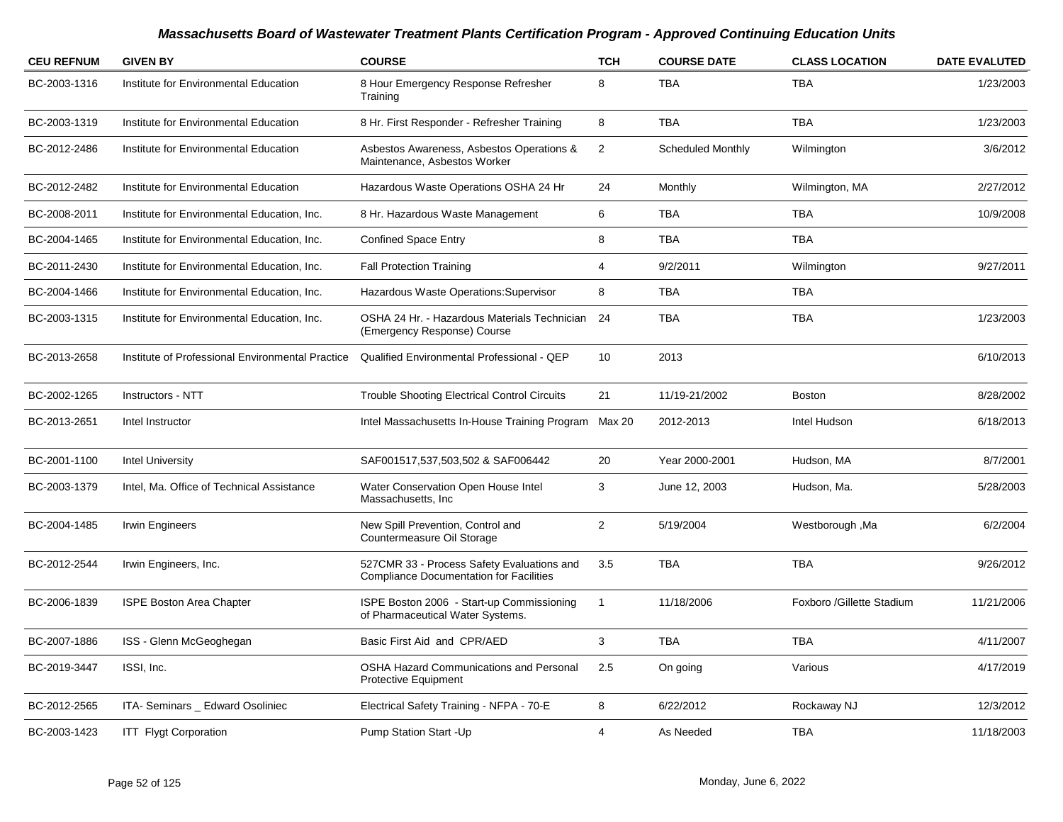# Massachusetts Board of Wastewater Treatment Plants Certification Program - Approved Continuing Education Units

| CEU REFNUM | GIVEN BY | COURSE | TCH | COURSE DATE | CLASS LOCATION | DATE EVALUTED |
|---|---|---|---|---|---|---|
| BC-2003-1316 | Institute for Environmental Education | 8 Hour Emergency Response Refresher Training | 8 | TBA | TBA | 1/23/2003 |
| BC-2003-1319 | Institute for Environmental Education | 8 Hr. First Responder - Refresher Training | 8 | TBA | TBA | 1/23/2003 |
| BC-2012-2486 | Institute for Environmental Education | Asbestos Awareness, Asbestos Operations & Maintenance, Asbestos Worker | 2 | Scheduled Monthly | Wilmington | 3/6/2012 |
| BC-2012-2482 | Institute for Environmental Education | Hazardous Waste Operations OSHA 24 Hr | 24 | Monthly | Wilmington, MA | 2/27/2012 |
| BC-2008-2011 | Institute for Environmental Education, Inc. | 8 Hr. Hazardous Waste Management | 6 | TBA | TBA | 10/9/2008 |
| BC-2004-1465 | Institute for Environmental Education, Inc. | Confined Space Entry | 8 | TBA | TBA | |
| BC-2011-2430 | Institute for Environmental Education, Inc. | Fall Protection Training | 4 | 9/2/2011 | Wilmington | 9/27/2011 |
| BC-2004-1466 | Institute for Environmental Education, Inc. | Hazardous Waste Operations:Supervisor | 8 | TBA | TBA | |
| BC-2003-1315 | Institute for Environmental Education, Inc. | OSHA 24 Hr. - Hazardous Materials Technician (Emergency Response) Course | 24 | TBA | TBA | 1/23/2003 |
| BC-2013-2658 | Institute of Professional Environmental Practice | Qualified Environmental Professional - QEP | 10 | 2013 | | 6/10/2013 |
| BC-2002-1265 | Instructors - NTT | Trouble Shooting Electrical Control Circuits | 21 | 11/19-21/2002 | Boston | 8/28/2002 |
| BC-2013-2651 | Intel Instructor | Intel Massachusetts In-House Training Program | Max 20 | 2012-2013 | Intel Hudson | 6/18/2013 |
| BC-2001-1100 | Intel University | SAF001517,537,503,502 & SAF006442 | 20 | Year 2000-2001 | Hudson, MA | 8/7/2001 |
| BC-2003-1379 | Intel, Ma. Office of Technical Assistance | Water Conservation Open House Intel Massachusetts, Inc | 3 | June 12, 2003 | Hudson, Ma. | 5/28/2003 |
| BC-2004-1485 | Irwin Engineers | New Spill Prevention, Control and Countermeasure Oil Storage | 2 | 5/19/2004 | Westborough ,Ma | 6/2/2004 |
| BC-2012-2544 | Irwin Engineers, Inc. | 527CMR 33 - Process Safety Evaluations and Compliance Documentation for Facilities | 3.5 | TBA | TBA | 9/26/2012 |
| BC-2006-1839 | ISPE Boston Area Chapter | ISPE Boston 2006 - Start-up Commissioning of Pharmaceutical Water Systems. | 1 | 11/18/2006 | Foxboro /Gillette Stadium | 11/21/2006 |
| BC-2007-1886 | ISS - Glenn McGeoghegan | Basic First Aid and CPR/AED | 3 | TBA | TBA | 4/11/2007 |
| BC-2019-3447 | ISSI, Inc. | OSHA Hazard Communications and Personal Protective Equipment | 2.5 | On going | Various | 4/17/2019 |
| BC-2012-2565 | ITA- Seminars _ Edward Osoliniec | Electrical Safety Training - NFPA - 70-E | 8 | 6/22/2012 | Rockaway NJ | 12/3/2012 |
| BC-2003-1423 | ITT Flygt Corporation | Pump Station Start -Up | 4 | As Needed | TBA | 11/18/2003 |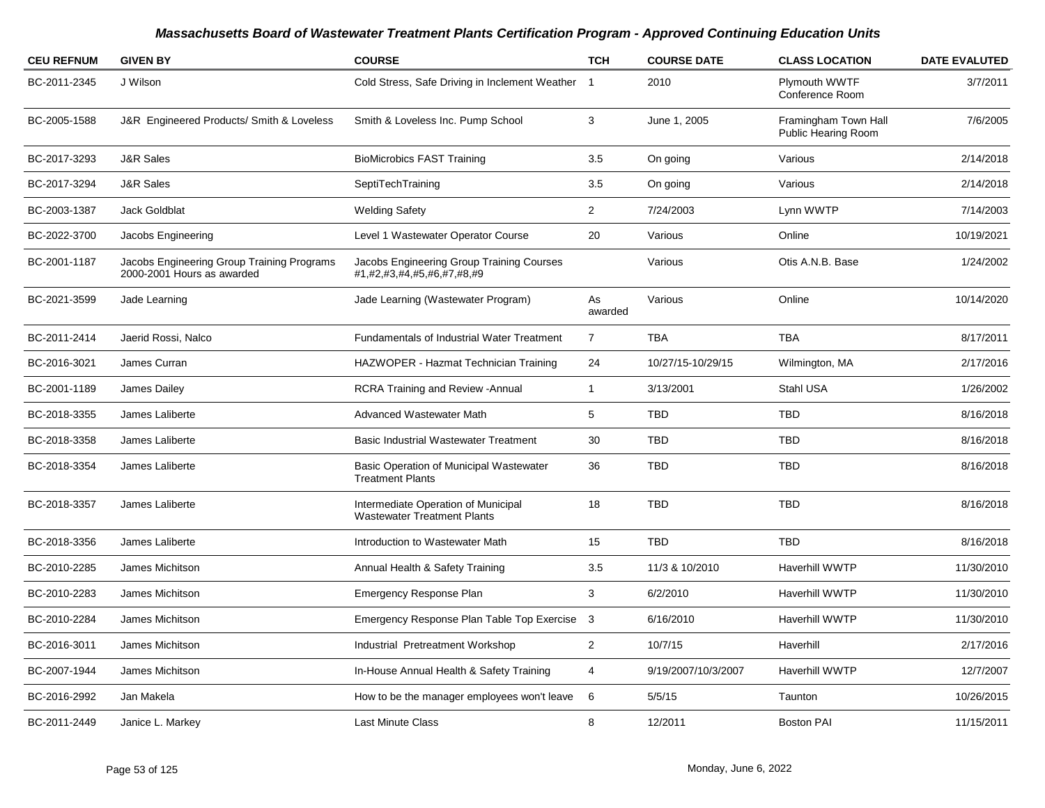# Massachusetts Board of Wastewater Treatment Plants Certification Program - Approved Continuing Education Units

| CEU REFNUM | GIVEN BY | COURSE | TCH | COURSE DATE | CLASS LOCATION | DATE EVALUTED |
|---|---|---|---|---|---|---|
| BC-2011-2345 | J Wilson | Cold Stress, Safe Driving in Inclement Weather | 1 | 2010 | Plymouth WWTF Conference Room | 3/7/2011 |
| BC-2005-1588 | J&R Engineered Products/ Smith & Loveless | Smith & Loveless Inc. Pump School | 3 | June 1, 2005 | Framingham Town Hall Public Hearing Room | 7/6/2005 |
| BC-2017-3293 | J&R Sales | BioMicrobics FAST Training | 3.5 | On going | Various | 2/14/2018 |
| BC-2017-3294 | J&R Sales | SeptiTechTraining | 3.5 | On going | Various | 2/14/2018 |
| BC-2003-1387 | Jack Goldblat | Welding Safety | 2 | 7/24/2003 | Lynn WWTP | 7/14/2003 |
| BC-2022-3700 | Jacobs Engineering | Level 1 Wastewater Operator Course | 20 | Various | Online | 10/19/2021 |
| BC-2001-1187 | Jacobs Engineering Group Training Programs 2000-2001 Hours as awarded | Jacobs Engineering Group Training Courses #1,#2,#3,#4,#5,#6,#7,#8,#9 | | Various | Otis A.N.B. Base | 1/24/2002 |
| BC-2021-3599 | Jade Learning | Jade Learning (Wastewater Program) | As awarded | Various | Online | 10/14/2020 |
| BC-2011-2414 | Jaerid Rossi, Nalco | Fundamentals of Industrial Water Treatment | 7 | TBA | TBA | 8/17/2011 |
| BC-2016-3021 | James Curran | HAZWOPER - Hazmat Technician Training | 24 | 10/27/15-10/29/15 | Wilmington, MA | 2/17/2016 |
| BC-2001-1189 | James Dailey | RCRA Training and Review -Annual | 1 | 3/13/2001 | Stahl USA | 1/26/2002 |
| BC-2018-3355 | James Laliberte | Advanced Wastewater Math | 5 | TBD | TBD | 8/16/2018 |
| BC-2018-3358 | James Laliberte | Basic Industrial Wastewater Treatment | 30 | TBD | TBD | 8/16/2018 |
| BC-2018-3354 | James Laliberte | Basic Operation of Municipal Wastewater Treatment Plants | 36 | TBD | TBD | 8/16/2018 |
| BC-2018-3357 | James Laliberte | Intermediate Operation of Municipal Wastewater Treatment Plants | 18 | TBD | TBD | 8/16/2018 |
| BC-2018-3356 | James Laliberte | Introduction to Wastewater Math | 15 | TBD | TBD | 8/16/2018 |
| BC-2010-2285 | James Michitson | Annual Health & Safety Training | 3.5 | 11/3 & 10/2010 | Haverhill WWTP | 11/30/2010 |
| BC-2010-2283 | James Michitson | Emergency Response Plan | 3 | 6/2/2010 | Haverhill WWTP | 11/30/2010 |
| BC-2010-2284 | James Michitson | Emergency Response Plan Table Top Exercise | 3 | 6/16/2010 | Haverhill WWTP | 11/30/2010 |
| BC-2016-3011 | James Michitson | Industrial Pretreatment Workshop | 2 | 10/7/15 | Haverhill | 2/17/2016 |
| BC-2007-1944 | James Michitson | In-House Annual Health & Safety Training | 4 | 9/19/2007/10/3/2007 | Haverhill WWTP | 12/7/2007 |
| BC-2016-2992 | Jan Makela | How to be the manager employees won't leave | 6 | 5/5/15 | Taunton | 10/26/2015 |
| BC-2011-2449 | Janice L. Markey | Last Minute Class | 8 | 12/2011 | Boston PAI | 11/15/2011 |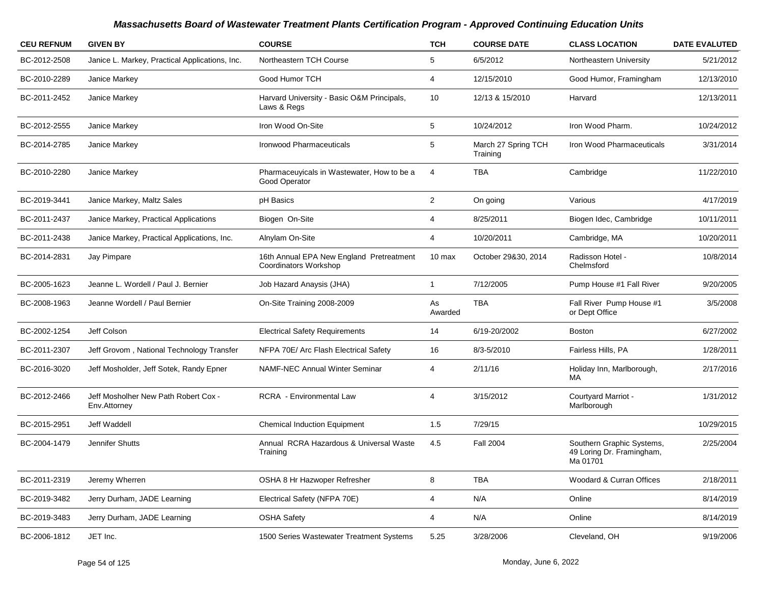## Massachusetts Board of Wastewater Treatment Plants Certification Program - Approved Continuing Education Units

| CEU REFNUM | GIVEN BY | COURSE | TCH | COURSE DATE | CLASS LOCATION | DATE EVALUTED |
|---|---|---|---|---|---|---|
| BC-2012-2508 | Janice L. Markey, Practical Applications, Inc. | Northeastern TCH Course | 5 | 6/5/2012 | Northeastern University | 5/21/2012 |
| BC-2010-2289 | Janice Markey | Good Humor TCH | 4 | 12/15/2010 | Good Humor, Framingham | 12/13/2010 |
| BC-2011-2452 | Janice Markey | Harvard University - Basic O&M Principals, Laws & Regs | 10 | 12/13 & 15/2010 | Harvard | 12/13/2011 |
| BC-2012-2555 | Janice Markey | Iron Wood On-Site | 5 | 10/24/2012 | Iron Wood Pharm. | 10/24/2012 |
| BC-2014-2785 | Janice Markey | Ironwood Pharmaceuticals | 5 | March 27 Spring TCH Training | Iron Wood Pharmaceuticals | 3/31/2014 |
| BC-2010-2280 | Janice Markey | Pharmaceuyicals in Wastewater, How to be a Good Operator | 4 | TBA | Cambridge | 11/22/2010 |
| BC-2019-3441 | Janice Markey, Maltz Sales | pH Basics | 2 | On going | Various | 4/17/2019 |
| BC-2011-2437 | Janice Markey, Practical Applications | Biogen On-Site | 4 | 8/25/2011 | Biogen Idec, Cambridge | 10/11/2011 |
| BC-2011-2438 | Janice Markey, Practical Applications, Inc. | Alnylam On-Site | 4 | 10/20/2011 | Cambridge, MA | 10/20/2011 |
| BC-2014-2831 | Jay Pimpare | 16th Annual EPA New England Pretreatment Coordinators Workshop | 10 max | October 29&30, 2014 | Radisson Hotel - Chelmsford | 10/8/2014 |
| BC-2005-1623 | Jeanne L. Wordell / Paul J. Bernier | Job Hazard Anaysis (JHA) | 1 | 7/12/2005 | Pump House #1 Fall River | 9/20/2005 |
| BC-2008-1963 | Jeanne Wordell / Paul Bernier | On-Site Training 2008-2009 | As Awarded | TBA | Fall River Pump House #1 or Dept Office | 3/5/2008 |
| BC-2002-1254 | Jeff Colson | Electrical Safety Requirements | 14 | 6/19-20/2002 | Boston | 6/27/2002 |
| BC-2011-2307 | Jeff Grovom , National Technology Transfer | NFPA 70E/ Arc Flash Electrical Safety | 16 | 8/3-5/2010 | Fairless Hills, PA | 1/28/2011 |
| BC-2016-3020 | Jeff Mosholder, Jeff Sotek, Randy Epner | NAMF-NEC Annual Winter Seminar | 4 | 2/11/16 | Holiday Inn, Marlborough, MA | 2/17/2016 |
| BC-2012-2466 | Jeff Mosholher New Path Robert Cox - Env.Attorney | RCRA - Environmental Law | 4 | 3/15/2012 | Courtyard Marriot - Marlborough | 1/31/2012 |
| BC-2015-2951 | Jeff Waddell | Chemical Induction Equipment | 1.5 | 7/29/15 | | 10/29/2015 |
| BC-2004-1479 | Jennifer Shutts | Annual RCRA Hazardous & Universal Waste Training | 4.5 | Fall 2004 | Southern Graphic Systems, 49 Loring Dr. Framingham, Ma 01701 | 2/25/2004 |
| BC-2011-2319 | Jeremy Wherren | OSHA 8 Hr Hazwoper Refresher | 8 | TBA | Woodard & Curran Offices | 2/18/2011 |
| BC-2019-3482 | Jerry Durham, JADE Learning | Electrical Safety (NFPA 70E) | 4 | N/A | Online | 8/14/2019 |
| BC-2019-3483 | Jerry Durham, JADE Learning | OSHA Safety | 4 | N/A | Online | 8/14/2019 |
| BC-2006-1812 | JET Inc. | 1500 Series Wastewater Treatment Systems | 5.25 | 3/28/2006 | Cleveland, OH | 9/19/2006 |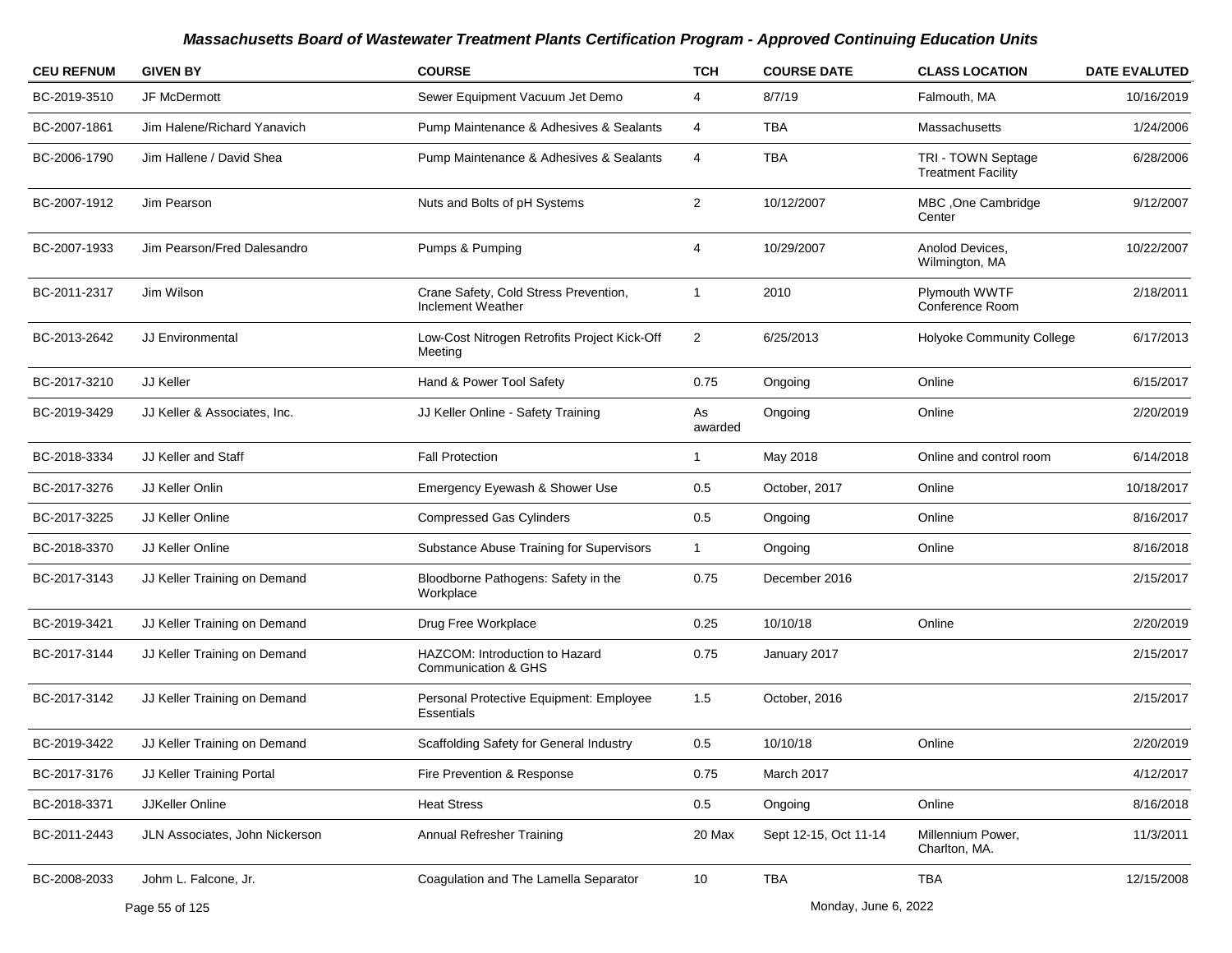# Massachusetts Board of Wastewater Treatment Plants Certification Program - Approved Continuing Education Units

| CEU REFNUM | GIVEN BY | COURSE | TCH | COURSE DATE | CLASS LOCATION | DATE EVALUTED |
|---|---|---|---|---|---|---|
| BC-2019-3510 | JF McDermott | Sewer Equipment Vacuum Jet Demo | 4 | 8/7/19 | Falmouth, MA | 10/16/2019 |
| BC-2007-1861 | Jim Halene/Richard Yanavich | Pump Maintenance & Adhesives & Sealants | 4 | TBA | Massachusetts | 1/24/2006 |
| BC-2006-1790 | Jim Hallene / David Shea | Pump Maintenance & Adhesives & Sealants | 4 | TBA | TRI - TOWN Septage Treatment Facility | 6/28/2006 |
| BC-2007-1912 | Jim Pearson | Nuts and Bolts of pH Systems | 2 | 10/12/2007 | MBC ,One Cambridge Center | 9/12/2007 |
| BC-2007-1933 | Jim Pearson/Fred Dalesandro | Pumps & Pumping | 4 | 10/29/2007 | Anolod Devices, Wilmington, MA | 10/22/2007 |
| BC-2011-2317 | Jim Wilson | Crane Safety, Cold Stress Prevention, Inclement Weather | 1 | 2010 | Plymouth WWTF Conference Room | 2/18/2011 |
| BC-2013-2642 | JJ Environmental | Low-Cost Nitrogen Retrofits Project Kick-Off Meeting | 2 | 6/25/2013 | Holyoke Community College | 6/17/2013 |
| BC-2017-3210 | JJ Keller | Hand & Power Tool Safety | 0.75 | Ongoing | Online | 6/15/2017 |
| BC-2019-3429 | JJ Keller & Associates, Inc. | JJ Keller Online - Safety Training | As awarded | Ongoing | Online | 2/20/2019 |
| BC-2018-3334 | JJ Keller and Staff | Fall Protection | 1 | May 2018 | Online and control room | 6/14/2018 |
| BC-2017-3276 | JJ Keller Onlin | Emergency Eyewash & Shower Use | 0.5 | October, 2017 | Online | 10/18/2017 |
| BC-2017-3225 | JJ Keller Online | Compressed Gas Cylinders | 0.5 | Ongoing | Online | 8/16/2017 |
| BC-2018-3370 | JJ Keller Online | Substance Abuse Training for Supervisors | 1 | Ongoing | Online | 8/16/2018 |
| BC-2017-3143 | JJ Keller Training on Demand | Bloodborne Pathogens: Safety in the Workplace | 0.75 | December 2016 | | 2/15/2017 |
| BC-2019-3421 | JJ Keller Training on Demand | Drug Free Workplace | 0.25 | 10/10/18 | Online | 2/20/2019 |
| BC-2017-3144 | JJ Keller Training on Demand | HAZCOM: Introduction to Hazard Communication & GHS | 0.75 | January 2017 | | 2/15/2017 |
| BC-2017-3142 | JJ Keller Training on Demand | Personal Protective Equipment: Employee Essentials | 1.5 | October, 2016 | | 2/15/2017 |
| BC-2019-3422 | JJ Keller Training on Demand | Scaffolding Safety for General Industry | 0.5 | 10/10/18 | Online | 2/20/2019 |
| BC-2017-3176 | JJ Keller Training Portal | Fire Prevention & Response | 0.75 | March 2017 | | 4/12/2017 |
| BC-2018-3371 | JJKeller Online | Heat Stress | 0.5 | Ongoing | Online | 8/16/2018 |
| BC-2011-2443 | JLN Associates, John Nickerson | Annual Refresher Training | 20 Max | Sept 12-15, Oct 11-14 | Millennium Power, Charlton, MA. | 11/3/2011 |
| BC-2008-2033 | Johm L. Falcone, Jr. | Coagulation and The Lamella Separator | 10 | TBA | TBA | 12/15/2008 |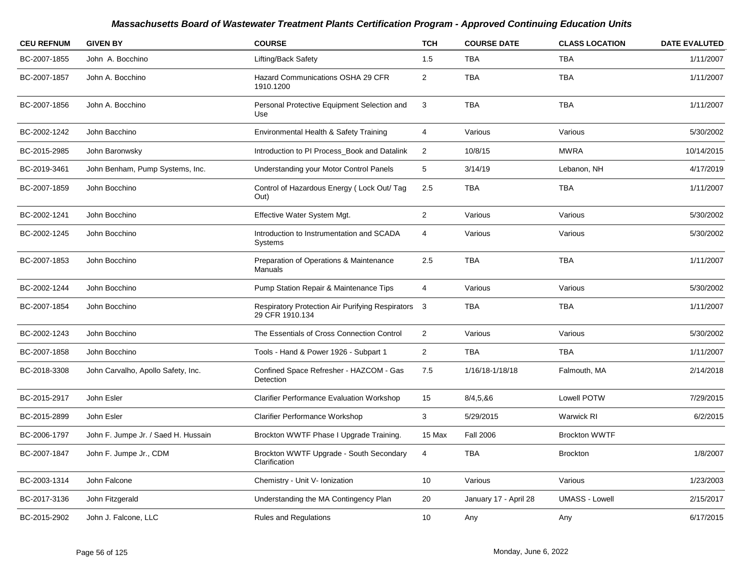## *Massachusetts Board of Wastewater Treatment Plants Certification Program - Approved Continuing Education Units*

| CEU REFNUM | GIVEN BY | COURSE | TCH | COURSE DATE | CLASS LOCATION | DATE EVALUTED |
|---|---|---|---|---|---|---|
| BC-2007-1855 | John A. Bocchino | Lifting/Back Safety | 1.5 | TBA | TBA | 1/11/2007 |
| BC-2007-1857 | John A. Bocchino | Hazard Communications OSHA 29 CFR 1910.1200 | 2 | TBA | TBA | 1/11/2007 |
| BC-2007-1856 | John A. Bocchino | Personal Protective Equipment Selection and Use | 3 | TBA | TBA | 1/11/2007 |
| BC-2002-1242 | John Bacchino | Environmental Health & Safety Training | 4 | Various | Various | 5/30/2002 |
| BC-2015-2985 | John Baronwsky | Introduction to PI Process_Book and Datalink | 2 | 10/8/15 | MWRA | 10/14/2015 |
| BC-2019-3461 | John Benham, Pump Systems, Inc. | Understanding your Motor Control Panels | 5 | 3/14/19 | Lebanon, NH | 4/17/2019 |
| BC-2007-1859 | John Bocchino | Control of Hazardous Energy ( Lock Out/ Tag Out) | 2.5 | TBA | TBA | 1/11/2007 |
| BC-2002-1241 | John Bocchino | Effective Water System Mgt. | 2 | Various | Various | 5/30/2002 |
| BC-2002-1245 | John Bocchino | Introduction to Instrumentation and SCADA Systems | 4 | Various | Various | 5/30/2002 |
| BC-2007-1853 | John Bocchino | Preparation of Operations & Maintenance Manuals | 2.5 | TBA | TBA | 1/11/2007 |
| BC-2002-1244 | John Bocchino | Pump Station Repair & Maintenance Tips | 4 | Various | Various | 5/30/2002 |
| BC-2007-1854 | John Bocchino | Respiratory Protection Air Purifying Respirators 29 CFR 1910.134 | 3 | TBA | TBA | 1/11/2007 |
| BC-2002-1243 | John Bocchino | The Essentials of Cross Connection Control | 2 | Various | Various | 5/30/2002 |
| BC-2007-1858 | John Bocchino | Tools - Hand & Power 1926 - Subpart 1 | 2 | TBA | TBA | 1/11/2007 |
| BC-2018-3308 | John Carvalho, Apollo Safety, Inc. | Confined Space Refresher - HAZCOM - Gas Detection | 7.5 | 1/16/18-1/18/18 | Falmouth, MA | 2/14/2018 |
| BC-2015-2917 | John Esler | Clarifier Performance Evaluation Workshop | 15 | 8/4,5,&6 | Lowell POTW | 7/29/2015 |
| BC-2015-2899 | John Esler | Clarifier Performance Workshop | 3 | 5/29/2015 | Warwick RI | 6/2/2015 |
| BC-2006-1797 | John F. Jumpe Jr. / Saed H. Hussain | Brockton WWTF Phase I Upgrade Training. | 15 Max | Fall 2006 | Brockton WWTF | |
| BC-2007-1847 | John F. Jumpe Jr., CDM | Brockton WWTF Upgrade - South Secondary Clarification | 4 | TBA | Brockton | 1/8/2007 |
| BC-2003-1314 | John Falcone | Chemistry - Unit V- Ionization | 10 | Various | Various | 1/23/2003 |
| BC-2017-3136 | John Fitzgerald | Understanding the MA Contingency Plan | 20 | January 17 - April 28 | UMASS - Lowell | 2/15/2017 |
| BC-2015-2902 | John J. Falcone, LLC | Rules and Regulations | 10 | Any | Any | 6/17/2015 |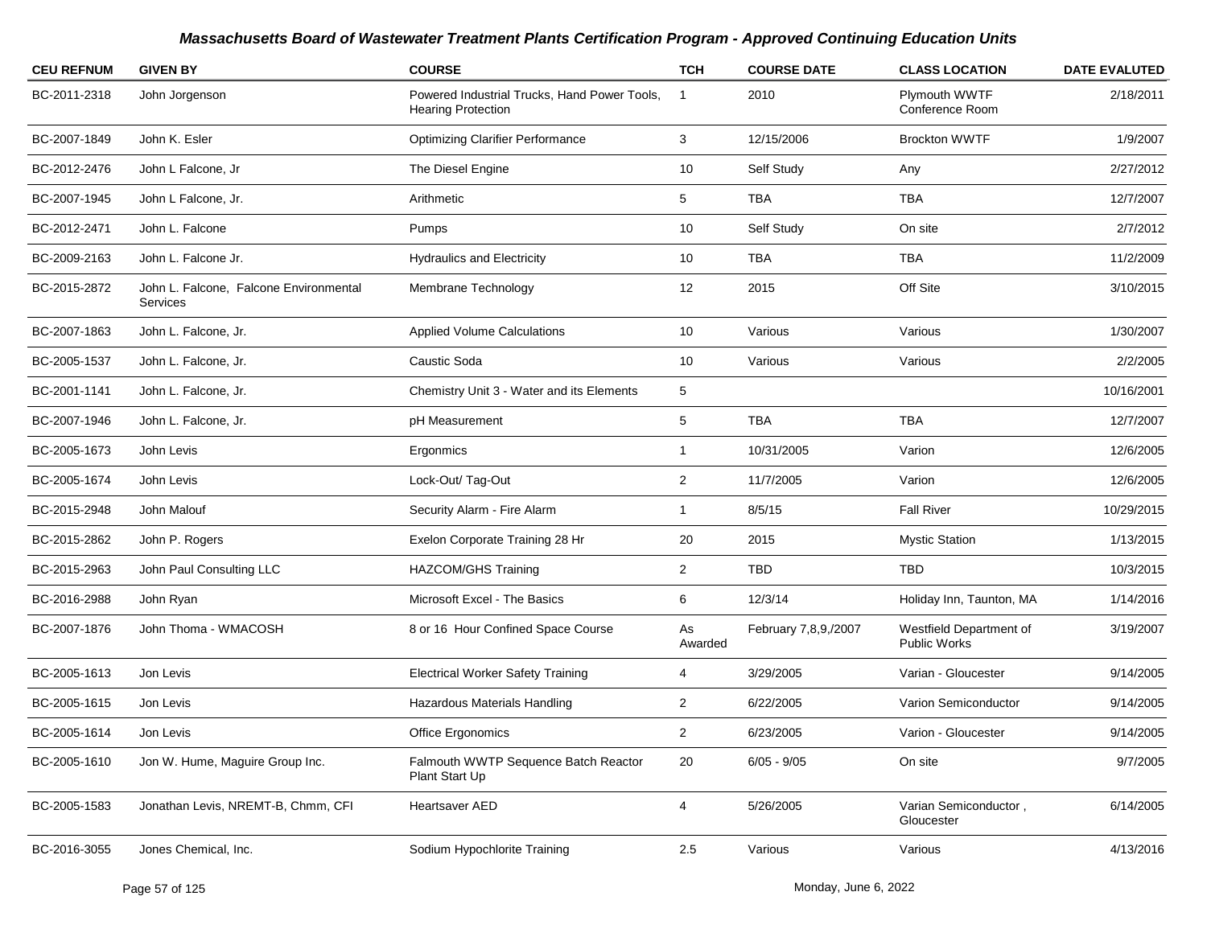# Massachusetts Board of Wastewater Treatment Plants Certification Program - Approved Continuing Education Units

| CEU REFNUM | GIVEN BY | COURSE | TCH | COURSE DATE | CLASS LOCATION | DATE EVALUTED |
|---|---|---|---|---|---|---|
| BC-2011-2318 | John Jorgenson | Powered Industrial Trucks, Hand Power Tools, Hearing Protection | 1 | 2010 | Plymouth WWTF Conference Room | 2/18/2011 |
| BC-2007-1849 | John K. Esler | Optimizing Clarifier Performance | 3 | 12/15/2006 | Brockton WWTF | 1/9/2007 |
| BC-2012-2476 | John L Falcone, Jr | The Diesel Engine | 10 | Self Study | Any | 2/27/2012 |
| BC-2007-1945 | John L Falcone, Jr. | Arithmetic | 5 | TBA | TBA | 12/7/2007 |
| BC-2012-2471 | John L. Falcone | Pumps | 10 | Self Study | On site | 2/7/2012 |
| BC-2009-2163 | John L. Falcone Jr. | Hydraulics and Electricity | 10 | TBA | TBA | 11/2/2009 |
| BC-2015-2872 | John L. Falcone, Falcone Environmental Services | Membrane Technology | 12 | 2015 | Off Site | 3/10/2015 |
| BC-2007-1863 | John L. Falcone, Jr. | Applied Volume Calculations | 10 | Various | Various | 1/30/2007 |
| BC-2005-1537 | John L. Falcone, Jr. | Caustic Soda | 10 | Various | Various | 2/2/2005 |
| BC-2001-1141 | John L. Falcone, Jr. | Chemistry Unit 3 - Water and its Elements | 5 | | | 10/16/2001 |
| BC-2007-1946 | John L. Falcone, Jr. | pH Measurement | 5 | TBA | TBA | 12/7/2007 |
| BC-2005-1673 | John Levis | Ergonmics | 1 | 10/31/2005 | Varion | 12/6/2005 |
| BC-2005-1674 | John Levis | Lock-Out/ Tag-Out | 2 | 11/7/2005 | Varion | 12/6/2005 |
| BC-2015-2948 | John Malouf | Security Alarm - Fire Alarm | 1 | 8/5/15 | Fall River | 10/29/2015 |
| BC-2015-2862 | John P. Rogers | Exelon Corporate Training 28 Hr | 20 | 2015 | Mystic Station | 1/13/2015 |
| BC-2015-2963 | John Paul Consulting LLC | HAZCOM/GHS Training | 2 | TBD | TBD | 10/3/2015 |
| BC-2016-2988 | John Ryan | Microsoft Excel - The Basics | 6 | 12/3/14 | Holiday Inn, Taunton, MA | 1/14/2016 |
| BC-2007-1876 | John Thoma - WMACOSH | 8 or 16 Hour Confined Space Course | As Awarded | February 7,8,9,/2007 | Westfield Department of Public Works | 3/19/2007 |
| BC-2005-1613 | Jon Levis | Electrical Worker Safety Training | 4 | 3/29/2005 | Varian - Gloucester | 9/14/2005 |
| BC-2005-1615 | Jon Levis | Hazardous Materials Handling | 2 | 6/22/2005 | Varion Semiconductor | 9/14/2005 |
| BC-2005-1614 | Jon Levis | Office Ergonomics | 2 | 6/23/2005 | Varion - Gloucester | 9/14/2005 |
| BC-2005-1610 | Jon W. Hume, Maguire Group Inc. | Falmouth WWTP Sequence Batch Reactor Plant Start Up | 20 | 6/05 - 9/05 | On site | 9/7/2005 |
| BC-2005-1583 | Jonathan Levis, NREMT-B, Chmm, CFI | Heartsaver AED | 4 | 5/26/2005 | Varian Semiconductor , Gloucester | 6/14/2005 |
| BC-2016-3055 | Jones Chemical, Inc. | Sodium Hypochlorite Training | 2.5 | Various | Various | 4/13/2016 |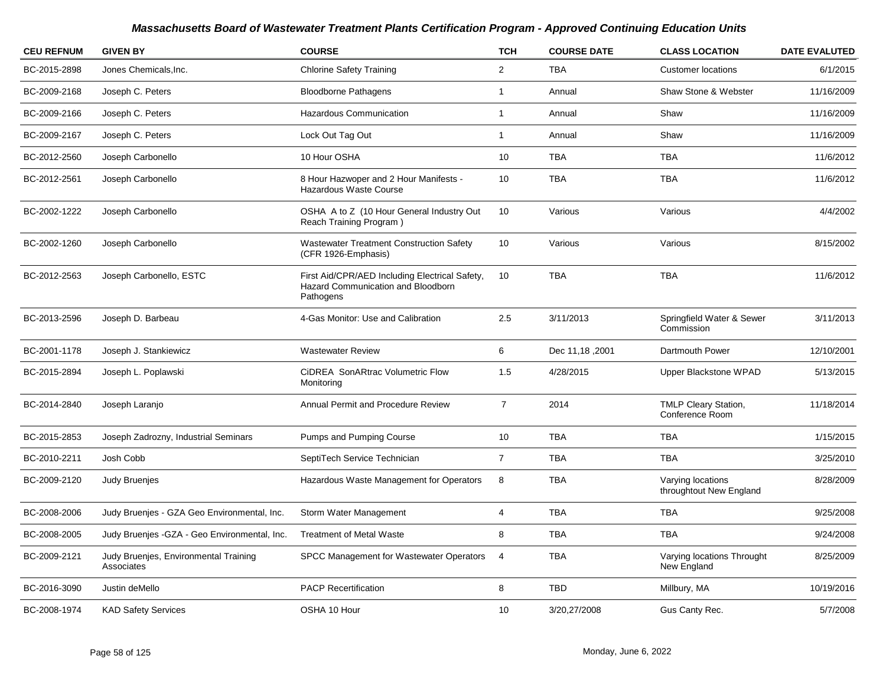# Massachusetts Board of Wastewater Treatment Plants Certification Program - Approved Continuing Education Units

| CEU REFNUM | GIVEN BY | COURSE | TCH | COURSE DATE | CLASS LOCATION | DATE EVALUTED |
|---|---|---|---|---|---|---|
| BC-2015-2898 | Jones Chemicals,Inc. | Chlorine Safety Training | 2 | TBA | Customer locations | 6/1/2015 |
| BC-2009-2168 | Joseph C. Peters | Bloodborne Pathagens | 1 | Annual | Shaw Stone & Webster | 11/16/2009 |
| BC-2009-2166 | Joseph C. Peters | Hazardous Communication | 1 | Annual | Shaw | 11/16/2009 |
| BC-2009-2167 | Joseph C. Peters | Lock Out Tag Out | 1 | Annual | Shaw | 11/16/2009 |
| BC-2012-2560 | Joseph Carbonello | 10 Hour OSHA | 10 | TBA | TBA | 11/6/2012 |
| BC-2012-2561 | Joseph Carbonello | 8 Hour Hazwoper and 2 Hour Manifests - Hazardous Waste Course | 10 | TBA | TBA | 11/6/2012 |
| BC-2002-1222 | Joseph Carbonello | OSHA A to Z (10 Hour General Industry Out Reach Training Program ) | 10 | Various | Various | 4/4/2002 |
| BC-2002-1260 | Joseph Carbonello | Wastewater Treatment Construction Safety (CFR 1926-Emphasis) | 10 | Various | Various | 8/15/2002 |
| BC-2012-2563 | Joseph Carbonello, ESTC | First Aid/CPR/AED Including Electrical Safety, Hazard Communication and Bloodborn Pathogens | 10 | TBA | TBA | 11/6/2012 |
| BC-2013-2596 | Joseph D. Barbeau | 4-Gas Monitor: Use and Calibration | 2.5 | 3/11/2013 | Springfield Water & Sewer Commission | 3/11/2013 |
| BC-2001-1178 | Joseph J. Stankiewicz | Wastewater Review | 6 | Dec 11,18 ,2001 | Dartmouth Power | 12/10/2001 |
| BC-2015-2894 | Joseph L. Poplawski | CiDREA SonARtrac Volumetric Flow Monitoring | 1.5 | 4/28/2015 | Upper Blackstone WPAD | 5/13/2015 |
| BC-2014-2840 | Joseph Laranjo | Annual Permit and Procedure Review | 7 | 2014 | TMLP Cleary Station, Conference Room | 11/18/2014 |
| BC-2015-2853 | Joseph Zadrozny, Industrial Seminars | Pumps and Pumping Course | 10 | TBA | TBA | 1/15/2015 |
| BC-2010-2211 | Josh Cobb | SeptiTech Service Technician | 7 | TBA | TBA | 3/25/2010 |
| BC-2009-2120 | Judy Bruenjes | Hazardous Waste Management for Operators | 8 | TBA | Varying locations throughtout New England | 8/28/2009 |
| BC-2008-2006 | Judy Bruenjes - GZA Geo Environmental, Inc. | Storm Water Management | 4 | TBA | TBA | 9/25/2008 |
| BC-2008-2005 | Judy Bruenjes -GZA - Geo Environmental, Inc. | Treatment of Metal Waste | 8 | TBA | TBA | 9/24/2008 |
| BC-2009-2121 | Judy Bruenjes, Environmental Training Associates | SPCC Management for Wastewater Operators | 4 | TBA | Varying locations Throught New England | 8/25/2009 |
| BC-2016-3090 | Justin deMello | PACP Recertification | 8 | TBD | Millbury, MA | 10/19/2016 |
| BC-2008-1974 | KAD Safety Services | OSHA 10 Hour | 10 | 3/20,27/2008 | Gus Canty Rec. | 5/7/2008 |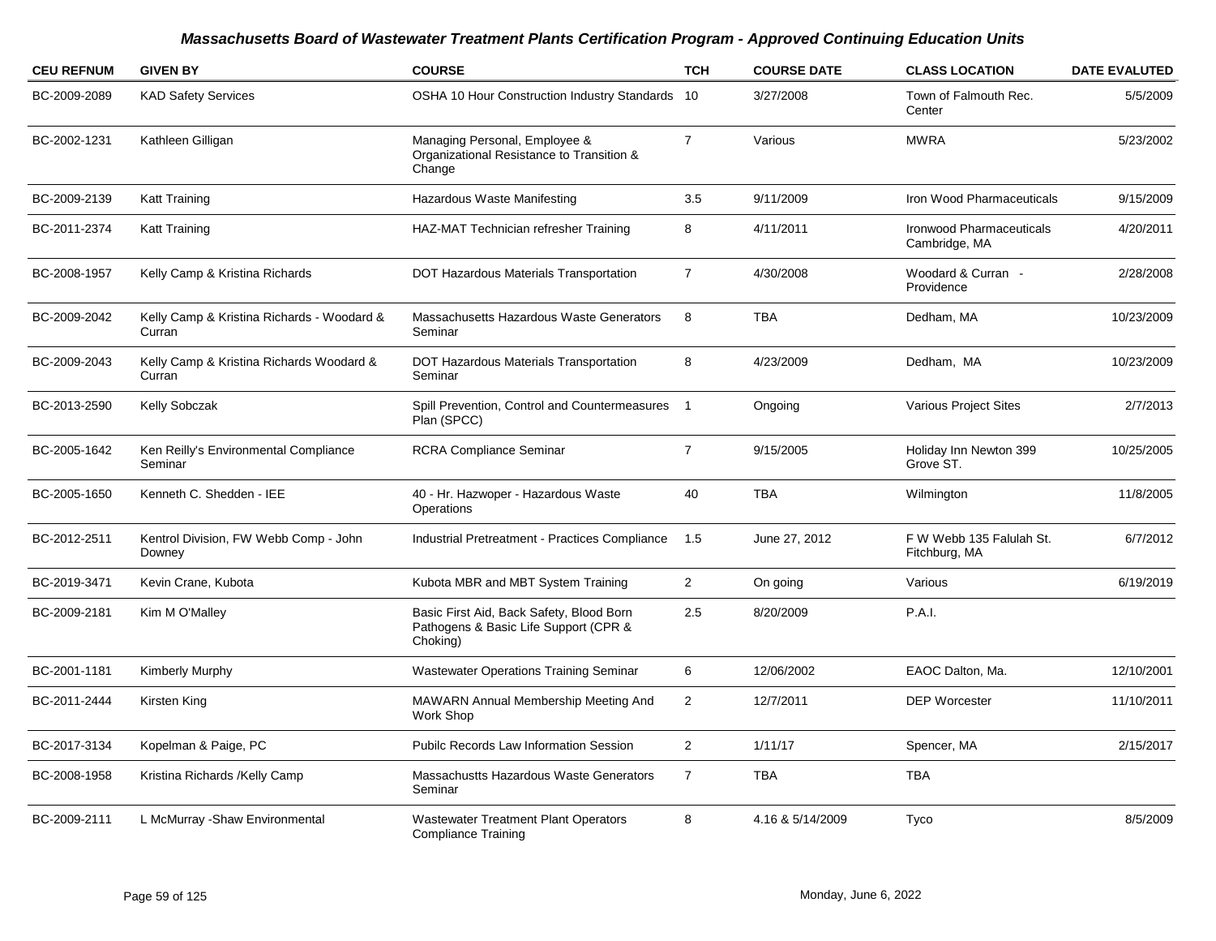# Massachusetts Board of Wastewater Treatment Plants Certification Program - Approved Continuing Education Units

| CEU REFNUM | GIVEN BY | COURSE | TCH | COURSE DATE | CLASS LOCATION | DATE EVALUTED |
|---|---|---|---|---|---|---|
| BC-2009-2089 | KAD Safety Services | OSHA 10 Hour Construction Industry Standards | 10 | 3/27/2008 | Town of Falmouth Rec. Center | 5/5/2009 |
| BC-2002-1231 | Kathleen Gilligan | Managing Personal, Employee & Organizational Resistance to Transition & Change | 7 | Various | MWRA | 5/23/2002 |
| BC-2009-2139 | Katt Training | Hazardous Waste Manifesting | 3.5 | 9/11/2009 | Iron Wood Pharmaceuticals | 9/15/2009 |
| BC-2011-2374 | Katt Training | HAZ-MAT Technician refresher Training | 8 | 4/11/2011 | Ironwood Pharmaceuticals Cambridge, MA | 4/20/2011 |
| BC-2008-1957 | Kelly Camp & Kristina Richards | DOT Hazardous Materials Transportation | 7 | 4/30/2008 | Woodard & Curran - Providence | 2/28/2008 |
| BC-2009-2042 | Kelly Camp & Kristina Richards - Woodard & Curran | Massachusetts Hazardous Waste Generators Seminar | 8 | TBA | Dedham, MA | 10/23/2009 |
| BC-2009-2043 | Kelly Camp & Kristina Richards Woodard & Curran | DOT Hazardous Materials Transportation Seminar | 8 | 4/23/2009 | Dedham, MA | 10/23/2009 |
| BC-2013-2590 | Kelly Sobczak | Spill Prevention, Control and Countermeasures Plan (SPCC) | 1 | Ongoing | Various Project Sites | 2/7/2013 |
| BC-2005-1642 | Ken Reilly's Environmental Compliance Seminar | RCRA Compliance Seminar | 7 | 9/15/2005 | Holiday Inn Newton 399 Grove ST. | 10/25/2005 |
| BC-2005-1650 | Kenneth C. Shedden - IEE | 40 - Hr. Hazwoper - Hazardous Waste Operations | 40 | TBA | Wilmington | 11/8/2005 |
| BC-2012-2511 | Kentrol Division, FW Webb Comp - John Downey | Industrial Pretreatment - Practices Compliance | 1.5 | June 27, 2012 | F W Webb 135 Falulah St. Fitchburg, MA | 6/7/2012 |
| BC-2019-3471 | Kevin Crane, Kubota | Kubota MBR and MBT System Training | 2 | On going | Various | 6/19/2019 |
| BC-2009-2181 | Kim M O'Malley | Basic First Aid, Back Safety, Blood Born Pathogens & Basic Life Support (CPR & Choking) | 2.5 | 8/20/2009 | P.A.I. | |
| BC-2001-1181 | Kimberly Murphy | Wastewater Operations Training Seminar | 6 | 12/06/2002 | EAOC Dalton, Ma. | 12/10/2001 |
| BC-2011-2444 | Kirsten King | MAWARN Annual Membership Meeting And Work Shop | 2 | 12/7/2011 | DEP Worcester | 11/10/2011 |
| BC-2017-3134 | Kopelman & Paige, PC | Pubilc Records Law Information Session | 2 | 1/11/17 | Spencer, MA | 2/15/2017 |
| BC-2008-1958 | Kristina Richards /Kelly Camp | Massachustts Hazardous Waste Generators Seminar | 7 | TBA | TBA | |
| BC-2009-2111 | L McMurray -Shaw Environmental | Wastewater Treatment Plant Operators Compliance Training | 8 | 4.16 & 5/14/2009 | Tyco | 8/5/2009 |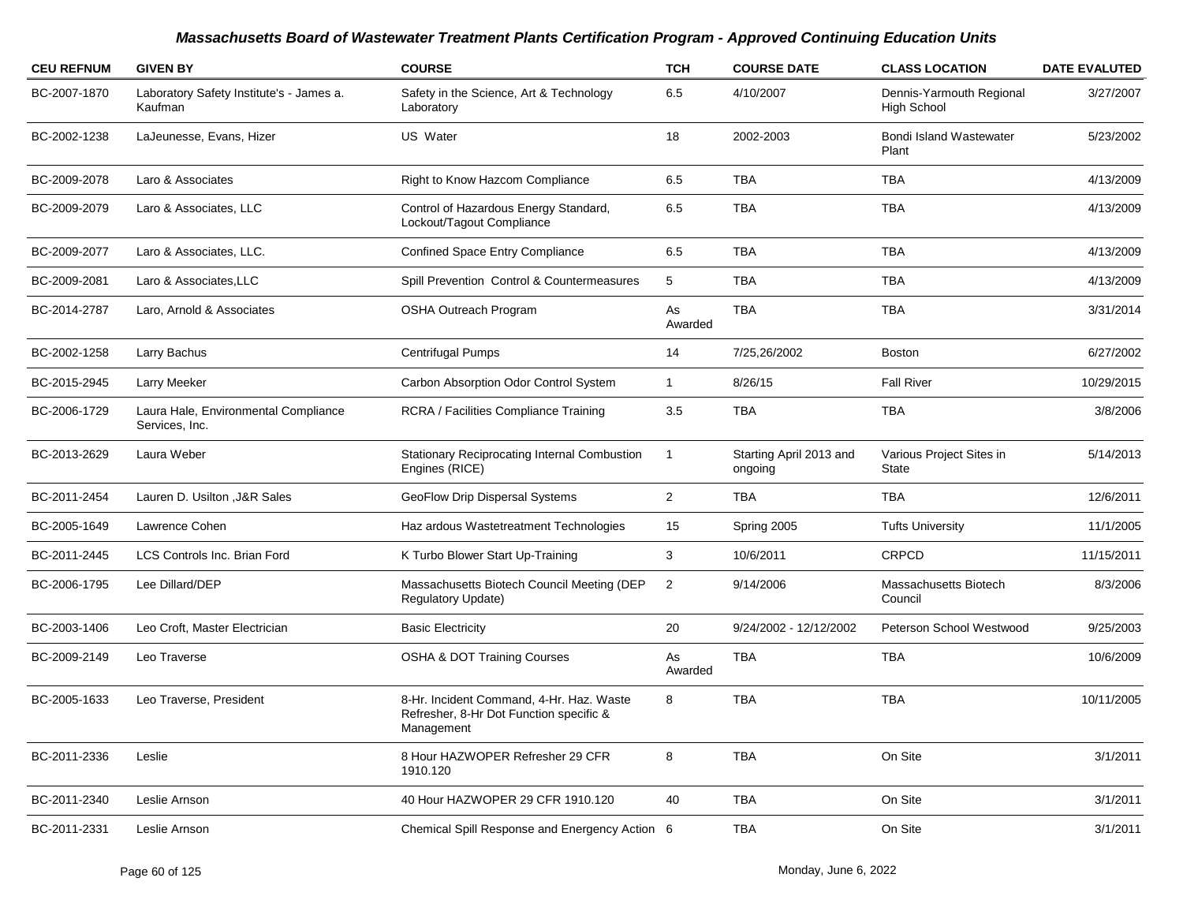## Massachusetts Board of Wastewater Treatment Plants Certification Program - Approved Continuing Education Units

| CEU REFNUM | GIVEN BY | COURSE | TCH | COURSE DATE | CLASS LOCATION | DATE EVALUTED |
|---|---|---|---|---|---|---|
| BC-2007-1870 | Laboratory Safety Institute's - James a. Kaufman | Safety in the Science, Art & Technology Laboratory | 6.5 | 4/10/2007 | Dennis-Yarmouth Regional High School | 3/27/2007 |
| BC-2002-1238 | LaJeunesse, Evans, Hizer | US Water | 18 | 2002-2003 | Bondi Island Wastewater Plant | 5/23/2002 |
| BC-2009-2078 | Laro & Associates | Right to Know Hazcom Compliance | 6.5 | TBA | TBA | 4/13/2009 |
| BC-2009-2079 | Laro & Associates, LLC | Control of Hazardous Energy Standard, Lockout/Tagout Compliance | 6.5 | TBA | TBA | 4/13/2009 |
| BC-2009-2077 | Laro & Associates, LLC. | Confined Space Entry Compliance | 6.5 | TBA | TBA | 4/13/2009 |
| BC-2009-2081 | Laro & Associates,LLC | Spill Prevention Control & Countermeasures | 5 | TBA | TBA | 4/13/2009 |
| BC-2014-2787 | Laro, Arnold & Associates | OSHA Outreach Program | As Awarded | TBA | TBA | 3/31/2014 |
| BC-2002-1258 | Larry Bachus | Centrifugal Pumps | 14 | 7/25,26/2002 | Boston | 6/27/2002 |
| BC-2015-2945 | Larry Meeker | Carbon Absorption Odor Control System | 1 | 8/26/15 | Fall River | 10/29/2015 |
| BC-2006-1729 | Laura Hale, Environmental Compliance Services, Inc. | RCRA / Facilities Compliance Training | 3.5 | TBA | TBA | 3/8/2006 |
| BC-2013-2629 | Laura Weber | Stationary Reciprocating Internal Combustion Engines (RICE) | 1 | Starting April 2013 and ongoing | Various Project Sites in State | 5/14/2013 |
| BC-2011-2454 | Lauren D. Usilton ,J&R Sales | GeoFlow Drip Dispersal Systems | 2 | TBA | TBA | 12/6/2011 |
| BC-2005-1649 | Lawrence Cohen | Haz ardous Wastetreatment Technologies | 15 | Spring 2005 | Tufts University | 11/1/2005 |
| BC-2011-2445 | LCS Controls Inc. Brian Ford | K Turbo Blower Start Up-Training | 3 | 10/6/2011 | CRPCD | 11/15/2011 |
| BC-2006-1795 | Lee Dillard/DEP | Massachusetts Biotech Council Meeting (DEP Regulatory Update) | 2 | 9/14/2006 | Massachusetts Biotech Council | 8/3/2006 |
| BC-2003-1406 | Leo Croft, Master Electrician | Basic Electricity | 20 | 9/24/2002 - 12/12/2002 | Peterson School Westwood | 9/25/2003 |
| BC-2009-2149 | Leo Traverse | OSHA & DOT Training Courses | As Awarded | TBA | TBA | 10/6/2009 |
| BC-2005-1633 | Leo Traverse, President | 8-Hr. Incident Command, 4-Hr. Haz. Waste Refresher, 8-Hr Dot Function specific & Management | 8 | TBA | TBA | 10/11/2005 |
| BC-2011-2336 | Leslie | 8 Hour HAZWOPER Refresher 29 CFR 1910.120 | 8 | TBA | On Site | 3/1/2011 |
| BC-2011-2340 | Leslie Arnson | 40 Hour HAZWOPER 29 CFR 1910.120 | 40 | TBA | On Site | 3/1/2011 |
| BC-2011-2331 | Leslie Arnson | Chemical Spill Response and Energency Action | 6 | TBA | On Site | 3/1/2011 |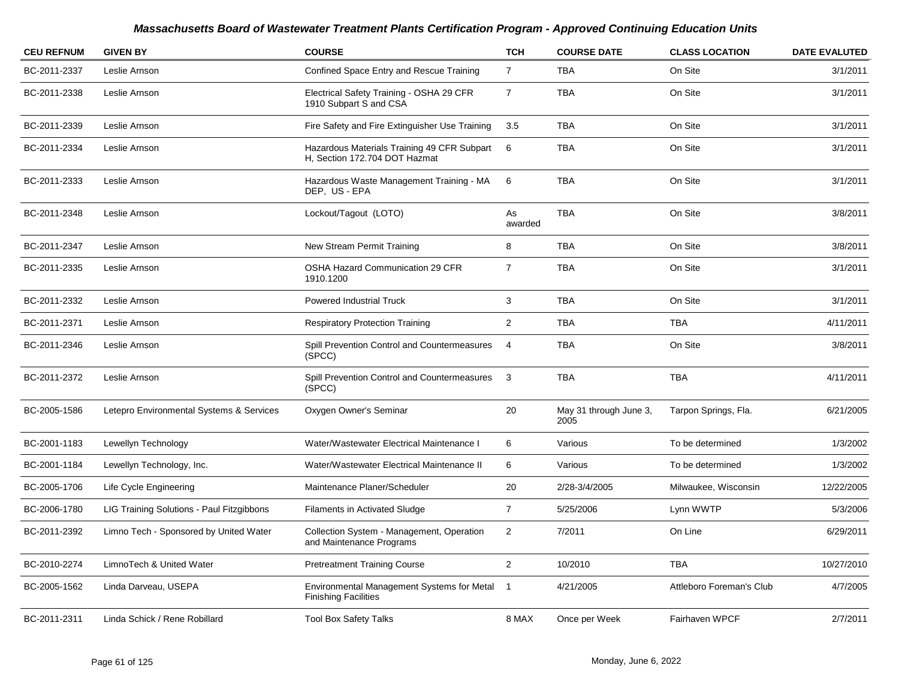## *Massachusetts Board of Wastewater Treatment Plants Certification Program - Approved Continuing Education Units*

| CEU REFNUM | GIVEN BY | COURSE | TCH | COURSE DATE | CLASS LOCATION | DATE EVALUTED |
|---|---|---|---|---|---|---|
| BC-2011-2337 | Leslie Arnson | Confined Space Entry and Rescue Training | 7 | TBA | On Site | 3/1/2011 |
| BC-2011-2338 | Leslie Arnson | Electrical Safety Training - OSHA 29 CFR 1910 Subpart S and CSA | 7 | TBA | On Site | 3/1/2011 |
| BC-2011-2339 | Leslie Arnson | Fire Safety and Fire Extinguisher Use Training | 3.5 | TBA | On Site | 3/1/2011 |
| BC-2011-2334 | Leslie Arnson | Hazardous Materials Training 49 CFR Subpart H, Section 172.704 DOT Hazmat | 6 | TBA | On Site | 3/1/2011 |
| BC-2011-2333 | Leslie Arnson | Hazardous Waste Management Training - MA DEP, US - EPA | 6 | TBA | On Site | 3/1/2011 |
| BC-2011-2348 | Leslie Arnson | Lockout/Tagout (LOTO) | As awarded | TBA | On Site | 3/8/2011 |
| BC-2011-2347 | Leslie Arnson | New Stream Permit Training | 8 | TBA | On Site | 3/8/2011 |
| BC-2011-2335 | Leslie Arnson | OSHA Hazard Communication 29 CFR 1910.1200 | 7 | TBA | On Site | 3/1/2011 |
| BC-2011-2332 | Leslie Arnson | Powered Industrial Truck | 3 | TBA | On Site | 3/1/2011 |
| BC-2011-2371 | Leslie Arnson | Respiratory Protection Training | 2 | TBA | TBA | 4/11/2011 |
| BC-2011-2346 | Leslie Arnson | Spill Prevention Control and Countermeasures (SPCC) | 4 | TBA | On Site | 3/8/2011 |
| BC-2011-2372 | Leslie Arnson | Spill Prevention Control and Countermeasures (SPCC) | 3 | TBA | TBA | 4/11/2011 |
| BC-2005-1586 | Letepro Environmental Systems & Services | Oxygen Owner's Seminar | 20 | May 31 through June 3, 2005 | Tarpon Springs, Fla. | 6/21/2005 |
| BC-2001-1183 | Lewellyn Technology | Water/Wastewater Electrical Maintenance I | 6 | Various | To be determined | 1/3/2002 |
| BC-2001-1184 | Lewellyn Technology, Inc. | Water/Wastewater Electrical Maintenance II | 6 | Various | To be determined | 1/3/2002 |
| BC-2005-1706 | Life Cycle Engineering | Maintenance Planer/Scheduler | 20 | 2/28-3/4/2005 | Milwaukee, Wisconsin | 12/22/2005 |
| BC-2006-1780 | LIG Training Solutions - Paul Fitzgibbons | Filaments in Activated Sludge | 7 | 5/25/2006 | Lynn WWTP | 5/3/2006 |
| BC-2011-2392 | Limno Tech - Sponsored by United Water | Collection System - Management, Operation and Maintenance Programs | 2 | 7/2011 | On Line | 6/29/2011 |
| BC-2010-2274 | LimnoTech & United Water | Pretreatment Training Course | 2 | 10/2010 | TBA | 10/27/2010 |
| BC-2005-1562 | Linda Darveau, USEPA | Environmental Management Systems for Metal Finishing Facilities | 1 | 4/21/2005 | Attleboro Foreman's Club | 4/7/2005 |
| BC-2011-2311 | Linda Schick / Rene Robillard | Tool Box Safety Talks | 8 MAX | Once per Week | Fairhaven WPCF | 2/7/2011 |

Monday, June 6, 2022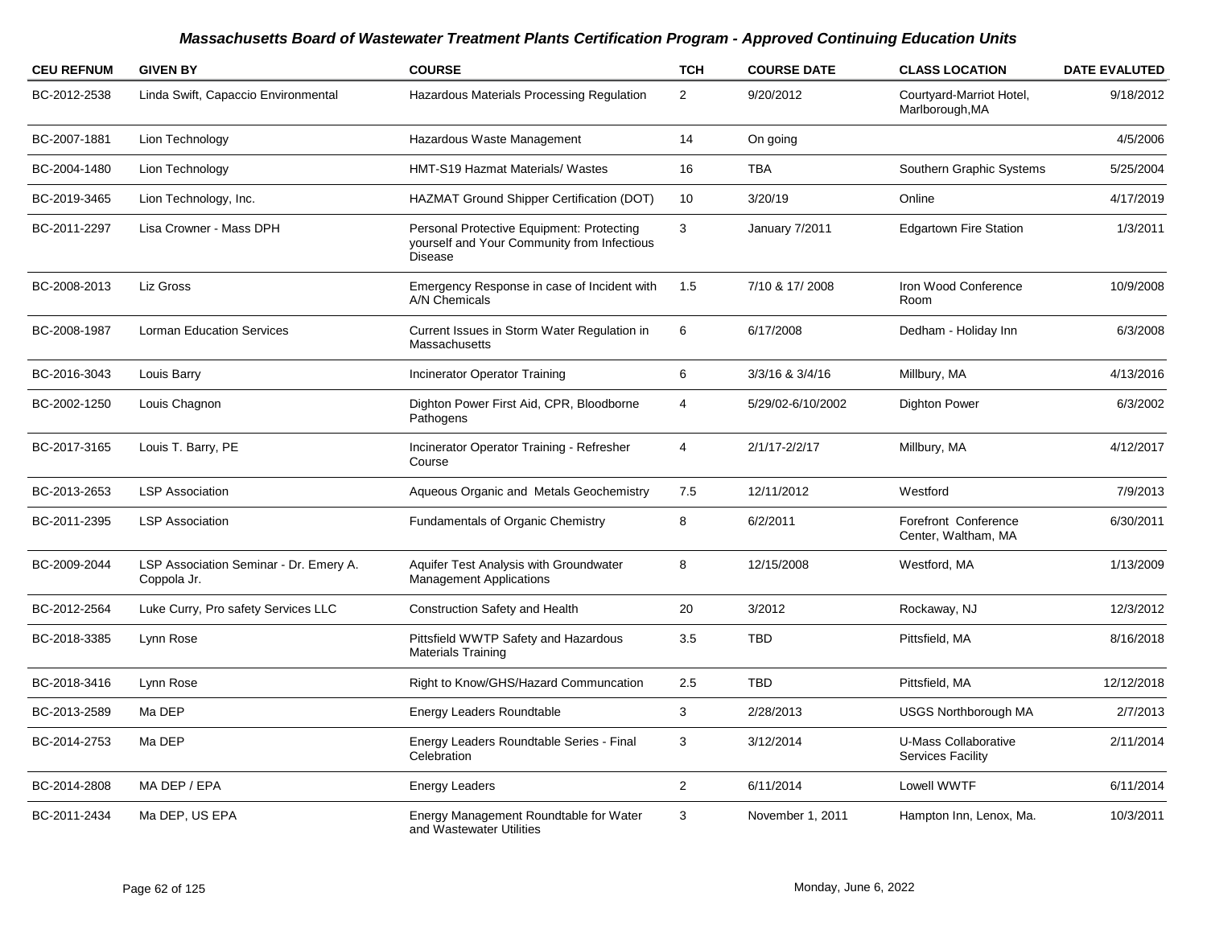## *Massachusetts Board of Wastewater Treatment Plants Certification Program - Approved Continuing Education Units*

| CEU REFNUM | GIVEN BY | COURSE | TCH | COURSE DATE | CLASS LOCATION | DATE EVALUTED |
|---|---|---|---|---|---|---|
| BC-2012-2538 | Linda Swift, Capaccio Environmental | Hazardous Materials Processing Regulation | 2 | 9/20/2012 | Courtyard-Marriot Hotel, Marlborough,MA | 9/18/2012 |
| BC-2007-1881 | Lion Technology | Hazardous Waste Management | 14 | On going | | 4/5/2006 |
| BC-2004-1480 | Lion Technology | HMT-S19 Hazmat Materials/ Wastes | 16 | TBA | Southern Graphic Systems | 5/25/2004 |
| BC-2019-3465 | Lion Technology, Inc. | HAZMAT Ground Shipper Certification (DOT) | 10 | 3/20/19 | Online | 4/17/2019 |
| BC-2011-2297 | Lisa Crowner - Mass DPH | Personal Protective Equipment: Protecting yourself and Your Community from Infectious Disease | 3 | January 7/2011 | Edgartown Fire Station | 1/3/2011 |
| BC-2008-2013 | Liz Gross | Emergency Response in case of Incident with A/N Chemicals | 1.5 | 7/10 & 17/ 2008 | Iron Wood Conference Room | 10/9/2008 |
| BC-2008-1987 | Lorman Education Services | Current Issues in Storm Water Regulation in Massachusetts | 6 | 6/17/2008 | Dedham - Holiday Inn | 6/3/2008 |
| BC-2016-3043 | Louis Barry | Incinerator Operator Training | 6 | 3/3/16 & 3/4/16 | Millbury, MA | 4/13/2016 |
| BC-2002-1250 | Louis Chagnon | Dighton Power First Aid, CPR, Bloodborne Pathogens | 4 | 5/29/02-6/10/2002 | Dighton Power | 6/3/2002 |
| BC-2017-3165 | Louis T. Barry, PE | Incinerator Operator Training - Refresher Course | 4 | 2/1/17-2/2/17 | Millbury, MA | 4/12/2017 |
| BC-2013-2653 | LSP Association | Aqueous Organic and Metals Geochemistry | 7.5 | 12/11/2012 | Westford | 7/9/2013 |
| BC-2011-2395 | LSP Association | Fundamentals of Organic Chemistry | 8 | 6/2/2011 | Forefront Conference Center, Waltham, MA | 6/30/2011 |
| BC-2009-2044 | LSP Association Seminar - Dr. Emery A. Coppola Jr. | Aquifer Test Analysis with Groundwater Management Applications | 8 | 12/15/2008 | Westford, MA | 1/13/2009 |
| BC-2012-2564 | Luke Curry, Pro safety Services LLC | Construction Safety and Health | 20 | 3/2012 | Rockaway, NJ | 12/3/2012 |
| BC-2018-3385 | Lynn Rose | Pittsfield WWTP Safety and Hazardous Materials Training | 3.5 | TBD | Pittsfield, MA | 8/16/2018 |
| BC-2018-3416 | Lynn Rose | Right to Know/GHS/Hazard Communcation | 2.5 | TBD | Pittsfield, MA | 12/12/2018 |
| BC-2013-2589 | Ma DEP | Energy Leaders Roundtable | 3 | 2/28/2013 | USGS Northborough MA | 2/7/2013 |
| BC-2014-2753 | Ma DEP | Energy Leaders Roundtable Series - Final Celebration | 3 | 3/12/2014 | U-Mass Collaborative Services Facility | 2/11/2014 |
| BC-2014-2808 | MA DEP / EPA | Energy Leaders | 2 | 6/11/2014 | Lowell WWTF | 6/11/2014 |
| BC-2011-2434 | Ma DEP, US EPA | Energy Management Roundtable for Water and Wastewater Utilities | 3 | November 1, 2011 | Hampton Inn, Lenox, Ma. | 10/3/2011 |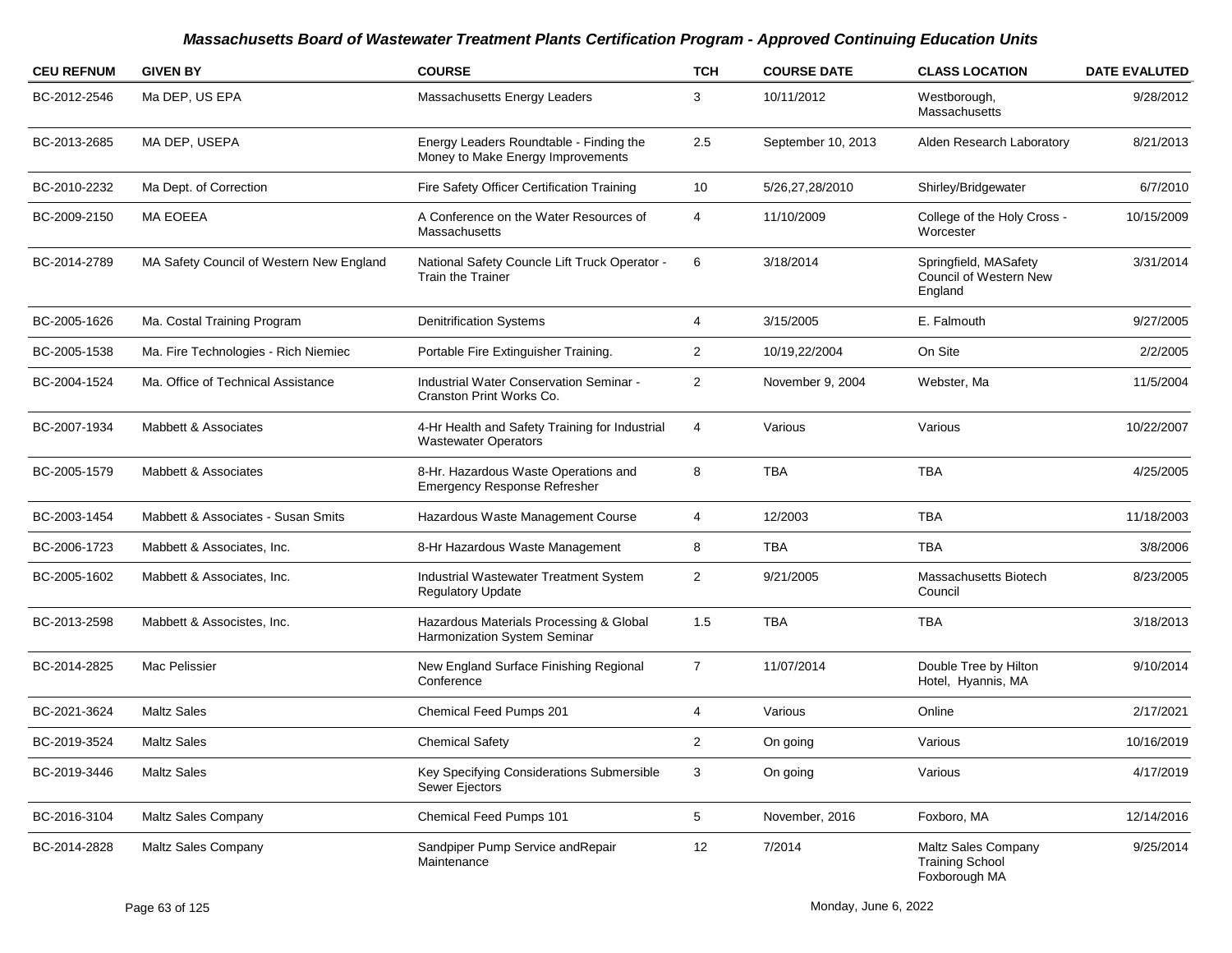# Massachusetts Board of Wastewater Treatment Plants Certification Program - Approved Continuing Education Units

| CEU REFNUM | GIVEN BY | COURSE | TCH | COURSE DATE | CLASS LOCATION | DATE EVALUTED |
|---|---|---|---|---|---|---|
| BC-2012-2546 | Ma DEP, US EPA | Massachusetts Energy Leaders | 3 | 10/11/2012 | Westborough, Massachusetts | 9/28/2012 |
| BC-2013-2685 | MA DEP, USEPA | Energy Leaders Roundtable - Finding the Money to Make Energy Improvements | 2.5 | September 10, 2013 | Alden Research Laboratory | 8/21/2013 |
| BC-2010-2232 | Ma Dept. of Correction | Fire Safety Officer Certification Training | 10 | 5/26,27,28/2010 | Shirley/Bridgewater | 6/7/2010 |
| BC-2009-2150 | MA EOEEA | A Conference on the Water Resources of Massachusetts | 4 | 11/10/2009 | College of the Holy Cross - Worcester | 10/15/2009 |
| BC-2014-2789 | MA Safety Council of Western New England | National Safety Councle Lift Truck Operator - Train the Trainer | 6 | 3/18/2014 | Springfield, MASafety Council of Western New England | 3/31/2014 |
| BC-2005-1626 | Ma. Costal Training Program | Denitrification Systems | 4 | 3/15/2005 | E. Falmouth | 9/27/2005 |
| BC-2005-1538 | Ma. Fire Technologies - Rich Niemiec | Portable Fire Extinguisher Training. | 2 | 10/19,22/2004 | On Site | 2/2/2005 |
| BC-2004-1524 | Ma. Office of Technical Assistance | Industrial Water Conservation Seminar - Cranston Print Works Co. | 2 | November 9, 2004 | Webster, Ma | 11/5/2004 |
| BC-2007-1934 | Mabbett & Associates | 4-Hr Health and Safety Training for Industrial Wastewater Operators | 4 | Various | Various | 10/22/2007 |
| BC-2005-1579 | Mabbett & Associates | 8-Hr. Hazardous Waste Operations and Emergency Response Refresher | 8 | TBA | TBA | 4/25/2005 |
| BC-2003-1454 | Mabbett & Associates - Susan Smits | Hazardous Waste Management Course | 4 | 12/2003 | TBA | 11/18/2003 |
| BC-2006-1723 | Mabbett & Associates, Inc. | 8-Hr Hazardous Waste Management | 8 | TBA | TBA | 3/8/2006 |
| BC-2005-1602 | Mabbett & Associates, Inc. | Industrial Wastewater Treatment System Regulatory Update | 2 | 9/21/2005 | Massachusetts Biotech Council | 8/23/2005 |
| BC-2013-2598 | Mabbett & Associstes, Inc. | Hazardous Materials Processing & Global Harmonization System Seminar | 1.5 | TBA | TBA | 3/18/2013 |
| BC-2014-2825 | Mac Pelissier | New England Surface Finishing Regional Conference | 7 | 11/07/2014 | Double Tree by Hilton Hotel, Hyannis, MA | 9/10/2014 |
| BC-2021-3624 | Maltz Sales | Chemical Feed Pumps 201 | 4 | Various | Online | 2/17/2021 |
| BC-2019-3524 | Maltz Sales | Chemical Safety | 2 | On going | Various | 10/16/2019 |
| BC-2019-3446 | Maltz Sales | Key Specifying Considerations Submersible Sewer Ejectors | 3 | On going | Various | 4/17/2019 |
| BC-2016-3104 | Maltz Sales Company | Chemical Feed Pumps 101 | 5 | November, 2016 | Foxboro, MA | 12/14/2016 |
| BC-2014-2828 | Maltz Sales Company | Sandpiper Pump Service andRepair Maintenance | 12 | 7/2014 | Maltz Sales Company Training School Foxborough MA | 9/25/2014 |

Monday, June 6, 2022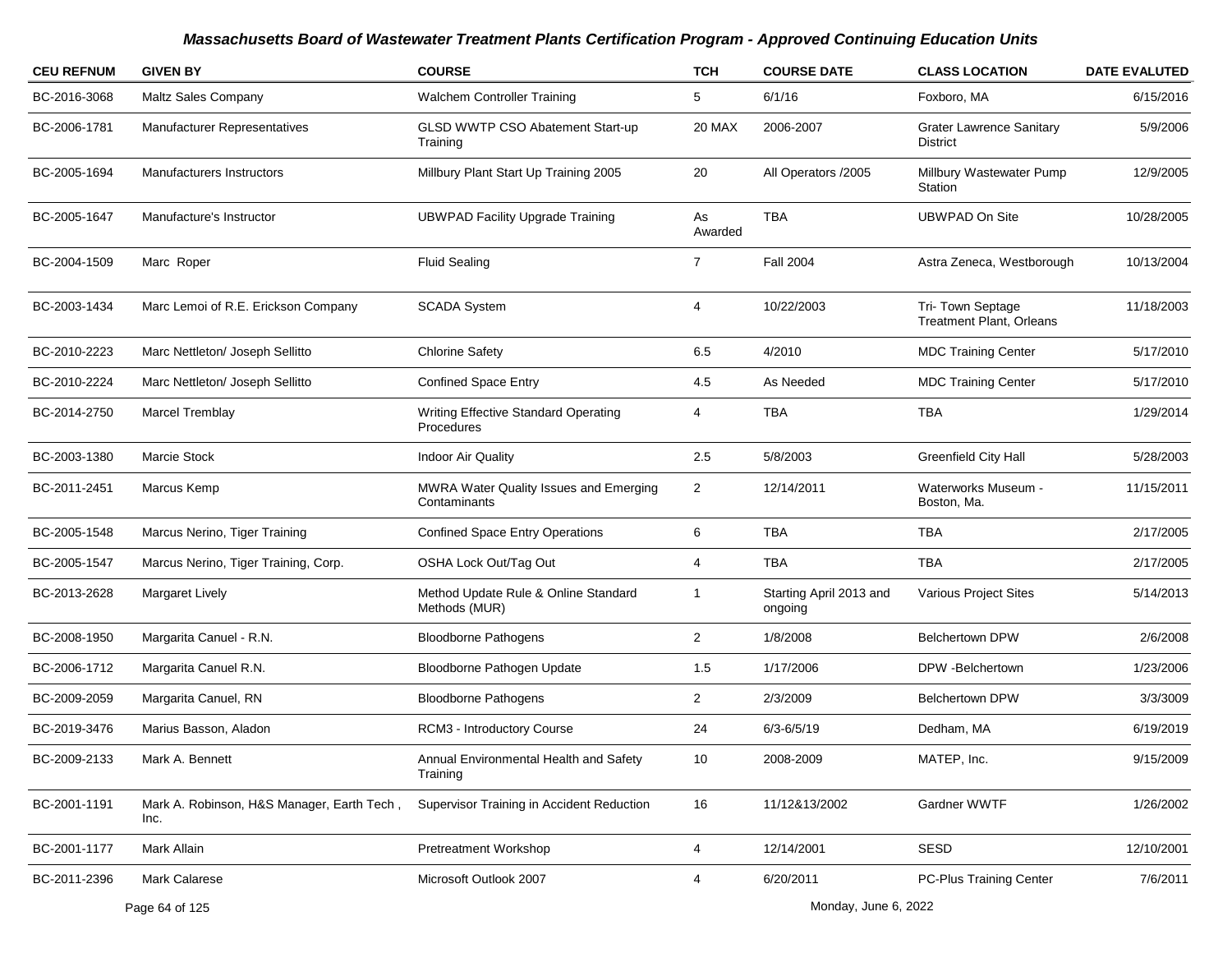# Massachusetts Board of Wastewater Treatment Plants Certification Program - Approved Continuing Education Units

| CEU REFNUM | GIVEN BY | COURSE | TCH | COURSE DATE | CLASS LOCATION | DATE EVALUTED |
|---|---|---|---|---|---|---|
| BC-2016-3068 | Maltz Sales Company | Walchem Controller Training | 5 | 6/1/16 | Foxboro, MA | 6/15/2016 |
| BC-2006-1781 | Manufacturer Representatives | GLSD WWTP CSO Abatement Start-up Training | 20 MAX | 2006-2007 | Grater Lawrence Sanitary District | 5/9/2006 |
| BC-2005-1694 | Manufacturers Instructors | Millbury Plant Start Up Training 2005 | 20 | All Operators /2005 | Millbury Wastewater Pump Station | 12/9/2005 |
| BC-2005-1647 | Manufacture's Instructor | UBWPAD Facility Upgrade Training | As Awarded | TBA | UBWPAD On Site | 10/28/2005 |
| BC-2004-1509 | Marc Roper | Fluid Sealing | 7 | Fall 2004 | Astra Zeneca, Westborough | 10/13/2004 |
| BC-2003-1434 | Marc Lemoi of R.E. Erickson Company | SCADA System | 4 | 10/22/2003 | Tri- Town Septage Treatment Plant, Orleans | 11/18/2003 |
| BC-2010-2223 | Marc Nettleton/ Joseph Sellitto | Chlorine Safety | 6.5 | 4/2010 | MDC Training Center | 5/17/2010 |
| BC-2010-2224 | Marc Nettleton/ Joseph Sellitto | Confined Space Entry | 4.5 | As Needed | MDC Training Center | 5/17/2010 |
| BC-2014-2750 | Marcel Tremblay | Writing Effective Standard Operating Procedures | 4 | TBA | TBA | 1/29/2014 |
| BC-2003-1380 | Marcie Stock | Indoor Air Quality | 2.5 | 5/8/2003 | Greenfield City Hall | 5/28/2003 |
| BC-2011-2451 | Marcus Kemp | MWRA Water Quality Issues and Emerging Contaminants | 2 | 12/14/2011 | Waterworks Museum - Boston, Ma. | 11/15/2011 |
| BC-2005-1548 | Marcus Nerino, Tiger Training | Confined Space Entry Operations | 6 | TBA | TBA | 2/17/2005 |
| BC-2005-1547 | Marcus Nerino, Tiger Training, Corp. | OSHA Lock Out/Tag Out | 4 | TBA | TBA | 2/17/2005 |
| BC-2013-2628 | Margaret Lively | Method Update Rule & Online Standard Methods (MUR) | 1 | Starting April 2013 and ongoing | Various Project Sites | 5/14/2013 |
| BC-2008-1950 | Margarita Canuel - R.N. | Bloodborne Pathogens | 2 | 1/8/2008 | Belchertown DPW | 2/6/2008 |
| BC-2006-1712 | Margarita Canuel R.N. | Bloodborne Pathogen Update | 1.5 | 1/17/2006 | DPW -Belchertown | 1/23/2006 |
| BC-2009-2059 | Margarita Canuel, RN | Bloodborne Pathogens | 2 | 2/3/2009 | Belchertown DPW | 3/3/3009 |
| BC-2019-3476 | Marius Basson, Aladon | RCM3 - Introductory Course | 24 | 6/3-6/5/19 | Dedham, MA | 6/19/2019 |
| BC-2009-2133 | Mark A. Bennett | Annual Environmental Health and Safety Training | 10 | 2008-2009 | MATEP, Inc. | 9/15/2009 |
| BC-2001-1191 | Mark A. Robinson, H&S Manager, Earth Tech , Inc. | Supervisor Training in Accident Reduction | 16 | 11/12&13/2002 | Gardner WWTF | 1/26/2002 |
| BC-2001-1177 | Mark Allain | Pretreatment Workshop | 4 | 12/14/2001 | SESD | 12/10/2001 |
| BC-2011-2396 | Mark Calarese | Microsoft Outlook 2007 | 4 | 6/20/2011 | PC-Plus Training Center | 7/6/2011 |

Monday, June 6, 2022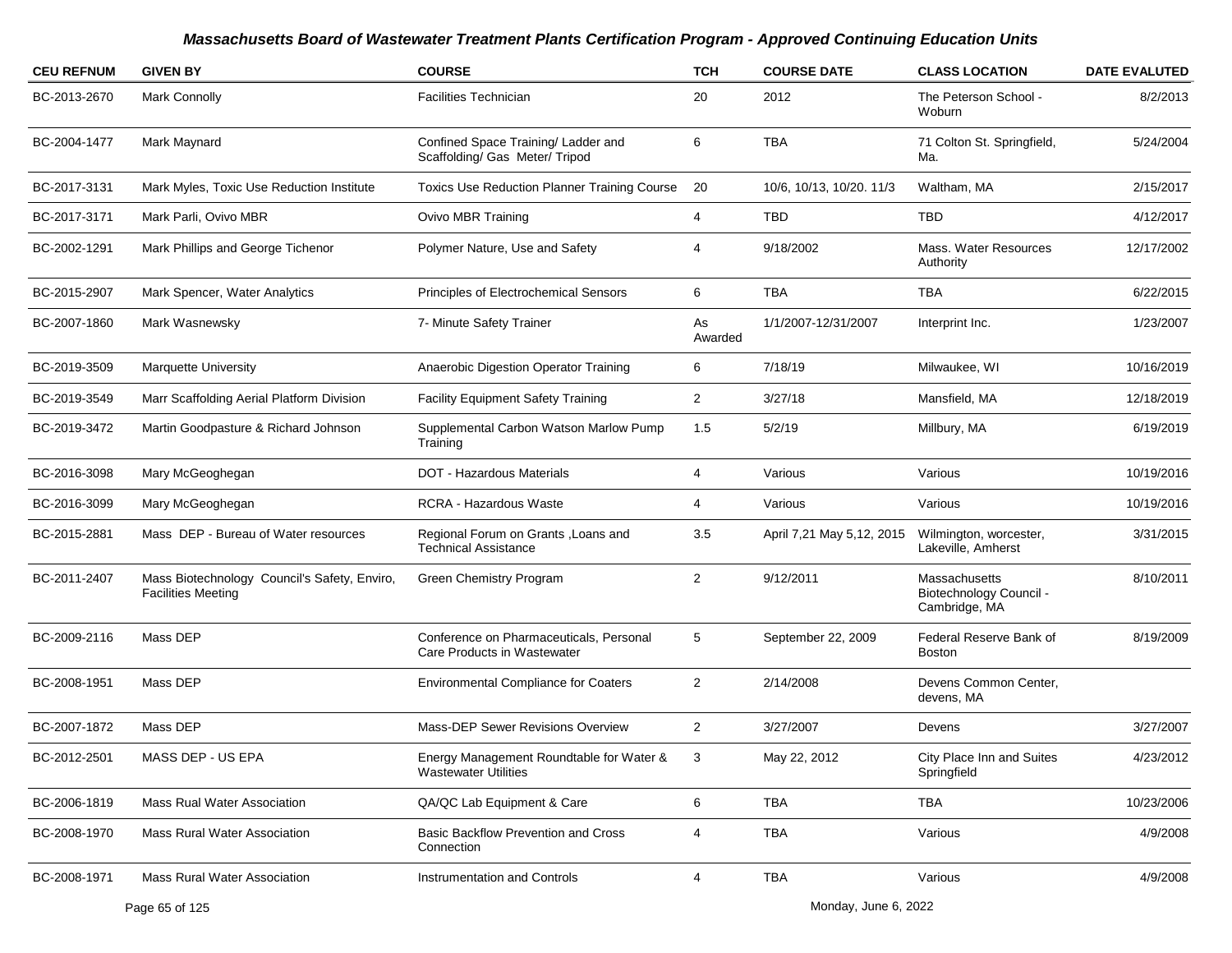### *Massachusetts Board of Wastewater Treatment Plants Certification Program - Approved Continuing Education Units*

| CEU REFNUM | GIVEN BY | COURSE | TCH | COURSE DATE | CLASS LOCATION | DATE EVALUTED |
|---|---|---|---|---|---|---|
| BC-2013-2670 | Mark Connolly | Facilities Technician | 20 | 2012 | The Peterson School - Woburn | 8/2/2013 |
| BC-2004-1477 | Mark Maynard | Confined Space Training/ Ladder and Scaffolding/ Gas Meter/ Tripod | 6 | TBA | 71 Colton St. Springfield, Ma. | 5/24/2004 |
| BC-2017-3131 | Mark Myles, Toxic Use Reduction Institute | Toxics Use Reduction Planner Training Course | 20 | 10/6, 10/13, 10/20. 11/3 | Waltham, MA | 2/15/2017 |
| BC-2017-3171 | Mark Parli, Ovivo MBR | Ovivo MBR Training | 4 | TBD | TBD | 4/12/2017 |
| BC-2002-1291 | Mark Phillips and George Tichenor | Polymer Nature, Use and Safety | 4 | 9/18/2002 | Mass. Water Resources Authority | 12/17/2002 |
| BC-2015-2907 | Mark Spencer, Water Analytics | Principles of Electrochemical Sensors | 6 | TBA | TBA | 6/22/2015 |
| BC-2007-1860 | Mark Wasnewsky | 7- Minute Safety Trainer | As Awarded | 1/1/2007-12/31/2007 | Interprint Inc. | 1/23/2007 |
| BC-2019-3509 | Marquette University | Anaerobic Digestion Operator Training | 6 | 7/18/19 | Milwaukee, WI | 10/16/2019 |
| BC-2019-3549 | Marr Scaffolding Aerial Platform Division | Facility Equipment Safety Training | 2 | 3/27/18 | Mansfield, MA | 12/18/2019 |
| BC-2019-3472 | Martin Goodpasture & Richard Johnson | Supplemental Carbon Watson Marlow Pump Training | 1.5 | 5/2/19 | Millbury, MA | 6/19/2019 |
| BC-2016-3098 | Mary McGeoghegan | DOT - Hazardous Materials | 4 | Various | Various | 10/19/2016 |
| BC-2016-3099 | Mary McGeoghegan | RCRA - Hazardous Waste | 4 | Various | Various | 10/19/2016 |
| BC-2015-2881 | Mass DEP - Bureau of Water resources | Regional Forum on Grants ,Loans and Technical Assistance | 3.5 | April 7,21 May 5,12, 2015 | Wilmington, worcester, Lakeville, Amherst | 3/31/2015 |
| BC-2011-2407 | Mass Biotechnology Council's Safety, Enviro, Facilities Meeting | Green Chemistry Program | 2 | 9/12/2011 | Massachusetts Biotechnology Council - Cambridge, MA | 8/10/2011 |
| BC-2009-2116 | Mass DEP | Conference on Pharmaceuticals, Personal Care Products in Wastewater | 5 | September 22, 2009 | Federal Reserve Bank of Boston | 8/19/2009 |
| BC-2008-1951 | Mass DEP | Environmental Compliance for Coaters | 2 | 2/14/2008 | Devens Common Center, devens, MA | |
| BC-2007-1872 | Mass DEP | Mass-DEP Sewer Revisions Overview | 2 | 3/27/2007 | Devens | 3/27/2007 |
| BC-2012-2501 | MASS DEP - US EPA | Energy Management Roundtable for Water & Wastewater Utilities | 3 | May 22, 2012 | City Place Inn and Suites Springfield | 4/23/2012 |
| BC-2006-1819 | Mass Rual Water Association | QA/QC Lab Equipment & Care | 6 | TBA | TBA | 10/23/2006 |
| BC-2008-1970 | Mass Rural Water Association | Basic Backflow Prevention and Cross Connection | 4 | TBA | Various | 4/9/2008 |
| BC-2008-1971 | Mass Rural Water Association | Instrumentation and Controls | 4 | TBA | Various | 4/9/2008 |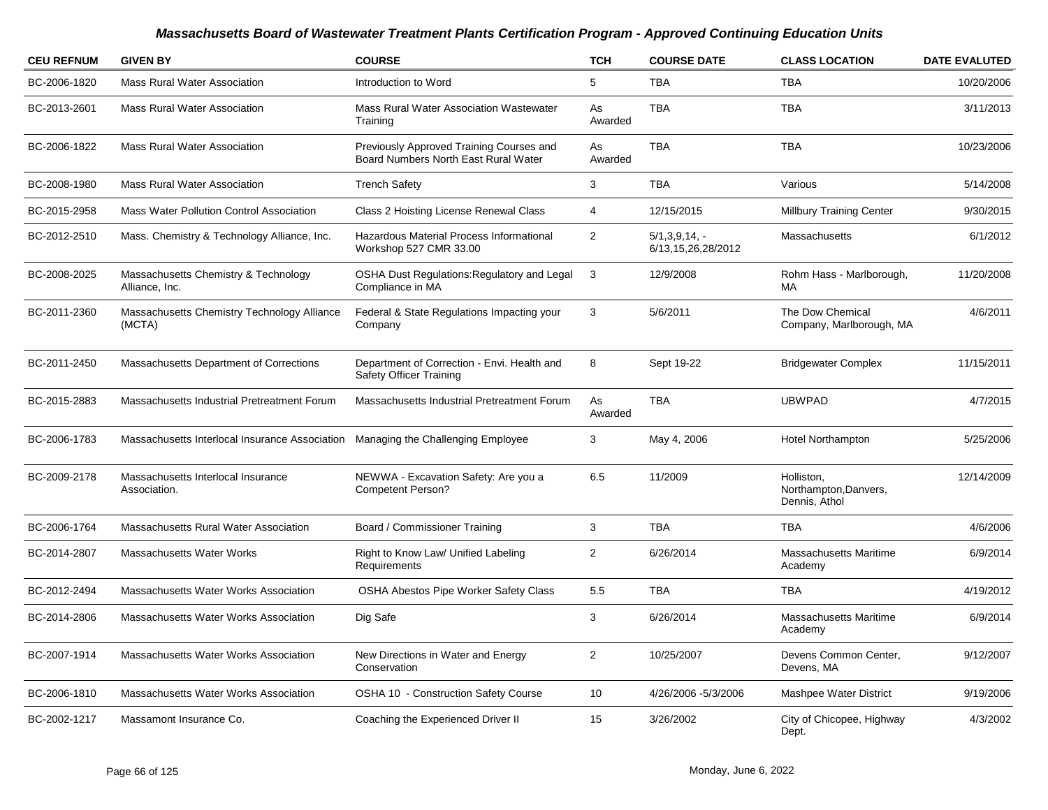## Massachusetts Board of Wastewater Treatment Plants Certification Program - Approved Continuing Education Units

| CEU REFNUM | GIVEN BY | COURSE | TCH | COURSE DATE | CLASS LOCATION | DATE EVALUTED |
|---|---|---|---|---|---|---|
| BC-2006-1820 | Mass Rural Water Association | Introduction to Word | 5 | TBA | TBA | 10/20/2006 |
| BC-2013-2601 | Mass Rural Water Association | Mass Rural Water Association Wastewater Training | As Awarded | TBA | TBA | 3/11/2013 |
| BC-2006-1822 | Mass Rural Water Association | Previously Approved Training Courses and Board Numbers North East Rural Water | As Awarded | TBA | TBA | 10/23/2006 |
| BC-2008-1980 | Mass Rural Water Association | Trench Safety | 3 | TBA | Various | 5/14/2008 |
| BC-2015-2958 | Mass Water Pollution Control Association | Class 2 Hoisting License Renewal Class | 4 | 12/15/2015 | Millbury Training Center | 9/30/2015 |
| BC-2012-2510 | Mass. Chemistry & Technology Alliance, Inc. | Hazardous Material Process Informational Workshop 527 CMR 33.00 | 2 | 5/1,3,9,14, - 6/13,15,26,28/2012 | Massachusetts | 6/1/2012 |
| BC-2008-2025 | Massachusetts Chemistry & Technology Alliance, Inc. | OSHA Dust Regulations:Regulatory and Legal Compliance in MA | 3 | 12/9/2008 | Rohm Hass - Marlborough, MA | 11/20/2008 |
| BC-2011-2360 | Massachusetts Chemistry Technology Alliance (MCTA) | Federal & State Regulations Impacting your Company | 3 | 5/6/2011 | The Dow Chemical Company, Marlborough, MA | 4/6/2011 |
| BC-2011-2450 | Massachusetts Department of Corrections | Department of Correction - Envi. Health and Safety Officer Training | 8 | Sept 19-22 | Bridgewater Complex | 11/15/2011 |
| BC-2015-2883 | Massachusetts Industrial Pretreatment Forum | Massachusetts Industrial Pretreatment Forum | As Awarded | TBA | UBWPAD | 4/7/2015 |
| BC-2006-1783 | Massachusetts Interlocal Insurance Association | Managing the Challenging Employee | 3 | May 4, 2006 | Hotel Northampton | 5/25/2006 |
| BC-2009-2178 | Massachusetts Interlocal Insurance Association. | NEWWA - Excavation Safety: Are you a Competent Person? | 6.5 | 11/2009 | Holliston, Northampton,Danvers, Dennis, Athol | 12/14/2009 |
| BC-2006-1764 | Massachusetts Rural Water Association | Board / Commissioner Training | 3 | TBA | TBA | 4/6/2006 |
| BC-2014-2807 | Massachusetts Water Works | Right to Know Law/ Unified Labeling Requirements | 2 | 6/26/2014 | Massachusetts Maritime Academy | 6/9/2014 |
| BC-2012-2494 | Massachusetts Water Works Association | OSHA Abestos Pipe Worker Safety Class | 5.5 | TBA | TBA | 4/19/2012 |
| BC-2014-2806 | Massachusetts Water Works Association | Dig Safe | 3 | 6/26/2014 | Massachusetts Maritime Academy | 6/9/2014 |
| BC-2007-1914 | Massachusetts Water Works Association | New Directions in Water and Energy Conservation | 2 | 10/25/2007 | Devens Common Center, Devens, MA | 9/12/2007 |
| BC-2006-1810 | Massachusetts Water Works Association | OSHA 10 - Construction Safety Course | 10 | 4/26/2006 -5/3/2006 | Mashpee Water District | 9/19/2006 |
| BC-2002-1217 | Massamont Insurance Co. | Coaching the Experienced Driver II | 15 | 3/26/2002 | City of Chicopee, Highway Dept. | 4/3/2002 |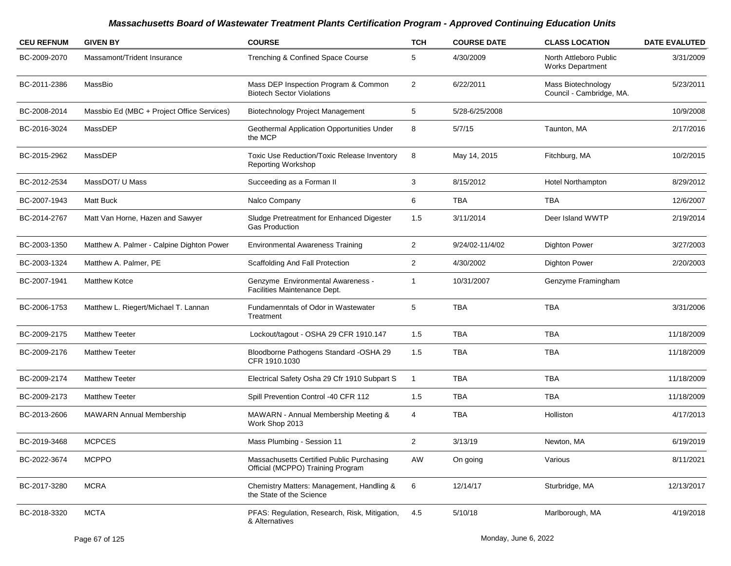# Massachusetts Board of Wastewater Treatment Plants Certification Program - Approved Continuing Education Units

| CEU REFNUM | GIVEN BY | COURSE | TCH | COURSE DATE | CLASS LOCATION | DATE EVALUTED |
|---|---|---|---|---|---|---|
| BC-2009-2070 | Massamont/Trident Insurance | Trenching & Confined Space Course | 5 | 4/30/2009 | North Attleboro Public Works Department | 3/31/2009 |
| BC-2011-2386 | MassBio | Mass DEP Inspection Program & Common Biotech Sector Violations | 2 | 6/22/2011 | Mass Biotechnology Council - Cambridge, MA. | 5/23/2011 |
| BC-2008-2014 | Massbio Ed (MBC + Project Office Services) | Biotechnology Project Management | 5 | 5/28-6/25/2008 | | 10/9/2008 |
| BC-2016-3024 | MassDEP | Geothermal Application Opportunities Under the MCP | 8 | 5/7/15 | Taunton, MA | 2/17/2016 |
| BC-2015-2962 | MassDEP | Toxic Use Reduction/Toxic Release Inventory Reporting Workshop | 8 | May 14, 2015 | Fitchburg, MA | 10/2/2015 |
| BC-2012-2534 | MassDOT/ U Mass | Succeeding as a Forman II | 3 | 8/15/2012 | Hotel Northampton | 8/29/2012 |
| BC-2007-1943 | Matt Buck | Nalco Company | 6 | TBA | TBA | 12/6/2007 |
| BC-2014-2767 | Matt Van Horne, Hazen and Sawyer | Sludge Pretreatment for Enhanced Digester Gas Production | 1.5 | 3/11/2014 | Deer Island WWTP | 2/19/2014 |
| BC-2003-1350 | Matthew A. Palmer - Calpine Dighton Power | Environmental Awareness Training | 2 | 9/24/02-11/4/02 | Dighton Power | 3/27/2003 |
| BC-2003-1324 | Matthew A. Palmer, PE | Scaffolding And Fall Protection | 2 | 4/30/2002 | Dighton Power | 2/20/2003 |
| BC-2007-1941 | Matthew Kotce | Genzyme Environmental Awareness - Facilities Maintenance Dept. | 1 | 10/31/2007 | Genzyme Framingham | |
| BC-2006-1753 | Matthew L. Riegert/Michael T. Lannan | Fundamenntals of Odor in Wastewater Treatment | 5 | TBA | TBA | 3/31/2006 |
| BC-2009-2175 | Matthew Teeter | Lockout/tagout - OSHA 29 CFR 1910.147 | 1.5 | TBA | TBA | 11/18/2009 |
| BC-2009-2176 | Matthew Teeter | Bloodborne Pathogens Standard -OSHA 29 CFR 1910.1030 | 1.5 | TBA | TBA | 11/18/2009 |
| BC-2009-2174 | Matthew Teeter | Electrical Safety Osha 29 Cfr 1910 Subpart S | 1 | TBA | TBA | 11/18/2009 |
| BC-2009-2173 | Matthew Teeter | Spill Prevention Control -40 CFR 112 | 1.5 | TBA | TBA | 11/18/2009 |
| BC-2013-2606 | MAWARN Annual Membership | MAWARN - Annual Membership Meeting & Work Shop 2013 | 4 | TBA | Holliston | 4/17/2013 |
| BC-2019-3468 | MCPCES | Mass Plumbing - Session 11 | 2 | 3/13/19 | Newton, MA | 6/19/2019 |
| BC-2022-3674 | MCPPO | Massachusetts Certified Public Purchasing Official (MCPPO) Training Program | AW | On going | Various | 8/11/2021 |
| BC-2017-3280 | MCRA | Chemistry Matters: Management, Handling & the State of the Science | 6 | 12/14/17 | Sturbridge, MA | 12/13/2017 |
| BC-2018-3320 | MCTA | PFAS: Regulation, Research, Risk, Mitigation, & Alternatives | 4.5 | 5/10/18 | Marlborough, MA | 4/19/2018 |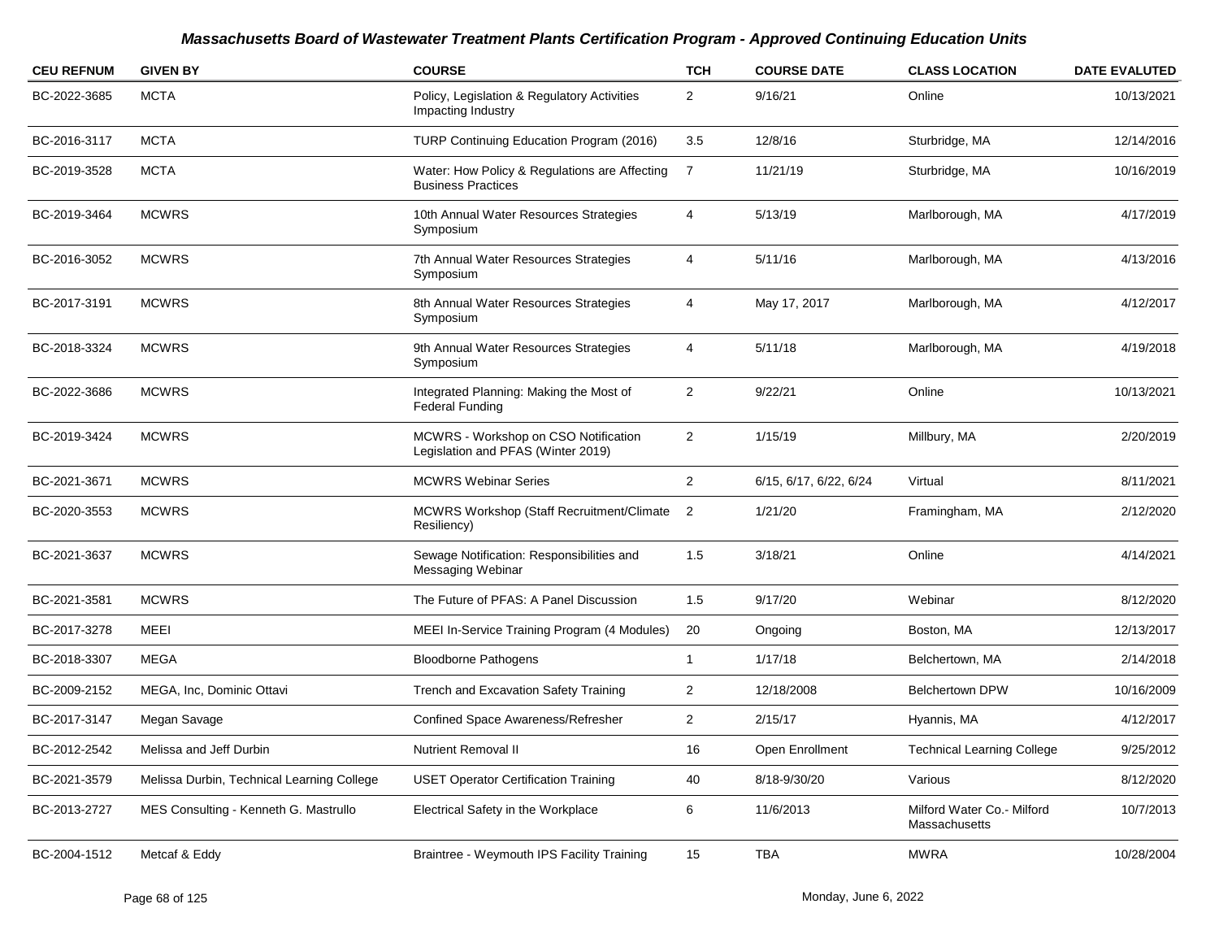## Massachusetts Board of Wastewater Treatment Plants Certification Program - Approved Continuing Education Units

| CEU REFNUM | GIVEN BY | COURSE | TCH | COURSE DATE | CLASS LOCATION | DATE EVALUTED |
|---|---|---|---|---|---|---|
| BC-2022-3685 | MCTA | Policy, Legislation & Regulatory Activities Impacting Industry | 2 | 9/16/21 | Online | 10/13/2021 |
| BC-2016-3117 | MCTA | TURP Continuing Education Program (2016) | 3.5 | 12/8/16 | Sturbridge, MA | 12/14/2016 |
| BC-2019-3528 | MCTA | Water: How Policy & Regulations are Affecting Business Practices | 7 | 11/21/19 | Sturbridge, MA | 10/16/2019 |
| BC-2019-3464 | MCWRS | 10th Annual Water Resources Strategies Symposium | 4 | 5/13/19 | Marlborough, MA | 4/17/2019 |
| BC-2016-3052 | MCWRS | 7th Annual Water Resources Strategies Symposium | 4 | 5/11/16 | Marlborough, MA | 4/13/2016 |
| BC-2017-3191 | MCWRS | 8th Annual Water Resources Strategies Symposium | 4 | May 17, 2017 | Marlborough, MA | 4/12/2017 |
| BC-2018-3324 | MCWRS | 9th Annual Water Resources Strategies Symposium | 4 | 5/11/18 | Marlborough, MA | 4/19/2018 |
| BC-2022-3686 | MCWRS | Integrated Planning: Making the Most of Federal Funding | 2 | 9/22/21 | Online | 10/13/2021 |
| BC-2019-3424 | MCWRS | MCWRS - Workshop on CSO Notification Legislation and PFAS (Winter 2019) | 2 | 1/15/19 | Millbury, MA | 2/20/2019 |
| BC-2021-3671 | MCWRS | MCWRS Webinar Series | 2 | 6/15, 6/17, 6/22, 6/24 | Virtual | 8/11/2021 |
| BC-2020-3553 | MCWRS | MCWRS Workshop (Staff Recruitment/Climate Resiliency) | 2 | 1/21/20 | Framingham, MA | 2/12/2020 |
| BC-2021-3637 | MCWRS | Sewage Notification: Responsibilities and Messaging Webinar | 1.5 | 3/18/21 | Online | 4/14/2021 |
| BC-2021-3581 | MCWRS | The Future of PFAS: A Panel Discussion | 1.5 | 9/17/20 | Webinar | 8/12/2020 |
| BC-2017-3278 | MEEI | MEEI In-Service Training Program (4 Modules) | 20 | Ongoing | Boston, MA | 12/13/2017 |
| BC-2018-3307 | MEGA | Bloodborne Pathogens | 1 | 1/17/18 | Belchertown, MA | 2/14/2018 |
| BC-2009-2152 | MEGA, Inc, Dominic Ottavi | Trench and Excavation Safety Training | 2 | 12/18/2008 | Belchertown DPW | 10/16/2009 |
| BC-2017-3147 | Megan Savage | Confined Space Awareness/Refresher | 2 | 2/15/17 | Hyannis, MA | 4/12/2017 |
| BC-2012-2542 | Melissa and Jeff Durbin | Nutrient Removal II | 16 | Open Enrollment | Technical Learning College | 9/25/2012 |
| BC-2021-3579 | Melissa Durbin, Technical Learning College | USET Operator Certification Training | 40 | 8/18-9/30/20 | Various | 8/12/2020 |
| BC-2013-2727 | MES Consulting - Kenneth G. Mastrullo | Electrical Safety in the Workplace | 6 | 11/6/2013 | Milford Water Co.- Milford Massachusetts | 10/7/2013 |
| BC-2004-1512 | Metcaf & Eddy | Braintree - Weymouth IPS Facility Training | 15 | TBA | MWRA | 10/28/2004 |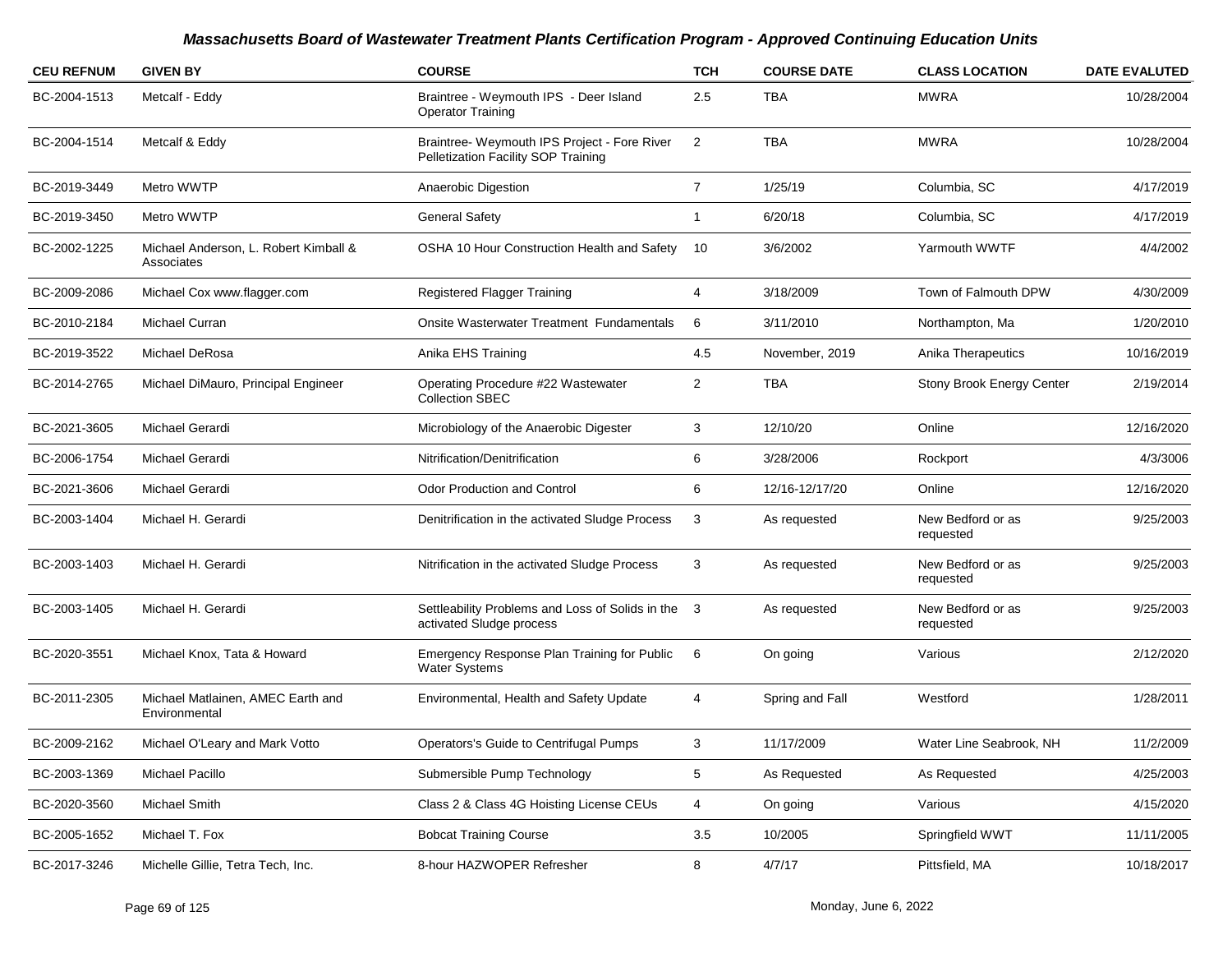# Massachusetts Board of Wastewater Treatment Plants Certification Program - Approved Continuing Education Units

| CEU REFNUM | GIVEN BY | COURSE | TCH | COURSE DATE | CLASS LOCATION | DATE EVALUTED |
|---|---|---|---|---|---|---|
| BC-2004-1513 | Metcalf - Eddy | Braintree - Weymouth IPS - Deer Island Operator Training | 2.5 | TBA | MWRA | 10/28/2004 |
| BC-2004-1514 | Metcalf & Eddy | Braintree- Weymouth IPS Project - Fore River Pelletization Facility SOP Training | 2 | TBA | MWRA | 10/28/2004 |
| BC-2019-3449 | Metro WWTP | Anaerobic Digestion | 7 | 1/25/19 | Columbia, SC | 4/17/2019 |
| BC-2019-3450 | Metro WWTP | General Safety | 1 | 6/20/18 | Columbia, SC | 4/17/2019 |
| BC-2002-1225 | Michael Anderson, L. Robert Kimball & Associates | OSHA 10 Hour Construction Health and Safety | 10 | 3/6/2002 | Yarmouth WWTF | 4/4/2002 |
| BC-2009-2086 | Michael Cox www.flagger.com | Registered Flagger Training | 4 | 3/18/2009 | Town of Falmouth DPW | 4/30/2009 |
| BC-2010-2184 | Michael Curran | Onsite Wasterwater Treatment Fundamentals | 6 | 3/11/2010 | Northampton, Ma | 1/20/2010 |
| BC-2019-3522 | Michael DeRosa | Anika EHS Training | 4.5 | November, 2019 | Anika Therapeutics | 10/16/2019 |
| BC-2014-2765 | Michael DiMauro, Principal Engineer | Operating Procedure #22 Wastewater Collection SBEC | 2 | TBA | Stony Brook Energy Center | 2/19/2014 |
| BC-2021-3605 | Michael Gerardi | Microbiology of the Anaerobic Digester | 3 | 12/10/20 | Online | 12/16/2020 |
| BC-2006-1754 | Michael Gerardi | Nitrification/Denitrification | 6 | 3/28/2006 | Rockport | 4/3/3006 |
| BC-2021-3606 | Michael Gerardi | Odor Production and Control | 6 | 12/16-12/17/20 | Online | 12/16/2020 |
| BC-2003-1404 | Michael H. Gerardi | Denitrification in the activated Sludge Process | 3 | As requested | New Bedford or as requested | 9/25/2003 |
| BC-2003-1403 | Michael H. Gerardi | Nitrification in the activated Sludge Process | 3 | As requested | New Bedford or as requested | 9/25/2003 |
| BC-2003-1405 | Michael H. Gerardi | Settleability Problems and Loss of Solids in the activated Sludge process | 3 | As requested | New Bedford or as requested | 9/25/2003 |
| BC-2020-3551 | Michael Knox, Tata & Howard | Emergency Response Plan Training for Public Water Systems | 6 | On going | Various | 2/12/2020 |
| BC-2011-2305 | Michael Matlainen, AMEC Earth and Environmental | Environmental, Health and Safety Update | 4 | Spring and Fall | Westford | 1/28/2011 |
| BC-2009-2162 | Michael O'Leary and Mark Votto | Operators's Guide to Centrifugal Pumps | 3 | 11/17/2009 | Water Line Seabrook, NH | 11/2/2009 |
| BC-2003-1369 | Michael Pacillo | Submersible Pump Technology | 5 | As Requested | As Requested | 4/25/2003 |
| BC-2020-3560 | Michael Smith | Class 2 & Class 4G Hoisting License CEUs | 4 | On going | Various | 4/15/2020 |
| BC-2005-1652 | Michael T. Fox | Bobcat Training Course | 3.5 | 10/2005 | Springfield WWT | 11/11/2005 |
| BC-2017-3246 | Michelle Gillie, Tetra Tech, Inc. | 8-hour HAZWOPER Refresher | 8 | 4/7/17 | Pittsfield, MA | 10/18/2017 |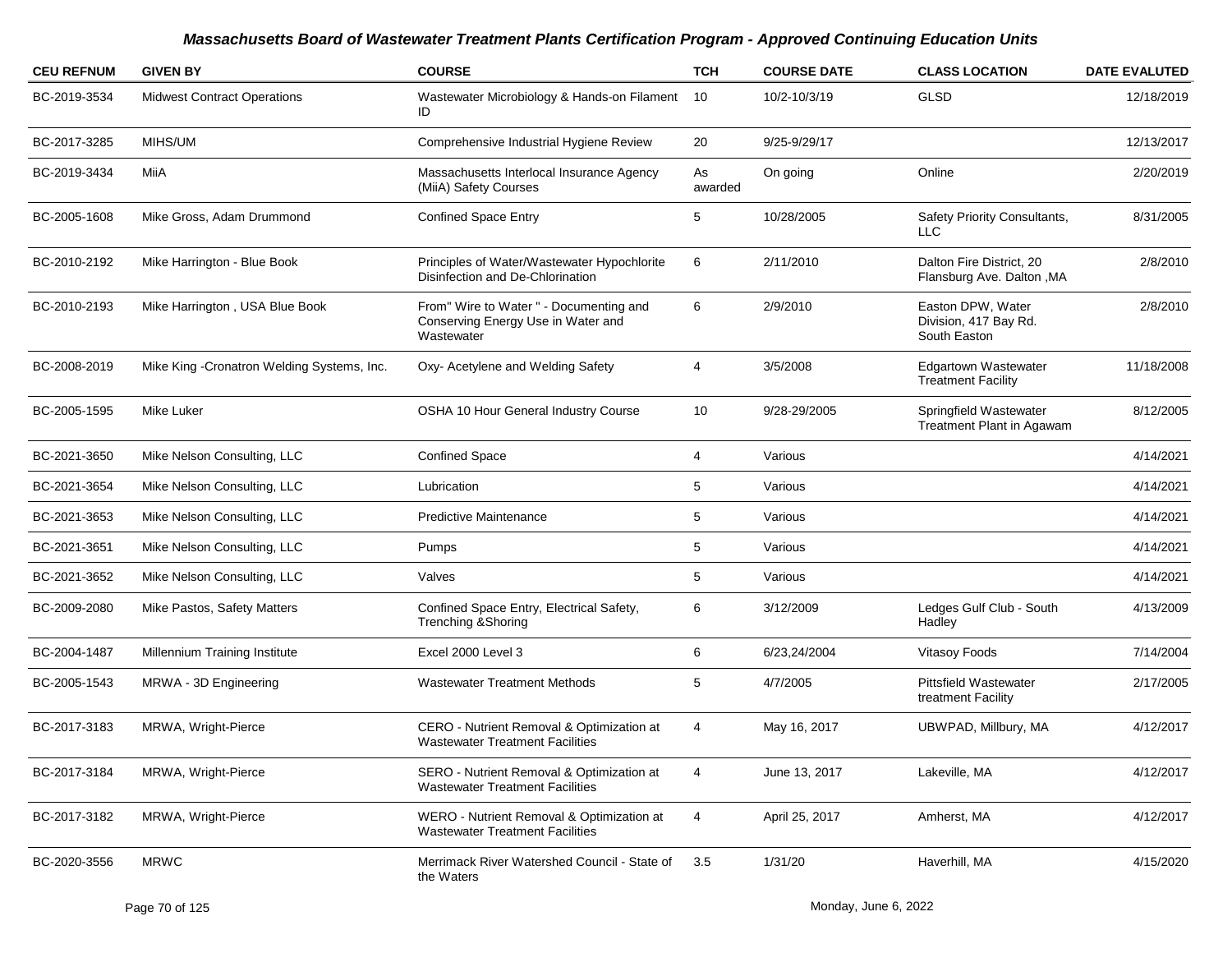## Massachusetts Board of Wastewater Treatment Plants Certification Program - Approved Continuing Education Units

| CEU REFNUM | GIVEN BY | COURSE | TCH | COURSE DATE | CLASS LOCATION | DATE EVALUTED |
|---|---|---|---|---|---|---|
| BC-2019-3534 | Midwest Contract Operations | Wastewater Microbiology & Hands-on Filament ID | 10 | 10/2-10/3/19 | GLSD | 12/18/2019 |
| BC-2017-3285 | MIHS/UM | Comprehensive Industrial Hygiene Review | 20 | 9/25-9/29/17 | | 12/13/2017 |
| BC-2019-3434 | MiiA | Massachusetts Interlocal Insurance Agency (MiiA) Safety Courses | As awarded | On going | Online | 2/20/2019 |
| BC-2005-1608 | Mike Gross, Adam Drummond | Confined Space Entry | 5 | 10/28/2005 | Safety Priority Consultants, LLC | 8/31/2005 |
| BC-2010-2192 | Mike Harrington - Blue Book | Principles of Water/Wastewater Hypochlorite Disinfection and De-Chlorination | 6 | 2/11/2010 | Dalton Fire District, 20 Flansburg Ave. Dalton ,MA | 2/8/2010 |
| BC-2010-2193 | Mike Harrington , USA Blue Book | From" Wire to Water " - Documenting and Conserving Energy Use in Water and Wastewater | 6 | 2/9/2010 | Easton DPW, Water Division, 417 Bay Rd. South Easton | 2/8/2010 |
| BC-2008-2019 | Mike King -Cronatron Welding Systems, Inc. | Oxy- Acetylene and Welding Safety | 4 | 3/5/2008 | Edgartown Wastewater Treatment Facility | 11/18/2008 |
| BC-2005-1595 | Mike Luker | OSHA 10 Hour General Industry Course | 10 | 9/28-29/2005 | Springfield Wastewater Treatment Plant in Agawam | 8/12/2005 |
| BC-2021-3650 | Mike Nelson Consulting, LLC | Confined Space | 4 | Various | | 4/14/2021 |
| BC-2021-3654 | Mike Nelson Consulting, LLC | Lubrication | 5 | Various | | 4/14/2021 |
| BC-2021-3653 | Mike Nelson Consulting, LLC | Predictive Maintenance | 5 | Various | | 4/14/2021 |
| BC-2021-3651 | Mike Nelson Consulting, LLC | Pumps | 5 | Various | | 4/14/2021 |
| BC-2021-3652 | Mike Nelson Consulting, LLC | Valves | 5 | Various | | 4/14/2021 |
| BC-2009-2080 | Mike Pastos, Safety Matters | Confined Space Entry, Electrical Safety, Trenching &Shoring | 6 | 3/12/2009 | Ledges Gulf Club - South Hadley | 4/13/2009 |
| BC-2004-1487 | Millennium Training Institute | Excel 2000 Level 3 | 6 | 6/23,24/2004 | Vitasoy Foods | 7/14/2004 |
| BC-2005-1543 | MRWA - 3D Engineering | Wastewater Treatment Methods | 5 | 4/7/2005 | Pittsfield Wastewater treatment Facility | 2/17/2005 |
| BC-2017-3183 | MRWA, Wright-Pierce | CERO - Nutrient Removal & Optimization at Wastewater Treatment Facilities | 4 | May 16, 2017 | UBWPAD, Millbury, MA | 4/12/2017 |
| BC-2017-3184 | MRWA, Wright-Pierce | SERO - Nutrient Removal & Optimization at Wastewater Treatment Facilities | 4 | June 13, 2017 | Lakeville, MA | 4/12/2017 |
| BC-2017-3182 | MRWA, Wright-Pierce | WERO - Nutrient Removal & Optimization at Wastewater Treatment Facilities | 4 | April 25, 2017 | Amherst, MA | 4/12/2017 |
| BC-2020-3556 | MRWC | Merrimack River Watershed Council - State of the Waters | 3.5 | 1/31/20 | Haverhill, MA | 4/15/2020 |

Monday, June 6, 2022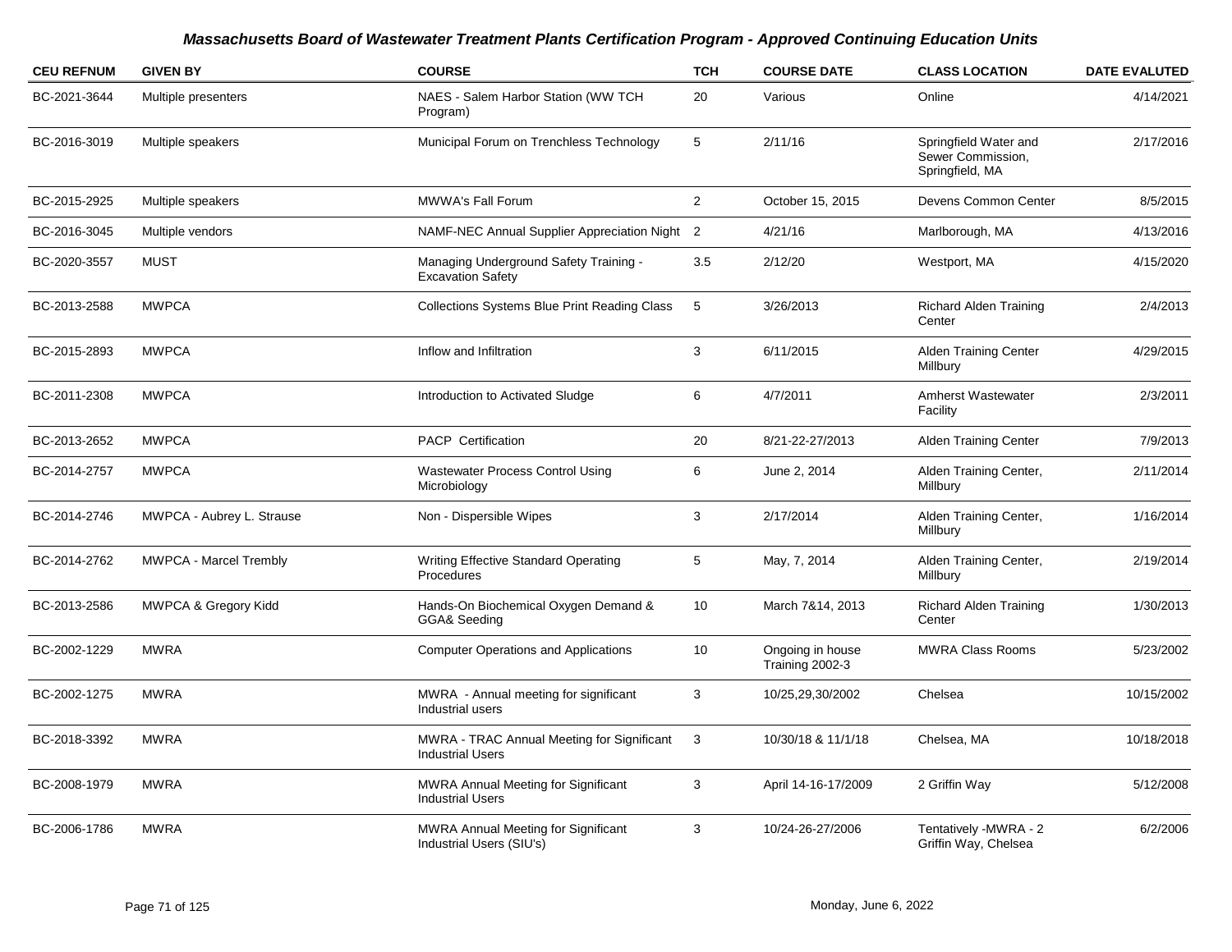## Massachusetts Board of Wastewater Treatment Plants Certification Program - Approved Continuing Education Units

| CEU REFNUM | GIVEN BY | COURSE | TCH | COURSE DATE | CLASS LOCATION | DATE EVALUTED |
|---|---|---|---|---|---|---|
| BC-2021-3644 | Multiple presenters | NAES - Salem Harbor Station (WW TCH Program) | 20 | Various | Online | 4/14/2021 |
| BC-2016-3019 | Multiple speakers | Municipal Forum on Trenchless Technology | 5 | 2/11/16 | Springfield Water and Sewer Commission, Springfield, MA | 2/17/2016 |
| BC-2015-2925 | Multiple speakers | MWWA's Fall Forum | 2 | October 15, 2015 | Devens Common Center | 8/5/2015 |
| BC-2016-3045 | Multiple vendors | NAMF-NEC Annual Supplier Appreciation Night | 2 | 4/21/16 | Marlborough, MA | 4/13/2016 |
| BC-2020-3557 | MUST | Managing Underground Safety Training - Excavation Safety | 3.5 | 2/12/20 | Westport, MA | 4/15/2020 |
| BC-2013-2588 | MWPCA | Collections Systems Blue Print Reading Class | 5 | 3/26/2013 | Richard Alden Training Center | 2/4/2013 |
| BC-2015-2893 | MWPCA | Inflow and Infiltration | 3 | 6/11/2015 | Alden Training Center Millbury | 4/29/2015 |
| BC-2011-2308 | MWPCA | Introduction to Activated Sludge | 6 | 4/7/2011 | Amherst Wastewater Facility | 2/3/2011 |
| BC-2013-2652 | MWPCA | PACP Certification | 20 | 8/21-22-27/2013 | Alden Training Center | 7/9/2013 |
| BC-2014-2757 | MWPCA | Wastewater Process Control Using Microbiology | 6 | June 2, 2014 | Alden Training Center, Millbury | 2/11/2014 |
| BC-2014-2746 | MWPCA - Aubrey L. Strause | Non - Dispersible Wipes | 3 | 2/17/2014 | Alden Training Center, Millbury | 1/16/2014 |
| BC-2014-2762 | MWPCA - Marcel Trembly | Writing Effective Standard Operating Procedures | 5 | May, 7, 2014 | Alden Training Center, Millbury | 2/19/2014 |
| BC-2013-2586 | MWPCA & Gregory Kidd | Hands-On Biochemical Oxygen Demand & GGA& Seeding | 10 | March 7&14, 2013 | Richard Alden Training Center | 1/30/2013 |
| BC-2002-1229 | MWRA | Computer Operations and Applications | 10 | Ongoing in house Training 2002-3 | MWRA Class Rooms | 5/23/2002 |
| BC-2002-1275 | MWRA | MWRA - Annual meeting for significant Industrial users | 3 | 10/25,29,30/2002 | Chelsea | 10/15/2002 |
| BC-2018-3392 | MWRA | MWRA - TRAC Annual Meeting for Significant Industrial Users | 3 | 10/30/18 & 11/1/18 | Chelsea, MA | 10/18/2018 |
| BC-2008-1979 | MWRA | MWRA Annual Meeting for Significant Industrial Users | 3 | April 14-16-17/2009 | 2 Griffin Way | 5/12/2008 |
| BC-2006-1786 | MWRA | MWRA Annual Meeting for Significant Industrial Users (SIU's) | 3 | 10/24-26-27/2006 | Tentatively -MWRA - 2 Griffin Way, Chelsea | 6/2/2006 |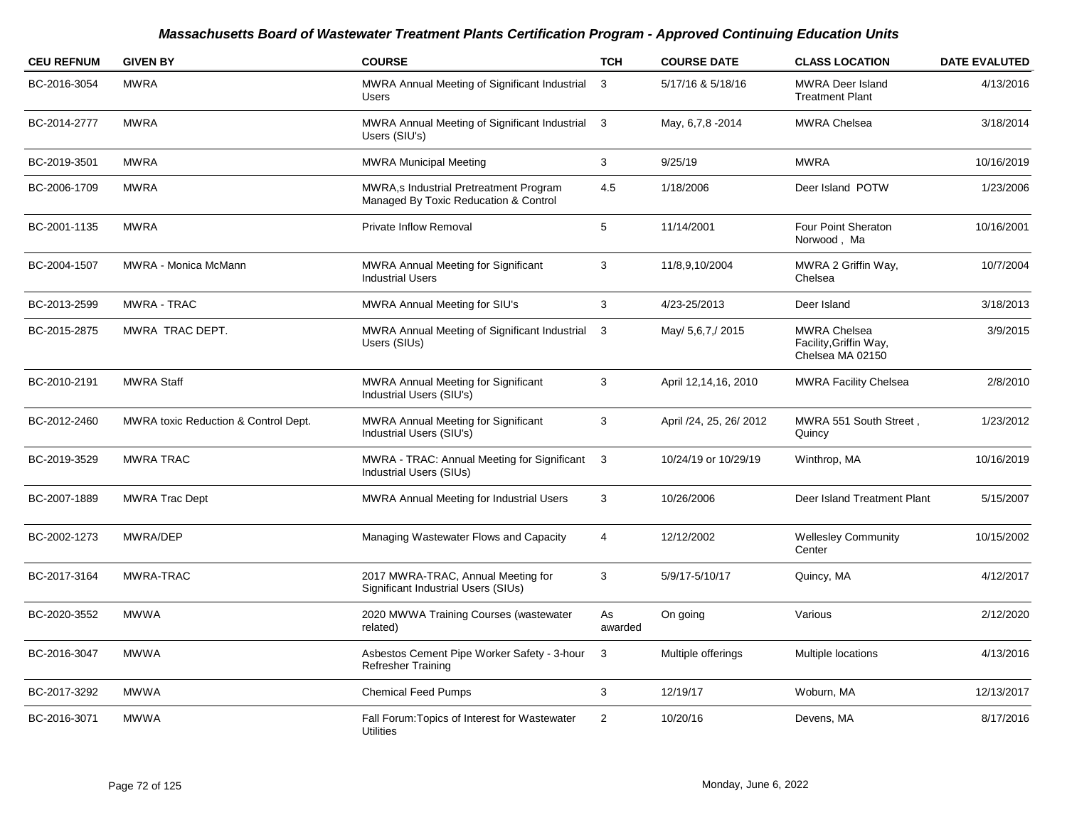## *Massachusetts Board of Wastewater Treatment Plants Certification Program - Approved Continuing Education Units*

| CEU REFNUM | GIVEN BY | COURSE | TCH | COURSE DATE | CLASS LOCATION | DATE EVALUTED |
|---|---|---|---|---|---|---|
| BC-2016-3054 | MWRA | MWRA Annual Meeting of Significant Industrial Users | 3 | 5/17/16 & 5/18/16 | MWRA Deer Island Treatment Plant | 4/13/2016 |
| BC-2014-2777 | MWRA | MWRA Annual Meeting of Significant Industrial Users (SIU's) | 3 | May, 6,7,8 -2014 | MWRA Chelsea | 3/18/2014 |
| BC-2019-3501 | MWRA | MWRA Municipal Meeting | 3 | 9/25/19 | MWRA | 10/16/2019 |
| BC-2006-1709 | MWRA | MWRA,s Industrial Pretreatment Program Managed By Toxic Reducation & Control | 4.5 | 1/18/2006 | Deer Island POTW | 1/23/2006 |
| BC-2001-1135 | MWRA | Private Inflow Removal | 5 | 11/14/2001 | Four Point Sheraton Norwood , Ma | 10/16/2001 |
| BC-2004-1507 | MWRA - Monica McMann | MWRA Annual Meeting for Significant Industrial Users | 3 | 11/8,9,10/2004 | MWRA 2 Griffin Way, Chelsea | 10/7/2004 |
| BC-2013-2599 | MWRA - TRAC | MWRA Annual Meeting for SIU's | 3 | 4/23-25/2013 | Deer Island | 3/18/2013 |
| BC-2015-2875 | MWRA TRAC DEPT. | MWRA Annual Meeting of Significant Industrial Users (SIUs) | 3 | May/ 5,6,7,/ 2015 | MWRA Chelsea Facility,Griffin Way, Chelsea MA 02150 | 3/9/2015 |
| BC-2010-2191 | MWRA Staff | MWRA Annual Meeting for Significant Industrial Users (SIU's) | 3 | April 12,14,16, 2010 | MWRA Facility Chelsea | 2/8/2010 |
| BC-2012-2460 | MWRA toxic Reduction & Control Dept. | MWRA Annual Meeting for Significant Industrial Users (SIU's) | 3 | April /24, 25, 26/ 2012 | MWRA 551 South Street , Quincy | 1/23/2012 |
| BC-2019-3529 | MWRA TRAC | MWRA - TRAC: Annual Meeting for Significant Industrial Users (SIUs) | 3 | 10/24/19 or 10/29/19 | Winthrop, MA | 10/16/2019 |
| BC-2007-1889 | MWRA Trac Dept | MWRA Annual Meeting for Industrial Users | 3 | 10/26/2006 | Deer Island Treatment Plant | 5/15/2007 |
| BC-2002-1273 | MWRA/DEP | Managing Wastewater Flows and Capacity | 4 | 12/12/2002 | Wellesley Community Center | 10/15/2002 |
| BC-2017-3164 | MWRA-TRAC | 2017 MWRA-TRAC, Annual Meeting for Significant Industrial Users (SIUs) | 3 | 5/9/17-5/10/17 | Quincy, MA | 4/12/2017 |
| BC-2020-3552 | MWWA | 2020 MWWA Training Courses (wastewater related) | As awarded | On going | Various | 2/12/2020 |
| BC-2016-3047 | MWWA | Asbestos Cement Pipe Worker Safety - 3-hour Refresher Training | 3 | Multiple offerings | Multiple locations | 4/13/2016 |
| BC-2017-3292 | MWWA | Chemical Feed Pumps | 3 | 12/19/17 | Woburn, MA | 12/13/2017 |
| BC-2016-3071 | MWWA | Fall Forum:Topics of Interest for Wastewater Utilities | 2 | 10/20/16 | Devens, MA | 8/17/2016 |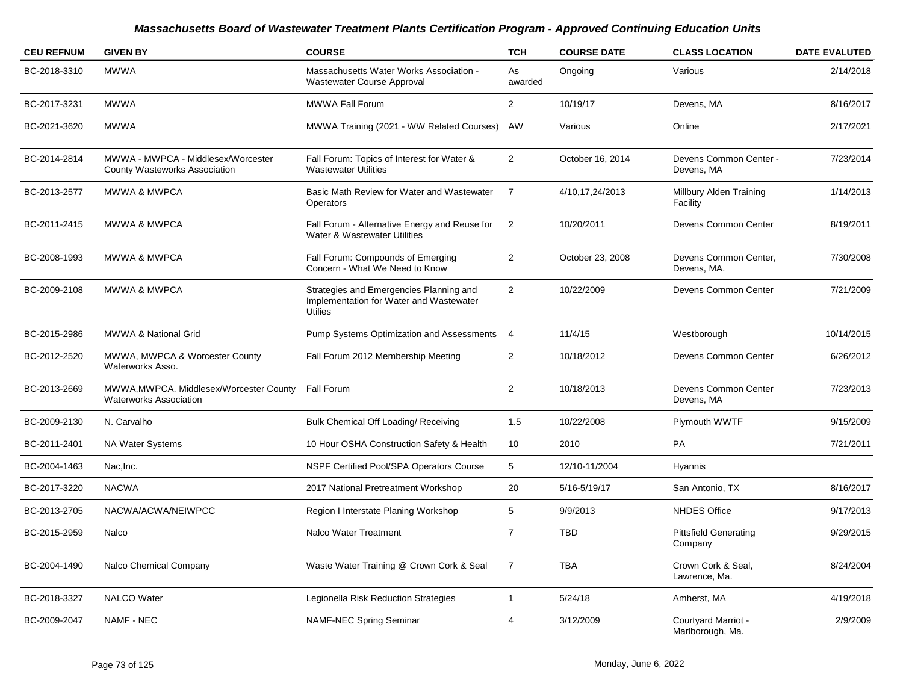# Massachusetts Board of Wastewater Treatment Plants Certification Program - Approved Continuing Education Units

| CEU REFNUM | GIVEN BY | COURSE | TCH | COURSE DATE | CLASS LOCATION | DATE EVALUTED |
|---|---|---|---|---|---|---|
| BC-2018-3310 | MWWA | Massachusetts Water Works Association - Wastewater Course Approval | As awarded | Ongoing | Various | 2/14/2018 |
| BC-2017-3231 | MWWA | MWWA Fall Forum | 2 | 10/19/17 | Devens, MA | 8/16/2017 |
| BC-2021-3620 | MWWA | MWWA Training (2021 - WW Related Courses) | AW | Various | Online | 2/17/2021 |
| BC-2014-2814 | MWWA - MWPCA - Middlesex/Worcester County Wasteworks Association | Fall Forum: Topics of Interest for Water & Wastewater Utilities | 2 | October 16, 2014 | Devens Common Center - Devens, MA | 7/23/2014 |
| BC-2013-2577 | MWWA & MWPCA | Basic Math Review for Water and Wastewater Operators | 7 | 4/10,17,24/2013 | Millbury Alden Training Facility | 1/14/2013 |
| BC-2011-2415 | MWWA & MWPCA | Fall Forum - Alternative Energy and Reuse for Water & Wastewater Utilities | 2 | 10/20/2011 | Devens Common Center | 8/19/2011 |
| BC-2008-1993 | MWWA & MWPCA | Fall Forum: Compounds of Emerging Concern - What We Need to Know | 2 | October 23, 2008 | Devens Common Center, Devens, MA. | 7/30/2008 |
| BC-2009-2108 | MWWA & MWPCA | Strategies and Emergencies Planning and Implementation for Water and Wastewater Utilies | 2 | 10/22/2009 | Devens Common Center | 7/21/2009 |
| BC-2015-2986 | MWWA & National Grid | Pump Systems Optimization and Assessments | 4 | 11/4/15 | Westborough | 10/14/2015 |
| BC-2012-2520 | MWWA, MWPCA & Worcester County Waterworks Asso. | Fall Forum 2012 Membership Meeting | 2 | 10/18/2012 | Devens Common Center | 6/26/2012 |
| BC-2013-2669 | MWWA,MWPCA. Middlesex/Worcester County Waterworks Association | Fall Forum | 2 | 10/18/2013 | Devens Common Center Devens, MA | 7/23/2013 |
| BC-2009-2130 | N. Carvalho | Bulk Chemical Off Loading/ Receiving | 1.5 | 10/22/2008 | Plymouth WWTF | 9/15/2009 |
| BC-2011-2401 | NA Water Systems | 10 Hour OSHA Construction Safety & Health | 10 | 2010 | PA | 7/21/2011 |
| BC-2004-1463 | Nac,Inc. | NSPF Certified Pool/SPA Operators Course | 5 | 12/10-11/2004 | Hyannis | |
| BC-2017-3220 | NACWA | 2017 National Pretreatment Workshop | 20 | 5/16-5/19/17 | San Antonio, TX | 8/16/2017 |
| BC-2013-2705 | NACWA/ACWA/NEIWPCC | Region I Interstate Planing Workshop | 5 | 9/9/2013 | NHDES Office | 9/17/2013 |
| BC-2015-2959 | Nalco | Nalco Water Treatment | 7 | TBD | Pittsfield Generating Company | 9/29/2015 |
| BC-2004-1490 | Nalco Chemical Company | Waste Water Training @ Crown Cork & Seal | 7 | TBA | Crown Cork & Seal, Lawrence, Ma. | 8/24/2004 |
| BC-2018-3327 | NALCO Water | Legionella Risk Reduction Strategies | 1 | 5/24/18 | Amherst, MA | 4/19/2018 |
| BC-2009-2047 | NAMF - NEC | NAMF-NEC Spring Seminar | 4 | 3/12/2009 | Courtyard Marriot - Marlborough, Ma. | 2/9/2009 |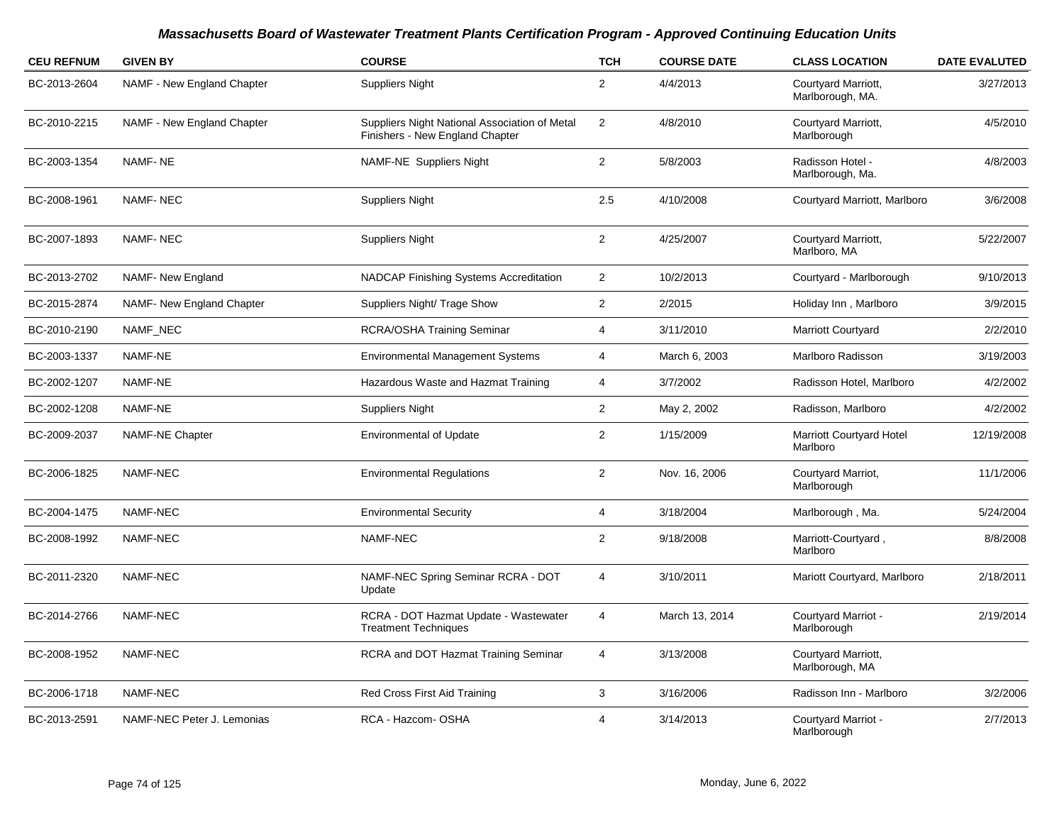# Massachusetts Board of Wastewater Treatment Plants Certification Program - Approved Continuing Education Units

| CEU REFNUM | GIVEN BY | COURSE | TCH | COURSE DATE | CLASS LOCATION | DATE EVALUTED |
|---|---|---|---|---|---|---|
| BC-2013-2604 | NAMF - New England Chapter | Suppliers Night | 2 | 4/4/2013 | Courtyard Marriott, Marlborough, MA. | 3/27/2013 |
| BC-2010-2215 | NAMF - New England Chapter | Suppliers Night National Association of Metal Finishers - New England Chapter | 2 | 4/8/2010 | Courtyard Marriott, Marlborough | 4/5/2010 |
| BC-2003-1354 | NAMF- NE | NAMF-NE Suppliers Night | 2 | 5/8/2003 | Radisson Hotel - Marlborough, Ma. | 4/8/2003 |
| BC-2008-1961 | NAMF- NEC | Suppliers Night | 2.5 | 4/10/2008 | Courtyard Marriott, Marlboro | 3/6/2008 |
| BC-2007-1893 | NAMF- NEC | Suppliers Night | 2 | 4/25/2007 | Courtyard Marriott, Marlboro, MA | 5/22/2007 |
| BC-2013-2702 | NAMF- New England | NADCAP Finishing Systems Accreditation | 2 | 10/2/2013 | Courtyard - Marlborough | 9/10/2013 |
| BC-2015-2874 | NAMF- New England Chapter | Suppliers Night/ Trage Show | 2 | 2/2015 | Holiday Inn , Marlboro | 3/9/2015 |
| BC-2010-2190 | NAMF_NEC | RCRA/OSHA Training Seminar | 4 | 3/11/2010 | Marriott Courtyard | 2/2/2010 |
| BC-2003-1337 | NAMF-NE | Environmental Management Systems | 4 | March 6, 2003 | Marlboro Radisson | 3/19/2003 |
| BC-2002-1207 | NAMF-NE | Hazardous Waste and Hazmat Training | 4 | 3/7/2002 | Radisson Hotel, Marlboro | 4/2/2002 |
| BC-2002-1208 | NAMF-NE | Suppliers Night | 2 | May 2, 2002 | Radisson, Marlboro | 4/2/2002 |
| BC-2009-2037 | NAMF-NE Chapter | Environmental of Update | 2 | 1/15/2009 | Marriott Courtyard Hotel Marlboro | 12/19/2008 |
| BC-2006-1825 | NAMF-NEC | Environmental Regulations | 2 | Nov. 16, 2006 | Courtyard Marriot, Marlborough | 11/1/2006 |
| BC-2004-1475 | NAMF-NEC | Environmental Security | 4 | 3/18/2004 | Marlborough , Ma. | 5/24/2004 |
| BC-2008-1992 | NAMF-NEC | NAMF-NEC | 2 | 9/18/2008 | Marriott-Courtyard , Marlboro | 8/8/2008 |
| BC-2011-2320 | NAMF-NEC | NAMF-NEC Spring Seminar RCRA - DOT Update | 4 | 3/10/2011 | Mariott Courtyard, Marlboro | 2/18/2011 |
| BC-2014-2766 | NAMF-NEC | RCRA - DOT Hazmat Update - Wastewater Treatment Techniques | 4 | March 13, 2014 | Courtyard Marriot - Marlborough | 2/19/2014 |
| BC-2008-1952 | NAMF-NEC | RCRA and DOT Hazmat Training Seminar | 4 | 3/13/2008 | Courtyard Marriott, Marlborough, MA | |
| BC-2006-1718 | NAMF-NEC | Red Cross First Aid Training | 3 | 3/16/2006 | Radisson Inn - Marlboro | 3/2/2006 |
| BC-2013-2591 | NAMF-NEC Peter J. Lemonias | RCA - Hazcom- OSHA | 4 | 3/14/2013 | Courtyard Marriot - Marlborough | 2/7/2013 |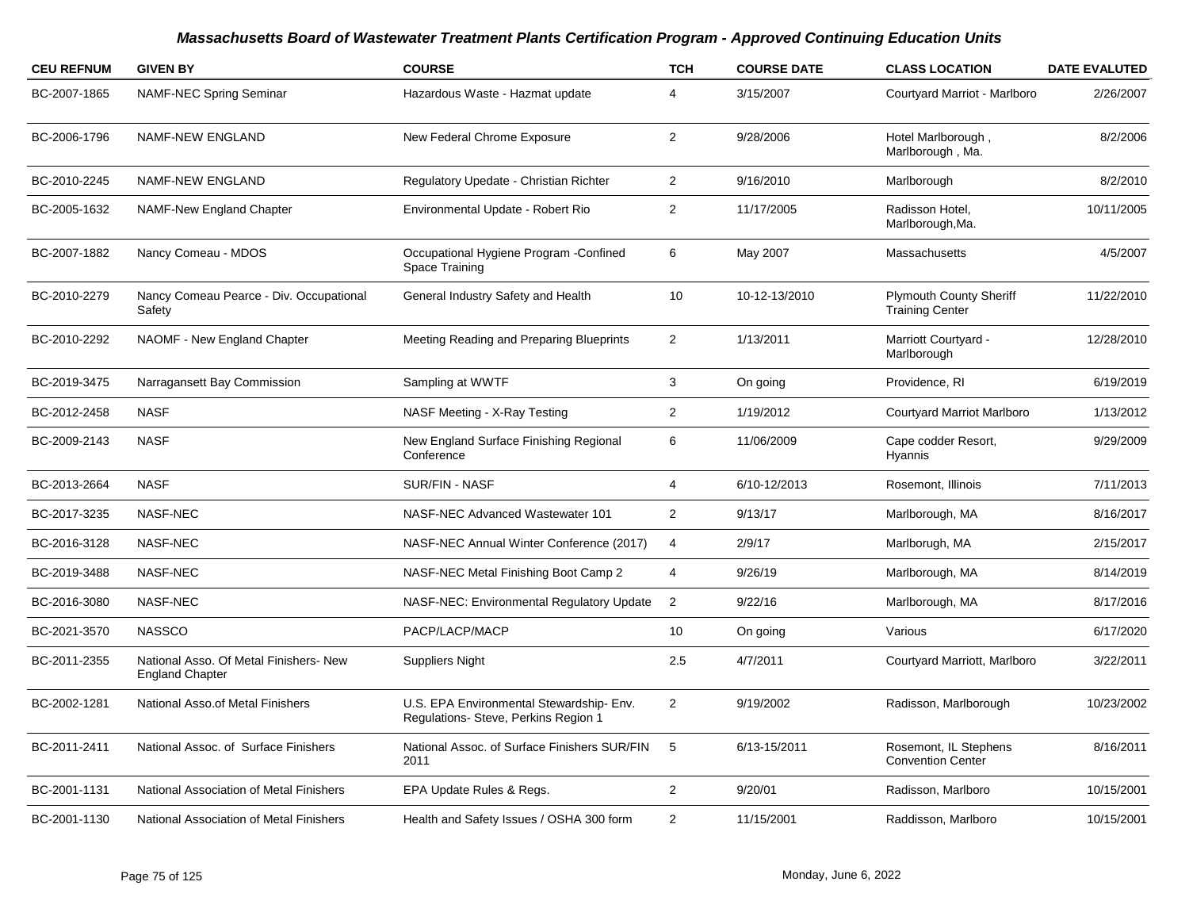# Massachusetts Board of Wastewater Treatment Plants Certification Program - Approved Continuing Education Units

| CEU REFNUM | GIVEN BY | COURSE | TCH | COURSE DATE | CLASS LOCATION | DATE EVALUTED |
|---|---|---|---|---|---|---|
| BC-2007-1865 | NAMF-NEC Spring Seminar | Hazardous Waste - Hazmat update | 4 | 3/15/2007 | Courtyard Marriot - Marlboro | 2/26/2007 |
| BC-2006-1796 | NAMF-NEW ENGLAND | New Federal Chrome Exposure | 2 | 9/28/2006 | Hotel Marlborough , Marlborough , Ma. | 8/2/2006 |
| BC-2010-2245 | NAMF-NEW ENGLAND | Regulatory Upedate - Christian Richter | 2 | 9/16/2010 | Marlborough | 8/2/2010 |
| BC-2005-1632 | NAMF-New England Chapter | Environmental Update - Robert Rio | 2 | 11/17/2005 | Radisson Hotel, Marlborough,Ma. | 10/11/2005 |
| BC-2007-1882 | Nancy Comeau - MDOS | Occupational Hygiene Program -Confined Space Training | 6 | May 2007 | Massachusetts | 4/5/2007 |
| BC-2010-2279 | Nancy Comeau Pearce - Div. Occupational Safety | General Industry Safety and Health | 10 | 10-12-13/2010 | Plymouth County Sheriff Training Center | 11/22/2010 |
| BC-2010-2292 | NAOMF - New England Chapter | Meeting Reading and Preparing Blueprints | 2 | 1/13/2011 | Marriott Courtyard - Marlborough | 12/28/2010 |
| BC-2019-3475 | Narragansett Bay Commission | Sampling at WWTF | 3 | On going | Providence, RI | 6/19/2019 |
| BC-2012-2458 | NASF | NASF Meeting - X-Ray Testing | 2 | 1/19/2012 | Courtyard Marriot Marlboro | 1/13/2012 |
| BC-2009-2143 | NASF | New England Surface Finishing Regional Conference | 6 | 11/06/2009 | Cape codder Resort, Hyannis | 9/29/2009 |
| BC-2013-2664 | NASF | SUR/FIN - NASF | 4 | 6/10-12/2013 | Rosemont, Illinois | 7/11/2013 |
| BC-2017-3235 | NASF-NEC | NASF-NEC Advanced Wastewater 101 | 2 | 9/13/17 | Marlborough, MA | 8/16/2017 |
| BC-2016-3128 | NASF-NEC | NASF-NEC Annual Winter Conference (2017) | 4 | 2/9/17 | Marlborugh, MA | 2/15/2017 |
| BC-2019-3488 | NASF-NEC | NASF-NEC Metal Finishing Boot Camp 2 | 4 | 9/26/19 | Marlborough, MA | 8/14/2019 |
| BC-2016-3080 | NASF-NEC | NASF-NEC: Environmental Regulatory Update | 2 | 9/22/16 | Marlborough, MA | 8/17/2016 |
| BC-2021-3570 | NASSCO | PACP/LACP/MACP | 10 | On going | Various | 6/17/2020 |
| BC-2011-2355 | National Asso. Of Metal Finishers- New England Chapter | Suppliers Night | 2.5 | 4/7/2011 | Courtyard Marriott, Marlboro | 3/22/2011 |
| BC-2002-1281 | National Asso.of Metal Finishers | U.S. EPA Environmental Stewardship- Env. Regulations- Steve, Perkins Region 1 | 2 | 9/19/2002 | Radisson, Marlborough | 10/23/2002 |
| BC-2011-2411 | National Assoc. of Surface Finishers | National Assoc. of Surface Finishers SUR/FIN 2011 | 5 | 6/13-15/2011 | Rosemont, IL Stephens Convention Center | 8/16/2011 |
| BC-2001-1131 | National Association of Metal Finishers | EPA Update Rules & Regs. | 2 | 9/20/01 | Radisson, Marlboro | 10/15/2001 |
| BC-2001-1130 | National Association of Metal Finishers | Health and Safety Issues / OSHA 300 form | 2 | 11/15/2001 | Raddisson, Marlboro | 10/15/2001 |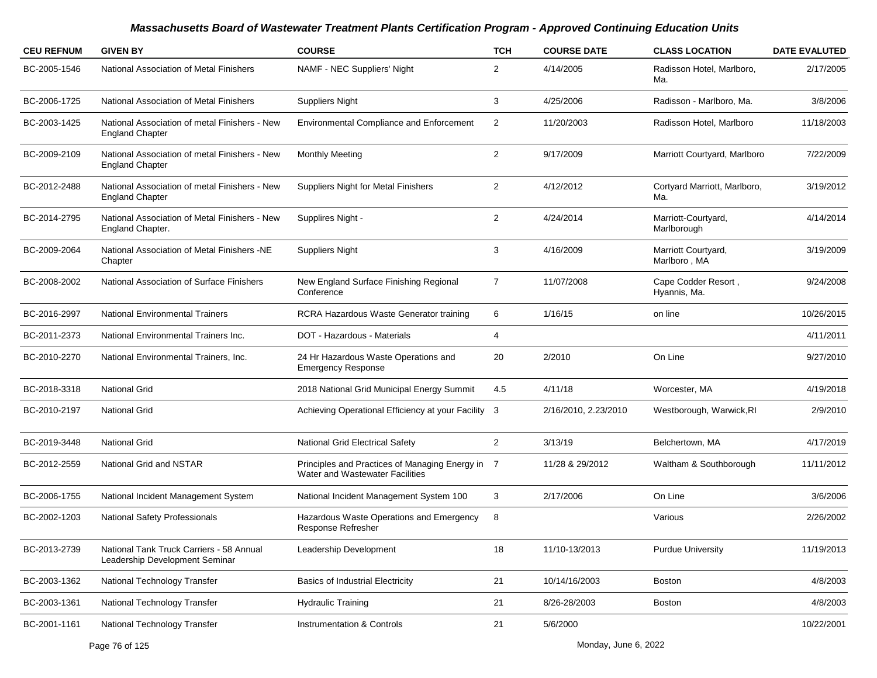## Massachusetts Board of Wastewater Treatment Plants Certification Program - Approved Continuing Education Units

| CEU REFNUM | GIVEN BY | COURSE | TCH | COURSE DATE | CLASS LOCATION | DATE EVALUTED |
|---|---|---|---|---|---|---|
| BC-2005-1546 | National Association of Metal Finishers | NAMF - NEC Suppliers' Night | 2 | 4/14/2005 | Radisson Hotel, Marlboro, Ma. | 2/17/2005 |
| BC-2006-1725 | National Association of Metal Finishers | Suppliers Night | 3 | 4/25/2006 | Radisson - Marlboro, Ma. | 3/8/2006 |
| BC-2003-1425 | National Association of metal Finishers - New England Chapter | Environmental Compliance and Enforcement | 2 | 11/20/2003 | Radisson Hotel, Marlboro | 11/18/2003 |
| BC-2009-2109 | National Association of metal Finishers - New England Chapter | Monthly Meeting | 2 | 9/17/2009 | Marriott Courtyard, Marlboro | 7/22/2009 |
| BC-2012-2488 | National Association of metal Finishers - New England Chapter | Suppliers Night for Metal Finishers | 2 | 4/12/2012 | Cortyard Marriott, Marlboro, Ma. | 3/19/2012 |
| BC-2014-2795 | National Association of Metal Finishers - New England Chapter. | Supplires Night - | 2 | 4/24/2014 | Marriott-Courtyard, Marlborough | 4/14/2014 |
| BC-2009-2064 | National Association of Metal Finishers -NE Chapter | Suppliers Night | 3 | 4/16/2009 | Marriott Courtyard, Marlboro , MA | 3/19/2009 |
| BC-2008-2002 | National Association of Surface Finishers | New England Surface Finishing Regional Conference | 7 | 11/07/2008 | Cape Codder Resort , Hyannis, Ma. | 9/24/2008 |
| BC-2016-2997 | National Environmental Trainers | RCRA Hazardous Waste Generator training | 6 | 1/16/15 | on line | 10/26/2015 |
| BC-2011-2373 | National Environmental Trainers Inc. | DOT - Hazardous - Materials | 4 | | | 4/11/2011 |
| BC-2010-2270 | National Environmental Trainers, Inc. | 24 Hr Hazardous Waste Operations and Emergency Response | 20 | 2/2010 | On Line | 9/27/2010 |
| BC-2018-3318 | National Grid | 2018 National Grid Municipal Energy Summit | 4.5 | 4/11/18 | Worcester, MA | 4/19/2018 |
| BC-2010-2197 | National Grid | Achieving Operational Efficiency at your Facility | 3 | 2/16/2010, 2.23/2010 | Westborough, Warwick,RI | 2/9/2010 |
| BC-2019-3448 | National Grid | National Grid Electrical Safety | 2 | 3/13/19 | Belchertown, MA | 4/17/2019 |
| BC-2012-2559 | National Grid and NSTAR | Principles and Practices of Managing Energy in Water and Wastewater Facilities | 7 | 11/28 & 29/2012 | Waltham & Southborough | 11/11/2012 |
| BC-2006-1755 | National Incident Management System | National Incident Management System 100 | 3 | 2/17/2006 | On Line | 3/6/2006 |
| BC-2002-1203 | National Safety Professionals | Hazardous Waste Operations and Emergency Response Refresher | 8 | | Various | 2/26/2002 |
| BC-2013-2739 | National Tank Truck Carriers - 58 Annual Leadership Development Seminar | Leadership Development | 18 | 11/10-13/2013 | Purdue University | 11/19/2013 |
| BC-2003-1362 | National Technology Transfer | Basics of Industrial Electricity | 21 | 10/14/16/2003 | Boston | 4/8/2003 |
| BC-2003-1361 | National Technology Transfer | Hydraulic Training | 21 | 8/26-28/2003 | Boston | 4/8/2003 |
| BC-2001-1161 | National Technology Transfer | Instrumentation & Controls | 21 | 5/6/2000 | | 10/22/2001 |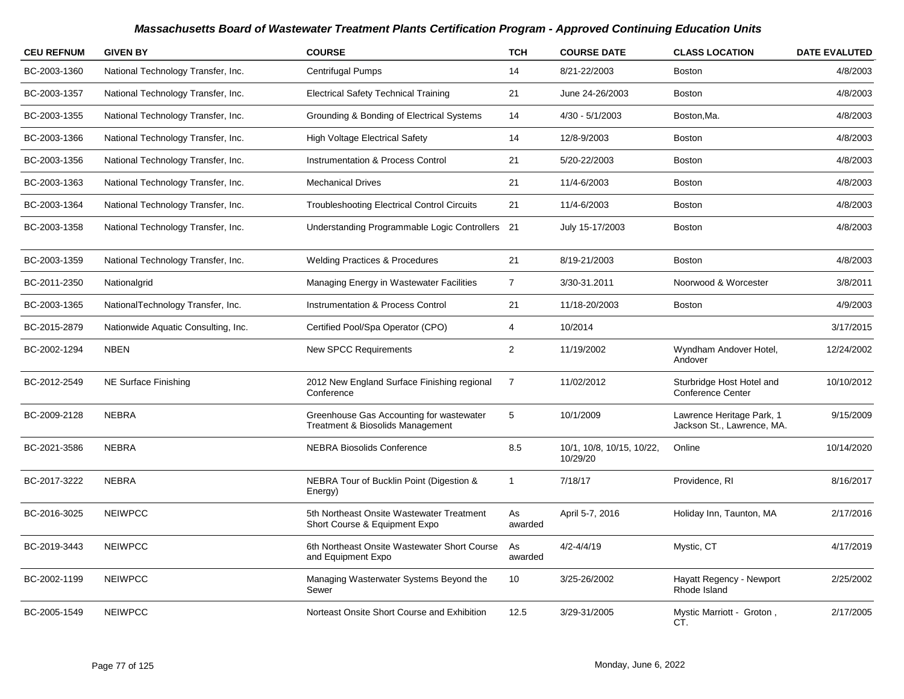# Massachusetts Board of Wastewater Treatment Plants Certification Program - Approved Continuing Education Units

| CEU REFNUM | GIVEN BY | COURSE | TCH | COURSE DATE | CLASS LOCATION | DATE EVALUTED |
|---|---|---|---|---|---|---|
| BC-2003-1360 | National Technology Transfer, Inc. | Centrifugal Pumps | 14 | 8/21-22/2003 | Boston | 4/8/2003 |
| BC-2003-1357 | National Technology Transfer, Inc. | Electrical Safety Technical Training | 21 | June 24-26/2003 | Boston | 4/8/2003 |
| BC-2003-1355 | National Technology Transfer, Inc. | Grounding & Bonding of Electrical Systems | 14 | 4/30 - 5/1/2003 | Boston,Ma. | 4/8/2003 |
| BC-2003-1366 | National Technology Transfer, Inc. | High Voltage Electrical Safety | 14 | 12/8-9/2003 | Boston | 4/8/2003 |
| BC-2003-1356 | National Technology Transfer, Inc. | Instrumentation & Process Control | 21 | 5/20-22/2003 | Boston | 4/8/2003 |
| BC-2003-1363 | National Technology Transfer, Inc. | Mechanical Drives | 21 | 11/4-6/2003 | Boston | 4/8/2003 |
| BC-2003-1364 | National Technology Transfer, Inc. | Troubleshooting Electrical Control Circuits | 21 | 11/4-6/2003 | Boston | 4/8/2003 |
| BC-2003-1358 | National Technology Transfer, Inc. | Understanding Programmable Logic Controllers | 21 | July 15-17/2003 | Boston | 4/8/2003 |
| BC-2003-1359 | National Technology Transfer, Inc. | Welding Practices & Procedures | 21 | 8/19-21/2003 | Boston | 4/8/2003 |
| BC-2011-2350 | Nationalgrid | Managing Energy in Wastewater Facilities | 7 | 3/30-31.2011 | Noorwood & Worcester | 3/8/2011 |
| BC-2003-1365 | NationalTechnology Transfer, Inc. | Instrumentation & Process Control | 21 | 11/18-20/2003 | Boston | 4/9/2003 |
| BC-2015-2879 | Nationwide Aquatic Consulting, Inc. | Certified Pool/Spa Operator (CPO) | 4 | 10/2014 | | 3/17/2015 |
| BC-2002-1294 | NBEN | New SPCC Requirements | 2 | 11/19/2002 | Wyndham Andover Hotel, Andover | 12/24/2002 |
| BC-2012-2549 | NE Surface Finishing | 2012 New England Surface Finishing regional Conference | 7 | 11/02/2012 | Sturbridge Host Hotel and Conference Center | 10/10/2012 |
| BC-2009-2128 | NEBRA | Greenhouse Gas Accounting for wastewater Treatment & Biosolids Management | 5 | 10/1/2009 | Lawrence Heritage Park, 1 Jackson St., Lawrence, MA. | 9/15/2009 |
| BC-2021-3586 | NEBRA | NEBRA Biosolids Conference | 8.5 | 10/1, 10/8, 10/15, 10/22, 10/29/20 | Online | 10/14/2020 |
| BC-2017-3222 | NEBRA | NEBRA Tour of Bucklin Point (Digestion & Energy) | 1 | 7/18/17 | Providence, RI | 8/16/2017 |
| BC-2016-3025 | NEIWPCC | 5th Northeast Onsite Wastewater Treatment Short Course & Equipment Expo | As awarded | April 5-7, 2016 | Holiday Inn, Taunton, MA | 2/17/2016 |
| BC-2019-3443 | NEIWPCC | 6th Northeast Onsite Wastewater Short Course and Equipment Expo | As awarded | 4/2-4/4/19 | Mystic, CT | 4/17/2019 |
| BC-2002-1199 | NEIWPCC | Managing Wasterwater Systems Beyond the Sewer | 10 | 3/25-26/2002 | Hayatt Regency - Newport Rhode Island | 2/25/2002 |
| BC-2005-1549 | NEIWPCC | Norteast Onsite Short Course and Exhibition | 12.5 | 3/29-31/2005 | Mystic Marriott - Groton , CT. | 2/17/2005 |

Monday, June 6, 2022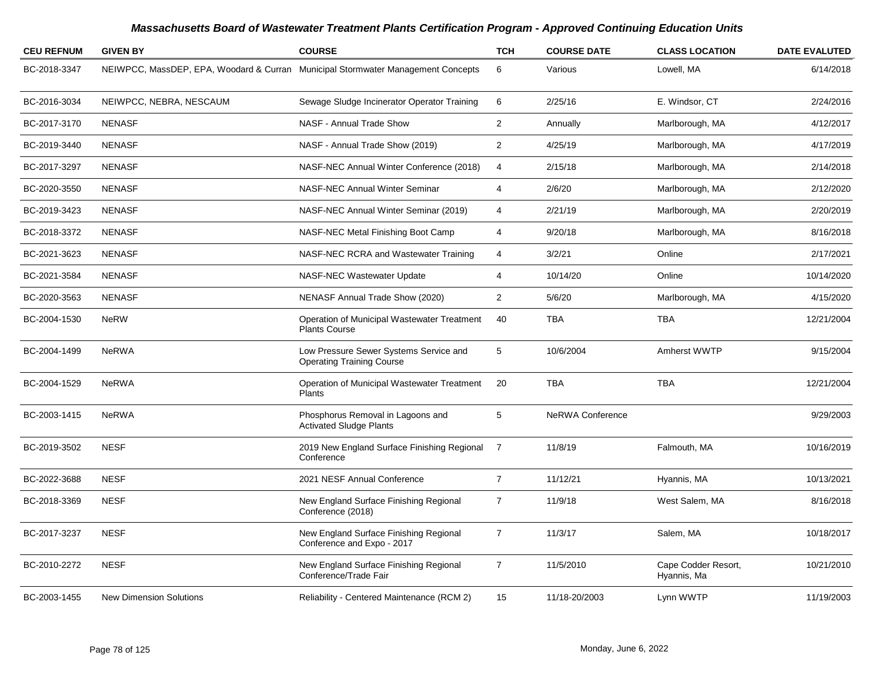## *Massachusetts Board of Wastewater Treatment Plants Certification Program - Approved Continuing Education Units*

| CEU REFNUM | GIVEN BY | COURSE | TCH | COURSE DATE | CLASS LOCATION | DATE EVALUTED |
|---|---|---|---|---|---|---|
| BC-2018-3347 | NEIWPCC, MassDEP, EPA, Woodard & Curran | Municipal Stormwater Management Concepts | 6 | Various | Lowell, MA | 6/14/2018 |
| BC-2016-3034 | NEIWPCC, NEBRA, NESCAUM | Sewage Sludge Incinerator Operator Training | 6 | 2/25/16 | E. Windsor, CT | 2/24/2016 |
| BC-2017-3170 | NENASF | NASF - Annual Trade Show | 2 | Annually | Marlborough, MA | 4/12/2017 |
| BC-2019-3440 | NENASF | NASF - Annual Trade Show (2019) | 2 | 4/25/19 | Marlborough, MA | 4/17/2019 |
| BC-2017-3297 | NENASF | NASF-NEC Annual Winter Conference (2018) | 4 | 2/15/18 | Marlborough, MA | 2/14/2018 |
| BC-2020-3550 | NENASF | NASF-NEC Annual Winter Seminar | 4 | 2/6/20 | Marlborough, MA | 2/12/2020 |
| BC-2019-3423 | NENASF | NASF-NEC Annual Winter Seminar (2019) | 4 | 2/21/19 | Marlborough, MA | 2/20/2019 |
| BC-2018-3372 | NENASF | NASF-NEC Metal Finishing Boot Camp | 4 | 9/20/18 | Marlborough, MA | 8/16/2018 |
| BC-2021-3623 | NENASF | NASF-NEC RCRA and Wastewater Training | 4 | 3/2/21 | Online | 2/17/2021 |
| BC-2021-3584 | NENASF | NASF-NEC Wastewater Update | 4 | 10/14/20 | Online | 10/14/2020 |
| BC-2020-3563 | NENASF | NENASF Annual Trade Show (2020) | 2 | 5/6/20 | Marlborough, MA | 4/15/2020 |
| BC-2004-1530 | NeRW | Operation of Municipal Wastewater Treatment Plants Course | 40 | TBA | TBA | 12/21/2004 |
| BC-2004-1499 | NeRWA | Low Pressure Sewer Systems Service and Operating Training Course | 5 | 10/6/2004 | Amherst WWTP | 9/15/2004 |
| BC-2004-1529 | NeRWA | Operation of Municipal Wastewater Treatment Plants | 20 | TBA | TBA | 12/21/2004 |
| BC-2003-1415 | NeRWA | Phosphorus Removal in Lagoons and Activated Sludge Plants | 5 | NeRWA Conference | | 9/29/2003 |
| BC-2019-3502 | NESF | 2019 New England Surface Finishing Regional Conference | 7 | 11/8/19 | Falmouth, MA | 10/16/2019 |
| BC-2022-3688 | NESF | 2021 NESF Annual Conference | 7 | 11/12/21 | Hyannis, MA | 10/13/2021 |
| BC-2018-3369 | NESF | New England Surface Finishing Regional Conference (2018) | 7 | 11/9/18 | West Salem, MA | 8/16/2018 |
| BC-2017-3237 | NESF | New England Surface Finishing Regional Conference and Expo - 2017 | 7 | 11/3/17 | Salem, MA | 10/18/2017 |
| BC-2010-2272 | NESF | New England Surface Finishing Regional Conference/Trade Fair | 7 | 11/5/2010 | Cape Codder Resort, Hyannis, Ma | 10/21/2010 |
| BC-2003-1455 | New Dimension Solutions | Reliability - Centered Maintenance (RCM 2) | 15 | 11/18-20/2003 | Lynn WWTP | 11/19/2003 |

Monday, June 6, 2022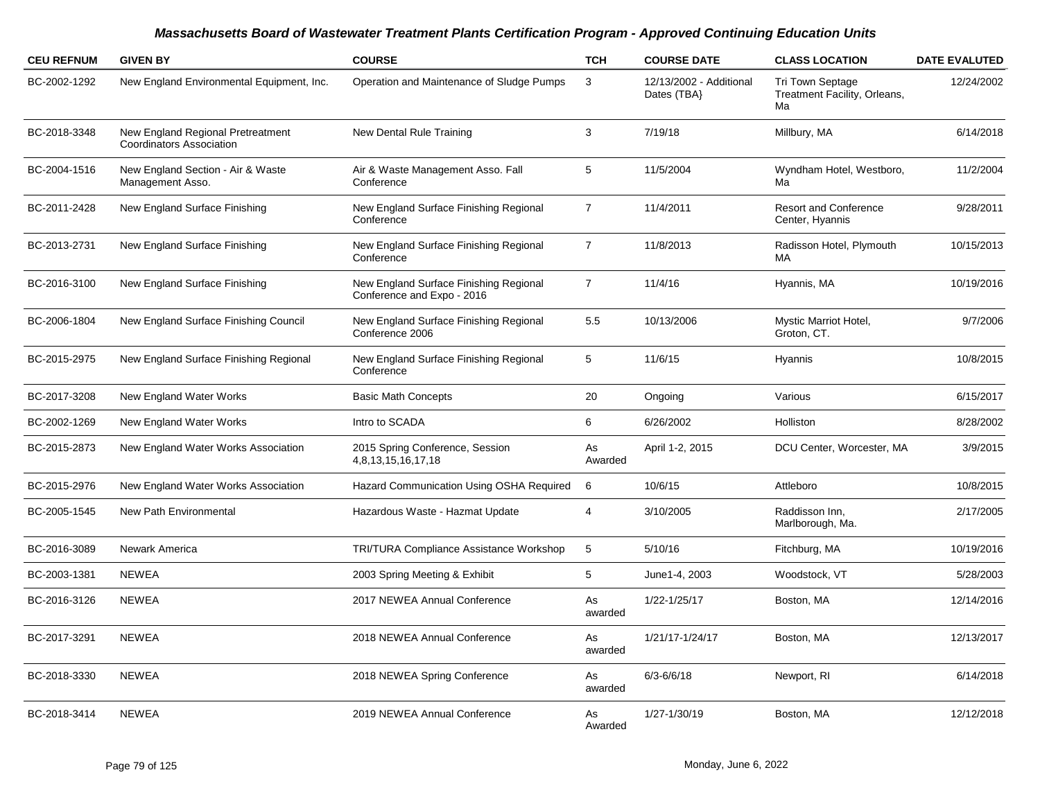# Massachusetts Board of Wastewater Treatment Plants Certification Program - Approved Continuing Education Units

| CEU REFNUM | GIVEN BY | COURSE | TCH | COURSE DATE | CLASS LOCATION | DATE EVALUTED |
|---|---|---|---|---|---|---|
| BC-2002-1292 | New England Environmental Equipment, Inc. | Operation and Maintenance of Sludge Pumps | 3 | 12/13/2002 - Additional Dates (TBA} | Tri Town Septage Treatment Facility, Orleans, Ma | 12/24/2002 |
| BC-2018-3348 | New England Regional Pretreatment Coordinators Association | New Dental Rule Training | 3 | 7/19/18 | Millbury, MA | 6/14/2018 |
| BC-2004-1516 | New England Section - Air & Waste Management Asso. | Air & Waste Management Asso. Fall Conference | 5 | 11/5/2004 | Wyndham Hotel, Westboro, Ma | 11/2/2004 |
| BC-2011-2428 | New England Surface Finishing | New England Surface Finishing Regional Conference | 7 | 11/4/2011 | Resort and Conference Center, Hyannis | 9/28/2011 |
| BC-2013-2731 | New England Surface Finishing | New England Surface Finishing Regional Conference | 7 | 11/8/2013 | Radisson Hotel, Plymouth MA | 10/15/2013 |
| BC-2016-3100 | New England Surface Finishing | New England Surface Finishing Regional Conference and Expo - 2016 | 7 | 11/4/16 | Hyannis, MA | 10/19/2016 |
| BC-2006-1804 | New England Surface Finishing Council | New England Surface Finishing Regional Conference 2006 | 5.5 | 10/13/2006 | Mystic Marriot Hotel, Groton, CT. | 9/7/2006 |
| BC-2015-2975 | New England Surface Finishing Regional | New England Surface Finishing Regional Conference | 5 | 11/6/15 | Hyannis | 10/8/2015 |
| BC-2017-3208 | New England Water Works | Basic Math Concepts | 20 | Ongoing | Various | 6/15/2017 |
| BC-2002-1269 | New England Water Works | Intro to SCADA | 6 | 6/26/2002 | Holliston | 8/28/2002 |
| BC-2015-2873 | New England Water Works Association | 2015 Spring Conference, Session 4,8,13,15,16,17,18 | As Awarded | April 1-2, 2015 | DCU Center, Worcester, MA | 3/9/2015 |
| BC-2015-2976 | New England Water Works Association | Hazard Communication Using OSHA Required | 6 | 10/6/15 | Attleboro | 10/8/2015 |
| BC-2005-1545 | New Path Environmental | Hazardous Waste - Hazmat Update | 4 | 3/10/2005 | Raddisson Inn, Marlborough, Ma. | 2/17/2005 |
| BC-2016-3089 | Newark America | TRI/TURA Compliance Assistance Workshop | 5 | 5/10/16 | Fitchburg, MA | 10/19/2016 |
| BC-2003-1381 | NEWEA | 2003 Spring Meeting & Exhibit | 5 | June1-4, 2003 | Woodstock, VT | 5/28/2003 |
| BC-2016-3126 | NEWEA | 2017 NEWEA Annual Conference | As awarded | 1/22-1/25/17 | Boston, MA | 12/14/2016 |
| BC-2017-3291 | NEWEA | 2018 NEWEA Annual Conference | As awarded | 1/21/17-1/24/17 | Boston, MA | 12/13/2017 |
| BC-2018-3330 | NEWEA | 2018 NEWEA Spring Conference | As awarded | 6/3-6/6/18 | Newport, RI | 6/14/2018 |
| BC-2018-3414 | NEWEA | 2019 NEWEA Annual Conference | As Awarded | 1/27-1/30/19 | Boston, MA | 12/12/2018 |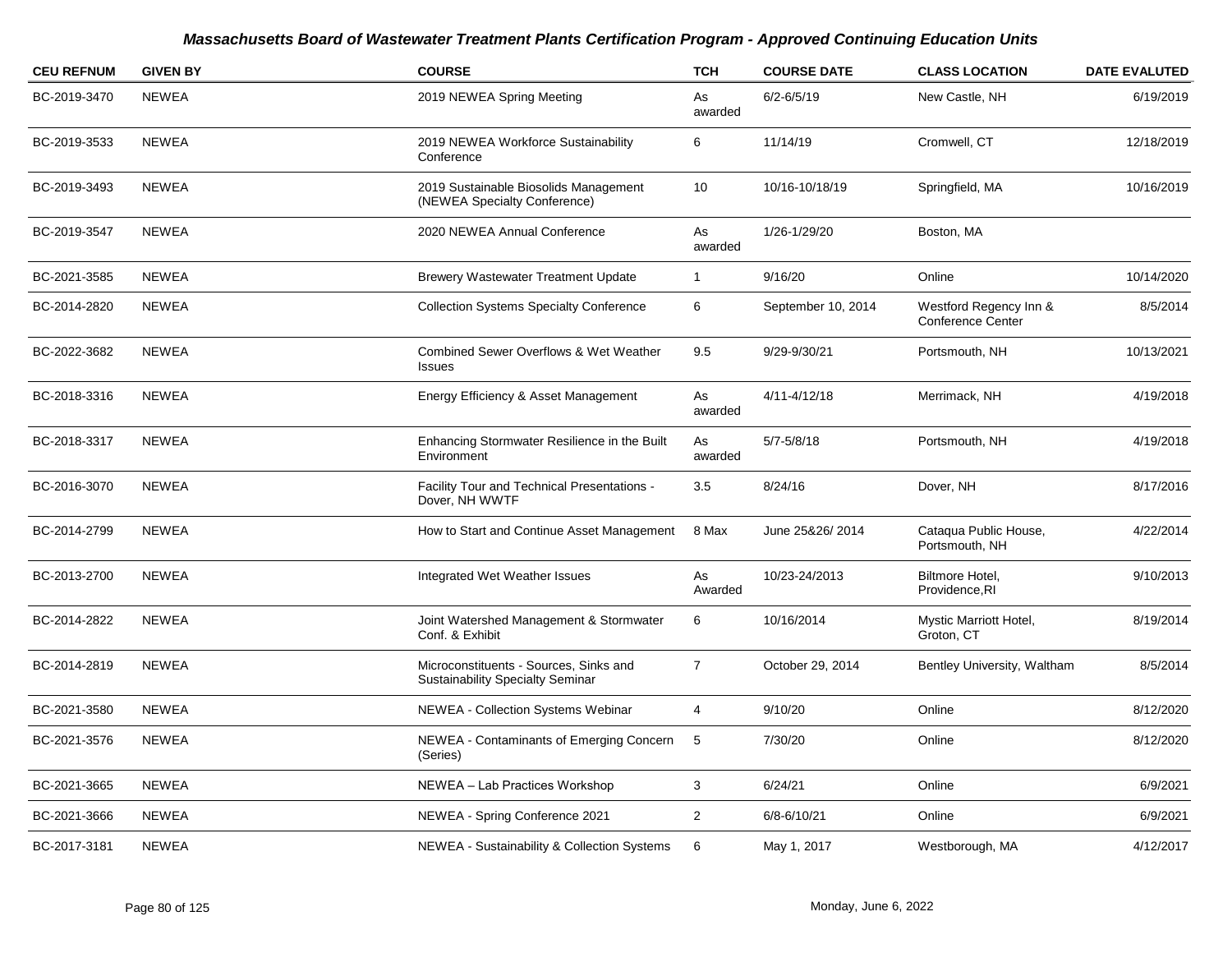# *Massachusetts Board of Wastewater Treatment Plants Certification Program - Approved Continuing Education Units*

| CEU REFNUM | GIVEN BY | COURSE | TCH | COURSE DATE | CLASS LOCATION | DATE EVALUTED |
|---|---|---|---|---|---|---|
| BC-2019-3470 | NEWEA | 2019 NEWEA Spring Meeting | As awarded | 6/2-6/5/19 | New Castle, NH | 6/19/2019 |
| BC-2019-3533 | NEWEA | 2019 NEWEA Workforce Sustainability Conference | 6 | 11/14/19 | Cromwell, CT | 12/18/2019 |
| BC-2019-3493 | NEWEA | 2019 Sustainable Biosolids Management (NEWEA Specialty Conference) | 10 | 10/16-10/18/19 | Springfield, MA | 10/16/2019 |
| BC-2019-3547 | NEWEA | 2020 NEWEA Annual Conference | As awarded | 1/26-1/29/20 | Boston, MA | |
| BC-2021-3585 | NEWEA | Brewery Wastewater Treatment Update | 1 | 9/16/20 | Online | 10/14/2020 |
| BC-2014-2820 | NEWEA | Collection Systems Specialty Conference | 6 | September 10, 2014 | Westford Regency Inn & Conference Center | 8/5/2014 |
| BC-2022-3682 | NEWEA | Combined Sewer Overflows & Wet Weather Issues | 9.5 | 9/29-9/30/21 | Portsmouth, NH | 10/13/2021 |
| BC-2018-3316 | NEWEA | Energy Efficiency & Asset Management | As awarded | 4/11-4/12/18 | Merrimack, NH | 4/19/2018 |
| BC-2018-3317 | NEWEA | Enhancing Stormwater Resilience in the Built Environment | As awarded | 5/7-5/8/18 | Portsmouth, NH | 4/19/2018 |
| BC-2016-3070 | NEWEA | Facility Tour and Technical Presentations - Dover, NH WWTF | 3.5 | 8/24/16 | Dover, NH | 8/17/2016 |
| BC-2014-2799 | NEWEA | How to Start and Continue Asset Management | 8 Max | June 25&26/ 2014 | Cataqua Public House, Portsmouth, NH | 4/22/2014 |
| BC-2013-2700 | NEWEA | Integrated Wet Weather Issues | As Awarded | 10/23-24/2013 | Biltmore Hotel, Providence,RI | 9/10/2013 |
| BC-2014-2822 | NEWEA | Joint Watershed Management & Stormwater Conf. & Exhibit | 6 | 10/16/2014 | Mystic Marriott Hotel, Groton, CT | 8/19/2014 |
| BC-2014-2819 | NEWEA | Microconstituents - Sources, Sinks and Sustainability Specialty Seminar | 7 | October 29, 2014 | Bentley University, Waltham | 8/5/2014 |
| BC-2021-3580 | NEWEA | NEWEA - Collection Systems Webinar | 4 | 9/10/20 | Online | 8/12/2020 |
| BC-2021-3576 | NEWEA | NEWEA - Contaminants of Emerging Concern (Series) | 5 | 7/30/20 | Online | 8/12/2020 |
| BC-2021-3665 | NEWEA | NEWEA – Lab Practices Workshop | 3 | 6/24/21 | Online | 6/9/2021 |
| BC-2021-3666 | NEWEA | NEWEA - Spring Conference 2021 | 2 | 6/8-6/10/21 | Online | 6/9/2021 |
| BC-2017-3181 | NEWEA | NEWEA - Sustainability & Collection Systems | 6 | May 1, 2017 | Westborough, MA | 4/12/2017 |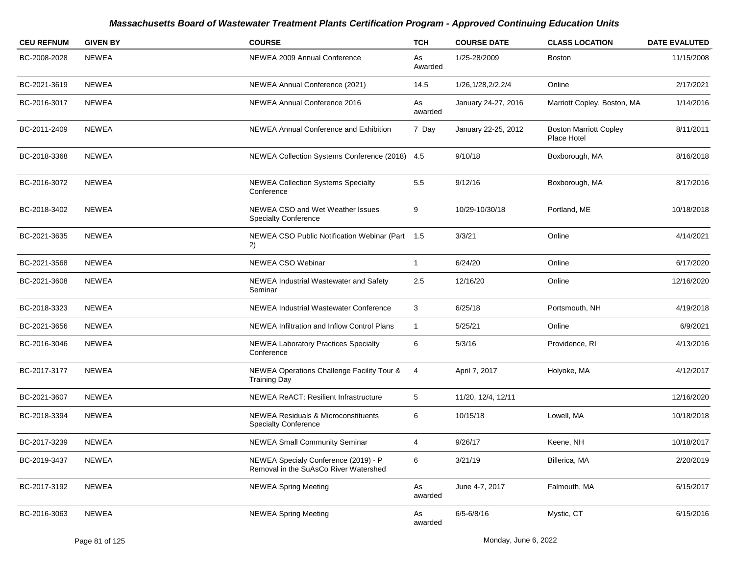# Massachusetts Board of Wastewater Treatment Plants Certification Program - Approved Continuing Education Units

| CEU REFNUM | GIVEN BY | COURSE | TCH | COURSE DATE | CLASS LOCATION | DATE EVALUTED |
|---|---|---|---|---|---|---|
| BC-2008-2028 | NEWEA | NEWEA 2009 Annual Conference | As Awarded | 1/25-28/2009 | Boston | 11/15/2008 |
| BC-2021-3619 | NEWEA | NEWEA Annual Conference (2021) | 14.5 | 1/26,1/28,2/2,2/4 | Online | 2/17/2021 |
| BC-2016-3017 | NEWEA | NEWEA Annual Conference 2016 | As awarded | January 24-27, 2016 | Marriott Copley, Boston, MA | 1/14/2016 |
| BC-2011-2409 | NEWEA | NEWEA Annual Conference and Exhibition | 7 Day | January 22-25, 2012 | Boston Marriott Copley Place Hotel | 8/11/2011 |
| BC-2018-3368 | NEWEA | NEWEA Collection Systems Conference (2018) | 4.5 | 9/10/18 | Boxborough, MA | 8/16/2018 |
| BC-2016-3072 | NEWEA | NEWEA Collection Systems Specialty Conference | 5.5 | 9/12/16 | Boxborough, MA | 8/17/2016 |
| BC-2018-3402 | NEWEA | NEWEA CSO and Wet Weather Issues Specialty Conference | 9 | 10/29-10/30/18 | Portland, ME | 10/18/2018 |
| BC-2021-3635 | NEWEA | NEWEA CSO Public Notification Webinar (Part 2) | 1.5 | 3/3/21 | Online | 4/14/2021 |
| BC-2021-3568 | NEWEA | NEWEA CSO Webinar | 1 | 6/24/20 | Online | 6/17/2020 |
| BC-2021-3608 | NEWEA | NEWEA Industrial Wastewater and Safety Seminar | 2.5 | 12/16/20 | Online | 12/16/2020 |
| BC-2018-3323 | NEWEA | NEWEA Industrial Wastewater Conference | 3 | 6/25/18 | Portsmouth, NH | 4/19/2018 |
| BC-2021-3656 | NEWEA | NEWEA Infiltration and Inflow Control Plans | 1 | 5/25/21 | Online | 6/9/2021 |
| BC-2016-3046 | NEWEA | NEWEA Laboratory Practices Specialty Conference | 6 | 5/3/16 | Providence, RI | 4/13/2016 |
| BC-2017-3177 | NEWEA | NEWEA Operations Challenge Facility Tour & Training Day | 4 | April 7, 2017 | Holyoke, MA | 4/12/2017 |
| BC-2021-3607 | NEWEA | NEWEA ReACT: Resilient Infrastructure | 5 | 11/20, 12/4, 12/11 | | 12/16/2020 |
| BC-2018-3394 | NEWEA | NEWEA Residuals & Microconstituents Specialty Conference | 6 | 10/15/18 | Lowell, MA | 10/18/2018 |
| BC-2017-3239 | NEWEA | NEWEA Small Community Seminar | 4 | 9/26/17 | Keene, NH | 10/18/2017 |
| BC-2019-3437 | NEWEA | NEWEA Specialy Conference (2019) - P Removal in the SuAsCo River Watershed | 6 | 3/21/19 | Billerica, MA | 2/20/2019 |
| BC-2017-3192 | NEWEA | NEWEA Spring Meeting | As awarded | June 4-7, 2017 | Falmouth, MA | 6/15/2017 |
| BC-2016-3063 | NEWEA | NEWEA Spring Meeting | As awarded | 6/5-6/8/16 | Mystic, CT | 6/15/2016 |

Monday, June 6, 2022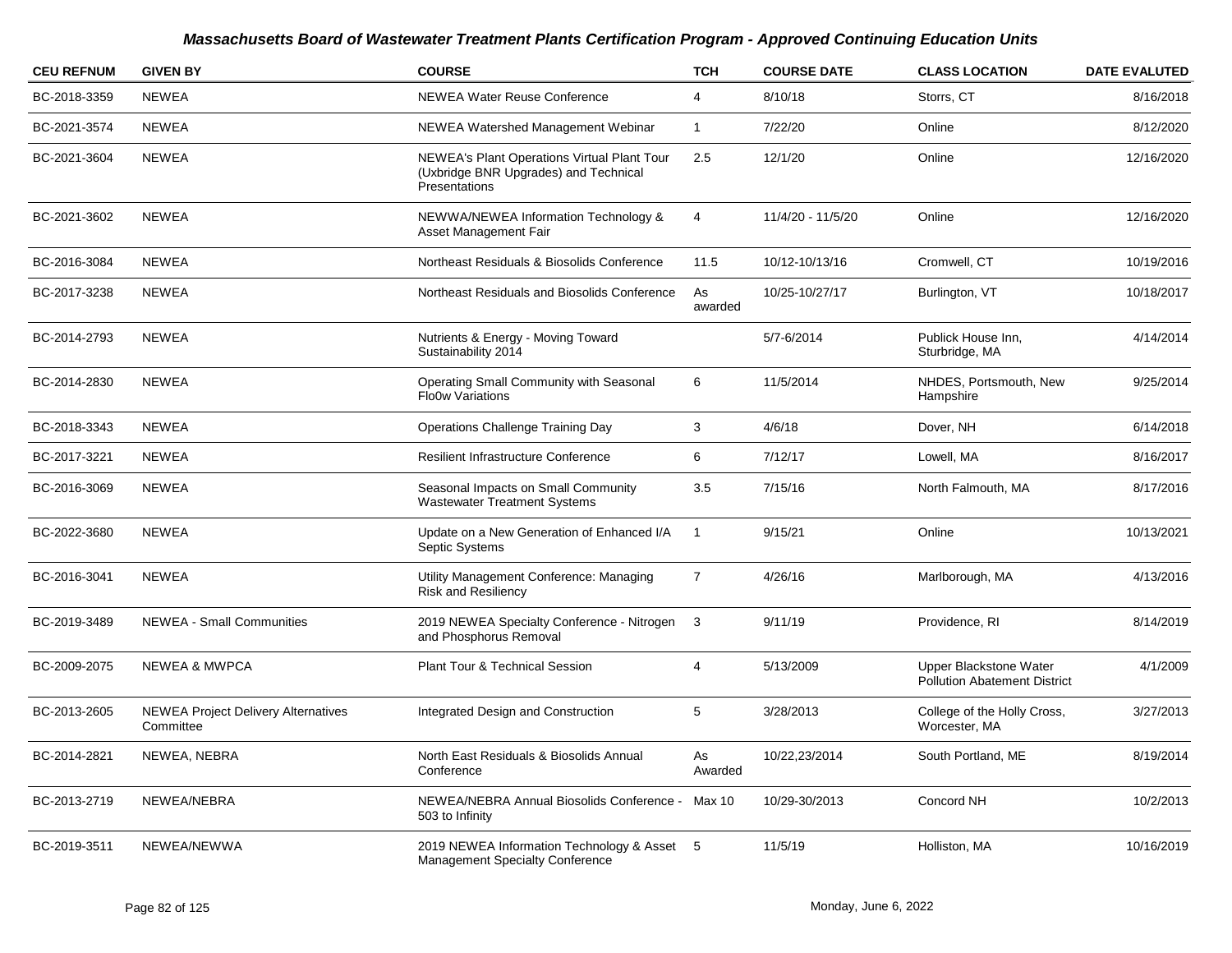## Massachusetts Board of Wastewater Treatment Plants Certification Program - Approved Continuing Education Units

| CEU REFNUM | GIVEN BY | COURSE | TCH | COURSE DATE | CLASS LOCATION | DATE EVALUTED |
|---|---|---|---|---|---|---|
| BC-2018-3359 | NEWEA | NEWEA Water Reuse Conference | 4 | 8/10/18 | Storrs, CT | 8/16/2018 |
| BC-2021-3574 | NEWEA | NEWEA Watershed Management Webinar | 1 | 7/22/20 | Online | 8/12/2020 |
| BC-2021-3604 | NEWEA | NEWEA's Plant Operations Virtual Plant Tour (Uxbridge BNR Upgrades) and Technical Presentations | 2.5 | 12/1/20 | Online | 12/16/2020 |
| BC-2021-3602 | NEWEA | NEWWA/NEWEA Information Technology & Asset Management Fair | 4 | 11/4/20 - 11/5/20 | Online | 12/16/2020 |
| BC-2016-3084 | NEWEA | Northeast Residuals & Biosolids Conference | 11.5 | 10/12-10/13/16 | Cromwell, CT | 10/19/2016 |
| BC-2017-3238 | NEWEA | Northeast Residuals and Biosolids Conference | As awarded | 10/25-10/27/17 | Burlington, VT | 10/18/2017 |
| BC-2014-2793 | NEWEA | Nutrients & Energy - Moving Toward Sustainability 2014 | | 5/7-6/2014 | Publick House Inn, Sturbridge, MA | 4/14/2014 |
| BC-2014-2830 | NEWEA | Operating Small Community with Seasonal Flo0w Variations | 6 | 11/5/2014 | NHDES, Portsmouth, New Hampshire | 9/25/2014 |
| BC-2018-3343 | NEWEA | Operations Challenge Training Day | 3 | 4/6/18 | Dover, NH | 6/14/2018 |
| BC-2017-3221 | NEWEA | Resilient Infrastructure Conference | 6 | 7/12/17 | Lowell, MA | 8/16/2017 |
| BC-2016-3069 | NEWEA | Seasonal Impacts on Small Community Wastewater Treatment Systems | 3.5 | 7/15/16 | North Falmouth, MA | 8/17/2016 |
| BC-2022-3680 | NEWEA | Update on a New Generation of Enhanced I/A Septic Systems | 1 | 9/15/21 | Online | 10/13/2021 |
| BC-2016-3041 | NEWEA | Utility Management Conference: Managing Risk and Resiliency | 7 | 4/26/16 | Marlborough, MA | 4/13/2016 |
| BC-2019-3489 | NEWEA - Small Communities | 2019 NEWEA Specialty Conference - Nitrogen and Phosphorus Removal | 3 | 9/11/19 | Providence, RI | 8/14/2019 |
| BC-2009-2075 | NEWEA & MWPCA | Plant Tour & Technical Session | 4 | 5/13/2009 | Upper Blackstone Water Pollution Abatement District | 4/1/2009 |
| BC-2013-2605 | NEWEA Project Delivery Alternatives Committee | Integrated Design and Construction | 5 | 3/28/2013 | College of the Holly Cross, Worcester, MA | 3/27/2013 |
| BC-2014-2821 | NEWEA, NEBRA | North East Residuals & Biosolids Annual Conference | As Awarded | 10/22,23/2014 | South Portland, ME | 8/19/2014 |
| BC-2013-2719 | NEWEA/NEBRA | NEWEA/NEBRA Annual Biosolids Conference - 503 to Infinity | Max 10 | 10/29-30/2013 | Concord NH | 10/2/2013 |
| BC-2019-3511 | NEWEA/NEWWA | 2019 NEWEA Information Technology & Asset Management Specialty Conference | 5 | 11/5/19 | Holliston, MA | 10/16/2019 |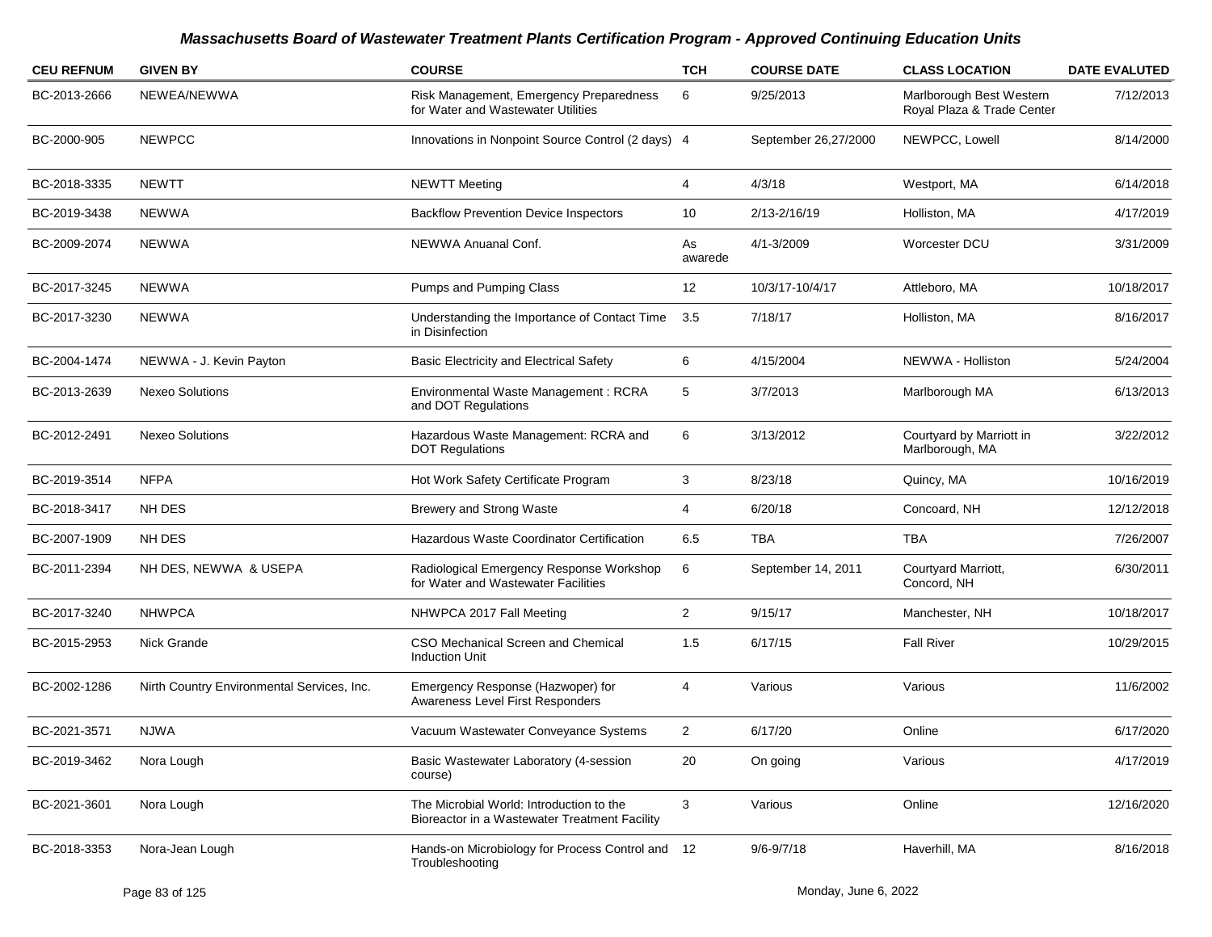# Massachusetts Board of Wastewater Treatment Plants Certification Program - Approved Continuing Education Units

| CEU REFNUM | GIVEN BY | COURSE | TCH | COURSE DATE | CLASS LOCATION | DATE EVALUTED |
|---|---|---|---|---|---|---|
| BC-2013-2666 | NEWEA/NEWWA | Risk Management, Emergency Preparedness for Water and Wastewater Utilities | 6 | 9/25/2013 | Marlborough Best Western Royal Plaza & Trade Center | 7/12/2013 |
| BC-2000-905 | NEWPCC | Innovations in Nonpoint Source Control (2 days) | 4 | September 26,27/2000 | NEWPCC, Lowell | 8/14/2000 |
| BC-2018-3335 | NEWTT | NEWTT Meeting | 4 | 4/3/18 | Westport, MA | 6/14/2018 |
| BC-2019-3438 | NEWWA | Backflow Prevention Device Inspectors | 10 | 2/13-2/16/19 | Holliston, MA | 4/17/2019 |
| BC-2009-2074 | NEWWA | NEWWA Anuanal Conf. | As awarede | 4/1-3/2009 | Worcester DCU | 3/31/2009 |
| BC-2017-3245 | NEWWA | Pumps and Pumping Class | 12 | 10/3/17-10/4/17 | Attleboro, MA | 10/18/2017 |
| BC-2017-3230 | NEWWA | Understanding the Importance of Contact Time in Disinfection | 3.5 | 7/18/17 | Holliston, MA | 8/16/2017 |
| BC-2004-1474 | NEWWA - J. Kevin Payton | Basic Electricity and Electrical Safety | 6 | 4/15/2004 | NEWWA - Holliston | 5/24/2004 |
| BC-2013-2639 | Nexeo Solutions | Environmental Waste Management : RCRA and DOT Regulations | 5 | 3/7/2013 | Marlborough MA | 6/13/2013 |
| BC-2012-2491 | Nexeo Solutions | Hazardous Waste Management: RCRA and DOT Regulations | 6 | 3/13/2012 | Courtyard by Marriott in Marlborough, MA | 3/22/2012 |
| BC-2019-3514 | NFPA | Hot Work Safety Certificate Program | 3 | 8/23/18 | Quincy, MA | 10/16/2019 |
| BC-2018-3417 | NH DES | Brewery and Strong Waste | 4 | 6/20/18 | Concoard, NH | 12/12/2018 |
| BC-2007-1909 | NH DES | Hazardous Waste Coordinator Certification | 6.5 | TBA | TBA | 7/26/2007 |
| BC-2011-2394 | NH DES, NEWWA & USEPA | Radiological Emergency Response Workshop for Water and Wastewater Facilities | 6 | September 14, 2011 | Courtyard Marriott, Concord, NH | 6/30/2011 |
| BC-2017-3240 | NHWPCA | NHWPCA 2017 Fall Meeting | 2 | 9/15/17 | Manchester, NH | 10/18/2017 |
| BC-2015-2953 | Nick Grande | CSO Mechanical Screen and Chemical Induction Unit | 1.5 | 6/17/15 | Fall River | 10/29/2015 |
| BC-2002-1286 | Nirth Country Environmental Services, Inc. | Emergency Response (Hazwoper) for Awareness Level First Responders | 4 | Various | Various | 11/6/2002 |
| BC-2021-3571 | NJWA | Vacuum Wastewater Conveyance Systems | 2 | 6/17/20 | Online | 6/17/2020 |
| BC-2019-3462 | Nora Lough | Basic Wastewater Laboratory (4-session course) | 20 | On going | Various | 4/17/2019 |
| BC-2021-3601 | Nora Lough | The Microbial World: Introduction to the Bioreactor in a Wastewater Treatment Facility | 3 | Various | Online | 12/16/2020 |
| BC-2018-3353 | Nora-Jean Lough | Hands-on Microbiology for Process Control and Troubleshooting | 12 | 9/6-9/7/18 | Haverhill, MA | 8/16/2018 |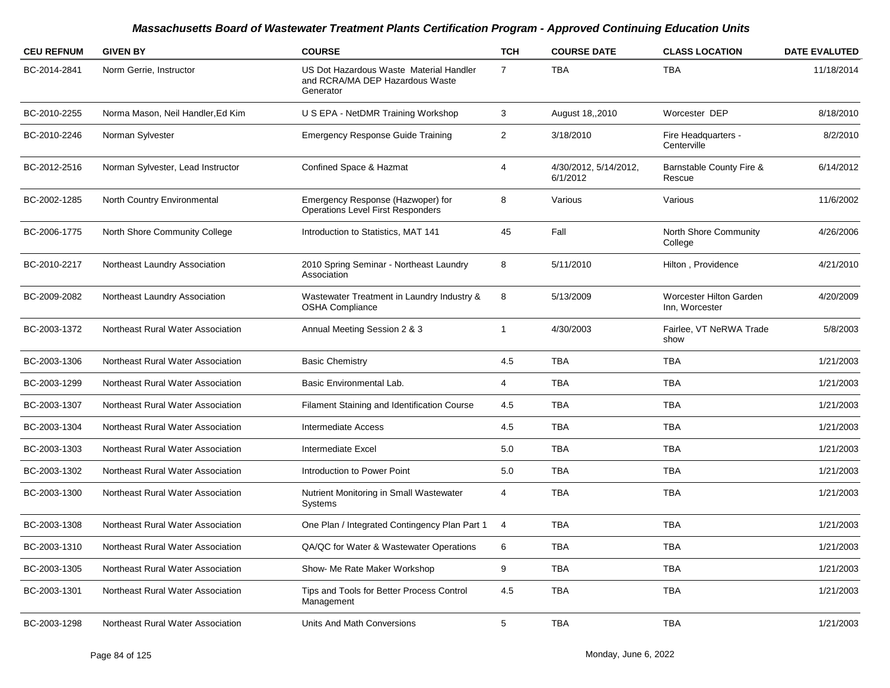## *Massachusetts Board of Wastewater Treatment Plants Certification Program - Approved Continuing Education Units*

| CEU REFNUM | GIVEN BY | COURSE | TCH | COURSE DATE | CLASS LOCATION | DATE EVALUTED |
|---|---|---|---|---|---|---|
| BC-2014-2841 | Norm Gerrie, Instructor | US Dot Hazardous Waste Material Handler and RCRA/MA DEP Hazardous Waste Generator | 7 | TBA | TBA | 11/18/2014 |
| BC-2010-2255 | Norma Mason, Neil Handler,Ed Kim | U S EPA - NetDMR Training Workshop | 3 | August 18,,2010 | Worcester DEP | 8/18/2010 |
| BC-2010-2246 | Norman Sylvester | Emergency Response Guide Training | 2 | 3/18/2010 | Fire Headquarters - Centerville | 8/2/2010 |
| BC-2012-2516 | Norman Sylvester, Lead Instructor | Confined Space & Hazmat | 4 | 4/30/2012, 5/14/2012, 6/1/2012 | Barnstable County Fire & Rescue | 6/14/2012 |
| BC-2002-1285 | North Country Environmental | Emergency Response (Hazwoper) for Operations Level First Responders | 8 | Various | Various | 11/6/2002 |
| BC-2006-1775 | North Shore Community College | Introduction to Statistics, MAT 141 | 45 | Fall | North Shore Community College | 4/26/2006 |
| BC-2010-2217 | Northeast Laundry Association | 2010 Spring Seminar - Northeast Laundry Association | 8 | 5/11/2010 | Hilton , Providence | 4/21/2010 |
| BC-2009-2082 | Northeast Laundry Association | Wastewater Treatment in Laundry Industry & OSHA Compliance | 8 | 5/13/2009 | Worcester Hilton Garden Inn, Worcester | 4/20/2009 |
| BC-2003-1372 | Northeast Rural Water Association | Annual Meeting Session 2 & 3 | 1 | 4/30/2003 | Fairlee, VT NeRWA Trade show | 5/8/2003 |
| BC-2003-1306 | Northeast Rural Water Association | Basic Chemistry | 4.5 | TBA | TBA | 1/21/2003 |
| BC-2003-1299 | Northeast Rural Water Association | Basic Environmental Lab. | 4 | TBA | TBA | 1/21/2003 |
| BC-2003-1307 | Northeast Rural Water Association | Filament Staining and Identification Course | 4.5 | TBA | TBA | 1/21/2003 |
| BC-2003-1304 | Northeast Rural Water Association | Intermediate Access | 4.5 | TBA | TBA | 1/21/2003 |
| BC-2003-1303 | Northeast Rural Water Association | Intermediate Excel | 5.0 | TBA | TBA | 1/21/2003 |
| BC-2003-1302 | Northeast Rural Water Association | Introduction to Power Point | 5.0 | TBA | TBA | 1/21/2003 |
| BC-2003-1300 | Northeast Rural Water Association | Nutrient Monitoring in Small Wastewater Systems | 4 | TBA | TBA | 1/21/2003 |
| BC-2003-1308 | Northeast Rural Water Association | One Plan / Integrated Contingency Plan Part 1 | 4 | TBA | TBA | 1/21/2003 |
| BC-2003-1310 | Northeast Rural Water Association | QA/QC for Water & Wastewater Operations | 6 | TBA | TBA | 1/21/2003 |
| BC-2003-1305 | Northeast Rural Water Association | Show- Me Rate Maker Workshop | 9 | TBA | TBA | 1/21/2003 |
| BC-2003-1301 | Northeast Rural Water Association | Tips and Tools for Better Process Control Management | 4.5 | TBA | TBA | 1/21/2003 |
| BC-2003-1298 | Northeast Rural Water Association | Units And Math Conversions | 5 | TBA | TBA | 1/21/2003 |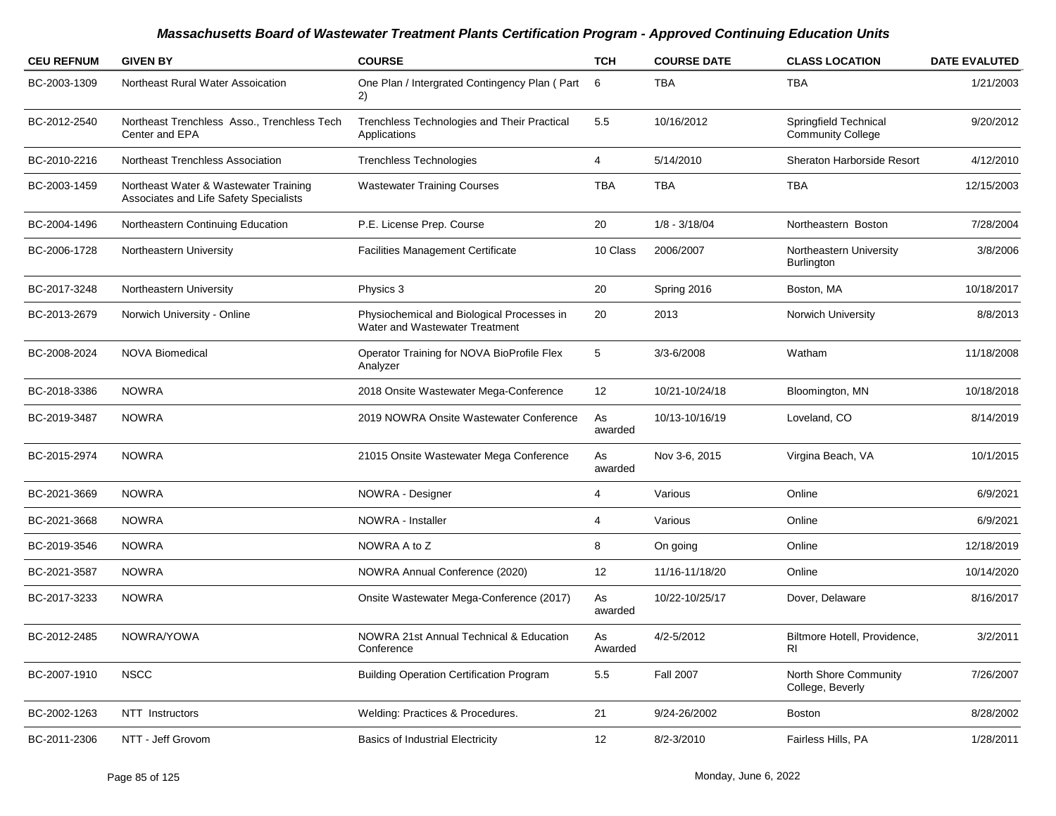# Massachusetts Board of Wastewater Treatment Plants Certification Program - Approved Continuing Education Units

| CEU REFNUM | GIVEN BY | COURSE | TCH | COURSE DATE | CLASS LOCATION | DATE EVALUTED |
|---|---|---|---|---|---|---|
| BC-2003-1309 | Northeast Rural Water Assoication | One Plan / Intergrated Contingency Plan ( Part 2) | 6 | TBA | TBA | 1/21/2003 |
| BC-2012-2540 | Northeast Trenchless Asso., Trenchless Tech Center and EPA | Trenchless Technologies and Their Practical Applications | 5.5 | 10/16/2012 | Springfield Technical Community College | 9/20/2012 |
| BC-2010-2216 | Northeast Trenchless Association | Trenchless Technologies | 4 | 5/14/2010 | Sheraton Harborside Resort | 4/12/2010 |
| BC-2003-1459 | Northeast Water & Wastewater Training Associates and Life Safety Specialists | Wastewater Training Courses | TBA | TBA | TBA | 12/15/2003 |
| BC-2004-1496 | Northeastern Continuing Education | P.E. License Prep. Course | 20 | 1/8 - 3/18/04 | Northeastern Boston | 7/28/2004 |
| BC-2006-1728 | Northeastern University | Facilities Management Certificate | 10 Class | 2006/2007 | Northeastern University Burlington | 3/8/2006 |
| BC-2017-3248 | Northeastern University | Physics 3 | 20 | Spring 2016 | Boston, MA | 10/18/2017 |
| BC-2013-2679 | Norwich University - Online | Physiochemical and Biological Processes in Water and Wastewater Treatment | 20 | 2013 | Norwich University | 8/8/2013 |
| BC-2008-2024 | NOVA Biomedical | Operator Training for NOVA BioProfile Flex Analyzer | 5 | 3/3-6/2008 | Watham | 11/18/2008 |
| BC-2018-3386 | NOWRA | 2018 Onsite Wastewater Mega-Conference | 12 | 10/21-10/24/18 | Bloomington, MN | 10/18/2018 |
| BC-2019-3487 | NOWRA | 2019 NOWRA Onsite Wastewater Conference | As awarded | 10/13-10/16/19 | Loveland, CO | 8/14/2019 |
| BC-2015-2974 | NOWRA | 21015 Onsite Wastewater Mega Conference | As awarded | Nov 3-6, 2015 | Virgina Beach, VA | 10/1/2015 |
| BC-2021-3669 | NOWRA | NOWRA - Designer | 4 | Various | Online | 6/9/2021 |
| BC-2021-3668 | NOWRA | NOWRA - Installer | 4 | Various | Online | 6/9/2021 |
| BC-2019-3546 | NOWRA | NOWRA A to Z | 8 | On going | Online | 12/18/2019 |
| BC-2021-3587 | NOWRA | NOWRA Annual Conference (2020) | 12 | 11/16-11/18/20 | Online | 10/14/2020 |
| BC-2017-3233 | NOWRA | Onsite Wastewater Mega-Conference (2017) | As awarded | 10/22-10/25/17 | Dover, Delaware | 8/16/2017 |
| BC-2012-2485 | NOWRA/YOWA | NOWRA 21st Annual Technical & Education Conference | As Awarded | 4/2-5/2012 | Biltmore Hotell, Providence, RI | 3/2/2011 |
| BC-2007-1910 | NSCC | Building Operation Certification Program | 5.5 | Fall 2007 | North Shore Community College, Beverly | 7/26/2007 |
| BC-2002-1263 | NTT Instructors | Welding: Practices & Procedures. | 21 | 9/24-26/2002 | Boston | 8/28/2002 |
| BC-2011-2306 | NTT - Jeff Grovom | Basics of Industrial Electricity | 12 | 8/2-3/2010 | Fairless Hills, PA | 1/28/2011 |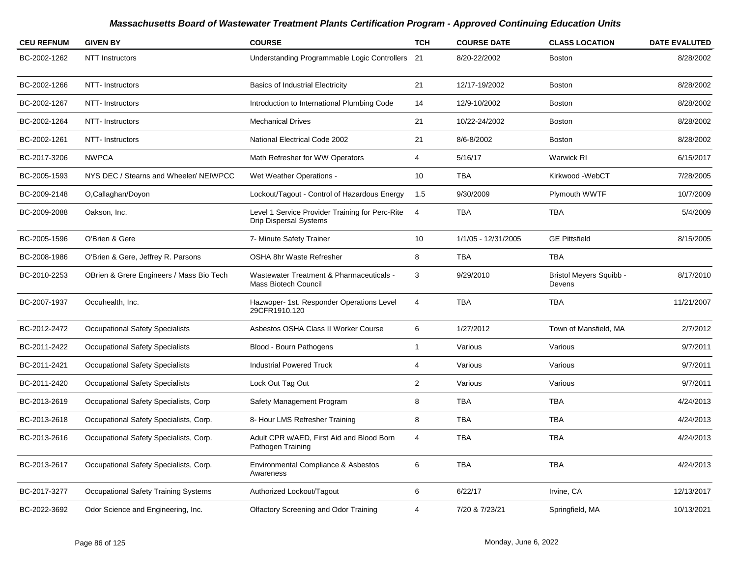## Massachusetts Board of Wastewater Treatment Plants Certification Program - Approved Continuing Education Units

| CEU REFNUM | GIVEN BY | COURSE | TCH | COURSE DATE | CLASS LOCATION | DATE EVALUTED |
|---|---|---|---|---|---|---|
| BC-2002-1262 | NTT Instructors | Understanding Programmable Logic Controllers | 21 | 8/20-22/2002 | Boston | 8/28/2002 |
| BC-2002-1266 | NTT- Instructors | Basics of Industrial Electricity | 21 | 12/17-19/2002 | Boston | 8/28/2002 |
| BC-2002-1267 | NTT- Instructors | Introduction to International Plumbing Code | 14 | 12/9-10/2002 | Boston | 8/28/2002 |
| BC-2002-1264 | NTT- Instructors | Mechanical Drives | 21 | 10/22-24/2002 | Boston | 8/28/2002 |
| BC-2002-1261 | NTT- Instructors | National Electrical Code 2002 | 21 | 8/6-8/2002 | Boston | 8/28/2002 |
| BC-2017-3206 | NWPCA | Math Refresher for WW Operators | 4 | 5/16/17 | Warwick RI | 6/15/2017 |
| BC-2005-1593 | NYS DEC / Stearns and Wheeler/ NEIWPCC | Wet Weather Operations - | 10 | TBA | Kirkwood -WebCT | 7/28/2005 |
| BC-2009-2148 | O,Callaghan/Doyon | Lockout/Tagout - Control of Hazardous Energy | 1.5 | 9/30/2009 | Plymouth WWTF | 10/7/2009 |
| BC-2009-2088 | Oakson, Inc. | Level 1 Service Provider Training for Perc-Rite Drip Dispersal Systems | 4 | TBA | TBA | 5/4/2009 |
| BC-2005-1596 | O'Brien & Gere | 7- Minute Safety Trainer | 10 | 1/1/05 - 12/31/2005 | GE Pittsfield | 8/15/2005 |
| BC-2008-1986 | O'Brien & Gere, Jeffrey R. Parsons | OSHA 8hr Waste Refresher | 8 | TBA | TBA | |
| BC-2010-2253 | OBrien & Grere Engineers / Mass Bio Tech | Wastewater Treatment & Pharmaceuticals - Mass Biotech Council | 3 | 9/29/2010 | Bristol Meyers Squibb - Devens | 8/17/2010 |
| BC-2007-1937 | Occuhealth, Inc. | Hazwoper- 1st. Responder Operations Level 29CFR1910.120 | 4 | TBA | TBA | 11/21/2007 |
| BC-2012-2472 | Occupational Safety Specialists | Asbestos OSHA Class II Worker Course | 6 | 1/27/2012 | Town of Mansfield, MA | 2/7/2012 |
| BC-2011-2422 | Occupational Safety Specialists | Blood - Bourn Pathogens | 1 | Various | Various | 9/7/2011 |
| BC-2011-2421 | Occupational Safety Specialists | Industrial Powered Truck | 4 | Various | Various | 9/7/2011 |
| BC-2011-2420 | Occupational Safety Specialists | Lock Out Tag Out | 2 | Various | Various | 9/7/2011 |
| BC-2013-2619 | Occupational Safety Specialists, Corp | Safety Management Program | 8 | TBA | TBA | 4/24/2013 |
| BC-2013-2618 | Occupational Safety Specialists, Corp. | 8- Hour LMS Refresher Training | 8 | TBA | TBA | 4/24/2013 |
| BC-2013-2616 | Occupational Safety Specialists, Corp. | Adult CPR w/AED, First Aid and Blood Born Pathogen Training | 4 | TBA | TBA | 4/24/2013 |
| BC-2013-2617 | Occupational Safety Specialists, Corp. | Environmental Compliance & Asbestos Awareness | 6 | TBA | TBA | 4/24/2013 |
| BC-2017-3277 | Occupational Safety Training Systems | Authorized Lockout/Tagout | 6 | 6/22/17 | Irvine, CA | 12/13/2017 |
| BC-2022-3692 | Odor Science and Engineering, Inc. | Olfactory Screening and Odor Training | 4 | 7/20 & 7/23/21 | Springfield, MA | 10/13/2021 |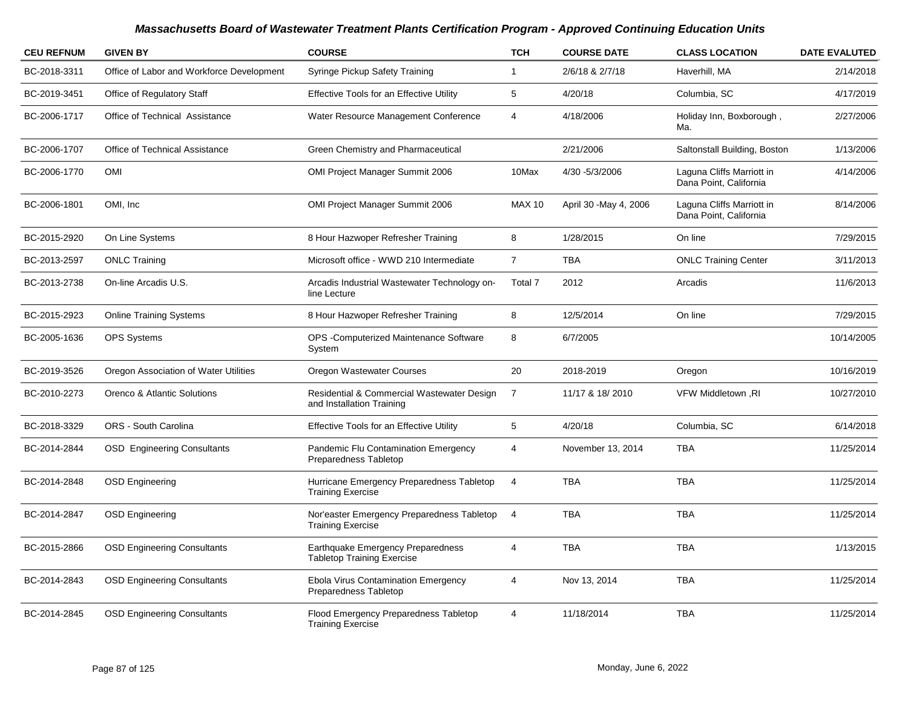## *Massachusetts Board of Wastewater Treatment Plants Certification Program - Approved Continuing Education Units*

| CEU REFNUM | GIVEN BY | COURSE | TCH | COURSE DATE | CLASS LOCATION | DATE EVALUTED |
|---|---|---|---|---|---|---|
| BC-2018-3311 | Office of Labor and Workforce Development | Syringe Pickup Safety Training | 1 | 2/6/18 & 2/7/18 | Haverhill, MA | 2/14/2018 |
| BC-2019-3451 | Office of Regulatory Staff | Effective Tools for an Effective Utility | 5 | 4/20/18 | Columbia, SC | 4/17/2019 |
| BC-2006-1717 | Office of Technical Assistance | Water Resource Management Conference | 4 | 4/18/2006 | Holiday Inn, Boxborough , Ma. | 2/27/2006 |
| BC-2006-1707 | Office of Technical Assistance | Green Chemistry and Pharmaceutical | | 2/21/2006 | Saltonstall Building, Boston | 1/13/2006 |
| BC-2006-1770 | OMI | OMI Project Manager Summit 2006 | 10Max | 4/30 -5/3/2006 | Laguna Cliffs Marriott in Dana Point, California | 4/14/2006 |
| BC-2006-1801 | OMI, Inc | OMI Project Manager Summit 2006 | MAX 10 | April 30 -May 4, 2006 | Laguna Cliffs Marriott in Dana Point, California | 8/14/2006 |
| BC-2015-2920 | On Line Systems | 8 Hour Hazwoper Refresher Training | 8 | 1/28/2015 | On line | 7/29/2015 |
| BC-2013-2597 | ONLC Training | Microsoft office - WWD 210 Intermediate | 7 | TBA | ONLC Training Center | 3/11/2013 |
| BC-2013-2738 | On-line Arcadis U.S. | Arcadis Industrial Wastewater Technology on-line Lecture | Total 7 | 2012 | Arcadis | 11/6/2013 |
| BC-2015-2923 | Online Training Systems | 8 Hour Hazwoper Refresher Training | 8 | 12/5/2014 | On line | 7/29/2015 |
| BC-2005-1636 | OPS Systems | OPS -Computerized Maintenance Software System | 8 | 6/7/2005 | | 10/14/2005 |
| BC-2019-3526 | Oregon Association of Water Utilities | Oregon Wastewater Courses | 20 | 2018-2019 | Oregon | 10/16/2019 |
| BC-2010-2273 | Orenco & Atlantic Solutions | Residential & Commercial Wastewater Design and Installation Training | 7 | 11/17 & 18/ 2010 | VFW Middletown ,RI | 10/27/2010 |
| BC-2018-3329 | ORS - South Carolina | Effective Tools for an Effective Utility | 5 | 4/20/18 | Columbia, SC | 6/14/2018 |
| BC-2014-2844 | OSD Engineering Consultants | Pandemic Flu Contamination Emergency Preparedness Tabletop | 4 | November 13, 2014 | TBA | 11/25/2014 |
| BC-2014-2848 | OSD Engineering | Hurricane Emergency Preparedness Tabletop Training Exercise | 4 | TBA | TBA | 11/25/2014 |
| BC-2014-2847 | OSD Engineering | Nor'easter Emergency Preparedness Tabletop Training Exercise | 4 | TBA | TBA | 11/25/2014 |
| BC-2015-2866 | OSD Engineering Consultants | Earthquake Emergency Preparedness Tabletop Training Exercise | 4 | TBA | TBA | 1/13/2015 |
| BC-2014-2843 | OSD Engineering Consultants | Ebola Virus Contamination Emergency Preparedness Tabletop | 4 | Nov 13, 2014 | TBA | 11/25/2014 |
| BC-2014-2845 | OSD Engineering Consultants | Flood Emergency Preparedness Tabletop Training Exercise | 4 | 11/18/2014 | TBA | 11/25/2014 |

Monday, June 6, 2022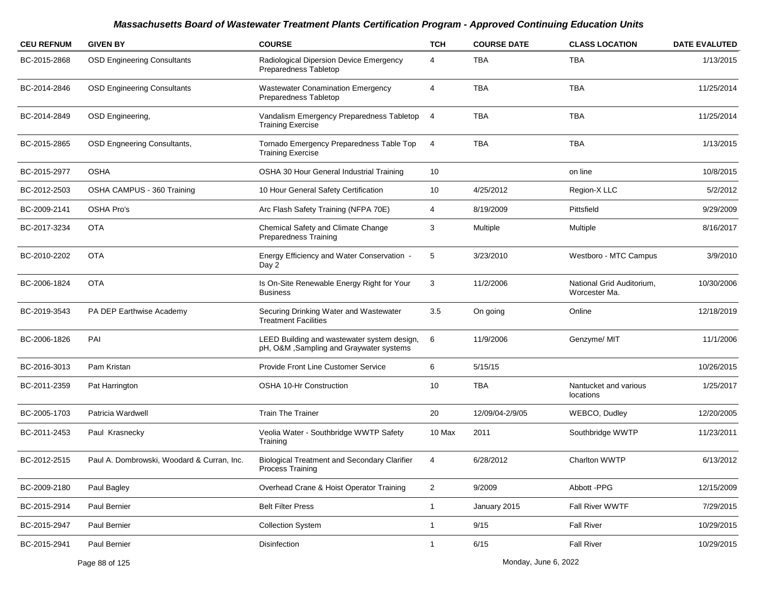# *Massachusetts Board of Wastewater Treatment Plants Certification Program - Approved Continuing Education Units*

| CEU REFNUM | GIVEN BY | COURSE | TCH | COURSE DATE | CLASS LOCATION | DATE EVALUTED |
|---|---|---|---|---|---|---|
| BC-2015-2868 | OSD Engineering Consultants | Radiological Dipersion Device Emergency Preparedness Tabletop | 4 | TBA | TBA | 1/13/2015 |
| BC-2014-2846 | OSD Engineering Consultants | Wastewater Conamination Emergency Preparedness Tabletop | 4 | TBA | TBA | 11/25/2014 |
| BC-2014-2849 | OSD Engineering, | Vandalism Emergency Preparedness Tabletop Training Exercise | 4 | TBA | TBA | 11/25/2014 |
| BC-2015-2865 | OSD Engneering Consultants, | Tornado Emergency Preparedness Table Top Training Exercise | 4 | TBA | TBA | 1/13/2015 |
| BC-2015-2977 | OSHA | OSHA 30 Hour General Industrial Training | 10 | | on line | 10/8/2015 |
| BC-2012-2503 | OSHA CAMPUS - 360 Training | 10 Hour General Safety Certification | 10 | 4/25/2012 | Region-X LLC | 5/2/2012 |
| BC-2009-2141 | OSHA Pro's | Arc Flash Safety Training (NFPA 70E) | 4 | 8/19/2009 | Pittsfield | 9/29/2009 |
| BC-2017-3234 | OTA | Chemical Safety and Climate Change Preparedness Training | 3 | Multiple | Multiple | 8/16/2017 |
| BC-2010-2202 | OTA | Energy Efficiency and Water Conservation - Day 2 | 5 | 3/23/2010 | Westboro - MTC Campus | 3/9/2010 |
| BC-2006-1824 | OTA | Is On-Site Renewable Energy Right for Your Business | 3 | 11/2/2006 | National Grid Auditorium, Worcester Ma. | 10/30/2006 |
| BC-2019-3543 | PA DEP Earthwise Academy | Securing Drinking Water and Wastewater Treatment Facilities | 3.5 | On going | Online | 12/18/2019 |
| BC-2006-1826 | PAI | LEED Building and wastewater system design, pH, O&M ,Sampling and Graywater systems | 6 | 11/9/2006 | Genzyme/ MIT | 11/1/2006 |
| BC-2016-3013 | Pam Kristan | Provide Front Line Customer Service | 6 | 5/15/15 | | 10/26/2015 |
| BC-2011-2359 | Pat Harrington | OSHA 10-Hr Construction | 10 | TBA | Nantucket and various locations | 1/25/2017 |
| BC-2005-1703 | Patricia Wardwell | Train The Trainer | 20 | 12/09/04-2/9/05 | WEBCO, Dudley | 12/20/2005 |
| BC-2011-2453 | Paul Krasnecky | Veolia Water - Southbridge WWTP Safety Training | 10 Max | 2011 | Southbridge WWTP | 11/23/2011 |
| BC-2012-2515 | Paul A. Dombrowski, Woodard & Curran, Inc. | Biological Treatment and Secondary Clarifier Process Training | 4 | 6/28/2012 | Charlton WWTP | 6/13/2012 |
| BC-2009-2180 | Paul Bagley | Overhead Crane & Hoist Operator Training | 2 | 9/2009 | Abbott -PPG | 12/15/2009 |
| BC-2015-2914 | Paul Bernier | Belt Filter Press | 1 | January 2015 | Fall River WWTF | 7/29/2015 |
| BC-2015-2947 | Paul Bernier | Collection System | 1 | 9/15 | Fall River | 10/29/2015 |
| BC-2015-2941 | Paul Bernier | Disinfection | 1 | 6/15 | Fall River | 10/29/2015 |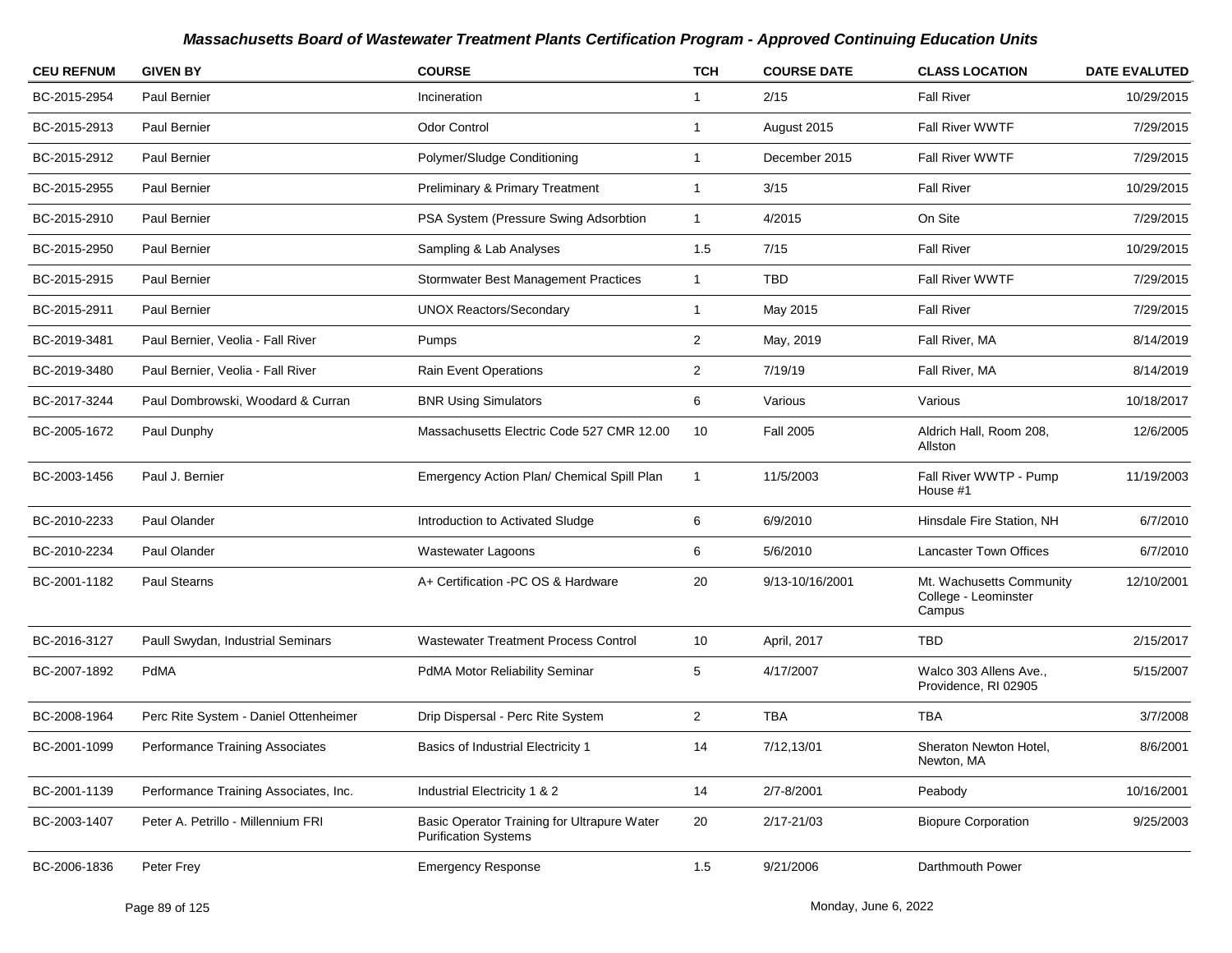# Massachusetts Board of Wastewater Treatment Plants Certification Program - Approved Continuing Education Units

| CEU REFNUM | GIVEN BY | COURSE | TCH | COURSE DATE | CLASS LOCATION | DATE EVALUTED |
|---|---|---|---|---|---|---|
| BC-2015-2954 | Paul Bernier | Incineration | 1 | 2/15 | Fall River | 10/29/2015 |
| BC-2015-2913 | Paul Bernier | Odor Control | 1 | August 2015 | Fall River WWTF | 7/29/2015 |
| BC-2015-2912 | Paul Bernier | Polymer/Sludge Conditioning | 1 | December 2015 | Fall River WWTF | 7/29/2015 |
| BC-2015-2955 | Paul Bernier | Preliminary & Primary Treatment | 1 | 3/15 | Fall River | 10/29/2015 |
| BC-2015-2910 | Paul Bernier | PSA System (Pressure Swing Adsorbtion | 1 | 4/2015 | On Site | 7/29/2015 |
| BC-2015-2950 | Paul Bernier | Sampling & Lab Analyses | 1.5 | 7/15 | Fall River | 10/29/2015 |
| BC-2015-2915 | Paul Bernier | Stormwater Best Management Practices | 1 | TBD | Fall River WWTF | 7/29/2015 |
| BC-2015-2911 | Paul Bernier | UNOX Reactors/Secondary | 1 | May 2015 | Fall River | 7/29/2015 |
| BC-2019-3481 | Paul Bernier, Veolia - Fall River | Pumps | 2 | May, 2019 | Fall River, MA | 8/14/2019 |
| BC-2019-3480 | Paul Bernier, Veolia - Fall River | Rain Event Operations | 2 | 7/19/19 | Fall River, MA | 8/14/2019 |
| BC-2017-3244 | Paul Dombrowski, Woodard & Curran | BNR Using Simulators | 6 | Various | Various | 10/18/2017 |
| BC-2005-1672 | Paul Dunphy | Massachusetts Electric Code 527 CMR 12.00 | 10 | Fall 2005 | Aldrich Hall, Room 208, Allston | 12/6/2005 |
| BC-2003-1456 | Paul J. Bernier | Emergency Action Plan/ Chemical Spill Plan | 1 | 11/5/2003 | Fall River WWTP - Pump House #1 | 11/19/2003 |
| BC-2010-2233 | Paul Olander | Introduction to Activated Sludge | 6 | 6/9/2010 | Hinsdale Fire Station, NH | 6/7/2010 |
| BC-2010-2234 | Paul Olander | Wastewater Lagoons | 6 | 5/6/2010 | Lancaster Town Offices | 6/7/2010 |
| BC-2001-1182 | Paul Stearns | A+ Certification -PC OS & Hardware | 20 | 9/13-10/16/2001 | Mt. Wachusetts Community College - Leominster Campus | 12/10/2001 |
| BC-2016-3127 | Paull Swydan, Industrial Seminars | Wastewater Treatment Process Control | 10 | April, 2017 | TBD | 2/15/2017 |
| BC-2007-1892 | PdMA | PdMA Motor Reliability Seminar | 5 | 4/17/2007 | Walco 303 Allens Ave., Providence, RI 02905 | 5/15/2007 |
| BC-2008-1964 | Perc Rite System - Daniel Ottenheimer | Drip Dispersal - Perc Rite System | 2 | TBA | TBA | 3/7/2008 |
| BC-2001-1099 | Performance Training Associates | Basics of Industrial Electricity 1 | 14 | 7/12,13/01 | Sheraton Newton Hotel, Newton, MA | 8/6/2001 |
| BC-2001-1139 | Performance Training Associates, Inc. | Industrial Electricity 1 & 2 | 14 | 2/7-8/2001 | Peabody | 10/16/2001 |
| BC-2003-1407 | Peter A. Petrillo - Millennium FRI | Basic Operator Training for Ultrapure Water Purification Systems | 20 | 2/17-21/03 | Biopure Corporation | 9/25/2003 |
| BC-2006-1836 | Peter Frey | Emergency Response | 1.5 | 9/21/2006 | Darthmouth Power | |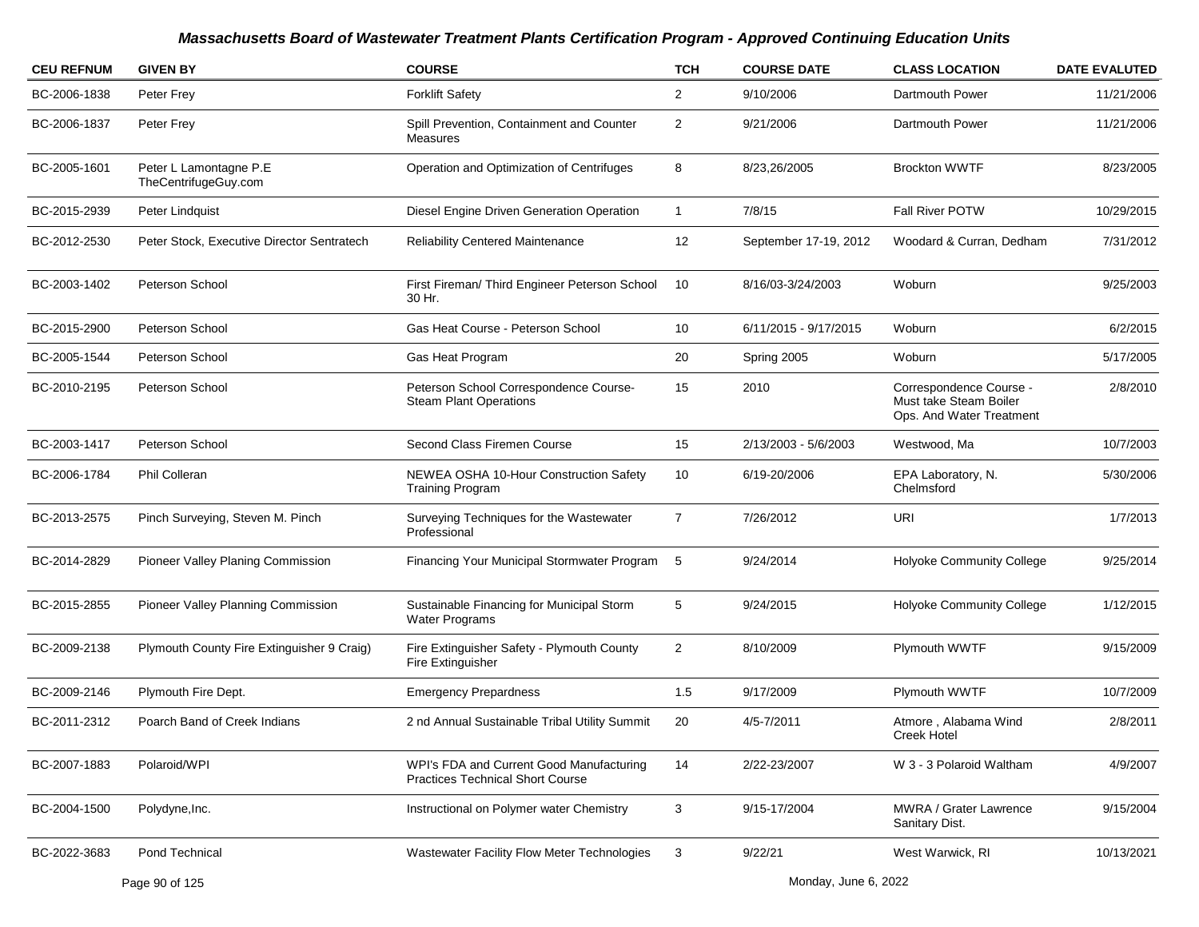## Massachusetts Board of Wastewater Treatment Plants Certification Program - Approved Continuing Education Units

| CEU REFNUM | GIVEN BY | COURSE | TCH | COURSE DATE | CLASS LOCATION | DATE EVALUTED |
|---|---|---|---|---|---|---|
| BC-2006-1838 | Peter Frey | Forklift Safety | 2 | 9/10/2006 | Dartmouth Power | 11/21/2006 |
| BC-2006-1837 | Peter Frey | Spill Prevention, Containment and Counter Measures | 2 | 9/21/2006 | Dartmouth Power | 11/21/2006 |
| BC-2005-1601 | Peter L Lamontagne P.E TheCentrifugeGuy.com | Operation and Optimization of Centrifuges | 8 | 8/23,26/2005 | Brockton WWTF | 8/23/2005 |
| BC-2015-2939 | Peter Lindquist | Diesel Engine Driven Generation Operation | 1 | 7/8/15 | Fall River POTW | 10/29/2015 |
| BC-2012-2530 | Peter Stock, Executive Director Sentratech | Reliability Centered Maintenance | 12 | September 17-19, 2012 | Woodard & Curran, Dedham | 7/31/2012 |
| BC-2003-1402 | Peterson School | First Fireman/ Third Engineer Peterson School 30 Hr. | 10 | 8/16/03-3/24/2003 | Woburn | 9/25/2003 |
| BC-2015-2900 | Peterson School | Gas Heat Course - Peterson School | 10 | 6/11/2015 - 9/17/2015 | Woburn | 6/2/2015 |
| BC-2005-1544 | Peterson School | Gas Heat Program | 20 | Spring 2005 | Woburn | 5/17/2005 |
| BC-2010-2195 | Peterson School | Peterson School Correspondence Course-Steam Plant Operations | 15 | 2010 | Correspondence Course - Must take Steam Boiler Ops. And Water Treatment | 2/8/2010 |
| BC-2003-1417 | Peterson School | Second Class Firemen Course | 15 | 2/13/2003 - 5/6/2003 | Westwood, Ma | 10/7/2003 |
| BC-2006-1784 | Phil Colleran | NEWEA OSHA 10-Hour Construction Safety Training Program | 10 | 6/19-20/2006 | EPA Laboratory, N. Chelmsford | 5/30/2006 |
| BC-2013-2575 | Pinch Surveying, Steven M. Pinch | Surveying Techniques for the Wastewater Professional | 7 | 7/26/2012 | URI | 1/7/2013 |
| BC-2014-2829 | Pioneer Valley Planing Commission | Financing Your Municipal Stormwater Program | 5 | 9/24/2014 | Holyoke Community College | 9/25/2014 |
| BC-2015-2855 | Pioneer Valley Planning Commission | Sustainable Financing for Municipal Storm Water Programs | 5 | 9/24/2015 | Holyoke Community College | 1/12/2015 |
| BC-2009-2138 | Plymouth County Fire Extinguisher 9 Craig) | Fire Extinguisher Safety - Plymouth County Fire Extinguisher | 2 | 8/10/2009 | Plymouth WWTF | 9/15/2009 |
| BC-2009-2146 | Plymouth Fire Dept. | Emergency Prepardness | 1.5 | 9/17/2009 | Plymouth WWTF | 10/7/2009 |
| BC-2011-2312 | Poarch Band of Creek Indians | 2 nd Annual Sustainable Tribal Utility Summit | 20 | 4/5-7/2011 | Atmore , Alabama Wind Creek Hotel | 2/8/2011 |
| BC-2007-1883 | Polaroid/WPI | WPI's FDA and Current Good Manufacturing Practices Technical Short Course | 14 | 2/22-23/2007 | W 3 - 3 Polaroid Waltham | 4/9/2007 |
| BC-2004-1500 | Polydyne,Inc. | Instructional on Polymer water Chemistry | 3 | 9/15-17/2004 | MWRA / Grater Lawrence Sanitary Dist. | 9/15/2004 |
| BC-2022-3683 | Pond Technical | Wastewater Facility Flow Meter Technologies | 3 | 9/22/21 | West Warwick, RI | 10/13/2021 |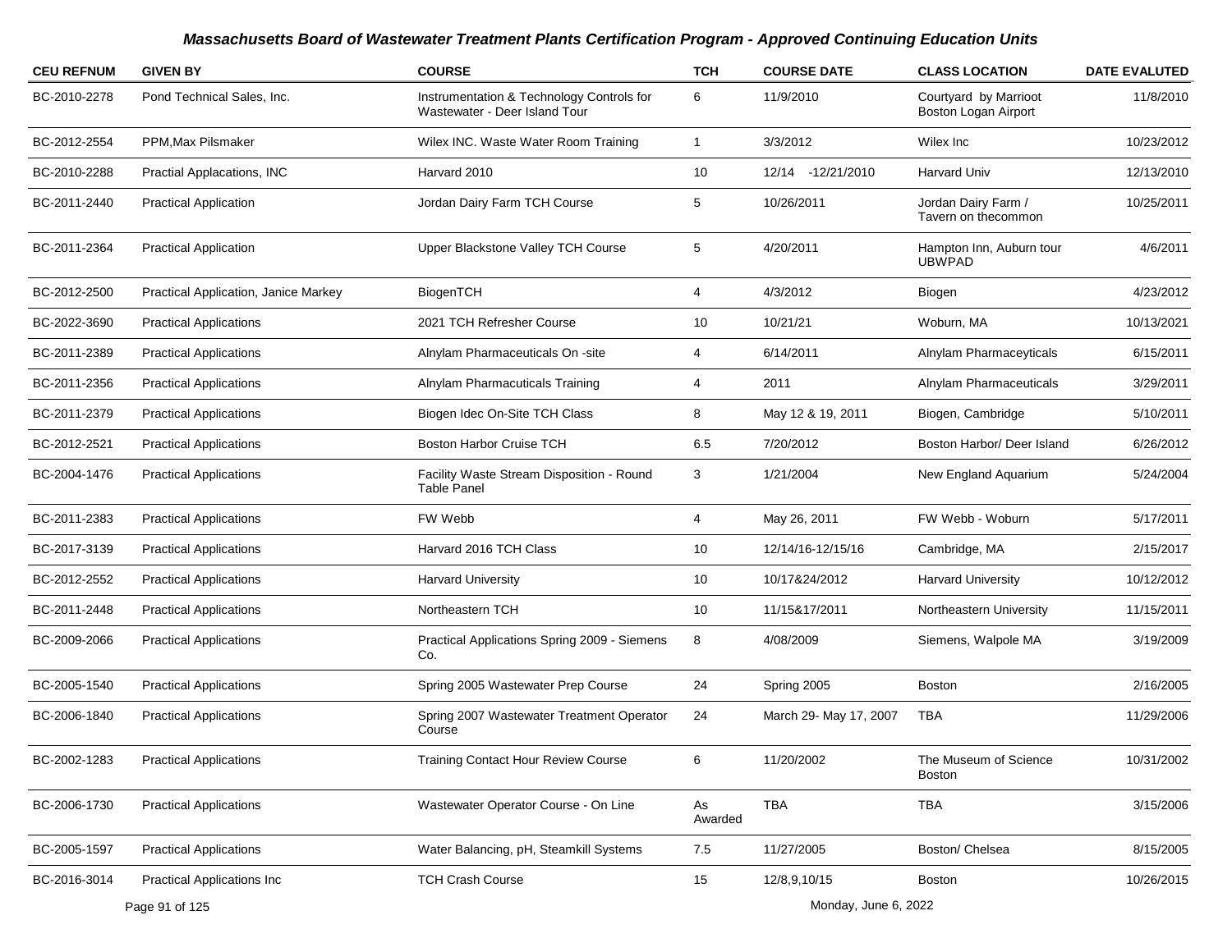# Massachusetts Board of Wastewater Treatment Plants Certification Program - Approved Continuing Education Units

| CEU REFNUM | GIVEN BY | COURSE | TCH | COURSE DATE | CLASS LOCATION | DATE EVALUTED |
|---|---|---|---|---|---|---|
| BC-2010-2278 | Pond Technical Sales, Inc. | Instrumentation & Technology Controls for Wastewater - Deer Island Tour | 6 | 11/9/2010 | Courtyard by Marrioot Boston Logan Airport | 11/8/2010 |
| BC-2012-2554 | PPM,Max Pilsmaker | Wilex INC. Waste Water Room Training | 1 | 3/3/2012 | Wilex Inc | 10/23/2012 |
| BC-2010-2288 | Practial Applacations, INC | Harvard 2010 | 10 | 12/14 -12/21/2010 | Harvard Univ | 12/13/2010 |
| BC-2011-2440 | Practical Application | Jordan Dairy Farm TCH Course | 5 | 10/26/2011 | Jordan Dairy Farm / Tavern on thecommon | 10/25/2011 |
| BC-2011-2364 | Practical Application | Upper Blackstone Valley TCH Course | 5 | 4/20/2011 | Hampton Inn, Auburn tour UBWPAD | 4/6/2011 |
| BC-2012-2500 | Practical Application, Janice Markey | BiogenTCH | 4 | 4/3/2012 | Biogen | 4/23/2012 |
| BC-2022-3690 | Practical Applications | 2021 TCH Refresher Course | 10 | 10/21/21 | Woburn, MA | 10/13/2021 |
| BC-2011-2389 | Practical Applications | Alnylam Pharmaceuticals On -site | 4 | 6/14/2011 | Alnylam Pharmaceyticals | 6/15/2011 |
| BC-2011-2356 | Practical Applications | Alnylam Pharmacuticals Training | 4 | 2011 | Alnylam Pharmaceuticals | 3/29/2011 |
| BC-2011-2379 | Practical Applications | Biogen Idec On-Site TCH Class | 8 | May 12 & 19, 2011 | Biogen, Cambridge | 5/10/2011 |
| BC-2012-2521 | Practical Applications | Boston Harbor Cruise TCH | 6.5 | 7/20/2012 | Boston Harbor/ Deer Island | 6/26/2012 |
| BC-2004-1476 | Practical Applications | Facility Waste Stream Disposition - Round Table Panel | 3 | 1/21/2004 | New England Aquarium | 5/24/2004 |
| BC-2011-2383 | Practical Applications | FW Webb | 4 | May 26, 2011 | FW Webb - Woburn | 5/17/2011 |
| BC-2017-3139 | Practical Applications | Harvard 2016 TCH Class | 10 | 12/14/16-12/15/16 | Cambridge, MA | 2/15/2017 |
| BC-2012-2552 | Practical Applications | Harvard University | 10 | 10/17&24/2012 | Harvard University | 10/12/2012 |
| BC-2011-2448 | Practical Applications | Northeastern TCH | 10 | 11/15&17/2011 | Northeastern University | 11/15/2011 |
| BC-2009-2066 | Practical Applications | Practical Applications Spring 2009 - Siemens Co. | 8 | 4/08/2009 | Siemens, Walpole MA | 3/19/2009 |
| BC-2005-1540 | Practical Applications | Spring 2005 Wastewater Prep Course | 24 | Spring 2005 | Boston | 2/16/2005 |
| BC-2006-1840 | Practical Applications | Spring 2007 Wastewater Treatment Operator Course | 24 | March 29- May 17, 2007 | TBA | 11/29/2006 |
| BC-2002-1283 | Practical Applications | Training Contact Hour Review Course | 6 | 11/20/2002 | The Museum of Science Boston | 10/31/2002 |
| BC-2006-1730 | Practical Applications | Wastewater Operator Course - On Line | As Awarded | TBA | TBA | 3/15/2006 |
| BC-2005-1597 | Practical Applications | Water Balancing, pH, Steamkill Systems | 7.5 | 11/27/2005 | Boston/ Chelsea | 8/15/2005 |
| BC-2016-3014 | Practical Applications Inc | TCH Crash Course | 15 | 12/8,9,10/15 | Boston | 10/26/2015 |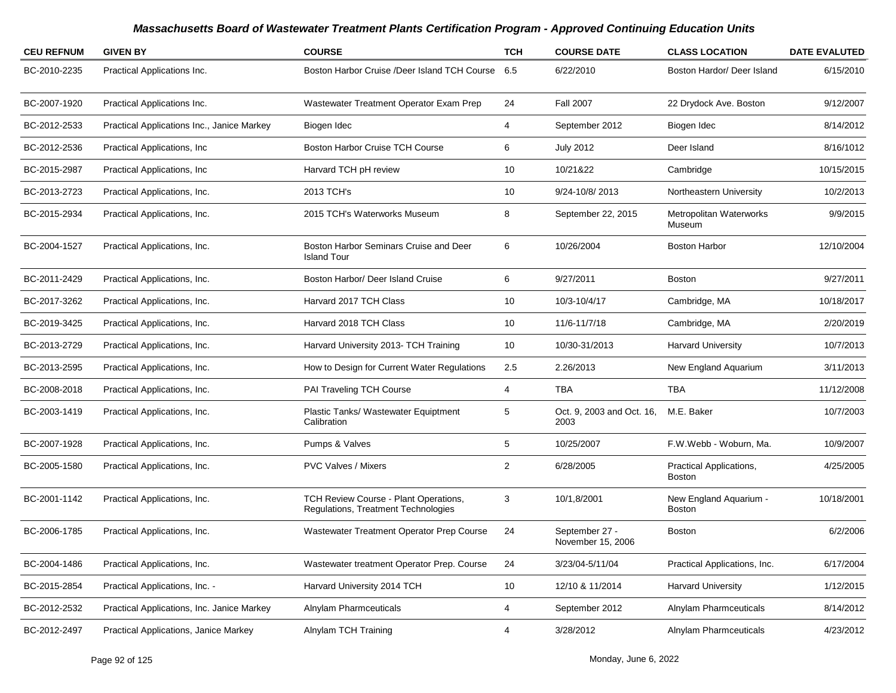# Massachusetts Board of Wastewater Treatment Plants Certification Program - Approved Continuing Education Units

| CEU REFNUM | GIVEN BY | COURSE | TCH | COURSE DATE | CLASS LOCATION | DATE EVALUTED |
|---|---|---|---|---|---|---|
| BC-2010-2235 | Practical Applications Inc. | Boston Harbor Cruise /Deer Island TCH Course | 6.5 | 6/22/2010 | Boston Hardor/ Deer Island | 6/15/2010 |
| BC-2007-1920 | Practical Applications Inc. | Wastewater Treatment Operator Exam Prep | 24 | Fall 2007 | 22 Drydock Ave. Boston | 9/12/2007 |
| BC-2012-2533 | Practical Applications Inc., Janice Markey | Biogen Idec | 4 | September 2012 | Biogen Idec | 8/14/2012 |
| BC-2012-2536 | Practical Applications, Inc | Boston Harbor Cruise TCH Course | 6 | July 2012 | Deer Island | 8/16/1012 |
| BC-2015-2987 | Practical Applications, Inc | Harvard TCH pH review | 10 | 10/21&22 | Cambridge | 10/15/2015 |
| BC-2013-2723 | Practical Applications, Inc. | 2013 TCH's | 10 | 9/24-10/8/ 2013 | Northeastern University | 10/2/2013 |
| BC-2015-2934 | Practical Applications, Inc. | 2015 TCH's Waterworks Museum | 8 | September 22, 2015 | Metropolitan Waterworks Museum | 9/9/2015 |
| BC-2004-1527 | Practical Applications, Inc. | Boston Harbor Seminars Cruise and Deer Island Tour | 6 | 10/26/2004 | Boston Harbor | 12/10/2004 |
| BC-2011-2429 | Practical Applications, Inc. | Boston Harbor/ Deer Island Cruise | 6 | 9/27/2011 | Boston | 9/27/2011 |
| BC-2017-3262 | Practical Applications, Inc. | Harvard 2017 TCH Class | 10 | 10/3-10/4/17 | Cambridge, MA | 10/18/2017 |
| BC-2019-3425 | Practical Applications, Inc. | Harvard 2018 TCH Class | 10 | 11/6-11/7/18 | Cambridge, MA | 2/20/2019 |
| BC-2013-2729 | Practical Applications, Inc. | Harvard University 2013- TCH Training | 10 | 10/30-31/2013 | Harvard University | 10/7/2013 |
| BC-2013-2595 | Practical Applications, Inc. | How to Design for Current Water Regulations | 2.5 | 2.26/2013 | New England Aquarium | 3/11/2013 |
| BC-2008-2018 | Practical Applications, Inc. | PAI Traveling TCH Course | 4 | TBA | TBA | 11/12/2008 |
| BC-2003-1419 | Practical Applications, Inc. | Plastic Tanks/ Wastewater Equiptment Calibration | 5 | Oct. 9, 2003 and Oct. 16, 2003 | M.E. Baker | 10/7/2003 |
| BC-2007-1928 | Practical Applications, Inc. | Pumps & Valves | 5 | 10/25/2007 | F.W.Webb - Woburn, Ma. | 10/9/2007 |
| BC-2005-1580 | Practical Applications, Inc. | PVC Valves / Mixers | 2 | 6/28/2005 | Practical Applications, Boston | 4/25/2005 |
| BC-2001-1142 | Practical Applications, Inc. | TCH Review Course - Plant Operations, Regulations, Treatment Technologies | 3 | 10/1,8/2001 | New England Aquarium - Boston | 10/18/2001 |
| BC-2006-1785 | Practical Applications, Inc. | Wastewater Treatment Operator Prep Course | 24 | September 27 - November 15, 2006 | Boston | 6/2/2006 |
| BC-2004-1486 | Practical Applications, Inc. | Wastewater treatment Operator Prep. Course | 24 | 3/23/04-5/11/04 | Practical Applications, Inc. | 6/17/2004 |
| BC-2015-2854 | Practical Applications, Inc. - | Harvard University 2014 TCH | 10 | 12/10 & 11/2014 | Harvard University | 1/12/2015 |
| BC-2012-2532 | Practical Applications, Inc. Janice Markey | Alnylam Pharmceuticals | 4 | September 2012 | Alnylam Pharmceuticals | 8/14/2012 |
| BC-2012-2497 | Practical Applications, Janice Markey | Alnylam TCH Training | 4 | 3/28/2012 | Alnylam Pharmceuticals | 4/23/2012 |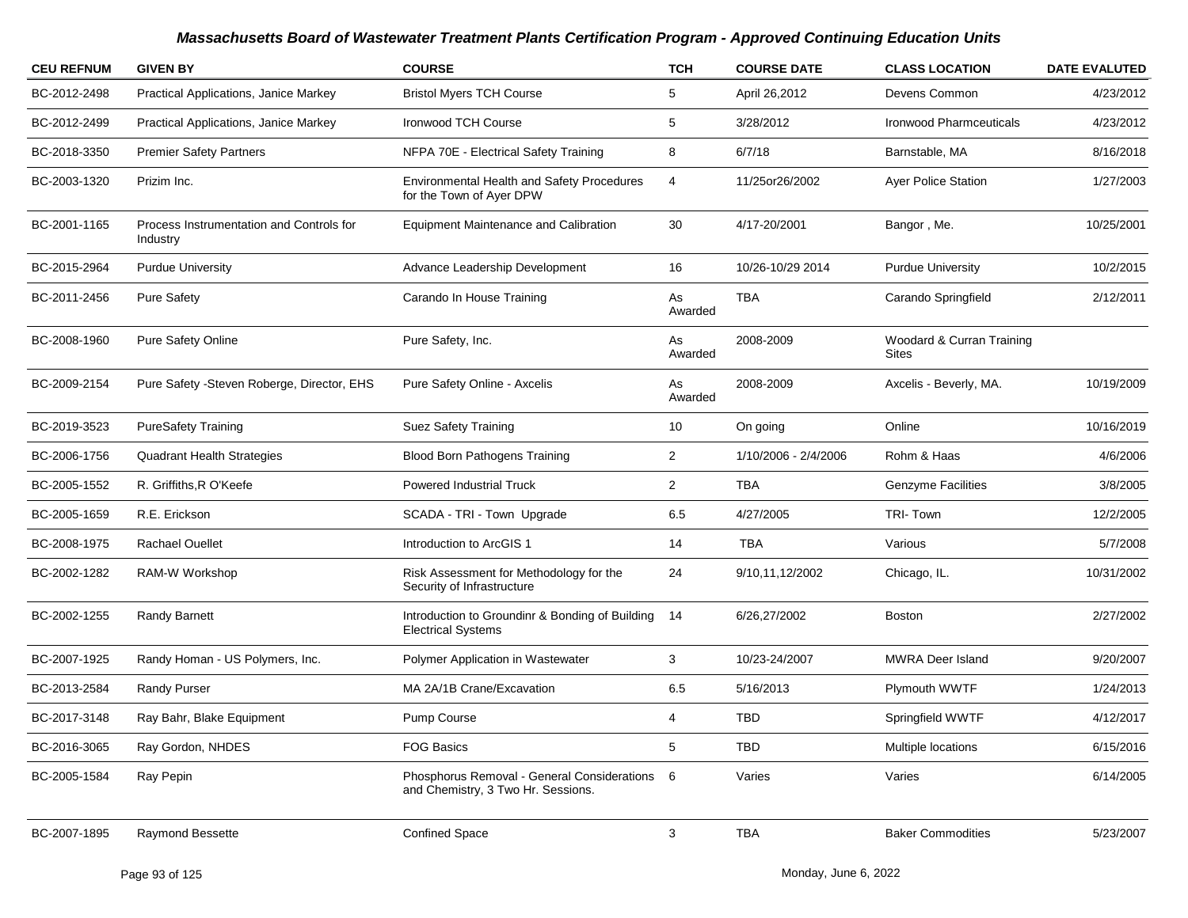# Massachusetts Board of Wastewater Treatment Plants Certification Program - Approved Continuing Education Units

| CEU REFNUM | GIVEN BY | COURSE | TCH | COURSE DATE | CLASS LOCATION | DATE EVALUTED |
|---|---|---|---|---|---|---|
| BC-2012-2498 | Practical Applications, Janice Markey | Bristol Myers TCH Course | 5 | April 26,2012 | Devens Common | 4/23/2012 |
| BC-2012-2499 | Practical Applications, Janice Markey | Ironwood TCH Course | 5 | 3/28/2012 | Ironwood Pharmceuticals | 4/23/2012 |
| BC-2018-3350 | Premier Safety Partners | NFPA 70E - Electrical Safety Training | 8 | 6/7/18 | Barnstable, MA | 8/16/2018 |
| BC-2003-1320 | Prizim Inc. | Environmental Health and Safety Procedures for the Town of Ayer DPW | 4 | 11/25or26/2002 | Ayer Police Station | 1/27/2003 |
| BC-2001-1165 | Process Instrumentation and Controls for Industry | Equipment Maintenance and Calibration | 30 | 4/17-20/2001 | Bangor , Me. | 10/25/2001 |
| BC-2015-2964 | Purdue University | Advance Leadership Development | 16 | 10/26-10/29 2014 | Purdue University | 10/2/2015 |
| BC-2011-2456 | Pure Safety | Carando In House Training | As Awarded | TBA | Carando Springfield | 2/12/2011 |
| BC-2008-1960 | Pure Safety Online | Pure Safety, Inc. | As Awarded | 2008-2009 | Woodard & Curran Training Sites | |
| BC-2009-2154 | Pure Safety -Steven Roberge, Director, EHS | Pure Safety Online - Axcelis | As Awarded | 2008-2009 | Axcelis - Beverly, MA. | 10/19/2009 |
| BC-2019-3523 | PureSafety Training | Suez Safety Training | 10 | On going | Online | 10/16/2019 |
| BC-2006-1756 | Quadrant Health Strategies | Blood Born Pathogens Training | 2 | 1/10/2006 - 2/4/2006 | Rohm & Haas | 4/6/2006 |
| BC-2005-1552 | R. Griffiths,R O'Keefe | Powered Industrial Truck | 2 | TBA | Genzyme Facilities | 3/8/2005 |
| BC-2005-1659 | R.E. Erickson | SCADA - TRI - Town Upgrade | 6.5 | 4/27/2005 | TRI- Town | 12/2/2005 |
| BC-2008-1975 | Rachael Ouellet | Introduction to ArcGIS 1 | 14 | TBA | Various | 5/7/2008 |
| BC-2002-1282 | RAM-W Workshop | Risk Assessment for Methodology for the Security of Infrastructure | 24 | 9/10,11,12/2002 | Chicago, IL. | 10/31/2002 |
| BC-2002-1255 | Randy Barnett | Introduction to Groundinr & Bonding of Building Electrical Systems | 14 | 6/26,27/2002 | Boston | 2/27/2002 |
| BC-2007-1925 | Randy Homan - US Polymers, Inc. | Polymer Application in Wastewater | 3 | 10/23-24/2007 | MWRA Deer Island | 9/20/2007 |
| BC-2013-2584 | Randy Purser | MA 2A/1B Crane/Excavation | 6.5 | 5/16/2013 | Plymouth WWTF | 1/24/2013 |
| BC-2017-3148 | Ray Bahr, Blake Equipment | Pump Course | 4 | TBD | Springfield WWTF | 4/12/2017 |
| BC-2016-3065 | Ray Gordon, NHDES | FOG Basics | 5 | TBD | Multiple locations | 6/15/2016 |
| BC-2005-1584 | Ray Pepin | Phosphorus Removal - General Considerations and Chemistry, 3 Two Hr. Sessions. | 6 | Varies | Varies | 6/14/2005 |
| BC-2007-1895 | Raymond Bessette | Confined Space | 3 | TBA | Baker Commodities | 5/23/2007 |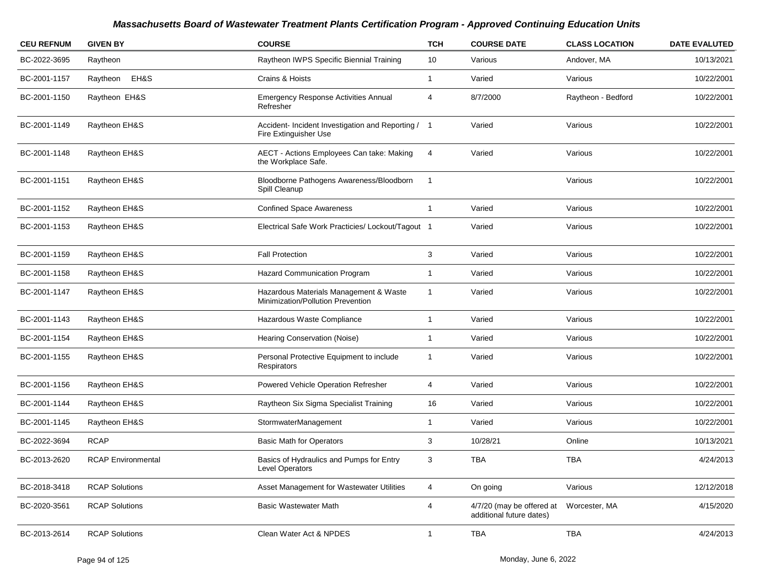# Massachusetts Board of Wastewater Treatment Plants Certification Program - Approved Continuing Education Units

| CEU REFNUM | GIVEN BY | COURSE | TCH | COURSE DATE | CLASS LOCATION | DATE EVALUTED |
|---|---|---|---|---|---|---|
| BC-2022-3695 | Raytheon | Raytheon IWPS Specific Biennial Training | 10 | Various | Andover, MA | 10/13/2021 |
| BC-2001-1157 | Raytheon EH&S | Crains & Hoists | 1 | Varied | Various | 10/22/2001 |
| BC-2001-1150 | Raytheon EH&S | Emergency Response Activities Annual Refresher | 4 | 8/7/2000 | Raytheon - Bedford | 10/22/2001 |
| BC-2001-1149 | Raytheon EH&S | Accident- Incident Investigation and Reporting / Fire Extinguisher Use | 1 | Varied | Various | 10/22/2001 |
| BC-2001-1148 | Raytheon EH&S | AECT - Actions Employees Can take: Making the Workplace Safe. | 4 | Varied | Various | 10/22/2001 |
| BC-2001-1151 | Raytheon EH&S | Bloodborne Pathogens Awareness/Bloodborn Spill Cleanup | 1 | | Various | 10/22/2001 |
| BC-2001-1152 | Raytheon EH&S | Confined Space Awareness | 1 | Varied | Various | 10/22/2001 |
| BC-2001-1153 | Raytheon EH&S | Electrical Safe Work Practicies/ Lockout/Tagout | 1 | Varied | Various | 10/22/2001 |
| BC-2001-1159 | Raytheon EH&S | Fall Protection | 3 | Varied | Various | 10/22/2001 |
| BC-2001-1158 | Raytheon EH&S | Hazard Communication Program | 1 | Varied | Various | 10/22/2001 |
| BC-2001-1147 | Raytheon EH&S | Hazardous Materials Management & Waste Minimization/Pollution Prevention | 1 | Varied | Various | 10/22/2001 |
| BC-2001-1143 | Raytheon EH&S | Hazardous Waste Compliance | 1 | Varied | Various | 10/22/2001 |
| BC-2001-1154 | Raytheon EH&S | Hearing Conservation (Noise) | 1 | Varied | Various | 10/22/2001 |
| BC-2001-1155 | Raytheon EH&S | Personal Protective Equipment to include Respirators | 1 | Varied | Various | 10/22/2001 |
| BC-2001-1156 | Raytheon EH&S | Powered Vehicle Operation Refresher | 4 | Varied | Various | 10/22/2001 |
| BC-2001-1144 | Raytheon EH&S | Raytheon Six Sigma Specialist Training | 16 | Varied | Various | 10/22/2001 |
| BC-2001-1145 | Raytheon EH&S | StormwaterManagement | 1 | Varied | Various | 10/22/2001 |
| BC-2022-3694 | RCAP | Basic Math for Operators | 3 | 10/28/21 | Online | 10/13/2021 |
| BC-2013-2620 | RCAP Environmental | Basics of Hydraulics and Pumps for Entry Level Operators | 3 | TBA | TBA | 4/24/2013 |
| BC-2018-3418 | RCAP Solutions | Asset Management for Wastewater Utilities | 4 | On going | Various | 12/12/2018 |
| BC-2020-3561 | RCAP Solutions | Basic Wastewater Math | 4 | 4/7/20 (may be offered at additional future dates) | Worcester, MA | 4/15/2020 |
| BC-2013-2614 | RCAP Solutions | Clean Water Act & NPDES | 1 | TBA | TBA | 4/24/2013 |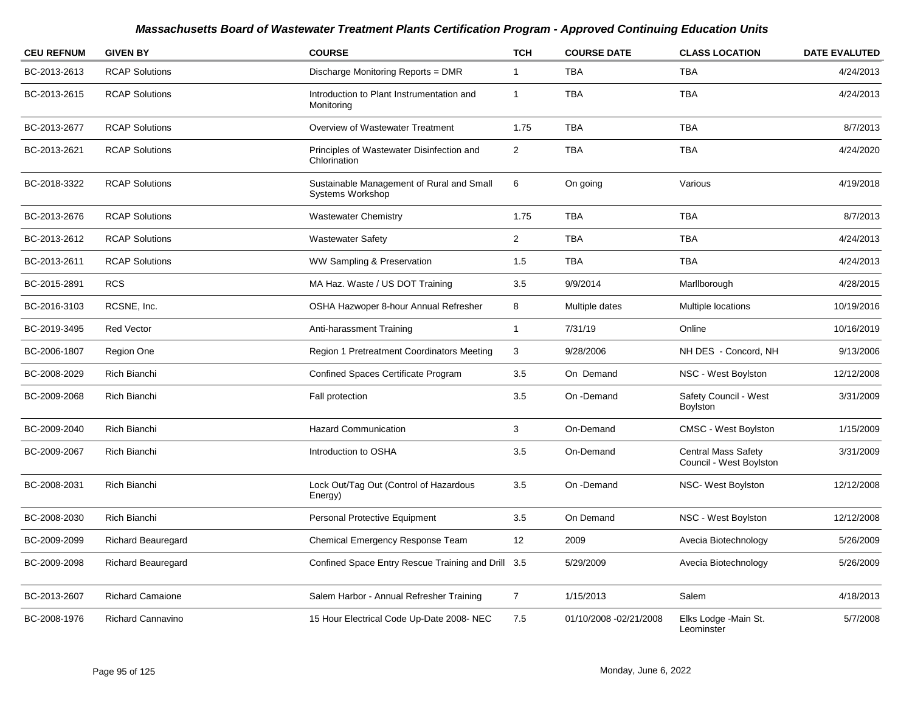# Massachusetts Board of Wastewater Treatment Plants Certification Program - Approved Continuing Education Units

| CEU REFNUM | GIVEN BY | COURSE | TCH | COURSE DATE | CLASS LOCATION | DATE EVALUTED |
|---|---|---|---|---|---|---|
| BC-2013-2613 | RCAP Solutions | Discharge Monitoring Reports = DMR | 1 | TBA | TBA | 4/24/2013 |
| BC-2013-2615 | RCAP Solutions | Introduction to Plant Instrumentation and Monitoring | 1 | TBA | TBA | 4/24/2013 |
| BC-2013-2677 | RCAP Solutions | Overview of Wastewater Treatment | 1.75 | TBA | TBA | 8/7/2013 |
| BC-2013-2621 | RCAP Solutions | Principles of Wastewater Disinfection and Chlorination | 2 | TBA | TBA | 4/24/2020 |
| BC-2018-3322 | RCAP Solutions | Sustainable Management of Rural and Small Systems Workshop | 6 | On going | Various | 4/19/2018 |
| BC-2013-2676 | RCAP Solutions | Wastewater Chemistry | 1.75 | TBA | TBA | 8/7/2013 |
| BC-2013-2612 | RCAP Solutions | Wastewater Safety | 2 | TBA | TBA | 4/24/2013 |
| BC-2013-2611 | RCAP Solutions | WW Sampling & Preservation | 1.5 | TBA | TBA | 4/24/2013 |
| BC-2015-2891 | RCS | MA Haz. Waste / US DOT Training | 3.5 | 9/9/2014 | Marllborough | 4/28/2015 |
| BC-2016-3103 | RCSNE, Inc. | OSHA Hazwoper 8-hour Annual Refresher | 8 | Multiple dates | Multiple locations | 10/19/2016 |
| BC-2019-3495 | Red Vector | Anti-harassment Training | 1 | 7/31/19 | Online | 10/16/2019 |
| BC-2006-1807 | Region One | Region 1 Pretreatment Coordinators Meeting | 3 | 9/28/2006 | NH DES - Concord, NH | 9/13/2006 |
| BC-2008-2029 | Rich Bianchi | Confined Spaces Certificate Program | 3.5 | On Demand | NSC - West Boylston | 12/12/2008 |
| BC-2009-2068 | Rich Bianchi | Fall protection | 3.5 | On -Demand | Safety Council - West Boylston | 3/31/2009 |
| BC-2009-2040 | Rich Bianchi | Hazard Communication | 3 | On-Demand | CMSC - West Boylston | 1/15/2009 |
| BC-2009-2067 | Rich Bianchi | Introduction to OSHA | 3.5 | On-Demand | Central Mass Safety Council - West Boylston | 3/31/2009 |
| BC-2008-2031 | Rich Bianchi | Lock Out/Tag Out (Control of Hazardous Energy) | 3.5 | On -Demand | NSC- West Boylston | 12/12/2008 |
| BC-2008-2030 | Rich Bianchi | Personal Protective Equipment | 3.5 | On Demand | NSC - West Boylston | 12/12/2008 |
| BC-2009-2099 | Richard Beauregard | Chemical Emergency Response Team | 12 | 2009 | Avecia Biotechnology | 5/26/2009 |
| BC-2009-2098 | Richard Beauregard | Confined Space Entry Rescue Training and Drill | 3.5 | 5/29/2009 | Avecia Biotechnology | 5/26/2009 |
| BC-2013-2607 | Richard Camaione | Salem Harbor - Annual Refresher Training | 7 | 1/15/2013 | Salem | 4/18/2013 |
| BC-2008-1976 | Richard Cannavino | 15 Hour Electrical Code Up-Date 2008- NEC | 7.5 | 01/10/2008 -02/21/2008 | Elks Lodge -Main St. Leominster | 5/7/2008 |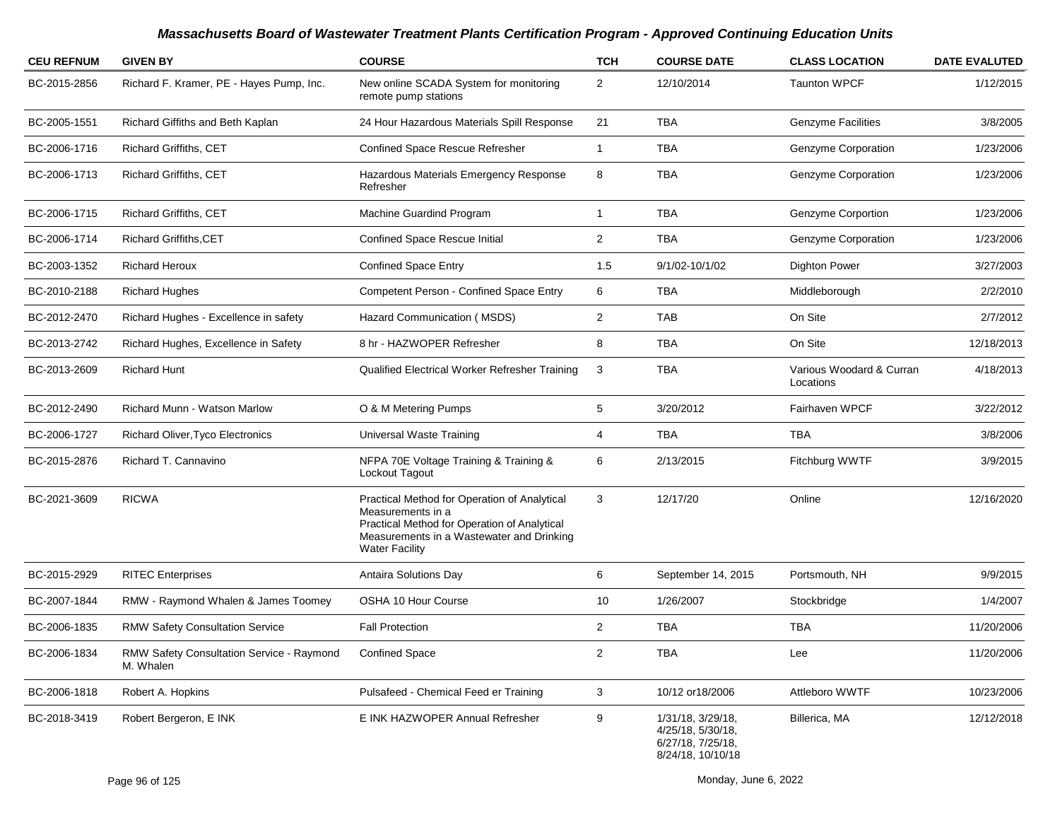## Massachusetts Board of Wastewater Treatment Plants Certification Program - Approved Continuing Education Units

| CEU REFNUM | GIVEN BY | COURSE | TCH | COURSE DATE | CLASS LOCATION | DATE EVALUTED |
|---|---|---|---|---|---|---|
| BC-2015-2856 | Richard F. Kramer, PE - Hayes Pump, Inc. | New online SCADA System for monitoring remote pump stations | 2 | 12/10/2014 | Taunton WPCF | 1/12/2015 |
| BC-2005-1551 | Richard Giffiths and Beth Kaplan | 24 Hour Hazardous Materials Spill Response | 21 | TBA | Genzyme Facilities | 3/8/2005 |
| BC-2006-1716 | Richard Griffiths, CET | Confined Space Rescue Refresher | 1 | TBA | Genzyme Corporation | 1/23/2006 |
| BC-2006-1713 | Richard Griffiths, CET | Hazardous Materials Emergency Response Refresher | 8 | TBA | Genzyme Corporation | 1/23/2006 |
| BC-2006-1715 | Richard Griffiths, CET | Machine Guardind Program | 1 | TBA | Genzyme Corportion | 1/23/2006 |
| BC-2006-1714 | Richard Griffiths,CET | Confined Space Rescue Initial | 2 | TBA | Genzyme Corporation | 1/23/2006 |
| BC-2003-1352 | Richard Heroux | Confined Space Entry | 1.5 | 9/1/02-10/1/02 | Dighton Power | 3/27/2003 |
| BC-2010-2188 | Richard Hughes | Competent Person - Confined Space Entry | 6 | TBA | Middleborough | 2/2/2010 |
| BC-2012-2470 | Richard Hughes - Excellence in safety | Hazard Communication ( MSDS) | 2 | TAB | On Site | 2/7/2012 |
| BC-2013-2742 | Richard Hughes, Excellence in Safety | 8 hr - HAZWOPER Refresher | 8 | TBA | On Site | 12/18/2013 |
| BC-2013-2609 | Richard Hunt | Qualified Electrical Worker Refresher Training | 3 | TBA | Various Woodard & Curran Locations | 4/18/2013 |
| BC-2012-2490 | Richard Munn - Watson Marlow | O & M Metering Pumps | 5 | 3/20/2012 | Fairhaven WPCF | 3/22/2012 |
| BC-2006-1727 | Richard Oliver,Tyco Electronics | Universal Waste Training | 4 | TBA | TBA | 3/8/2006 |
| BC-2015-2876 | Richard T. Cannavino | NFPA 70E Voltage Training & Training & Lockout Tagout | 6 | 2/13/2015 | Fitchburg WWTF | 3/9/2015 |
| BC-2021-3609 | RICWA | Practical Method for Operation of Analytical Measurements in a Practical Method for Operation of Analytical Measurements in a Wastewater and Drinking Water Facility | 3 | 12/17/20 | Online | 12/16/2020 |
| BC-2015-2929 | RITEC Enterprises | Antaira Solutions Day | 6 | September 14, 2015 | Portsmouth, NH | 9/9/2015 |
| BC-2007-1844 | RMW - Raymond Whalen & James Toomey | OSHA 10 Hour Course | 10 | 1/26/2007 | Stockbridge | 1/4/2007 |
| BC-2006-1835 | RMW Safety Consultation Service | Fall Protection | 2 | TBA | TBA | 11/20/2006 |
| BC-2006-1834 | RMW Safety Consultation Service - Raymond M. Whalen | Confined Space | 2 | TBA | Lee | 11/20/2006 |
| BC-2006-1818 | Robert A. Hopkins | Pulsafeed - Chemical Feed er Training | 3 | 10/12 or18/2006 | Attleboro WWTF | 10/23/2006 |
| BC-2018-3419 | Robert Bergeron, E INK | E INK HAZWOPER Annual Refresher | 9 | 1/31/18, 3/29/18, 4/25/18, 5/30/18, 6/27/18, 7/25/18, 8/24/18, 10/10/18 | Billerica, MA | 12/12/2018 |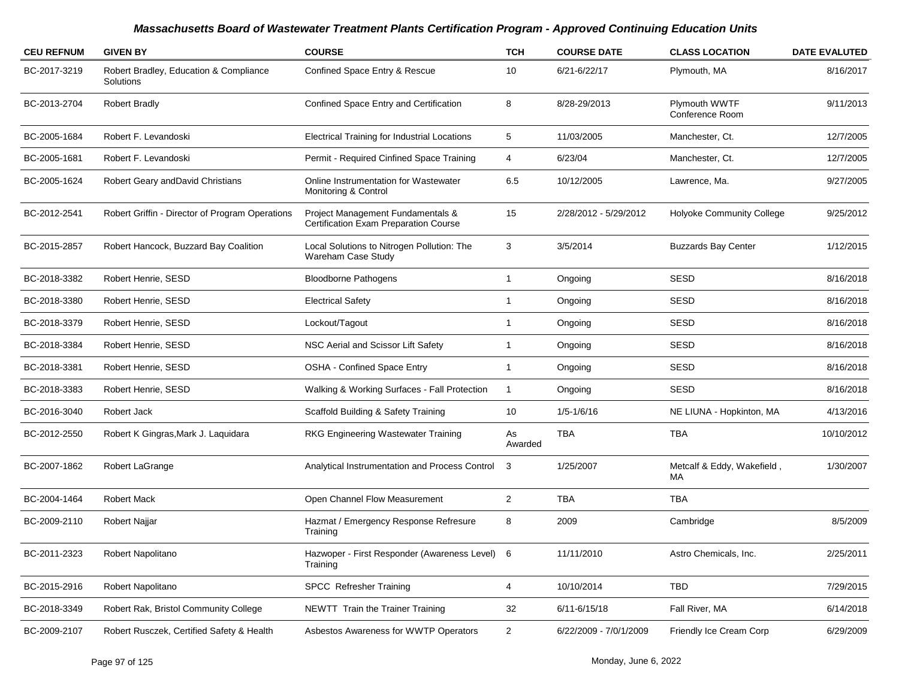# *Massachusetts Board of Wastewater Treatment Plants Certification Program - Approved Continuing Education Units*

| CEU REFNUM | GIVEN BY | COURSE | TCH | COURSE DATE | CLASS LOCATION | DATE EVALUTED |
|---|---|---|---|---|---|---|
| BC-2017-3219 | Robert Bradley, Education & Compliance Solutions | Confined Space Entry & Rescue | 10 | 6/21-6/22/17 | Plymouth, MA | 8/16/2017 |
| BC-2013-2704 | Robert Bradly | Confined Space Entry and Certification | 8 | 8/28-29/2013 | Plymouth WWTF Conference Room | 9/11/2013 |
| BC-2005-1684 | Robert F. Levandoski | Electrical Training for Industrial Locations | 5 | 11/03/2005 | Manchester, Ct. | 12/7/2005 |
| BC-2005-1681 | Robert F. Levandoski | Permit - Required Cinfined Space Training | 4 | 6/23/04 | Manchester, Ct. | 12/7/2005 |
| BC-2005-1624 | Robert Geary andDavid Christians | Online Instrumentation for Wastewater Monitoring & Control | 6.5 | 10/12/2005 | Lawrence, Ma. | 9/27/2005 |
| BC-2012-2541 | Robert Griffin - Director of Program Operations | Project Management Fundamentals & Certification Exam Preparation Course | 15 | 2/28/2012 - 5/29/2012 | Holyoke Community College | 9/25/2012 |
| BC-2015-2857 | Robert Hancock, Buzzard Bay Coalition | Local Solutions to Nitrogen Pollution: The Wareham Case Study | 3 | 3/5/2014 | Buzzards Bay Center | 1/12/2015 |
| BC-2018-3382 | Robert Henrie, SESD | Bloodborne Pathogens | 1 | Ongoing | SESD | 8/16/2018 |
| BC-2018-3380 | Robert Henrie, SESD | Electrical Safety | 1 | Ongoing | SESD | 8/16/2018 |
| BC-2018-3379 | Robert Henrie, SESD | Lockout/Tagout | 1 | Ongoing | SESD | 8/16/2018 |
| BC-2018-3384 | Robert Henrie, SESD | NSC Aerial and Scissor Lift Safety | 1 | Ongoing | SESD | 8/16/2018 |
| BC-2018-3381 | Robert Henrie, SESD | OSHA - Confined Space Entry | 1 | Ongoing | SESD | 8/16/2018 |
| BC-2018-3383 | Robert Henrie, SESD | Walking & Working Surfaces - Fall Protection | 1 | Ongoing | SESD | 8/16/2018 |
| BC-2016-3040 | Robert Jack | Scaffold Building & Safety Training | 10 | 1/5-1/6/16 | NE LIUNA - Hopkinton, MA | 4/13/2016 |
| BC-2012-2550 | Robert K Gingras,Mark J. Laquidara | RKG Engineering Wastewater Training | As Awarded | TBA | TBA | 10/10/2012 |
| BC-2007-1862 | Robert LaGrange | Analytical Instrumentation and Process Control | 3 | 1/25/2007 | Metcalf & Eddy, Wakefield , MA | 1/30/2007 |
| BC-2004-1464 | Robert Mack | Open Channel Flow Measurement | 2 | TBA | TBA | |
| BC-2009-2110 | Robert Najjar | Hazmat / Emergency Response Refresure Training | 8 | 2009 | Cambridge | 8/5/2009 |
| BC-2011-2323 | Robert Napolitano | Hazwoper - First Responder (Awareness Level) Training | 6 | 11/11/2010 | Astro Chemicals, Inc. | 2/25/2011 |
| BC-2015-2916 | Robert Napolitano | SPCC Refresher Training | 4 | 10/10/2014 | TBD | 7/29/2015 |
| BC-2018-3349 | Robert Rak, Bristol Community College | NEWTT Train the Trainer Training | 32 | 6/11-6/15/18 | Fall River, MA | 6/14/2018 |
| BC-2009-2107 | Robert Rusczek, Certified Safety & Health | Asbestos Awareness for WWTP Operators | 2 | 6/22/2009 - 7/0/1/2009 | Friendly Ice Cream Corp | 6/29/2009 |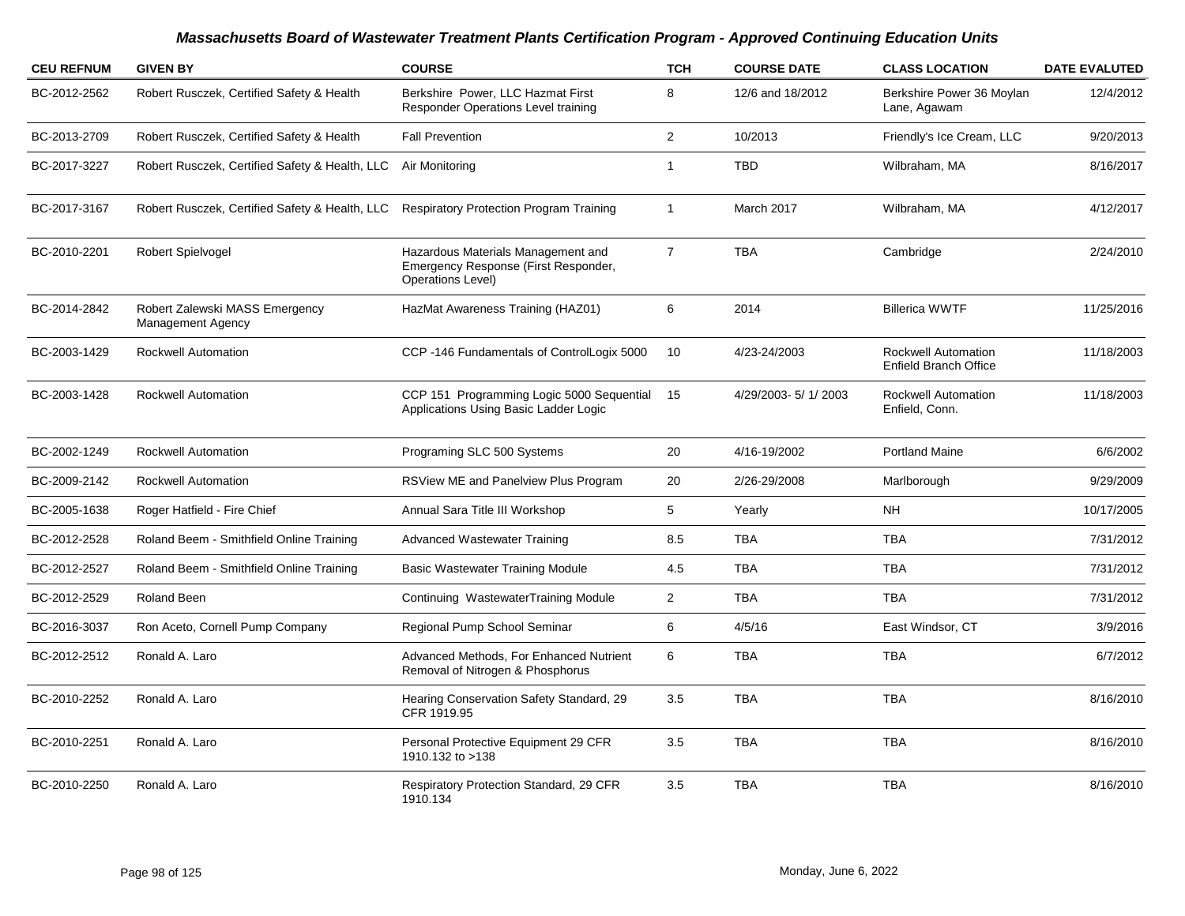# Massachusetts Board of Wastewater Treatment Plants Certification Program - Approved Continuing Education Units

| CEU REFNUM | GIVEN BY | COURSE | TCH | COURSE DATE | CLASS LOCATION | DATE EVALUTED |
|---|---|---|---|---|---|---|
| BC-2012-2562 | Robert Rusczek, Certified Safety & Health | Berkshire Power, LLC Hazmat First Responder Operations Level training | 8 | 12/6 and 18/2012 | Berkshire Power 36 Moylan Lane, Agawam | 12/4/2012 |
| BC-2013-2709 | Robert Rusczek, Certified Safety & Health | Fall Prevention | 2 | 10/2013 | Friendly's Ice Cream, LLC | 9/20/2013 |
| BC-2017-3227 | Robert Rusczek, Certified Safety & Health, LLC | Air Monitoring | 1 | TBD | Wilbraham, MA | 8/16/2017 |
| BC-2017-3167 | Robert Rusczek, Certified Safety & Health, LLC | Respiratory Protection Program Training | 1 | March 2017 | Wilbraham, MA | 4/12/2017 |
| BC-2010-2201 | Robert Spielvogel | Hazardous Materials Management and Emergency Response (First Responder, Operations Level) | 7 | TBA | Cambridge | 2/24/2010 |
| BC-2014-2842 | Robert Zalewski MASS Emergency Management Agency | HazMat Awareness Training (HAZ01) | 6 | 2014 | Billerica WWTF | 11/25/2016 |
| BC-2003-1429 | Rockwell Automation | CCP -146 Fundamentals of ControlLogix 5000 | 10 | 4/23-24/2003 | Rockwell Automation Enfield Branch Office | 11/18/2003 |
| BC-2003-1428 | Rockwell Automation | CCP 151 Programming Logic 5000 Sequential Applications Using Basic Ladder Logic | 15 | 4/29/2003- 5/ 1/ 2003 | Rockwell Automation Enfield, Conn. | 11/18/2003 |
| BC-2002-1249 | Rockwell Automation | Programing SLC 500 Systems | 20 | 4/16-19/2002 | Portland Maine | 6/6/2002 |
| BC-2009-2142 | Rockwell Automation | RSView ME and Panelview Plus Program | 20 | 2/26-29/2008 | Marlborough | 9/29/2009 |
| BC-2005-1638 | Roger Hatfield - Fire Chief | Annual Sara Title III Workshop | 5 | Yearly | NH | 10/17/2005 |
| BC-2012-2528 | Roland Beem - Smithfield Online Training | Advanced Wastewater Training | 8.5 | TBA | TBA | 7/31/2012 |
| BC-2012-2527 | Roland Beem - Smithfield Online Training | Basic Wastewater Training Module | 4.5 | TBA | TBA | 7/31/2012 |
| BC-2012-2529 | Roland Been | Continuing WastewaterTraining Module | 2 | TBA | TBA | 7/31/2012 |
| BC-2016-3037 | Ron Aceto, Cornell Pump Company | Regional Pump School Seminar | 6 | 4/5/16 | East Windsor, CT | 3/9/2016 |
| BC-2012-2512 | Ronald A. Laro | Advanced Methods, For Enhanced Nutrient Removal of Nitrogen & Phosphorus | 6 | TBA | TBA | 6/7/2012 |
| BC-2010-2252 | Ronald A. Laro | Hearing Conservation Safety Standard, 29 CFR 1919.95 | 3.5 | TBA | TBA | 8/16/2010 |
| BC-2010-2251 | Ronald A. Laro | Personal Protective Equipment 29 CFR 1910.132 to >138 | 3.5 | TBA | TBA | 8/16/2010 |
| BC-2010-2250 | Ronald A. Laro | Respiratory Protection Standard, 29 CFR 1910.134 | 3.5 | TBA | TBA | 8/16/2010 |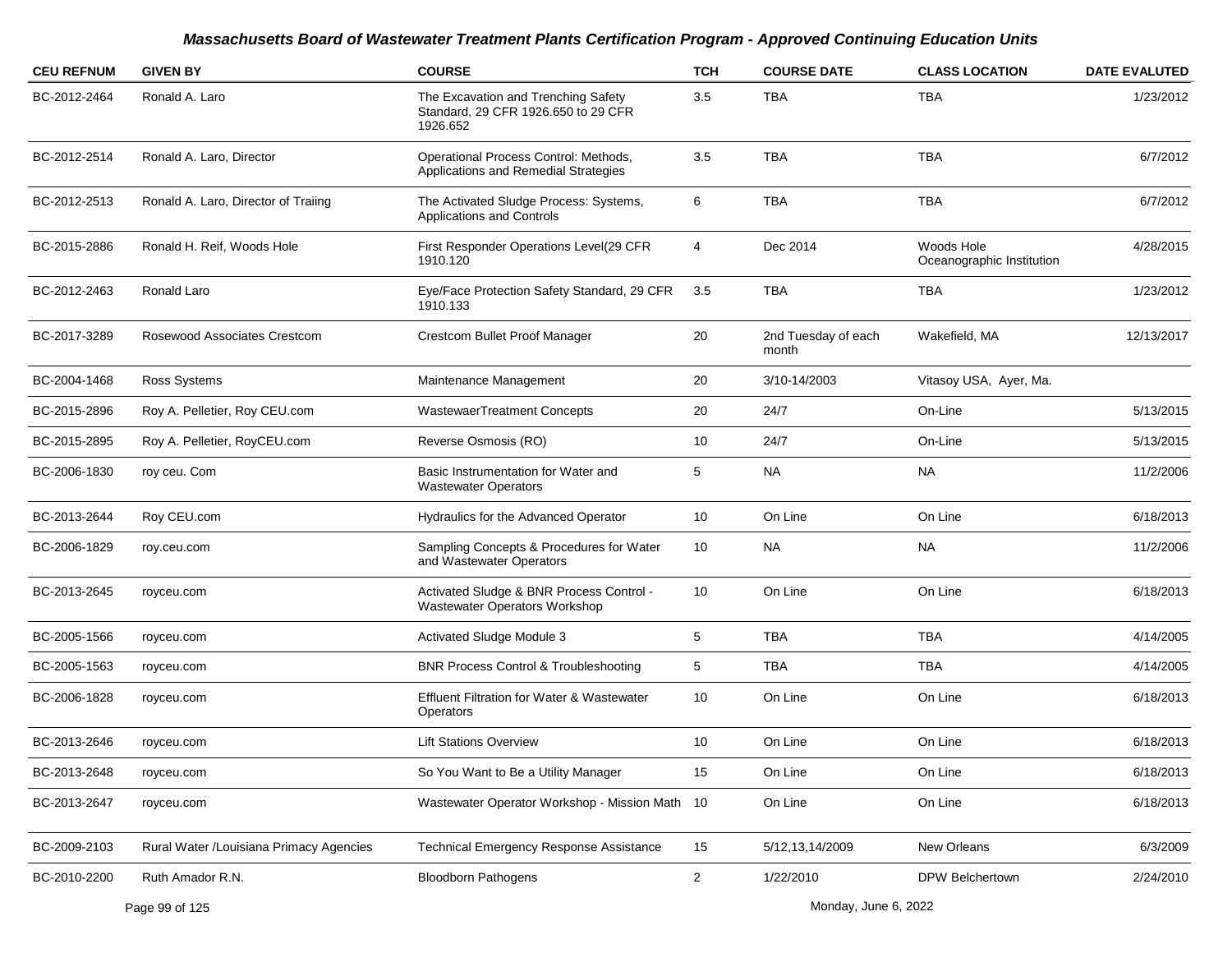## Massachusetts Board of Wastewater Treatment Plants Certification Program - Approved Continuing Education Units

| CEU REFNUM | GIVEN BY | COURSE | TCH | COURSE DATE | CLASS LOCATION | DATE EVALUTED |
|---|---|---|---|---|---|---|
| BC-2012-2464 | Ronald A. Laro | The Excavation and Trenching Safety Standard, 29 CFR 1926.650 to 29 CFR 1926.652 | 3.5 | TBA | TBA | 1/23/2012 |
| BC-2012-2514 | Ronald A. Laro, Director | Operational Process Control: Methods, Applications and Remedial Strategies | 3.5 | TBA | TBA | 6/7/2012 |
| BC-2012-2513 | Ronald A. Laro, Director of Traiing | The Activated Sludge Process: Systems, Applications and Controls | 6 | TBA | TBA | 6/7/2012 |
| BC-2015-2886 | Ronald H. Reif, Woods Hole | First Responder Operations Level(29 CFR 1910.120 | 4 | Dec 2014 | Woods Hole Oceanographic Institution | 4/28/2015 |
| BC-2012-2463 | Ronald Laro | Eye/Face Protection Safety Standard, 29 CFR 1910.133 | 3.5 | TBA | TBA | 1/23/2012 |
| BC-2017-3289 | Rosewood Associates Crestcom | Crestcom Bullet Proof Manager | 20 | 2nd Tuesday of each month | Wakefield, MA | 12/13/2017 |
| BC-2004-1468 | Ross Systems | Maintenance Management | 20 | 3/10-14/2003 | Vitasoy USA, Ayer, Ma. | |
| BC-2015-2896 | Roy A. Pelletier, Roy CEU.com | WastewaerTreatment Concepts | 20 | 24/7 | On-Line | 5/13/2015 |
| BC-2015-2895 | Roy A. Pelletier, RoyCEU.com | Reverse Osmosis (RO) | 10 | 24/7 | On-Line | 5/13/2015 |
| BC-2006-1830 | roy ceu. Com | Basic Instrumentation for Water and Wastewater Operators | 5 | NA | NA | 11/2/2006 |
| BC-2013-2644 | Roy CEU.com | Hydraulics for the Advanced Operator | 10 | On Line | On Line | 6/18/2013 |
| BC-2006-1829 | roy.ceu.com | Sampling Concepts & Procedures for Water and Wastewater Operators | 10 | NA | NA | 11/2/2006 |
| BC-2013-2645 | royceu.com | Activated Sludge & BNR Process Control - Wastewater Operators Workshop | 10 | On Line | On Line | 6/18/2013 |
| BC-2005-1566 | royceu.com | Activated Sludge Module 3 | 5 | TBA | TBA | 4/14/2005 |
| BC-2005-1563 | royceu.com | BNR Process Control & Troubleshooting | 5 | TBA | TBA | 4/14/2005 |
| BC-2006-1828 | royceu.com | Effluent Filtration for Water & Wastewater Operators | 10 | On Line | On Line | 6/18/2013 |
| BC-2013-2646 | royceu.com | Lift Stations Overview | 10 | On Line | On Line | 6/18/2013 |
| BC-2013-2648 | royceu.com | So You Want to Be a Utility Manager | 15 | On Line | On Line | 6/18/2013 |
| BC-2013-2647 | royceu.com | Wastewater Operator Workshop - Mission Math | 10 | On Line | On Line | 6/18/2013 |
| BC-2009-2103 | Rural Water /Louisiana Primacy Agencies | Technical Emergency Response Assistance | 15 | 5/12,13,14/2009 | New Orleans | 6/3/2009 |
| BC-2010-2200 | Ruth Amador R.N. | Bloodborn Pathogens | 2 | 1/22/2010 | DPW Belchertown | 2/24/2010 |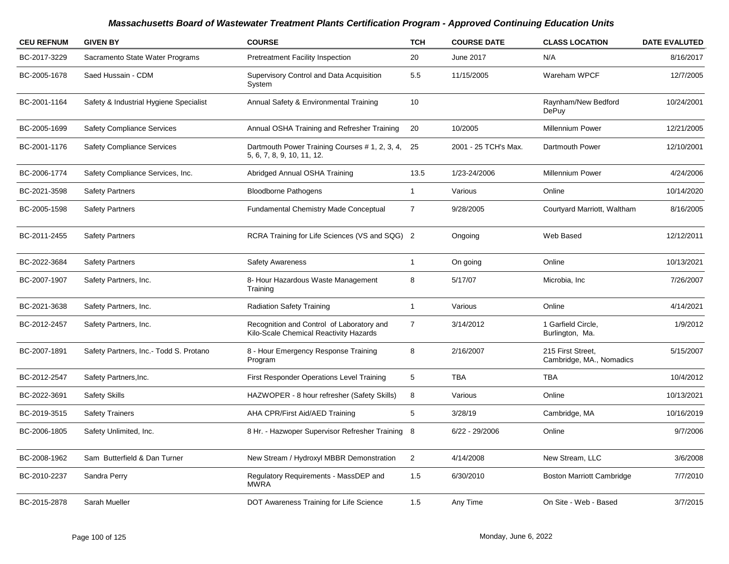# Massachusetts Board of Wastewater Treatment Plants Certification Program - Approved Continuing Education Units

| CEU REFNUM | GIVEN BY | COURSE | TCH | COURSE DATE | CLASS LOCATION | DATE EVALUTED |
|---|---|---|---|---|---|---|
| BC-2017-3229 | Sacramento State Water Programs | Pretreatment Facility Inspection | 20 | June 2017 | N/A | 8/16/2017 |
| BC-2005-1678 | Saed Hussain - CDM | Supervisory Control and Data Acquisition System | 5.5 | 11/15/2005 | Wareham WPCF | 12/7/2005 |
| BC-2001-1164 | Safety & Industrial Hygiene Specialist | Annual Safety & Environmental Training | 10 | | Raynham/New Bedford DePuy | 10/24/2001 |
| BC-2005-1699 | Safety Compliance Services | Annual OSHA Training and Refresher Training | 20 | 10/2005 | Millennium Power | 12/21/2005 |
| BC-2001-1176 | Safety Compliance Services | Dartmouth Power Training Courses # 1, 2, 3, 4, 5, 6, 7, 8, 9, 10, 11, 12. | 25 | 2001 - 25 TCH's Max. | Dartmouth Power | 12/10/2001 |
| BC-2006-1774 | Safety Compliance Services, Inc. | Abridged Annual OSHA Training | 13.5 | 1/23-24/2006 | Millennium Power | 4/24/2006 |
| BC-2021-3598 | Safety Partners | Bloodborne Pathogens | 1 | Various | Online | 10/14/2020 |
| BC-2005-1598 | Safety Partners | Fundamental Chemistry Made Conceptual | 7 | 9/28/2005 | Courtyard Marriott, Waltham | 8/16/2005 |
| BC-2011-2455 | Safety Partners | RCRA Training for Life Sciences (VS and SQG) | 2 | Ongoing | Web Based | 12/12/2011 |
| BC-2022-3684 | Safety Partners | Safety Awareness | 1 | On going | Online | 10/13/2021 |
| BC-2007-1907 | Safety Partners, Inc. | 8- Hour Hazardous Waste Management Training | 8 | 5/17/07 | Microbia, Inc | 7/26/2007 |
| BC-2021-3638 | Safety Partners, Inc. | Radiation Safety Training | 1 | Various | Online | 4/14/2021 |
| BC-2012-2457 | Safety Partners, Inc. | Recognition and Control of Laboratory and Kilo-Scale Chemical Reactivity Hazards | 7 | 3/14/2012 | 1 Garfield Circle, Burlington, Ma. | 1/9/2012 |
| BC-2007-1891 | Safety Partners, Inc.- Todd S. Protano | 8 - Hour Emergency Response Training Program | 8 | 2/16/2007 | 215 First Street, Cambridge, MA., Nomadics | 5/15/2007 |
| BC-2012-2547 | Safety Partners,Inc. | First Responder Operations Level Training | 5 | TBA | TBA | 10/4/2012 |
| BC-2022-3691 | Safety Skills | HAZWOPER - 8 hour refresher (Safety Skills) | 8 | Various | Online | 10/13/2021 |
| BC-2019-3515 | Safety Trainers | AHA CPR/First Aid/AED Training | 5 | 3/28/19 | Cambridge, MA | 10/16/2019 |
| BC-2006-1805 | Safety Unlimited, Inc. | 8 Hr. - Hazwoper Supervisor Refresher Training | 8 | 6/22 - 29/2006 | Online | 9/7/2006 |
| BC-2008-1962 | Sam Butterfield & Dan Turner | New Stream / Hydroxyl MBBR Demonstration | 2 | 4/14/2008 | New Stream, LLC | 3/6/2008 |
| BC-2010-2237 | Sandra Perry | Regulatory Requirements - MassDEP and MWRA | 1.5 | 6/30/2010 | Boston Marriott Cambridge | 7/7/2010 |
| BC-2015-2878 | Sarah Mueller | DOT Awareness Training for Life Science | 1.5 | Any Time | On Site - Web - Based | 3/7/2015 |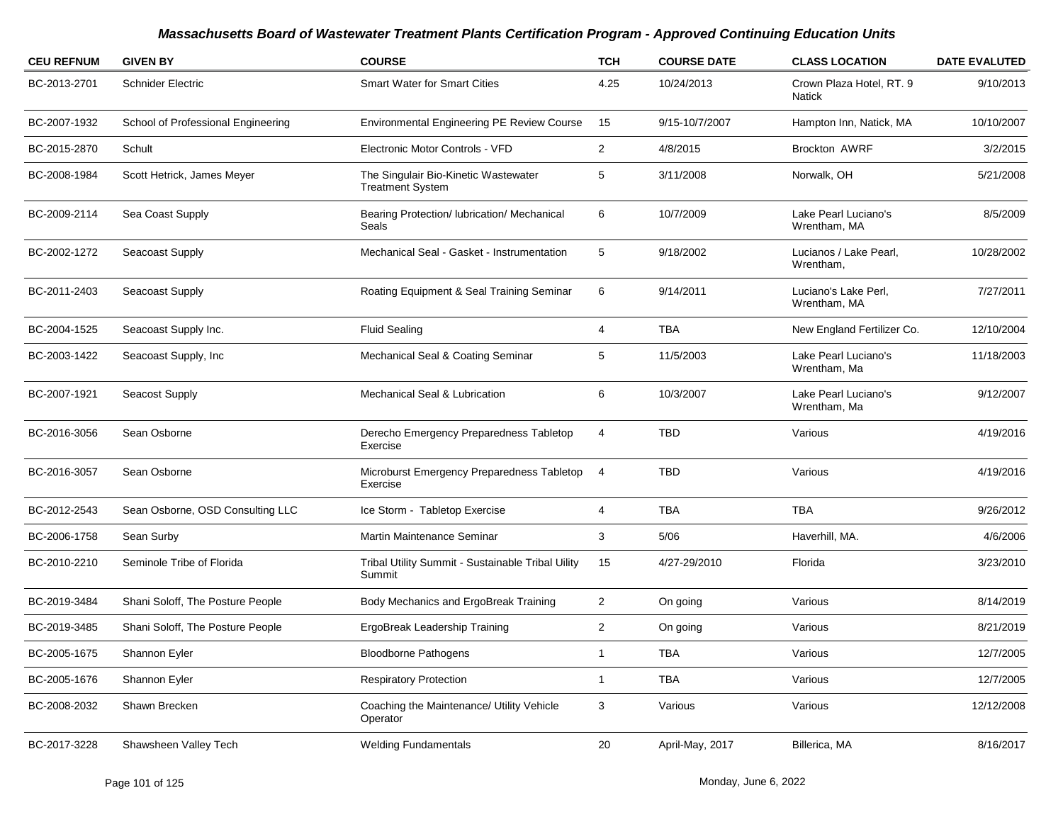# Massachusetts Board of Wastewater Treatment Plants Certification Program - Approved Continuing Education Units

| CEU REFNUM | GIVEN BY | COURSE | TCH | COURSE DATE | CLASS LOCATION | DATE EVALUTED |
|---|---|---|---|---|---|---|
| BC-2013-2701 | Schnider Electric | Smart Water for Smart Cities | 4.25 | 10/24/2013 | Crown Plaza Hotel, RT. 9 Natick | 9/10/2013 |
| BC-2007-1932 | School of Professional Engineering | Environmental Engineering PE Review Course | 15 | 9/15-10/7/2007 | Hampton Inn, Natick, MA | 10/10/2007 |
| BC-2015-2870 | Schult | Electronic Motor Controls - VFD | 2 | 4/8/2015 | Brockton AWRF | 3/2/2015 |
| BC-2008-1984 | Scott Hetrick, James Meyer | The Singulair Bio-Kinetic Wastewater Treatment System | 5 | 3/11/2008 | Norwalk, OH | 5/21/2008 |
| BC-2009-2114 | Sea Coast Supply | Bearing Protection/ lubrication/ Mechanical Seals | 6 | 10/7/2009 | Lake Pearl Luciano's Wrentham, MA | 8/5/2009 |
| BC-2002-1272 | Seacoast Supply | Mechanical Seal - Gasket - Instrumentation | 5 | 9/18/2002 | Lucianos / Lake Pearl, Wrentham, | 10/28/2002 |
| BC-2011-2403 | Seacoast Supply | Roating Equipment & Seal Training Seminar | 6 | 9/14/2011 | Luciano's Lake Perl, Wrentham, MA | 7/27/2011 |
| BC-2004-1525 | Seacoast Supply Inc. | Fluid Sealing | 4 | TBA | New England Fertilizer Co. | 12/10/2004 |
| BC-2003-1422 | Seacoast Supply, Inc | Mechanical Seal & Coating Seminar | 5 | 11/5/2003 | Lake Pearl Luciano's Wrentham, Ma | 11/18/2003 |
| BC-2007-1921 | Seacost Supply | Mechanical Seal & Lubrication | 6 | 10/3/2007 | Lake Pearl Luciano's Wrentham, Ma | 9/12/2007 |
| BC-2016-3056 | Sean Osborne | Derecho Emergency Preparedness Tabletop Exercise | 4 | TBD | Various | 4/19/2016 |
| BC-2016-3057 | Sean Osborne | Microburst Emergency Preparedness Tabletop Exercise | 4 | TBD | Various | 4/19/2016 |
| BC-2012-2543 | Sean Osborne, OSD Consulting LLC | Ice Storm - Tabletop Exercise | 4 | TBA | TBA | 9/26/2012 |
| BC-2006-1758 | Sean Surby | Martin Maintenance Seminar | 3 | 5/06 | Haverhill, MA. | 4/6/2006 |
| BC-2010-2210 | Seminole Tribe of Florida | Tribal Utility Summit - Sustainable Tribal Uility Summit | 15 | 4/27-29/2010 | Florida | 3/23/2010 |
| BC-2019-3484 | Shani Soloff, The Posture People | Body Mechanics and ErgoBreak Training | 2 | On going | Various | 8/14/2019 |
| BC-2019-3485 | Shani Soloff, The Posture People | ErgoBreak Leadership Training | 2 | On going | Various | 8/21/2019 |
| BC-2005-1675 | Shannon Eyler | Bloodborne Pathogens | 1 | TBA | Various | 12/7/2005 |
| BC-2005-1676 | Shannon Eyler | Respiratory Protection | 1 | TBA | Various | 12/7/2005 |
| BC-2008-2032 | Shawn Brecken | Coaching the Maintenance/ Utility Vehicle Operator | 3 | Various | Various | 12/12/2008 |
| BC-2017-3228 | Shawsheen Valley Tech | Welding Fundamentals | 20 | April-May, 2017 | Billerica, MA | 8/16/2017 |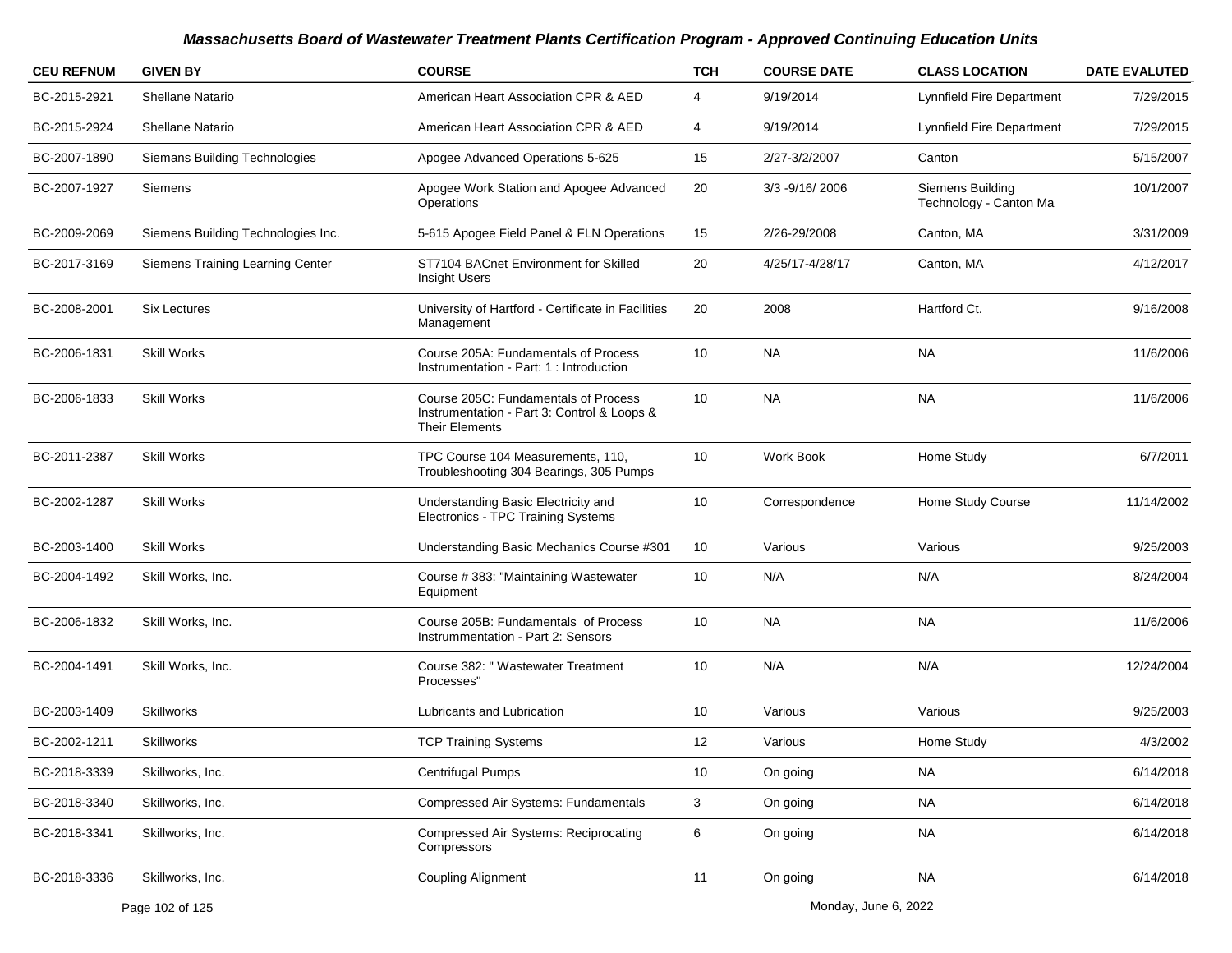# Massachusetts Board of Wastewater Treatment Plants Certification Program - Approved Continuing Education Units

| CEU REFNUM | GIVEN BY | COURSE | TCH | COURSE DATE | CLASS LOCATION | DATE EVALUTED |
|---|---|---|---|---|---|---|
| BC-2015-2921 | Shellane Natario | American Heart Association CPR & AED | 4 | 9/19/2014 | Lynnfield Fire Department | 7/29/2015 |
| BC-2015-2924 | Shellane Natario | American Heart Association CPR & AED | 4 | 9/19/2014 | Lynnfield Fire Department | 7/29/2015 |
| BC-2007-1890 | Siemans Building Technologies | Apogee Advanced Operations 5-625 | 15 | 2/27-3/2/2007 | Canton | 5/15/2007 |
| BC-2007-1927 | Siemens | Apogee Work Station and Apogee Advanced Operations | 20 | 3/3 -9/16/ 2006 | Siemens Building Technology - Canton Ma | 10/1/2007 |
| BC-2009-2069 | Siemens Building Technologies Inc. | 5-615 Apogee Field Panel & FLN Operations | 15 | 2/26-29/2008 | Canton, MA | 3/31/2009 |
| BC-2017-3169 | Siemens Training Learning Center | ST7104 BACnet Environment for Skilled Insight Users | 20 | 4/25/17-4/28/17 | Canton, MA | 4/12/2017 |
| BC-2008-2001 | Six Lectures | University of Hartford - Certificate in Facilities Management | 20 | 2008 | Hartford Ct. | 9/16/2008 |
| BC-2006-1831 | Skill Works | Course 205A: Fundamentals of Process Instrumentation - Part: 1 : Introduction | 10 | NA | NA | 11/6/2006 |
| BC-2006-1833 | Skill Works | Course 205C: Fundamentals of Process Instrumentation - Part 3: Control & Loops & Their Elements | 10 | NA | NA | 11/6/2006 |
| BC-2011-2387 | Skill Works | TPC Course 104 Measurements, 110, Troubleshooting 304 Bearings, 305 Pumps | 10 | Work Book | Home Study | 6/7/2011 |
| BC-2002-1287 | Skill Works | Understanding Basic Electricity and Electronics - TPC Training Systems | 10 | Correspondence | Home Study Course | 11/14/2002 |
| BC-2003-1400 | Skill Works | Understanding Basic Mechanics Course #301 | 10 | Various | Various | 9/25/2003 |
| BC-2004-1492 | Skill Works, Inc. | Course # 383: "Maintaining Wastewater Equipment | 10 | N/A | N/A | 8/24/2004 |
| BC-2006-1832 | Skill Works, Inc. | Course 205B: Fundamentals of Process Instrummentation - Part 2: Sensors | 10 | NA | NA | 11/6/2006 |
| BC-2004-1491 | Skill Works, Inc. | Course 382: " Wastewater Treatment Processes" | 10 | N/A | N/A | 12/24/2004 |
| BC-2003-1409 | Skillworks | Lubricants and Lubrication | 10 | Various | Various | 9/25/2003 |
| BC-2002-1211 | Skillworks | TCP Training Systems | 12 | Various | Home Study | 4/3/2002 |
| BC-2018-3339 | Skillworks, Inc. | Centrifugal Pumps | 10 | On going | NA | 6/14/2018 |
| BC-2018-3340 | Skillworks, Inc. | Compressed Air Systems: Fundamentals | 3 | On going | NA | 6/14/2018 |
| BC-2018-3341 | Skillworks, Inc. | Compressed Air Systems: Reciprocating Compressors | 6 | On going | NA | 6/14/2018 |
| BC-2018-3336 | Skillworks, Inc. | Coupling Alignment | 11 | On going | NA | 6/14/2018 |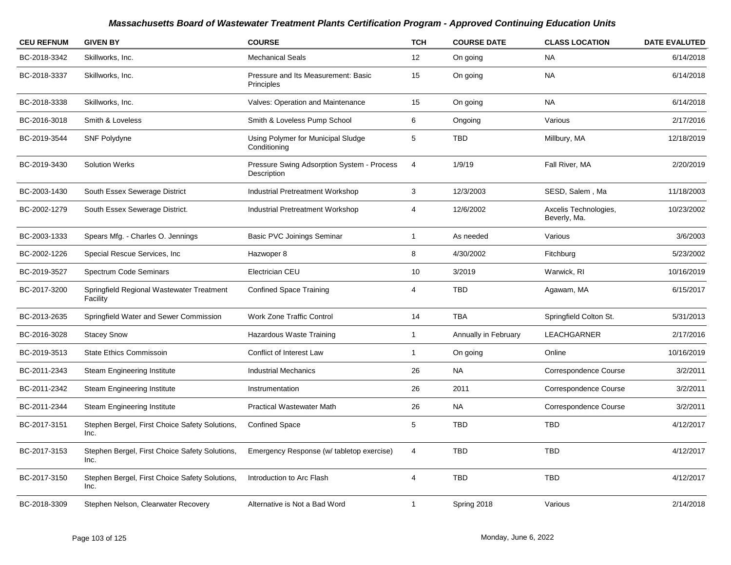### Massachusetts Board of Wastewater Treatment Plants Certification Program - Approved Continuing Education Units

| CEU REFNUM | GIVEN BY | COURSE | TCH | COURSE DATE | CLASS LOCATION | DATE EVALUTED |
|---|---|---|---|---|---|---|
| BC-2018-3342 | Skillworks, Inc. | Mechanical Seals | 12 | On going | NA | 6/14/2018 |
| BC-2018-3337 | Skillworks, Inc. | Pressure and Its Measurement: Basic Principles | 15 | On going | NA | 6/14/2018 |
| BC-2018-3338 | Skillworks, Inc. | Valves: Operation and Maintenance | 15 | On going | NA | 6/14/2018 |
| BC-2016-3018 | Smith & Loveless | Smith & Loveless Pump School | 6 | Ongoing | Various | 2/17/2016 |
| BC-2019-3544 | SNF Polydyne | Using Polymer for Municipal Sludge Conditioning | 5 | TBD | Millbury, MA | 12/18/2019 |
| BC-2019-3430 | Solution Werks | Pressure Swing Adsorption System - Process Description | 4 | 1/9/19 | Fall River, MA | 2/20/2019 |
| BC-2003-1430 | South Essex Sewerage District | Industrial Pretreatment Workshop | 3 | 12/3/2003 | SESD, Salem , Ma | 11/18/2003 |
| BC-2002-1279 | South Essex Sewerage District. | Industrial Pretreatment Workshop | 4 | 12/6/2002 | Axcelis Technologies, Beverly, Ma. | 10/23/2002 |
| BC-2003-1333 | Spears Mfg. - Charles O. Jennings | Basic PVC Joinings Seminar | 1 | As needed | Various | 3/6/2003 |
| BC-2002-1226 | Special Rescue Services, Inc | Hazwoper 8 | 8 | 4/30/2002 | Fitchburg | 5/23/2002 |
| BC-2019-3527 | Spectrum Code Seminars | Electrician CEU | 10 | 3/2019 | Warwick, RI | 10/16/2019 |
| BC-2017-3200 | Springfield Regional Wastewater Treatment Facility | Confined Space Training | 4 | TBD | Agawam, MA | 6/15/2017 |
| BC-2013-2635 | Springfield Water and Sewer Commission | Work Zone Traffic Control | 14 | TBA | Springfield Colton St. | 5/31/2013 |
| BC-2016-3028 | Stacey Snow | Hazardous Waste Training | 1 | Annually in February | LEACHGARNER | 2/17/2016 |
| BC-2019-3513 | State Ethics Commissoin | Conflict of Interest Law | 1 | On going | Online | 10/16/2019 |
| BC-2011-2343 | Steam Engineering Institute | Industrial Mechanics | 26 | NA | Correspondence Course | 3/2/2011 |
| BC-2011-2342 | Steam Engineering Institute | Instrumentation | 26 | 2011 | Correspondence Course | 3/2/2011 |
| BC-2011-2344 | Steam Engineering Institute | Practical Wastewater Math | 26 | NA | Correspondence Course | 3/2/2011 |
| BC-2017-3151 | Stephen Bergel, First Choice Safety Solutions, Inc. | Confined Space | 5 | TBD | TBD | 4/12/2017 |
| BC-2017-3153 | Stephen Bergel, First Choice Safety Solutions, Inc. | Emergency Response (w/ tabletop exercise) | 4 | TBD | TBD | 4/12/2017 |
| BC-2017-3150 | Stephen Bergel, First Choice Safety Solutions, Inc. | Introduction to Arc Flash | 4 | TBD | TBD | 4/12/2017 |
| BC-2018-3309 | Stephen Nelson, Clearwater Recovery | Alternative is Not a Bad Word | 1 | Spring 2018 | Various | 2/14/2018 |

Monday, June 6, 2022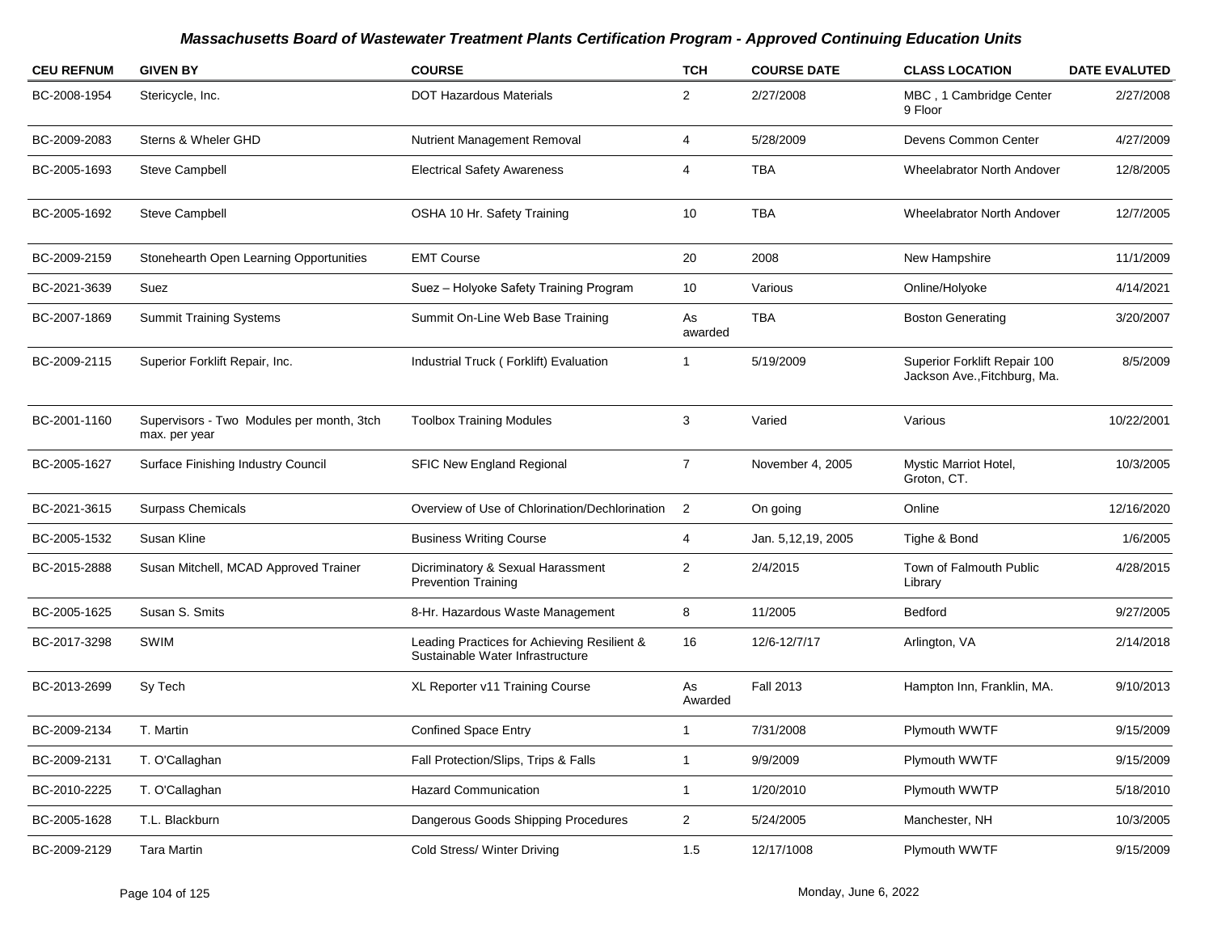# Massachusetts Board of Wastewater Treatment Plants Certification Program - Approved Continuing Education Units

| CEU REFNUM | GIVEN BY | COURSE | TCH | COURSE DATE | CLASS LOCATION | DATE EVALUTED |
|---|---|---|---|---|---|---|
| BC-2008-1954 | Stericycle, Inc. | DOT Hazardous Materials | 2 | 2/27/2008 | MBC , 1 Cambridge Center 9 Floor | 2/27/2008 |
| BC-2009-2083 | Sterns & Wheler GHD | Nutrient Management Removal | 4 | 5/28/2009 | Devens Common Center | 4/27/2009 |
| BC-2005-1693 | Steve Campbell | Electrical Safety Awareness | 4 | TBA | Wheelabrator North Andover | 12/8/2005 |
| BC-2005-1692 | Steve Campbell | OSHA 10 Hr. Safety Training | 10 | TBA | Wheelabrator North Andover | 12/7/2005 |
| BC-2009-2159 | Stonehearth Open Learning Opportunities | EMT Course | 20 | 2008 | New Hampshire | 11/1/2009 |
| BC-2021-3639 | Suez | Suez – Holyoke Safety Training Program | 10 | Various | Online/Holyoke | 4/14/2021 |
| BC-2007-1869 | Summit Training Systems | Summit On-Line Web Base Training | As awarded | TBA | Boston Generating | 3/20/2007 |
| BC-2009-2115 | Superior Forklift Repair, Inc. | Industrial Truck ( Forklift) Evaluation | 1 | 5/19/2009 | Superior Forklift Repair 100 Jackson Ave.,Fitchburg, Ma. | 8/5/2009 |
| BC-2001-1160 | Supervisors - Two Modules per month, 3tch max. per year | Toolbox Training Modules | 3 | Varied | Various | 10/22/2001 |
| BC-2005-1627 | Surface Finishing Industry Council | SFIC New England Regional | 7 | November 4, 2005 | Mystic Marriot Hotel, Groton, CT. | 10/3/2005 |
| BC-2021-3615 | Surpass Chemicals | Overview of Use of Chlorination/Dechlorination | 2 | On going | Online | 12/16/2020 |
| BC-2005-1532 | Susan Kline | Business Writing Course | 4 | Jan. 5,12,19, 2005 | Tighe & Bond | 1/6/2005 |
| BC-2015-2888 | Susan Mitchell, MCAD Approved Trainer | Dicriminatory & Sexual Harassment Prevention Training | 2 | 2/4/2015 | Town of Falmouth Public Library | 4/28/2015 |
| BC-2005-1625 | Susan S. Smits | 8-Hr. Hazardous Waste Management | 8 | 11/2005 | Bedford | 9/27/2005 |
| BC-2017-3298 | SWIM | Leading Practices for Achieving Resilient & Sustainable Water Infrastructure | 16 | 12/6-12/7/17 | Arlington, VA | 2/14/2018 |
| BC-2013-2699 | Sy Tech | XL Reporter v11 Training Course | As Awarded | Fall 2013 | Hampton Inn, Franklin, MA. | 9/10/2013 |
| BC-2009-2134 | T. Martin | Confined Space Entry | 1 | 7/31/2008 | Plymouth WWTF | 9/15/2009 |
| BC-2009-2131 | T. O'Callaghan | Fall Protection/Slips, Trips & Falls | 1 | 9/9/2009 | Plymouth WWTF | 9/15/2009 |
| BC-2010-2225 | T. O'Callaghan | Hazard Communication | 1 | 1/20/2010 | Plymouth WWTP | 5/18/2010 |
| BC-2005-1628 | T.L. Blackburn | Dangerous Goods Shipping Procedures | 2 | 5/24/2005 | Manchester, NH | 10/3/2005 |
| BC-2009-2129 | Tara Martin | Cold Stress/ Winter Driving | 1.5 | 12/17/1008 | Plymouth WWTF | 9/15/2009 |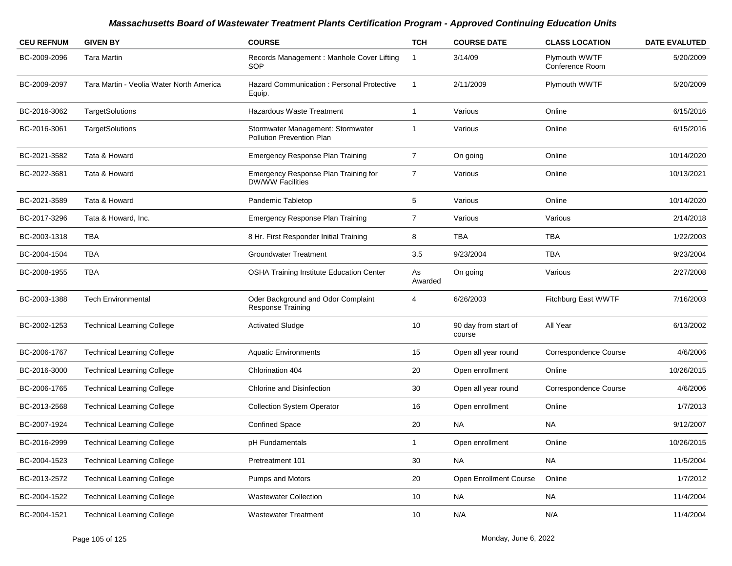# Massachusetts Board of Wastewater Treatment Plants Certification Program - Approved Continuing Education Units

| CEU REFNUM | GIVEN BY | COURSE | TCH | COURSE DATE | CLASS LOCATION | DATE EVALUTED |
|---|---|---|---|---|---|---|
| BC-2009-2096 | Tara Martin | Records Management : Manhole Cover Lifting SOP | 1 | 3/14/09 | Plymouth WWTF Conference Room | 5/20/2009 |
| BC-2009-2097 | Tara Martin - Veolia Water North America | Hazard Communication : Personal Protective Equip. | 1 | 2/11/2009 | Plymouth WWTF | 5/20/2009 |
| BC-2016-3062 | TargetSolutions | Hazardous Waste Treatment | 1 | Various | Online | 6/15/2016 |
| BC-2016-3061 | TargetSolutions | Stormwater Management: Stormwater Pollution Prevention Plan | 1 | Various | Online | 6/15/2016 |
| BC-2021-3582 | Tata & Howard | Emergency Response Plan Training | 7 | On going | Online | 10/14/2020 |
| BC-2022-3681 | Tata & Howard | Emergency Response Plan Training for DW/WW Facilities | 7 | Various | Online | 10/13/2021 |
| BC-2021-3589 | Tata & Howard | Pandemic Tabletop | 5 | Various | Online | 10/14/2020 |
| BC-2017-3296 | Tata & Howard, Inc. | Emergency Response Plan Training | 7 | Various | Various | 2/14/2018 |
| BC-2003-1318 | TBA | 8 Hr. First Responder Initial Training | 8 | TBA | TBA | 1/22/2003 |
| BC-2004-1504 | TBA | Groundwater Treatment | 3.5 | 9/23/2004 | TBA | 9/23/2004 |
| BC-2008-1955 | TBA | OSHA Training Institute Education Center | As Awarded | On going | Various | 2/27/2008 |
| BC-2003-1388 | Tech Environmental | Oder Background and Odor Complaint Response Training | 4 | 6/26/2003 | Fitchburg East WWTF | 7/16/2003 |
| BC-2002-1253 | Technical Learning College | Activated Sludge | 10 | 90 day from start of course | All Year | 6/13/2002 |
| BC-2006-1767 | Technical Learning College | Aquatic Environments | 15 | Open all year round | Correspondence Course | 4/6/2006 |
| BC-2016-3000 | Technical Learning College | Chlorination 404 | 20 | Open enrollment | Online | 10/26/2015 |
| BC-2006-1765 | Technical Learning College | Chlorine and Disinfection | 30 | Open all year round | Correspondence Course | 4/6/2006 |
| BC-2013-2568 | Technical Learning College | Collection System Operator | 16 | Open enrollment | Online | 1/7/2013 |
| BC-2007-1924 | Technical Learning College | Confined Space | 20 | NA | NA | 9/12/2007 |
| BC-2016-2999 | Technical Learning College | pH Fundamentals | 1 | Open enrollment | Online | 10/26/2015 |
| BC-2004-1523 | Technical Learning College | Pretreatment 101 | 30 | NA | NA | 11/5/2004 |
| BC-2013-2572 | Technical Learning College | Pumps and Motors | 20 | Open Enrollment Course | Online | 1/7/2012 |
| BC-2004-1522 | Technical Learning College | Wastewater Collection | 10 | NA | NA | 11/4/2004 |
| BC-2004-1521 | Technical Learning College | Wastewater Treatment | 10 | N/A | N/A | 11/4/2004 |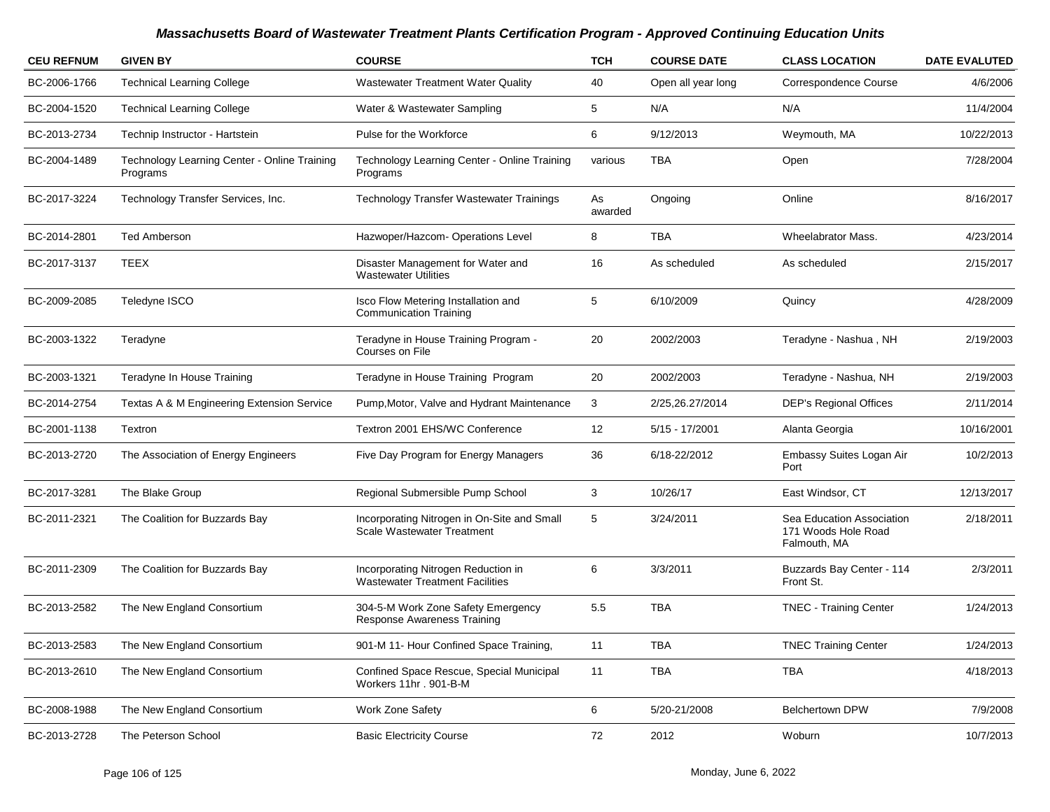# Massachusetts Board of Wastewater Treatment Plants Certification Program - Approved Continuing Education Units

| CEU REFNUM | GIVEN BY | COURSE | TCH | COURSE DATE | CLASS LOCATION | DATE EVALUTED |
|---|---|---|---|---|---|---|
| BC-2006-1766 | Technical Learning College | Wastewater Treatment Water Quality | 40 | Open all year long | Correspondence Course | 4/6/2006 |
| BC-2004-1520 | Technical Learning College | Water & Wastewater Sampling | 5 | N/A | N/A | 11/4/2004 |
| BC-2013-2734 | Technip Instructor - Hartstein | Pulse for the Workforce | 6 | 9/12/2013 | Weymouth, MA | 10/22/2013 |
| BC-2004-1489 | Technology Learning Center - Online Training Programs | Technology Learning Center - Online Training Programs | various | TBA | Open | 7/28/2004 |
| BC-2017-3224 | Technology Transfer Services, Inc. | Technology Transfer Wastewater Trainings | As awarded | Ongoing | Online | 8/16/2017 |
| BC-2014-2801 | Ted Amberson | Hazwoper/Hazcom- Operations Level | 8 | TBA | Wheelabrator Mass. | 4/23/2014 |
| BC-2017-3137 | TEEX | Disaster Management for Water and Wastewater Utilities | 16 | As scheduled | As scheduled | 2/15/2017 |
| BC-2009-2085 | Teledyne ISCO | Isco Flow Metering Installation and Communication Training | 5 | 6/10/2009 | Quincy | 4/28/2009 |
| BC-2003-1322 | Teradyne | Teradyne in House Training Program - Courses on File | 20 | 2002/2003 | Teradyne - Nashua , NH | 2/19/2003 |
| BC-2003-1321 | Teradyne In House Training | Teradyne in House Training Program | 20 | 2002/2003 | Teradyne - Nashua, NH | 2/19/2003 |
| BC-2014-2754 | Textas A & M Engineering Extension Service | Pump,Motor, Valve and Hydrant Maintenance | 3 | 2/25,26.27/2014 | DEP's Regional Offices | 2/11/2014 |
| BC-2001-1138 | Textron | Textron 2001 EHS/WC Conference | 12 | 5/15 - 17/2001 | Alanta Georgia | 10/16/2001 |
| BC-2013-2720 | The Association of Energy Engineers | Five Day Program for Energy Managers | 36 | 6/18-22/2012 | Embassy Suites Logan Air Port | 10/2/2013 |
| BC-2017-3281 | The Blake Group | Regional Submersible Pump School | 3 | 10/26/17 | East Windsor, CT | 12/13/2017 |
| BC-2011-2321 | The Coalition for Buzzards Bay | Incorporating Nitrogen in On-Site and Small Scale Wastewater Treatment | 5 | 3/24/2011 | Sea Education Association 171 Woods Hole Road Falmouth, MA | 2/18/2011 |
| BC-2011-2309 | The Coalition for Buzzards Bay | Incorporating Nitrogen Reduction in Wastewater Treatment Facilities | 6 | 3/3/2011 | Buzzards Bay Center - 114 Front St. | 2/3/2011 |
| BC-2013-2582 | The New England Consortium | 304-5-M Work Zone Safety Emergency Response Awareness Training | 5.5 | TBA | TNEC - Training Center | 1/24/2013 |
| BC-2013-2583 | The New England Consortium | 901-M 11- Hour Confined Space Training, | 11 | TBA | TNEC Training Center | 1/24/2013 |
| BC-2013-2610 | The New England Consortium | Confined Space Rescue, Special Municipal Workers 11hr . 901-B-M | 11 | TBA | TBA | 4/18/2013 |
| BC-2008-1988 | The New England Consortium | Work Zone Safety | 6 | 5/20-21/2008 | Belchertown DPW | 7/9/2008 |
| BC-2013-2728 | The Peterson School | Basic Electricity Course | 72 | 2012 | Woburn | 10/7/2013 |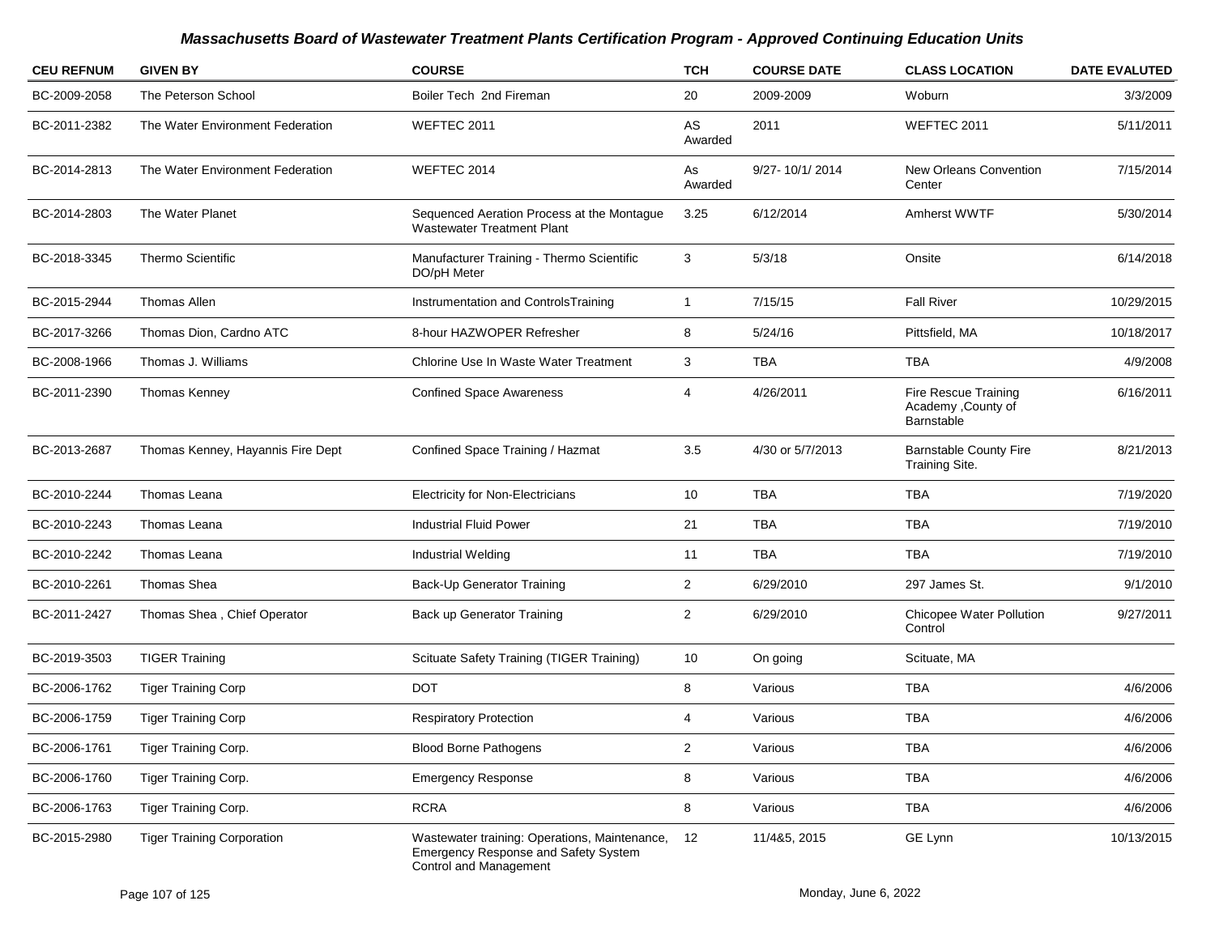## Massachusetts Board of Wastewater Treatment Plants Certification Program - Approved Continuing Education Units

| CEU REFNUM | GIVEN BY | COURSE | TCH | COURSE DATE | CLASS LOCATION | DATE EVALUTED |
|---|---|---|---|---|---|---|
| BC-2009-2058 | The Peterson School | Boiler Tech 2nd Fireman | 20 | 2009-2009 | Woburn | 3/3/2009 |
| BC-2011-2382 | The Water Environment Federation | WEFTEC 2011 | AS Awarded | 2011 | WEFTEC 2011 | 5/11/2011 |
| BC-2014-2813 | The Water Environment Federation | WEFTEC 2014 | As Awarded | 9/27- 10/1/ 2014 | New Orleans Convention Center | 7/15/2014 |
| BC-2014-2803 | The Water Planet | Sequenced Aeration Process at the Montague Wastewater Treatment Plant | 3.25 | 6/12/2014 | Amherst WWTF | 5/30/2014 |
| BC-2018-3345 | Thermo Scientific | Manufacturer Training - Thermo Scientific DO/pH Meter | 3 | 5/3/18 | Onsite | 6/14/2018 |
| BC-2015-2944 | Thomas Allen | Instrumentation and ControlsTraining | 1 | 7/15/15 | Fall River | 10/29/2015 |
| BC-2017-3266 | Thomas Dion, Cardno ATC | 8-hour HAZWOPER Refresher | 8 | 5/24/16 | Pittsfield, MA | 10/18/2017 |
| BC-2008-1966 | Thomas J. Williams | Chlorine Use In Waste Water Treatment | 3 | TBA | TBA | 4/9/2008 |
| BC-2011-2390 | Thomas Kenney | Confined Space Awareness | 4 | 4/26/2011 | Fire Rescue Training Academy ,County of Barnstable | 6/16/2011 |
| BC-2013-2687 | Thomas Kenney, Hayannis Fire Dept | Confined Space Training / Hazmat | 3.5 | 4/30 or 5/7/2013 | Barnstable County Fire Training Site. | 8/21/2013 |
| BC-2010-2244 | Thomas Leana | Electricity for Non-Electricians | 10 | TBA | TBA | 7/19/2020 |
| BC-2010-2243 | Thomas Leana | Industrial Fluid Power | 21 | TBA | TBA | 7/19/2010 |
| BC-2010-2242 | Thomas Leana | Industrial Welding | 11 | TBA | TBA | 7/19/2010 |
| BC-2010-2261 | Thomas Shea | Back-Up Generator Training | 2 | 6/29/2010 | 297 James St. | 9/1/2010 |
| BC-2011-2427 | Thomas Shea , Chief Operator | Back up Generator Training | 2 | 6/29/2010 | Chicopee Water Pollution Control | 9/27/2011 |
| BC-2019-3503 | TIGER Training | Scituate Safety Training (TIGER Training) | 10 | On going | Scituate, MA | |
| BC-2006-1762 | Tiger Training Corp | DOT | 8 | Various | TBA | 4/6/2006 |
| BC-2006-1759 | Tiger Training Corp | Respiratory Protection | 4 | Various | TBA | 4/6/2006 |
| BC-2006-1761 | Tiger Training Corp. | Blood Borne Pathogens | 2 | Various | TBA | 4/6/2006 |
| BC-2006-1760 | Tiger Training Corp. | Emergency Response | 8 | Various | TBA | 4/6/2006 |
| BC-2006-1763 | Tiger Training Corp. | RCRA | 8 | Various | TBA | 4/6/2006 |
| BC-2015-2980 | Tiger Training Corporation | Wastewater training: Operations, Maintenance, Emergency Response and Safety System Control and Management | 12 | 11/4&5, 2015 | GE Lynn | 10/13/2015 |

Monday, June 6, 2022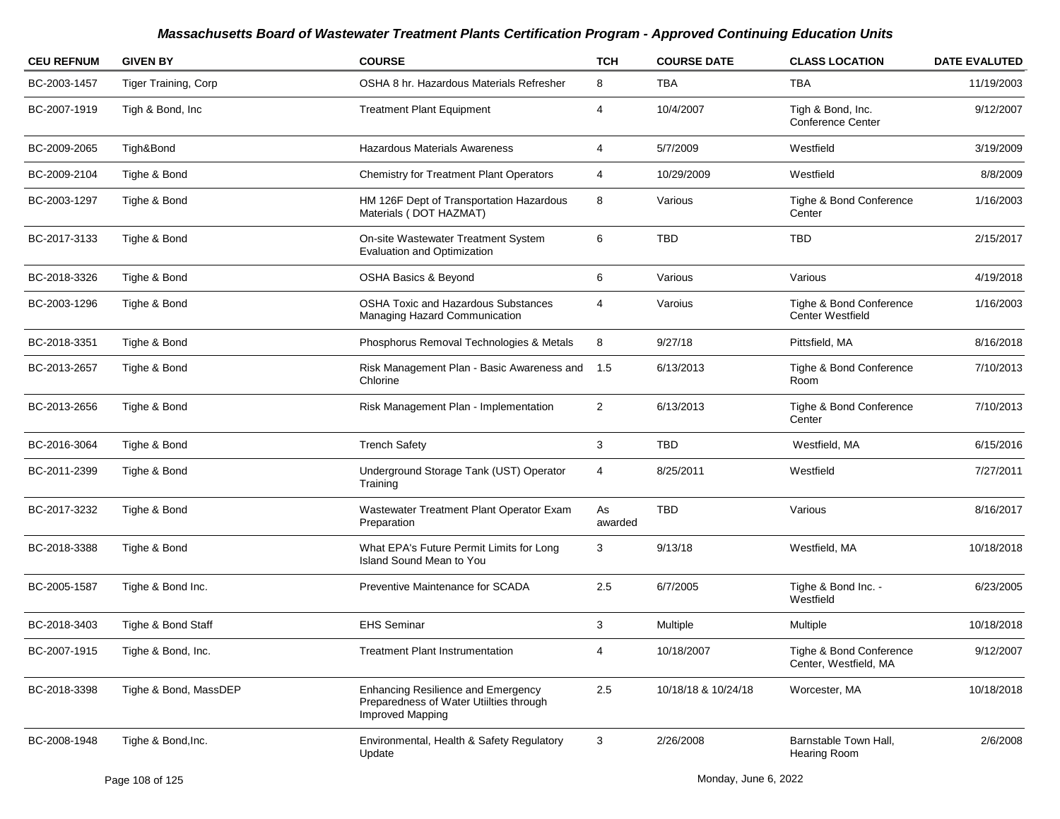# *Massachusetts Board of Wastewater Treatment Plants Certification Program - Approved Continuing Education Units*

| CEU REFNUM | GIVEN BY | COURSE | TCH | COURSE DATE | CLASS LOCATION | DATE EVALUTED |
|---|---|---|---|---|---|---|
| BC-2003-1457 | Tiger Training, Corp | OSHA 8 hr. Hazardous Materials Refresher | 8 | TBA | TBA | 11/19/2003 |
| BC-2007-1919 | Tigh & Bond, Inc | Treatment Plant Equipment | 4 | 10/4/2007 | Tigh & Bond, Inc. Conference Center | 9/12/2007 |
| BC-2009-2065 | Tigh&Bond | Hazardous Materials Awareness | 4 | 5/7/2009 | Westfield | 3/19/2009 |
| BC-2009-2104 | Tighe & Bond | Chemistry for Treatment Plant Operators | 4 | 10/29/2009 | Westfield | 8/8/2009 |
| BC-2003-1297 | Tighe & Bond | HM 126F Dept of Transportation Hazardous Materials ( DOT HAZMAT) | 8 | Various | Tighe & Bond Conference Center | 1/16/2003 |
| BC-2017-3133 | Tighe & Bond | On-site Wastewater Treatment System Evaluation and Optimization | 6 | TBD | TBD | 2/15/2017 |
| BC-2018-3326 | Tighe & Bond | OSHA Basics & Beyond | 6 | Various | Various | 4/19/2018 |
| BC-2003-1296 | Tighe & Bond | OSHA Toxic and Hazardous Substances Managing Hazard Communication | 4 | Varoius | Tighe & Bond Conference Center Westfield | 1/16/2003 |
| BC-2018-3351 | Tighe & Bond | Phosphorus Removal Technologies & Metals | 8 | 9/27/18 | Pittsfield, MA | 8/16/2018 |
| BC-2013-2657 | Tighe & Bond | Risk Management Plan - Basic Awareness and Chlorine | 1.5 | 6/13/2013 | Tighe & Bond Conference Room | 7/10/2013 |
| BC-2013-2656 | Tighe & Bond | Risk Management Plan - Implementation | 2 | 6/13/2013 | Tighe & Bond Conference Center | 7/10/2013 |
| BC-2016-3064 | Tighe & Bond | Trench Safety | 3 | TBD | Westfield, MA | 6/15/2016 |
| BC-2011-2399 | Tighe & Bond | Underground Storage Tank (UST) Operator Training | 4 | 8/25/2011 | Westfield | 7/27/2011 |
| BC-2017-3232 | Tighe & Bond | Wastewater Treatment Plant Operator Exam Preparation | As awarded | TBD | Various | 8/16/2017 |
| BC-2018-3388 | Tighe & Bond | What EPA's Future Permit Limits for Long Island Sound Mean to You | 3 | 9/13/18 | Westfield, MA | 10/18/2018 |
| BC-2005-1587 | Tighe & Bond Inc. | Preventive Maintenance for SCADA | 2.5 | 6/7/2005 | Tighe & Bond Inc. - Westfield | 6/23/2005 |
| BC-2018-3403 | Tighe & Bond Staff | EHS Seminar | 3 | Multiple | Multiple | 10/18/2018 |
| BC-2007-1915 | Tighe & Bond, Inc. | Treatment Plant Instrumentation | 4 | 10/18/2007 | Tighe & Bond Conference Center, Westfield, MA | 9/12/2007 |
| BC-2018-3398 | Tighe & Bond, MassDEP | Enhancing Resilience and Emergency Preparedness of Water Utiilties through Improved Mapping | 2.5 | 10/18/18 & 10/24/18 | Worcester, MA | 10/18/2018 |
| BC-2008-1948 | Tighe & Bond,Inc. | Environmental, Health & Safety Regulatory Update | 3 | 2/26/2008 | Barnstable Town Hall, Hearing Room | 2/6/2008 |

Monday, June 6, 2022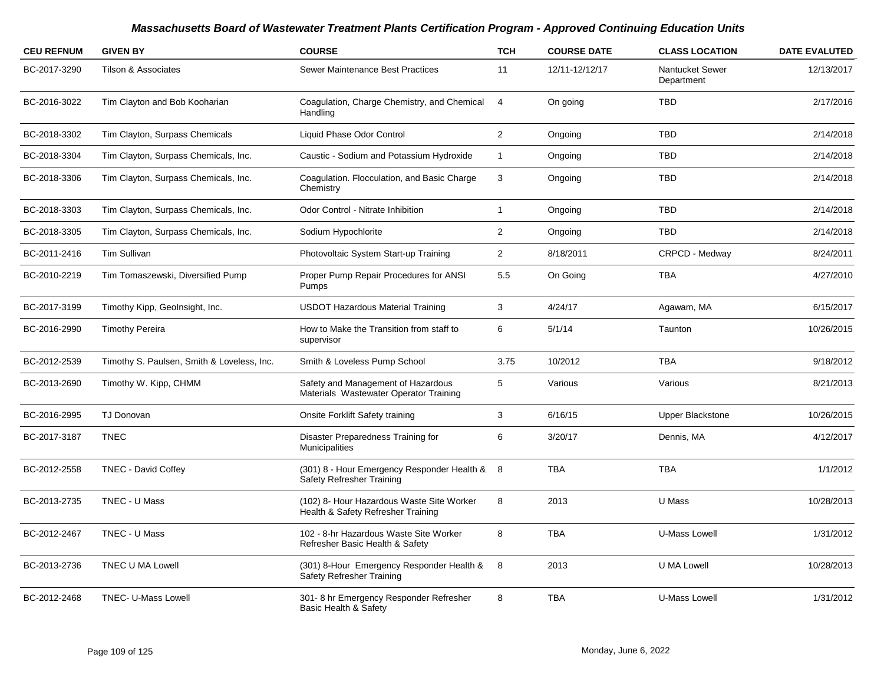## Massachusetts Board of Wastewater Treatment Plants Certification Program - Approved Continuing Education Units

| CEU REFNUM | GIVEN BY | COURSE | TCH | COURSE DATE | CLASS LOCATION | DATE EVALUTED |
|---|---|---|---|---|---|---|
| BC-2017-3290 | Tilson & Associates | Sewer Maintenance Best Practices | 11 | 12/11-12/12/17 | Nantucket Sewer Department | 12/13/2017 |
| BC-2016-3022 | Tim Clayton and Bob Kooharian | Coagulation, Charge Chemistry, and Chemical Handling | 4 | On going | TBD | 2/17/2016 |
| BC-2018-3302 | Tim Clayton, Surpass Chemicals | Liquid Phase Odor Control | 2 | Ongoing | TBD | 2/14/2018 |
| BC-2018-3304 | Tim Clayton, Surpass Chemicals, Inc. | Caustic - Sodium and Potassium Hydroxide | 1 | Ongoing | TBD | 2/14/2018 |
| BC-2018-3306 | Tim Clayton, Surpass Chemicals, Inc. | Coagulation. Flocculation, and Basic Charge Chemistry | 3 | Ongoing | TBD | 2/14/2018 |
| BC-2018-3303 | Tim Clayton, Surpass Chemicals, Inc. | Odor Control - Nitrate Inhibition | 1 | Ongoing | TBD | 2/14/2018 |
| BC-2018-3305 | Tim Clayton, Surpass Chemicals, Inc. | Sodium Hypochlorite | 2 | Ongoing | TBD | 2/14/2018 |
| BC-2011-2416 | Tim Sullivan | Photovoltaic System Start-up Training | 2 | 8/18/2011 | CRPCD - Medway | 8/24/2011 |
| BC-2010-2219 | Tim Tomaszewski, Diversified Pump | Proper Pump Repair Procedures for ANSI Pumps | 5.5 | On Going | TBA | 4/27/2010 |
| BC-2017-3199 | Timothy Kipp, GeoInsight, Inc. | USDOT Hazardous Material Training | 3 | 4/24/17 | Agawam, MA | 6/15/2017 |
| BC-2016-2990 | Timothy Pereira | How to Make the Transition from staff to supervisor | 6 | 5/1/14 | Taunton | 10/26/2015 |
| BC-2012-2539 | Timothy S. Paulsen, Smith & Loveless, Inc. | Smith & Loveless Pump School | 3.75 | 10/2012 | TBA | 9/18/2012 |
| BC-2013-2690 | Timothy W. Kipp, CHMM | Safety and Management of Hazardous Materials Wastewater Operator Training | 5 | Various | Various | 8/21/2013 |
| BC-2016-2995 | TJ Donovan | Onsite Forklift Safety training | 3 | 6/16/15 | Upper Blackstone | 10/26/2015 |
| BC-2017-3187 | TNEC | Disaster Preparedness Training for Municipalities | 6 | 3/20/17 | Dennis, MA | 4/12/2017 |
| BC-2012-2558 | TNEC - David Coffey | (301) 8 - Hour Emergency Responder Health & Safety Refresher Training | 8 | TBA | TBA | 1/1/2012 |
| BC-2013-2735 | TNEC - U Mass | (102) 8- Hour Hazardous Waste Site Worker Health & Safety Refresher Training | 8 | 2013 | U Mass | 10/28/2013 |
| BC-2012-2467 | TNEC - U Mass | 102 - 8-hr Hazardous Waste Site Worker Refresher Basic Health & Safety | 8 | TBA | U-Mass Lowell | 1/31/2012 |
| BC-2013-2736 | TNEC U MA Lowell | (301) 8-Hour Emergency Responder Health & Safety Refresher Training | 8 | 2013 | U MA Lowell | 10/28/2013 |
| BC-2012-2468 | TNEC- U-Mass Lowell | 301- 8 hr Emergency Responder Refresher Basic Health & Safety | 8 | TBA | U-Mass Lowell | 1/31/2012 |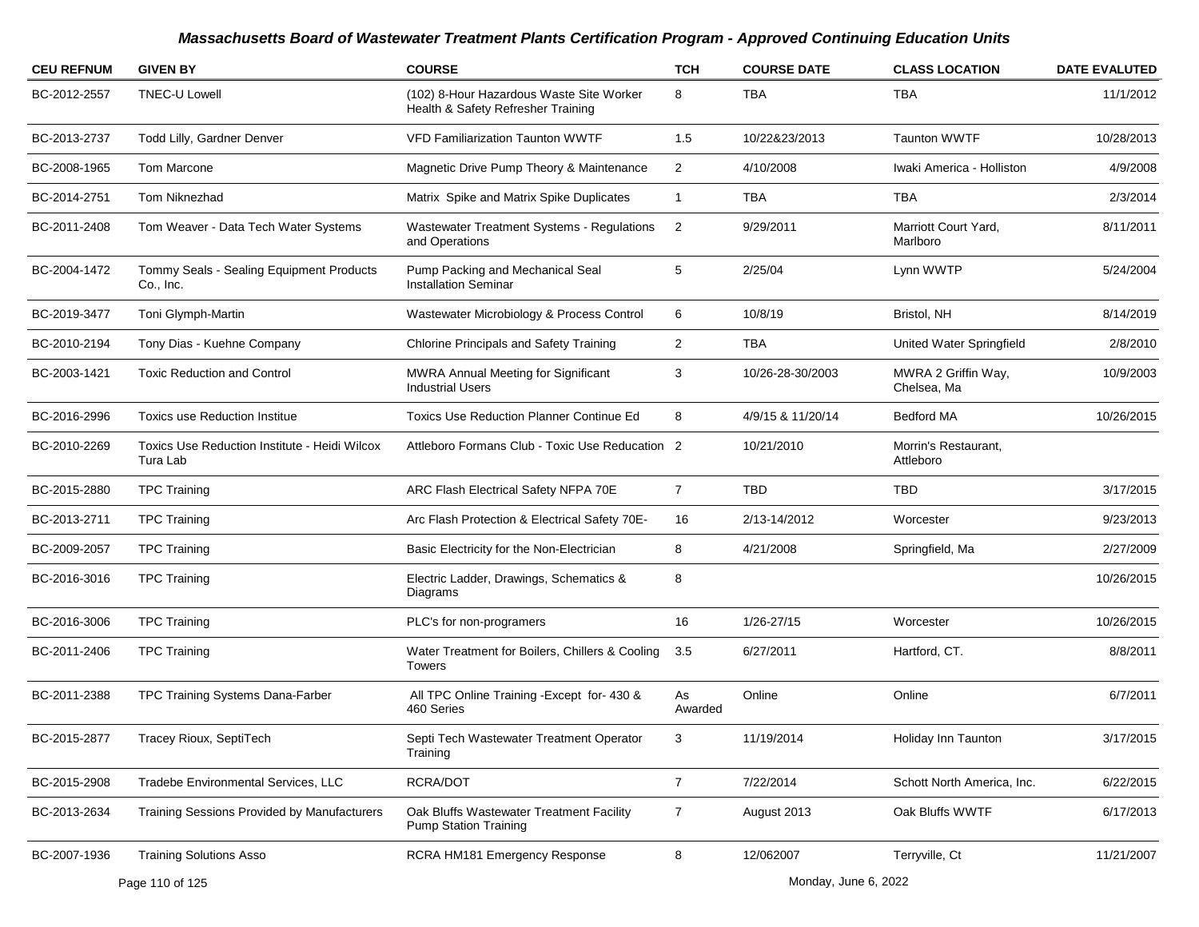# Massachusetts Board of Wastewater Treatment Plants Certification Program - Approved Continuing Education Units

| CEU REFNUM | GIVEN BY | COURSE | TCH | COURSE DATE | CLASS LOCATION | DATE EVALUTED |
|---|---|---|---|---|---|---|
| BC-2012-2557 | TNEC-U Lowell | (102) 8-Hour Hazardous Waste Site Worker Health & Safety Refresher Training | 8 | TBA | TBA | 11/1/2012 |
| BC-2013-2737 | Todd Lilly, Gardner Denver | VFD Familiarization Taunton WWTF | 1.5 | 10/22&23/2013 | Taunton WWTF | 10/28/2013 |
| BC-2008-1965 | Tom Marcone | Magnetic Drive Pump Theory & Maintenance | 2 | 4/10/2008 | Iwaki America - Holliston | 4/9/2008 |
| BC-2014-2751 | Tom Niknezhad | Matrix Spike and Matrix Spike Duplicates | 1 | TBA | TBA | 2/3/2014 |
| BC-2011-2408 | Tom Weaver - Data Tech Water Systems | Wastewater Treatment Systems - Regulations and Operations | 2 | 9/29/2011 | Marriott Court Yard, Marlboro | 8/11/2011 |
| BC-2004-1472 | Tommy Seals - Sealing Equipment Products Co., Inc. | Pump Packing and Mechanical Seal Installation Seminar | 5 | 2/25/04 | Lynn WWTP | 5/24/2004 |
| BC-2019-3477 | Toni Glymph-Martin | Wastewater Microbiology & Process Control | 6 | 10/8/19 | Bristol, NH | 8/14/2019 |
| BC-2010-2194 | Tony Dias - Kuehne Company | Chlorine Principals and Safety Training | 2 | TBA | United Water Springfield | 2/8/2010 |
| BC-2003-1421 | Toxic Reduction and Control | MWRA Annual Meeting for Significant Industrial Users | 3 | 10/26-28-30/2003 | MWRA 2 Griffin Way, Chelsea, Ma | 10/9/2003 |
| BC-2016-2996 | Toxics use Reduction Institue | Toxics Use Reduction Planner Continue Ed | 8 | 4/9/15 & 11/20/14 | Bedford MA | 10/26/2015 |
| BC-2010-2269 | Toxics Use Reduction Institute - Heidi Wilcox Tura Lab | Attleboro Formans Club - Toxic Use Reducation | 2 | 10/21/2010 | Morrin's Restaurant, Attleboro | |
| BC-2015-2880 | TPC Training | ARC Flash Electrical Safety NFPA 70E | 7 | TBD | TBD | 3/17/2015 |
| BC-2013-2711 | TPC Training | Arc Flash Protection & Electrical Safety 70E- | 16 | 2/13-14/2012 | Worcester | 9/23/2013 |
| BC-2009-2057 | TPC Training | Basic Electricity for the Non-Electrician | 8 | 4/21/2008 | Springfield, Ma | 2/27/2009 |
| BC-2016-3016 | TPC Training | Electric Ladder, Drawings, Schematics & Diagrams | 8 | | | 10/26/2015 |
| BC-2016-3006 | TPC Training | PLC's for non-programers | 16 | 1/26-27/15 | Worcester | 10/26/2015 |
| BC-2011-2406 | TPC Training | Water Treatment for Boilers, Chillers & Cooling Towers | 3.5 | 6/27/2011 | Hartford, CT. | 8/8/2011 |
| BC-2011-2388 | TPC Training Systems Dana-Farber | All TPC Online Training -Except for- 430 & 460 Series | As Awarded | Online | Online | 6/7/2011 |
| BC-2015-2877 | Tracey Rioux, SeptiTech | Septi Tech Wastewater Treatment Operator Training | 3 | 11/19/2014 | Holiday Inn Taunton | 3/17/2015 |
| BC-2015-2908 | Tradebe Environmental Services, LLC | RCRA/DOT | 7 | 7/22/2014 | Schott North America, Inc. | 6/22/2015 |
| BC-2013-2634 | Training Sessions Provided by Manufacturers | Oak Bluffs Wastewater Treatment Facility Pump Station Training | 7 | August 2013 | Oak Bluffs WWTF | 6/17/2013 |
| BC-2007-1936 | Training Solutions Asso | RCRA HM181 Emergency Response | 8 | 12/062007 | Terryville, Ct | 11/21/2007 |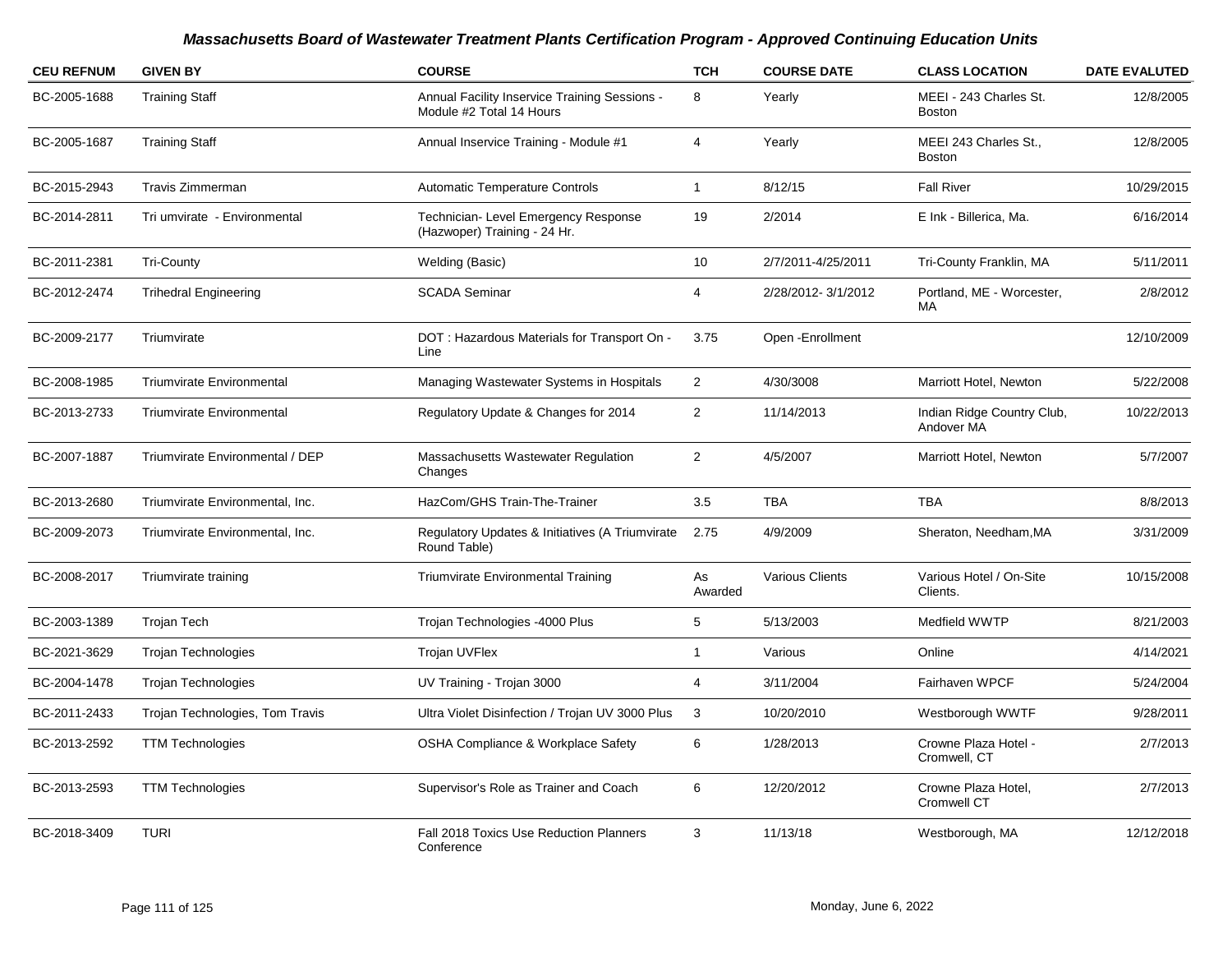# Massachusetts Board of Wastewater Treatment Plants Certification Program - Approved Continuing Education Units

| CEU REFNUM | GIVEN BY | COURSE | TCH | COURSE DATE | CLASS LOCATION | DATE EVALUTED |
|---|---|---|---|---|---|---|
| BC-2005-1688 | Training Staff | Annual Facility Inservice Training Sessions - Module #2 Total 14 Hours | 8 | Yearly | MEEI - 243 Charles St. Boston | 12/8/2005 |
| BC-2005-1687 | Training Staff | Annual Inservice Training - Module #1 | 4 | Yearly | MEEI 243 Charles St., Boston | 12/8/2005 |
| BC-2015-2943 | Travis Zimmerman | Automatic Temperature Controls | 1 | 8/12/15 | Fall River | 10/29/2015 |
| BC-2014-2811 | Tri umvirate - Environmental | Technician- Level Emergency Response (Hazwoper) Training - 24 Hr. | 19 | 2/2014 | E Ink - Billerica, Ma. | 6/16/2014 |
| BC-2011-2381 | Tri-County | Welding (Basic) | 10 | 2/7/2011-4/25/2011 | Tri-County Franklin, MA | 5/11/2011 |
| BC-2012-2474 | Trihedral Engineering | SCADA Seminar | 4 | 2/28/2012- 3/1/2012 | Portland, ME - Worcester, MA | 2/8/2012 |
| BC-2009-2177 | Triumvirate | DOT : Hazardous Materials for Transport On - Line | 3.75 | Open -Enrollment | | 12/10/2009 |
| BC-2008-1985 | Triumvirate Environmental | Managing Wastewater Systems in Hospitals | 2 | 4/30/3008 | Marriott Hotel, Newton | 5/22/2008 |
| BC-2013-2733 | Triumvirate Environmental | Regulatory Update & Changes for 2014 | 2 | 11/14/2013 | Indian Ridge Country Club, Andover MA | 10/22/2013 |
| BC-2007-1887 | Triumvirate Environmental / DEP | Massachusetts Wastewater Regulation Changes | 2 | 4/5/2007 | Marriott Hotel, Newton | 5/7/2007 |
| BC-2013-2680 | Triumvirate Environmental, Inc. | HazCom/GHS Train-The-Trainer | 3.5 | TBA | TBA | 8/8/2013 |
| BC-2009-2073 | Triumvirate Environmental, Inc. | Regulatory Updates & Initiatives (A Triumvirate Round Table) | 2.75 | 4/9/2009 | Sheraton, Needham,MA | 3/31/2009 |
| BC-2008-2017 | Triumvirate training | Triumvirate Environmental Training | As Awarded | Various Clients | Various Hotel / On-Site Clients. | 10/15/2008 |
| BC-2003-1389 | Trojan Tech | Trojan Technologies -4000 Plus | 5 | 5/13/2003 | Medfield WWTP | 8/21/2003 |
| BC-2021-3629 | Trojan Technologies | Trojan UVFlex | 1 | Various | Online | 4/14/2021 |
| BC-2004-1478 | Trojan Technologies | UV Training - Trojan 3000 | 4 | 3/11/2004 | Fairhaven WPCF | 5/24/2004 |
| BC-2011-2433 | Trojan Technologies, Tom Travis | Ultra Violet Disinfection / Trojan UV 3000 Plus | 3 | 10/20/2010 | Westborough WWTF | 9/28/2011 |
| BC-2013-2592 | TTM Technologies | OSHA Compliance & Workplace Safety | 6 | 1/28/2013 | Crowne Plaza Hotel - Cromwell, CT | 2/7/2013 |
| BC-2013-2593 | TTM Technologies | Supervisor's Role as Trainer and Coach | 6 | 12/20/2012 | Crowne Plaza Hotel, Cromwell CT | 2/7/2013 |
| BC-2018-3409 | TURI | Fall 2018 Toxics Use Reduction Planners Conference | 3 | 11/13/18 | Westborough, MA | 12/12/2018 |

Monday, June 6, 2022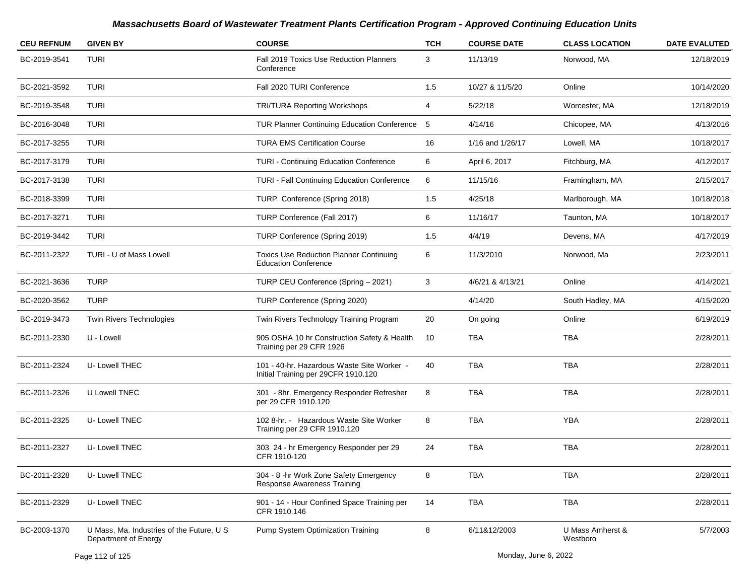# Massachusetts Board of Wastewater Treatment Plants Certification Program - Approved Continuing Education Units

| CEU REFNUM | GIVEN BY | COURSE | TCH | COURSE DATE | CLASS LOCATION | DATE EVALUTED |
|---|---|---|---|---|---|---|
| BC-2019-3541 | TURI | Fall 2019 Toxics Use Reduction Planners Conference | 3 | 11/13/19 | Norwood, MA | 12/18/2019 |
| BC-2021-3592 | TURI | Fall 2020 TURI Conference | 1.5 | 10/27 & 11/5/20 | Online | 10/14/2020 |
| BC-2019-3548 | TURI | TRI/TURA Reporting Workshops | 4 | 5/22/18 | Worcester, MA | 12/18/2019 |
| BC-2016-3048 | TURI | TUR Planner Continuing Education Conference | 5 | 4/14/16 | Chicopee, MA | 4/13/2016 |
| BC-2017-3255 | TURI | TURA EMS Certification Course | 16 | 1/16 and 1/26/17 | Lowell, MA | 10/18/2017 |
| BC-2017-3179 | TURI | TURI - Continuing Education Conference | 6 | April 6, 2017 | Fitchburg, MA | 4/12/2017 |
| BC-2017-3138 | TURI | TURI - Fall Continuing Education Conference | 6 | 11/15/16 | Framingham, MA | 2/15/2017 |
| BC-2018-3399 | TURI | TURP Conference (Spring 2018) | 1.5 | 4/25/18 | Marlborough, MA | 10/18/2018 |
| BC-2017-3271 | TURI | TURP Conference (Fall 2017) | 6 | 11/16/17 | Taunton, MA | 10/18/2017 |
| BC-2019-3442 | TURI | TURP Conference (Spring 2019) | 1.5 | 4/4/19 | Devens, MA | 4/17/2019 |
| BC-2011-2322 | TURI - U of Mass Lowell | Toxics Use Reduction Planner Continuing Education Conference | 6 | 11/3/2010 | Norwood, Ma | 2/23/2011 |
| BC-2021-3636 | TURP | TURP CEU Conference (Spring – 2021) | 3 | 4/6/21 & 4/13/21 | Online | 4/14/2021 |
| BC-2020-3562 | TURP | TURP Conference (Spring 2020) | | 4/14/20 | South Hadley, MA | 4/15/2020 |
| BC-2019-3473 | Twin Rivers Technologies | Twin Rivers Technology Training Program | 20 | On going | Online | 6/19/2019 |
| BC-2011-2330 | U - Lowell | 905 OSHA 10 hr Construction Safety & Health Training per 29 CFR 1926 | 10 | TBA | TBA | 2/28/2011 |
| BC-2011-2324 | U- Lowell THEC | 101 - 40-hr. Hazardous Waste Site Worker - Initial Training per 29CFR 1910.120 | 40 | TBA | TBA | 2/28/2011 |
| BC-2011-2326 | U Lowell TNEC | 301 - 8hr. Emergency Responder Refresher per 29 CFR 1910.120 | 8 | TBA | TBA | 2/28/2011 |
| BC-2011-2325 | U- Lowell TNEC | 102 8-hr. - Hazardous Waste Site Worker Training per 29 CFR 1910.120 | 8 | TBA | YBA | 2/28/2011 |
| BC-2011-2327 | U- Lowell TNEC | 303 24 - hr Emergency Responder per 29 CFR 1910-120 | 24 | TBA | TBA | 2/28/2011 |
| BC-2011-2328 | U- Lowell TNEC | 304 - 8 -hr Work Zone Safety Emergency Response Awareness Training | 8 | TBA | TBA | 2/28/2011 |
| BC-2011-2329 | U- Lowell TNEC | 901 - 14 - Hour Confined Space Training per CFR 1910.146 | 14 | TBA | TBA | 2/28/2011 |
| BC-2003-1370 | U Mass, Ma. Industries of the Future, U S Department of Energy | Pump System Optimization Training | 8 | 6/11&12/2003 | U Mass Amherst & Westboro | 5/7/2003 |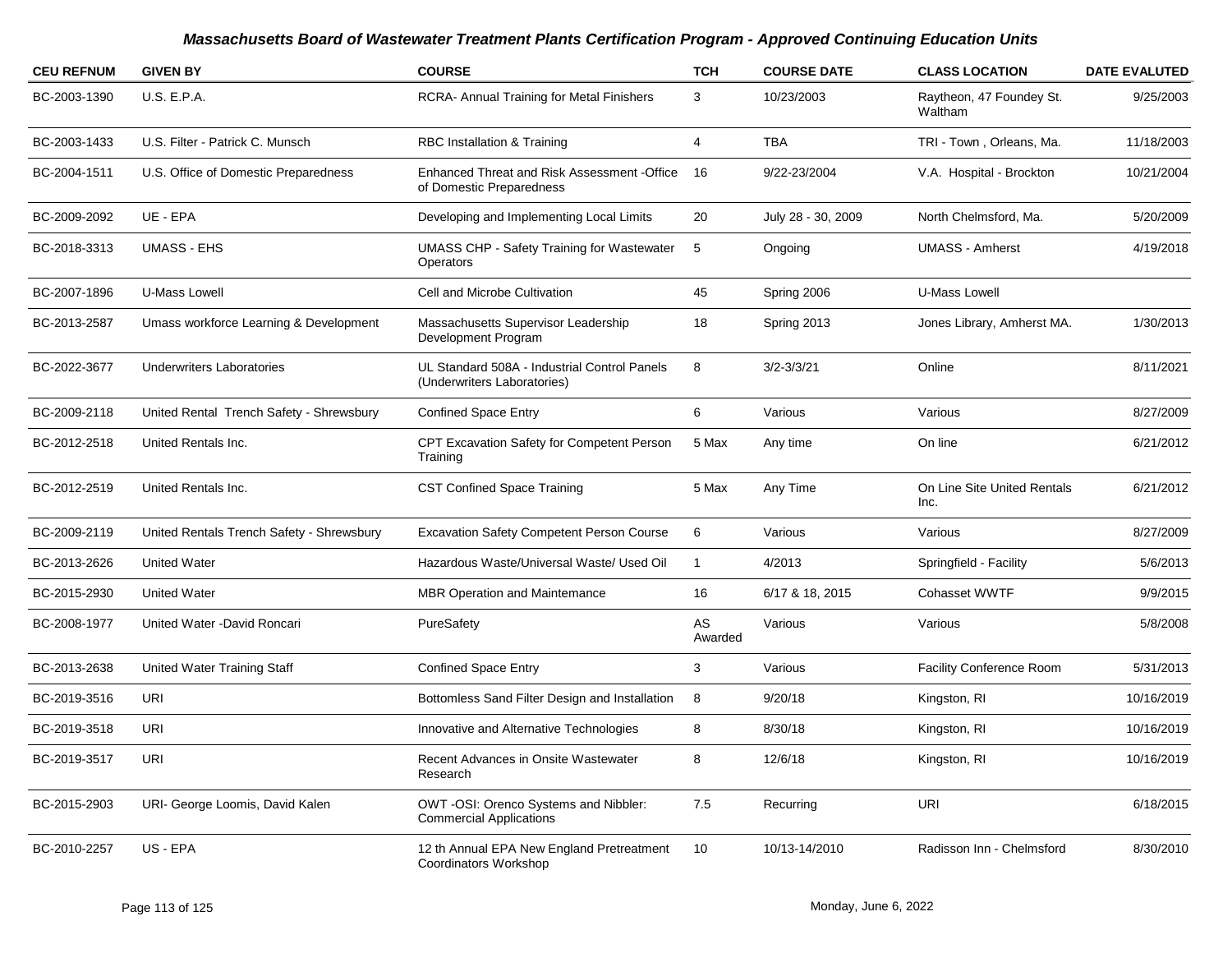## Massachusetts Board of Wastewater Treatment Plants Certification Program - Approved Continuing Education Units

| CEU REFNUM | GIVEN BY | COURSE | TCH | COURSE DATE | CLASS LOCATION | DATE EVALUTED |
|---|---|---|---|---|---|---|
| BC-2003-1390 | U.S. E.P.A. | RCRA- Annual Training for Metal Finishers | 3 | 10/23/2003 | Raytheon, 47 Foundey St. Waltham | 9/25/2003 |
| BC-2003-1433 | U.S. Filter - Patrick C. Munsch | RBC Installation & Training | 4 | TBA | TRI - Town , Orleans, Ma. | 11/18/2003 |
| BC-2004-1511 | U.S. Office of Domestic Preparedness | Enhanced Threat and Risk Assessment -Office of Domestic Preparedness | 16 | 9/22-23/2004 | V.A. Hospital - Brockton | 10/21/2004 |
| BC-2009-2092 | UE - EPA | Developing and Implementing Local Limits | 20 | July 28 - 30, 2009 | North Chelmsford, Ma. | 5/20/2009 |
| BC-2018-3313 | UMASS - EHS | UMASS CHP - Safety Training for Wastewater Operators | 5 | Ongoing | UMASS - Amherst | 4/19/2018 |
| BC-2007-1896 | U-Mass Lowell | Cell and Microbe Cultivation | 45 | Spring 2006 | U-Mass Lowell | |
| BC-2013-2587 | Umass workforce Learning & Development | Massachusetts Supervisor Leadership Development Program | 18 | Spring 2013 | Jones Library, Amherst MA. | 1/30/2013 |
| BC-2022-3677 | Underwriters Laboratories | UL Standard 508A - Industrial Control Panels (Underwriters Laboratories) | 8 | 3/2-3/3/21 | Online | 8/11/2021 |
| BC-2009-2118 | United Rental Trench Safety - Shrewsbury | Confined Space Entry | 6 | Various | Various | 8/27/2009 |
| BC-2012-2518 | United Rentals Inc. | CPT Excavation Safety for Competent Person Training | 5 Max | Any time | On line | 6/21/2012 |
| BC-2012-2519 | United Rentals Inc. | CST Confined Space Training | 5 Max | Any Time | On Line Site United Rentals Inc. | 6/21/2012 |
| BC-2009-2119 | United Rentals Trench Safety - Shrewsbury | Excavation Safety Competent Person Course | 6 | Various | Various | 8/27/2009 |
| BC-2013-2626 | United Water | Hazardous Waste/Universal Waste/ Used Oil | 1 | 4/2013 | Springfield - Facility | 5/6/2013 |
| BC-2015-2930 | United Water | MBR Operation and Maintenance | 16 | 6/17 & 18, 2015 | Cohasset WWTF | 9/9/2015 |
| BC-2008-1977 | United Water -David Roncari | PureSafety | AS Awarded | Various | Various | 5/8/2008 |
| BC-2013-2638 | United Water Training Staff | Confined Space Entry | 3 | Various | Facility Conference Room | 5/31/2013 |
| BC-2019-3516 | URI | Bottomless Sand Filter Design and Installation | 8 | 9/20/18 | Kingston, RI | 10/16/2019 |
| BC-2019-3518 | URI | Innovative and Alternative Technologies | 8 | 8/30/18 | Kingston, RI | 10/16/2019 |
| BC-2019-3517 | URI | Recent Advances in Onsite Wastewater Research | 8 | 12/6/18 | Kingston, RI | 10/16/2019 |
| BC-2015-2903 | URI- George Loomis, David Kalen | OWT -OSI: Orenco Systems and Nibbler: Commercial Applications | 7.5 | Recurring | URI | 6/18/2015 |
| BC-2010-2257 | US - EPA | 12 th Annual EPA New England Pretreatment Coordinators Workshop | 10 | 10/13-14/2010 | Radisson Inn - Chelmsford | 8/30/2010 |

Monday, June 6, 2022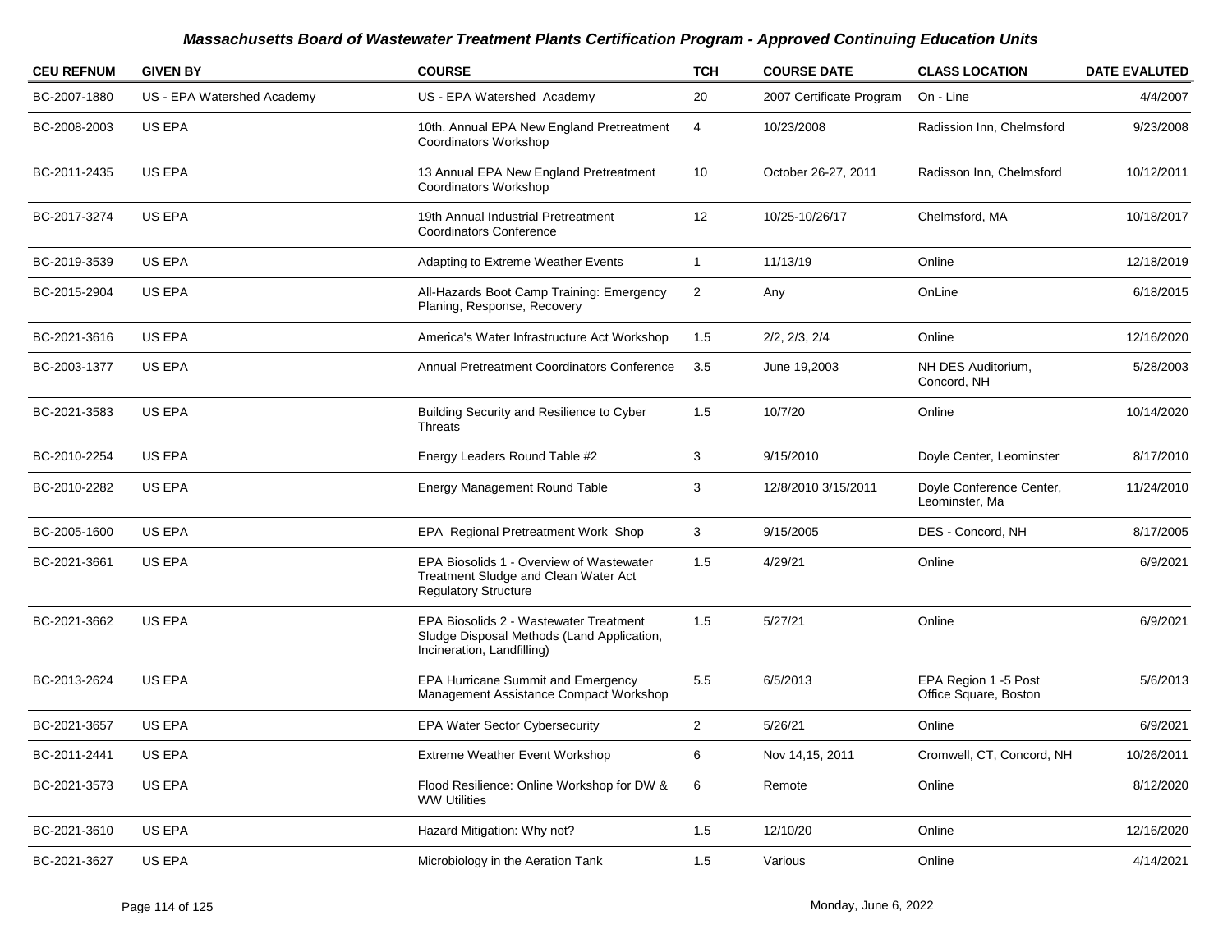# *Massachusetts Board of Wastewater Treatment Plants Certification Program - Approved Continuing Education Units*

| CEU REFNUM | GIVEN BY | COURSE | TCH | COURSE DATE | CLASS LOCATION | DATE EVALUTED |
|---|---|---|---|---|---|---|
| BC-2007-1880 | US - EPA Watershed Academy | US - EPA Watershed Academy | 20 | 2007 Certificate Program | On - Line | 4/4/2007 |
| BC-2008-2003 | US EPA | 10th. Annual EPA New England Pretreatment Coordinators Workshop | 4 | 10/23/2008 | Radission Inn, Chelmsford | 9/23/2008 |
| BC-2011-2435 | US EPA | 13 Annual EPA New England Pretreatment Coordinators Workshop | 10 | October 26-27, 2011 | Radisson Inn, Chelmsford | 10/12/2011 |
| BC-2017-3274 | US EPA | 19th Annual Industrial Pretreatment Coordinators Conference | 12 | 10/25-10/26/17 | Chelmsford, MA | 10/18/2017 |
| BC-2019-3539 | US EPA | Adapting to Extreme Weather Events | 1 | 11/13/19 | Online | 12/18/2019 |
| BC-2015-2904 | US EPA | All-Hazards Boot Camp Training: Emergency Planing, Response, Recovery | 2 | Any | OnLine | 6/18/2015 |
| BC-2021-3616 | US EPA | America's Water Infrastructure Act Workshop | 1.5 | 2/2, 2/3, 2/4 | Online | 12/16/2020 |
| BC-2003-1377 | US EPA | Annual Pretreatment Coordinators Conference | 3.5 | June 19,2003 | NH DES Auditorium, Concord, NH | 5/28/2003 |
| BC-2021-3583 | US EPA | Building Security and Resilience to Cyber Threats | 1.5 | 10/7/20 | Online | 10/14/2020 |
| BC-2010-2254 | US EPA | Energy Leaders Round Table #2 | 3 | 9/15/2010 | Doyle Center, Leominster | 8/17/2010 |
| BC-2010-2282 | US EPA | Energy Management Round Table | 3 | 12/8/2010 3/15/2011 | Doyle Conference Center, Leominster, Ma | 11/24/2010 |
| BC-2005-1600 | US EPA | EPA Regional Pretreatment Work Shop | 3 | 9/15/2005 | DES - Concord, NH | 8/17/2005 |
| BC-2021-3661 | US EPA | EPA Biosolids 1 - Overview of Wastewater Treatment Sludge and Clean Water Act Regulatory Structure | 1.5 | 4/29/21 | Online | 6/9/2021 |
| BC-2021-3662 | US EPA | EPA Biosolids 2 - Wastewater Treatment Sludge Disposal Methods (Land Application, Incineration, Landfilling) | 1.5 | 5/27/21 | Online | 6/9/2021 |
| BC-2013-2624 | US EPA | EPA Hurricane Summit and Emergency Management Assistance Compact Workshop | 5.5 | 6/5/2013 | EPA Region 1 -5 Post Office Square, Boston | 5/6/2013 |
| BC-2021-3657 | US EPA | EPA Water Sector Cybersecurity | 2 | 5/26/21 | Online | 6/9/2021 |
| BC-2011-2441 | US EPA | Extreme Weather Event Workshop | 6 | Nov 14,15, 2011 | Cromwell, CT, Concord, NH | 10/26/2011 |
| BC-2021-3573 | US EPA | Flood Resilience: Online Workshop for DW & WW Utilities | 6 | Remote | Online | 8/12/2020 |
| BC-2021-3610 | US EPA | Hazard Mitigation: Why not? | 1.5 | 12/10/20 | Online | 12/16/2020 |
| BC-2021-3627 | US EPA | Microbiology in the Aeration Tank | 1.5 | Various | Online | 4/14/2021 |

Monday, June 6, 2022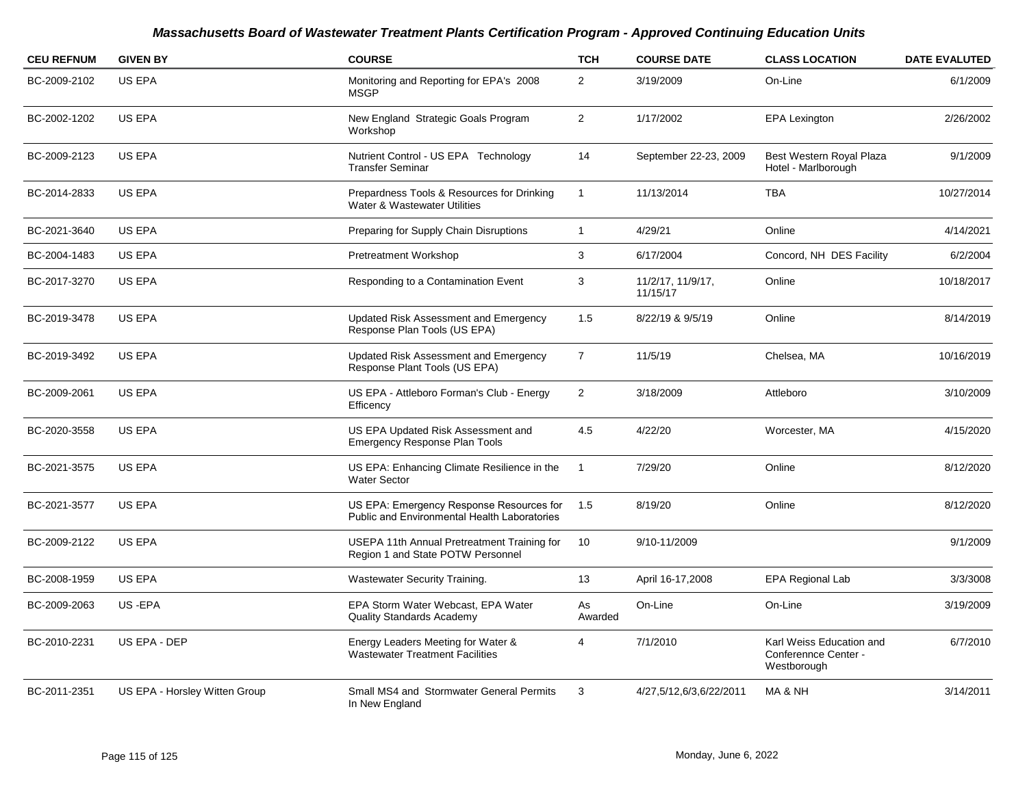## *Massachusetts Board of Wastewater Treatment Plants Certification Program - Approved Continuing Education Units*

| CEU REFNUM | GIVEN BY | COURSE | TCH | COURSE DATE | CLASS LOCATION | DATE EVALUTED |
|---|---|---|---|---|---|---|
| BC-2009-2102 | US EPA | Monitoring and Reporting for EPA's 2008 MSGP | 2 | 3/19/2009 | On-Line | 6/1/2009 |
| BC-2002-1202 | US EPA | New England Strategic Goals Program Workshop | 2 | 1/17/2002 | EPA Lexington | 2/26/2002 |
| BC-2009-2123 | US EPA | Nutrient Control - US EPA Technology Transfer Seminar | 14 | September 22-23, 2009 | Best Western Royal Plaza Hotel - Marlborough | 9/1/2009 |
| BC-2014-2833 | US EPA | Prepardness Tools & Resources for Drinking Water & Wastewater Utilities | 1 | 11/13/2014 | TBA | 10/27/2014 |
| BC-2021-3640 | US EPA | Preparing for Supply Chain Disruptions | 1 | 4/29/21 | Online | 4/14/2021 |
| BC-2004-1483 | US EPA | Pretreatment Workshop | 3 | 6/17/2004 | Concord, NH DES Facility | 6/2/2004 |
| BC-2017-3270 | US EPA | Responding to a Contamination Event | 3 | 11/2/17, 11/9/17, 11/15/17 | Online | 10/18/2017 |
| BC-2019-3478 | US EPA | Updated Risk Assessment and Emergency Response Plan Tools (US EPA) | 1.5 | 8/22/19 & 9/5/19 | Online | 8/14/2019 |
| BC-2019-3492 | US EPA | Updated Risk Assessment and Emergency Response Plant Tools (US EPA) | 7 | 11/5/19 | Chelsea, MA | 10/16/2019 |
| BC-2009-2061 | US EPA | US EPA - Attleboro Forman's Club - Energy Efficency | 2 | 3/18/2009 | Attleboro | 3/10/2009 |
| BC-2020-3558 | US EPA | US EPA Updated Risk Assessment and Emergency Response Plan Tools | 4.5 | 4/22/20 | Worcester, MA | 4/15/2020 |
| BC-2021-3575 | US EPA | US EPA: Enhancing Climate Resilience in the Water Sector | 1 | 7/29/20 | Online | 8/12/2020 |
| BC-2021-3577 | US EPA | US EPA: Emergency Response Resources for Public and Environmental Health Laboratories | 1.5 | 8/19/20 | Online | 8/12/2020 |
| BC-2009-2122 | US EPA | USEPA 11th Annual Pretreatment Training for Region 1 and State POTW Personnel | 10 | 9/10-11/2009 | | 9/1/2009 |
| BC-2008-1959 | US EPA | Wastewater Security Training. | 13 | April 16-17,2008 | EPA Regional Lab | 3/3/3008 |
| BC-2009-2063 | US -EPA | EPA Storm Water Webcast, EPA Water Quality Standards Academy | As Awarded | On-Line | On-Line | 3/19/2009 |
| BC-2010-2231 | US EPA - DEP | Energy Leaders Meeting for Water & Wastewater Treatment Facilities | 4 | 7/1/2010 | Karl Weiss Education and Conferennce Center - Westborough | 6/7/2010 |
| BC-2011-2351 | US EPA - Horsley Witten Group | Small MS4 and Stormwater General Permits In New England | 3 | 4/27,5/12,6/3,6/22/2011 | MA & NH | 3/14/2011 |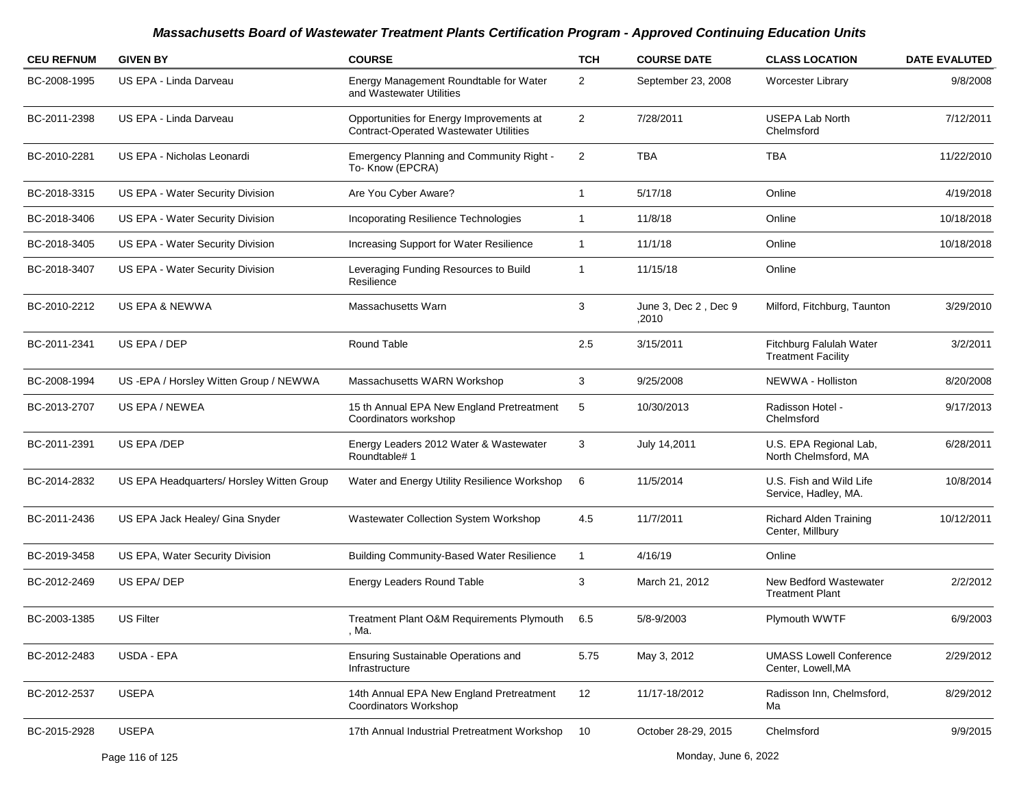# Massachusetts Board of Wastewater Treatment Plants Certification Program - Approved Continuing Education Units

| CEU REFNUM | GIVEN BY | COURSE | TCH | COURSE DATE | CLASS LOCATION | DATE EVALUTED |
|---|---|---|---|---|---|---|
| BC-2008-1995 | US EPA - Linda Darveau | Energy Management Roundtable for Water and Wastewater Utilities | 2 | September 23, 2008 | Worcester Library | 9/8/2008 |
| BC-2011-2398 | US EPA - Linda Darveau | Opportunities for Energy Improvements at Contract-Operated Wastewater Utilities | 2 | 7/28/2011 | USEPA Lab North Chelmsford | 7/12/2011 |
| BC-2010-2281 | US EPA - Nicholas Leonardi | Emergency Planning and Community Right - To- Know (EPCRA) | 2 | TBA | TBA | 11/22/2010 |
| BC-2018-3315 | US EPA - Water Security Division | Are You Cyber Aware? | 1 | 5/17/18 | Online | 4/19/2018 |
| BC-2018-3406 | US EPA - Water Security Division | Incoporating Resilience Technologies | 1 | 11/8/18 | Online | 10/18/2018 |
| BC-2018-3405 | US EPA - Water Security Division | Increasing Support for Water Resilience | 1 | 11/1/18 | Online | 10/18/2018 |
| BC-2018-3407 | US EPA - Water Security Division | Leveraging Funding Resources to Build Resilience | 1 | 11/15/18 | Online | |
| BC-2010-2212 | US EPA & NEWWA | Massachusetts Warn | 3 | June 3, Dec 2 , Dec 9 ,2010 | Milford, Fitchburg, Taunton | 3/29/2010 |
| BC-2011-2341 | US EPA / DEP | Round Table | 2.5 | 3/15/2011 | Fitchburg Falulah Water Treatment Facility | 3/2/2011 |
| BC-2008-1994 | US -EPA / Horsley Witten Group / NEWWA | Massachusetts WARN Workshop | 3 | 9/25/2008 | NEWWA - Holliston | 8/20/2008 |
| BC-2013-2707 | US EPA / NEWEA | 15 th Annual EPA New England Pretreatment Coordinators workshop | 5 | 10/30/2013 | Radisson Hotel - Chelmsford | 9/17/2013 |
| BC-2011-2391 | US EPA /DEP | Energy Leaders 2012 Water & Wastewater Roundtable# 1 | 3 | July 14,2011 | U.S. EPA Regional Lab, North Chelmsford, MA | 6/28/2011 |
| BC-2014-2832 | US EPA Headquarters/ Horsley Witten Group | Water and Energy Utility Resilience Workshop | 6 | 11/5/2014 | U.S. Fish and Wild Life Service, Hadley, MA. | 10/8/2014 |
| BC-2011-2436 | US EPA Jack Healey/ Gina Snyder | Wastewater Collection System Workshop | 4.5 | 11/7/2011 | Richard Alden Training Center, Millbury | 10/12/2011 |
| BC-2019-3458 | US EPA, Water Security Division | Building Community-Based Water Resilience | 1 | 4/16/19 | Online | |
| BC-2012-2469 | US EPA/ DEP | Energy Leaders Round Table | 3 | March 21, 2012 | New Bedford Wastewater Treatment Plant | 2/2/2012 |
| BC-2003-1385 | US Filter | Treatment Plant O&M Requirements Plymouth , Ma. | 6.5 | 5/8-9/2003 | Plymouth WWTF | 6/9/2003 |
| BC-2012-2483 | USDA - EPA | Ensuring Sustainable Operations and Infrastructure | 5.75 | May 3, 2012 | UMASS Lowell Conference Center, Lowell,MA | 2/29/2012 |
| BC-2012-2537 | USEPA | 14th Annual EPA New England Pretreatment Coordinators Workshop | 12 | 11/17-18/2012 | Radisson Inn, Chelmsford, Ma | 8/29/2012 |
| BC-2015-2928 | USEPA | 17th Annual Industrial Pretreatment Workshop | 10 | October 28-29, 2015 | Chelmsford | 9/9/2015 |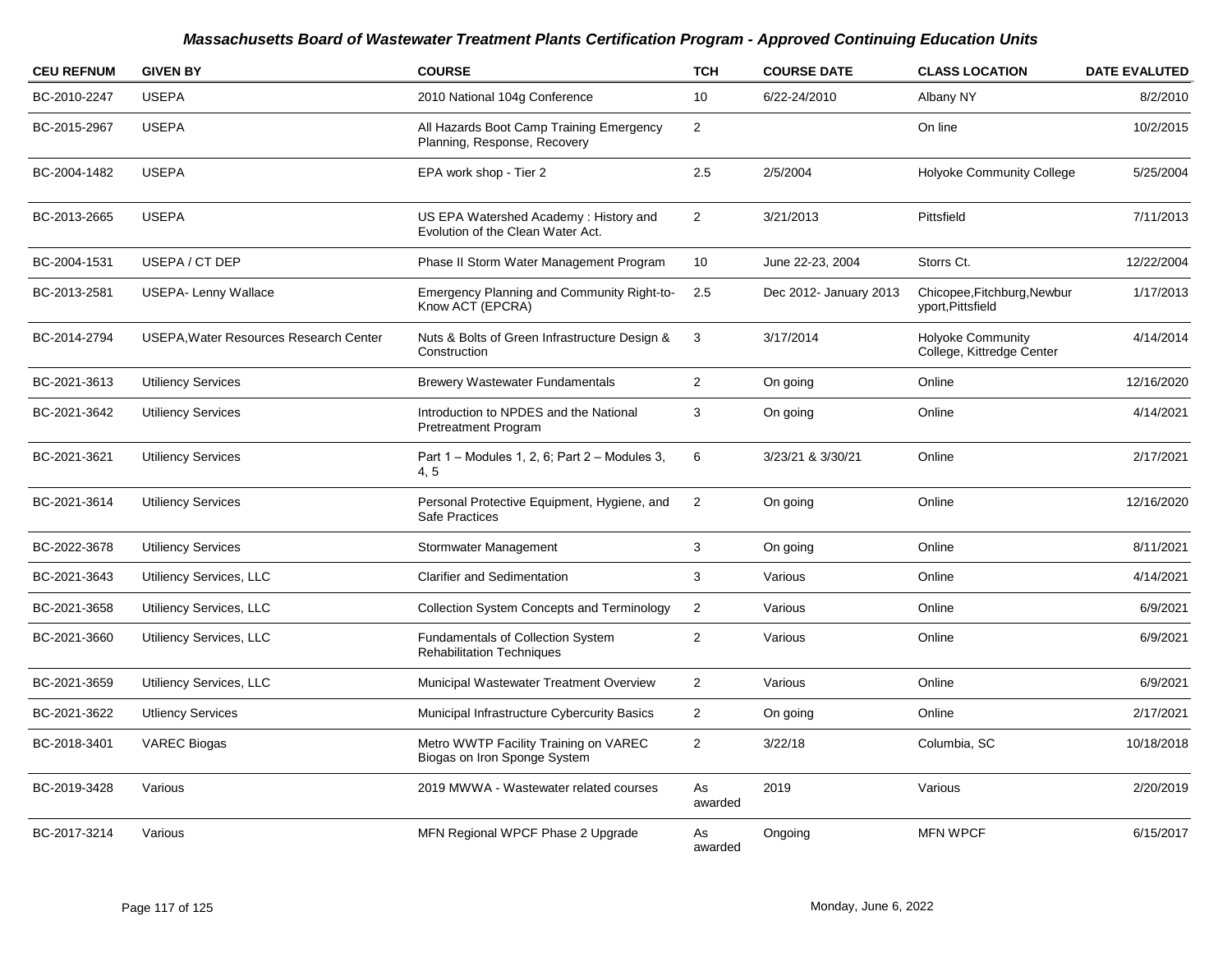## *Massachusetts Board of Wastewater Treatment Plants Certification Program - Approved Continuing Education Units*

| CEU REFNUM | GIVEN BY | COURSE | TCH | COURSE DATE | CLASS LOCATION | DATE EVALUTED |
|---|---|---|---|---|---|---|
| BC-2010-2247 | USEPA | 2010 National 104g Conference | 10 | 6/22-24/2010 | Albany NY | 8/2/2010 |
| BC-2015-2967 | USEPA | All Hazards Boot Camp Training Emergency Planning, Response, Recovery | 2 | | On line | 10/2/2015 |
| BC-2004-1482 | USEPA | EPA work shop - Tier 2 | 2.5 | 2/5/2004 | Holyoke Community College | 5/25/2004 |
| BC-2013-2665 | USEPA | US EPA Watershed Academy : History and Evolution of the Clean Water Act. | 2 | 3/21/2013 | Pittsfield | 7/11/2013 |
| BC-2004-1531 | USEPA / CT DEP | Phase II Storm Water Management Program | 10 | June 22-23, 2004 | Storrs Ct. | 12/22/2004 |
| BC-2013-2581 | USEPA- Lenny Wallace | Emergency Planning and Community Right-to-Know ACT (EPCRA) | 2.5 | Dec 2012- January 2013 | Chicopee,Fitchburg,Newburyport,Pittsfield | 1/17/2013 |
| BC-2014-2794 | USEPA,Water Resources Research Center | Nuts & Bolts of Green Infrastructure Design & Construction | 3 | 3/17/2014 | Holyoke Community College, Kittredge Center | 4/14/2014 |
| BC-2021-3613 | Utiliency Services | Brewery Wastewater Fundamentals | 2 | On going | Online | 12/16/2020 |
| BC-2021-3642 | Utiliency Services | Introduction to NPDES and the National Pretreatment Program | 3 | On going | Online | 4/14/2021 |
| BC-2021-3621 | Utiliency Services | Part 1 – Modules 1, 2, 6; Part 2 – Modules 3, 4, 5 | 6 | 3/23/21 & 3/30/21 | Online | 2/17/2021 |
| BC-2021-3614 | Utiliency Services | Personal Protective Equipment, Hygiene, and Safe Practices | 2 | On going | Online | 12/16/2020 |
| BC-2022-3678 | Utiliency Services | Stormwater Management | 3 | On going | Online | 8/11/2021 |
| BC-2021-3643 | Utiliency Services, LLC | Clarifier and Sedimentation | 3 | Various | Online | 4/14/2021 |
| BC-2021-3658 | Utiliency Services, LLC | Collection System Concepts and Terminology | 2 | Various | Online | 6/9/2021 |
| BC-2021-3660 | Utiliency Services, LLC | Fundamentals of Collection System Rehabilitation Techniques | 2 | Various | Online | 6/9/2021 |
| BC-2021-3659 | Utiliency Services, LLC | Municipal Wastewater Treatment Overview | 2 | Various | Online | 6/9/2021 |
| BC-2021-3622 | Utliency Services | Municipal Infrastructure Cybercurity Basics | 2 | On going | Online | 2/17/2021 |
| BC-2018-3401 | VAREC Biogas | Metro WWTP Facility Training on VAREC Biogas on Iron Sponge System | 2 | 3/22/18 | Columbia, SC | 10/18/2018 |
| BC-2019-3428 | Various | 2019 MWWA - Wastewater related courses | As awarded | 2019 | Various | 2/20/2019 |
| BC-2017-3214 | Various | MFN Regional WPCF Phase 2 Upgrade | As awarded | Ongoing | MFN WPCF | 6/15/2017 |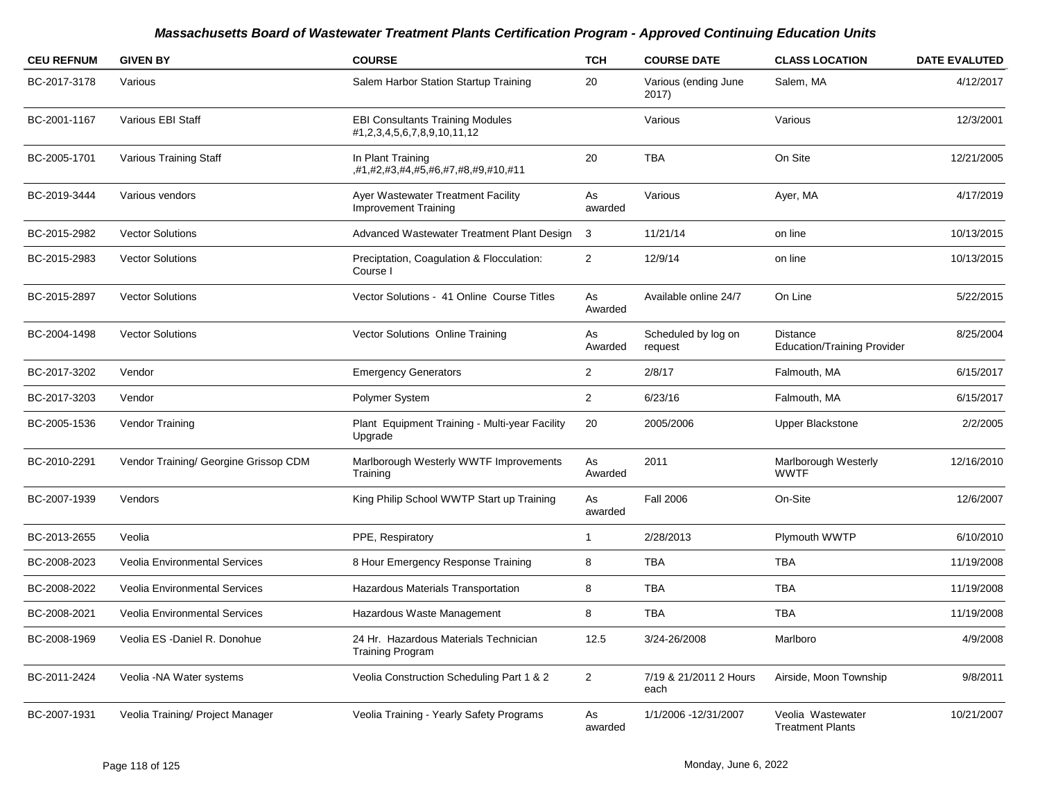## Massachusetts Board of Wastewater Treatment Plants Certification Program - Approved Continuing Education Units

| CEU REFNUM | GIVEN BY | COURSE | TCH | COURSE DATE | CLASS LOCATION | DATE EVALUTED |
|---|---|---|---|---|---|---|
| BC-2017-3178 | Various | Salem Harbor Station Startup Training | 20 | Various (ending June 2017) | Salem, MA | 4/12/2017 |
| BC-2001-1167 | Various EBI Staff | EBI Consultants Training Modules #1,2,3,4,5,6,7,8,9,10,11,12 | | Various | Various | 12/3/2001 |
| BC-2005-1701 | Various Training Staff | In Plant Training ,#1,#2,#3,#4,#5,#6,#7,#8,#9,#10,#11 | 20 | TBA | On Site | 12/21/2005 |
| BC-2019-3444 | Various vendors | Ayer Wastewater Treatment Facility Improvement Training | As awarded | Various | Ayer, MA | 4/17/2019 |
| BC-2015-2982 | Vector Solutions | Advanced Wastewater Treatment Plant Design | 3 | 11/21/14 | on line | 10/13/2015 |
| BC-2015-2983 | Vector Solutions | Preciptation, Coagulation & Flocculation: Course I | 2 | 12/9/14 | on line | 10/13/2015 |
| BC-2015-2897 | Vector Solutions | Vector Solutions - 41 Online Course Titles | As Awarded | Available online 24/7 | On Line | 5/22/2015 |
| BC-2004-1498 | Vector Solutions | Vector Solutions Online Training | As Awarded | Scheduled by log on request | Distance Education/Training Provider | 8/25/2004 |
| BC-2017-3202 | Vendor | Emergency Generators | 2 | 2/8/17 | Falmouth, MA | 6/15/2017 |
| BC-2017-3203 | Vendor | Polymer System | 2 | 6/23/16 | Falmouth, MA | 6/15/2017 |
| BC-2005-1536 | Vendor Training | Plant Equipment Training - Multi-year Facility Upgrade | 20 | 2005/2006 | Upper Blackstone | 2/2/2005 |
| BC-2010-2291 | Vendor Training/ Georgine Grissop CDM | Marlborough Westerly WWTF Improvements Training | As Awarded | 2011 | Marlborough Westerly WWTF | 12/16/2010 |
| BC-2007-1939 | Vendors | King Philip School WWTP Start up Training | As awarded | Fall 2006 | On-Site | 12/6/2007 |
| BC-2013-2655 | Veolia | PPE, Respiratory | 1 | 2/28/2013 | Plymouth WWTP | 6/10/2010 |
| BC-2008-2023 | Veolia Environmental Services | 8 Hour Emergency Response Training | 8 | TBA | TBA | 11/19/2008 |
| BC-2008-2022 | Veolia Environmental Services | Hazardous Materials Transportation | 8 | TBA | TBA | 11/19/2008 |
| BC-2008-2021 | Veolia Environmental Services | Hazardous Waste Management | 8 | TBA | TBA | 11/19/2008 |
| BC-2008-1969 | Veolia ES -Daniel R. Donohue | 24 Hr. Hazardous Materials Technician Training Program | 12.5 | 3/24-26/2008 | Marlboro | 4/9/2008 |
| BC-2011-2424 | Veolia -NA Water systems | Veolia Construction Scheduling Part 1 & 2 | 2 | 7/19 & 21/2011 2 Hours each | Airside, Moon Township | 9/8/2011 |
| BC-2007-1931 | Veolia Training/ Project Manager | Veolia Training - Yearly Safety Programs | As awarded | 1/1/2006 -12/31/2007 | Veolia Wastewater Treatment Plants | 10/21/2007 |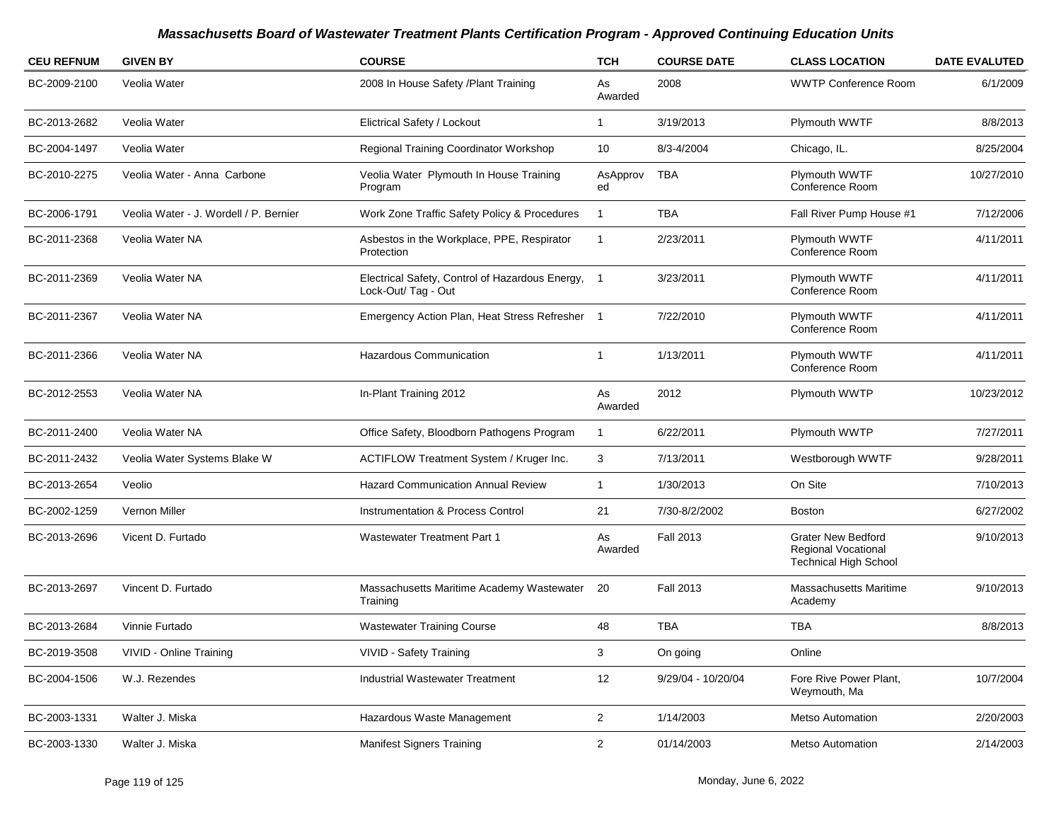# Massachusetts Board of Wastewater Treatment Plants Certification Program - Approved Continuing Education Units

| CEU REFNUM | GIVEN BY | COURSE | TCH | COURSE DATE | CLASS LOCATION | DATE EVALUTED |
|---|---|---|---|---|---|---|
| BC-2009-2100 | Veolia Water | 2008 In House Safety /Plant Training | As Awarded | 2008 | WWTP Conference Room | 6/1/2009 |
| BC-2013-2682 | Veolia Water | Elictrical Safety / Lockout | 1 | 3/19/2013 | Plymouth WWTF | 8/8/2013 |
| BC-2004-1497 | Veolia Water | Regional Training Coordinator Workshop | 10 | 8/3-4/2004 | Chicago, IL. | 8/25/2004 |
| BC-2010-2275 | Veolia Water - Anna Carbone | Veolia Water Plymouth In House Training Program | AsApproved | TBA | Plymouth WWTF Conference Room | 10/27/2010 |
| BC-2006-1791 | Veolia Water - J. Wordell / P. Bernier | Work Zone Traffic Safety Policy & Procedures | 1 | TBA | Fall River Pump House #1 | 7/12/2006 |
| BC-2011-2368 | Veolia Water NA | Asbestos in the Workplace, PPE, Respirator Protection | 1 | 2/23/2011 | Plymouth WWTF Conference Room | 4/11/2011 |
| BC-2011-2369 | Veolia Water NA | Electrical Safety, Control of Hazardous Energy, Lock-Out/ Tag - Out | 1 | 3/23/2011 | Plymouth WWTF Conference Room | 4/11/2011 |
| BC-2011-2367 | Veolia Water NA | Emergency Action Plan, Heat Stress Refresher | 1 | 7/22/2010 | Plymouth WWTF Conference Room | 4/11/2011 |
| BC-2011-2366 | Veolia Water NA | Hazardous Communication | 1 | 1/13/2011 | Plymouth WWTF Conference Room | 4/11/2011 |
| BC-2012-2553 | Veolia Water NA | In-Plant Training 2012 | As Awarded | 2012 | Plymouth WWTP | 10/23/2012 |
| BC-2011-2400 | Veolia Water NA | Office Safety, Bloodborn Pathogens Program | 1 | 6/22/2011 | Plymouth WWTP | 7/27/2011 |
| BC-2011-2432 | Veolia Water Systems Blake W | ACTIFLOW Treatment System / Kruger Inc. | 3 | 7/13/2011 | Westborough WWTF | 9/28/2011 |
| BC-2013-2654 | Veolio | Hazard Communication Annual Review | 1 | 1/30/2013 | On Site | 7/10/2013 |
| BC-2002-1259 | Vernon Miller | Instrumentation & Process Control | 21 | 7/30-8/2/2002 | Boston | 6/27/2002 |
| BC-2013-2696 | Vicent D. Furtado | Wastewater Treatment Part 1 | As Awarded | Fall 2013 | Grater New Bedford Regional Vocational Technical High School | 9/10/2013 |
| BC-2013-2697 | Vincent D. Furtado | Massachusetts Maritime Academy Wastewater Training | 20 | Fall 2013 | Massachusetts Maritime Academy | 9/10/2013 |
| BC-2013-2684 | Vinnie Furtado | Wastewater Training Course | 48 | TBA | TBA | 8/8/2013 |
| BC-2019-3508 | VIVID - Online Training | VIVID - Safety Training | 3 | On going | Online | |
| BC-2004-1506 | W.J. Rezendes | Industrial Wastewater Treatment | 12 | 9/29/04 - 10/20/04 | Fore Rive Power Plant, Weymouth, Ma | 10/7/2004 |
| BC-2003-1331 | Walter J. Miska | Hazardous Waste Management | 2 | 1/14/2003 | Metso Automation | 2/20/2003 |
| BC-2003-1330 | Walter J. Miska | Manifest Signers Training | 2 | 01/14/2003 | Metso Automation | 2/14/2003 |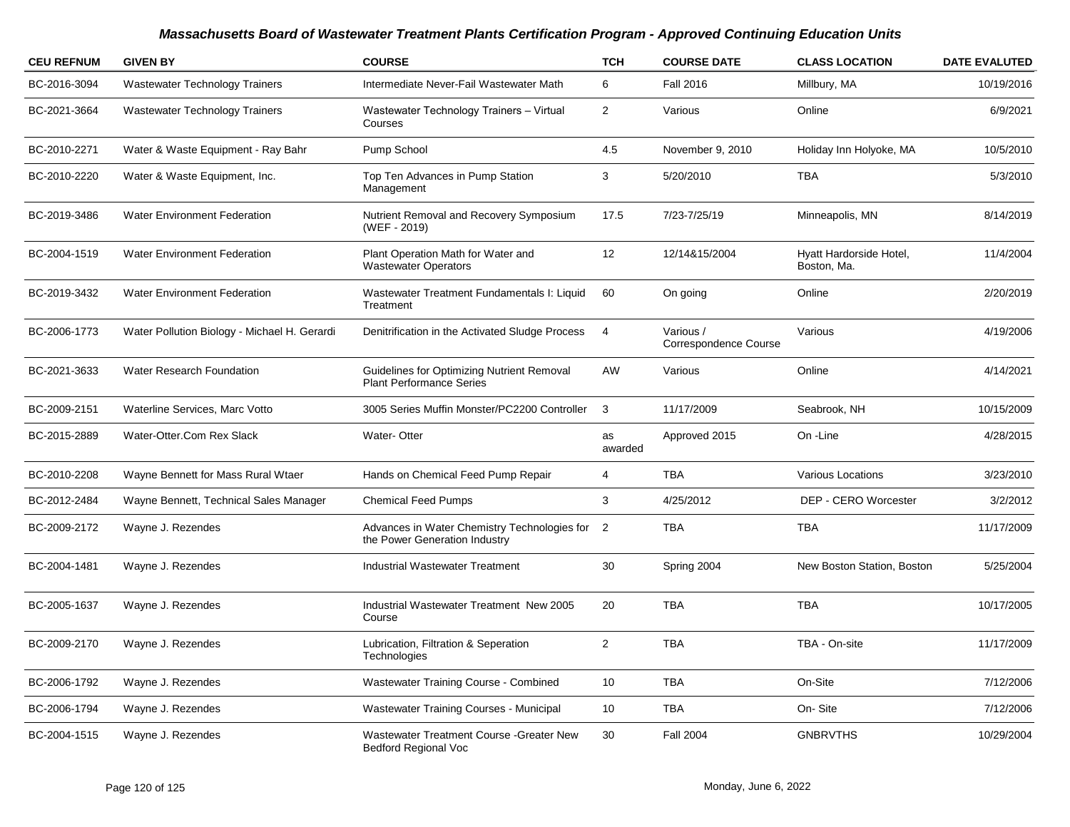# Massachusetts Board of Wastewater Treatment Plants Certification Program - Approved Continuing Education Units

| CEU REFNUM | GIVEN BY | COURSE | TCH | COURSE DATE | CLASS LOCATION | DATE EVALUTED |
|---|---|---|---|---|---|---|
| BC-2016-3094 | Wastewater Technology Trainers | Intermediate Never-Fail Wastewater Math | 6 | Fall 2016 | Millbury, MA | 10/19/2016 |
| BC-2021-3664 | Wastewater Technology Trainers | Wastewater Technology Trainers – Virtual Courses | 2 | Various | Online | 6/9/2021 |
| BC-2010-2271 | Water & Waste Equipment - Ray Bahr | Pump School | 4.5 | November 9, 2010 | Holiday Inn Holyoke, MA | 10/5/2010 |
| BC-2010-2220 | Water & Waste Equipment, Inc. | Top Ten Advances in Pump Station Management | 3 | 5/20/2010 | TBA | 5/3/2010 |
| BC-2019-3486 | Water Environment Federation | Nutrient Removal and Recovery Symposium (WEF - 2019) | 17.5 | 7/23-7/25/19 | Minneapolis, MN | 8/14/2019 |
| BC-2004-1519 | Water Environment Federation | Plant Operation Math for Water and Wastewater Operators | 12 | 12/14&15/2004 | Hyatt Hardorside Hotel, Boston, Ma. | 11/4/2004 |
| BC-2019-3432 | Water Environment Federation | Wastewater Treatment Fundamentals I: Liquid Treatment | 60 | On going | Online | 2/20/2019 |
| BC-2006-1773 | Water Pollution Biology - Michael H. Gerardi | Denitrification in the Activated Sludge Process | 4 | Various / Correspondence Course | Various | 4/19/2006 |
| BC-2021-3633 | Water Research Foundation | Guidelines for Optimizing Nutrient Removal Plant Performance Series | AW | Various | Online | 4/14/2021 |
| BC-2009-2151 | Waterline Services, Marc Votto | 3005 Series Muffin Monster/PC2200 Controller | 3 | 11/17/2009 | Seabrook, NH | 10/15/2009 |
| BC-2015-2889 | Water-Otter.Com Rex Slack | Water- Otter | as awarded | Approved 2015 | On -Line | 4/28/2015 |
| BC-2010-2208 | Wayne Bennett for Mass Rural Wtaer | Hands on Chemical Feed Pump Repair | 4 | TBA | Various Locations | 3/23/2010 |
| BC-2012-2484 | Wayne Bennett, Technical Sales Manager | Chemical Feed Pumps | 3 | 4/25/2012 | DEP - CERO Worcester | 3/2/2012 |
| BC-2009-2172 | Wayne J. Rezendes | Advances in Water Chemistry Technologies for the Power Generation Industry | 2 | TBA | TBA | 11/17/2009 |
| BC-2004-1481 | Wayne J. Rezendes | Industrial Wastewater Treatment | 30 | Spring 2004 | New Boston Station, Boston | 5/25/2004 |
| BC-2005-1637 | Wayne J. Rezendes | Industrial Wastewater Treatment New 2005 Course | 20 | TBA | TBA | 10/17/2005 |
| BC-2009-2170 | Wayne J. Rezendes | Lubrication, Filtration & Seperation Technologies | 2 | TBA | TBA - On-site | 11/17/2009 |
| BC-2006-1792 | Wayne J. Rezendes | Wastewater Training Course - Combined | 10 | TBA | On-Site | 7/12/2006 |
| BC-2006-1794 | Wayne J. Rezendes | Wastewater Training Courses - Municipal | 10 | TBA | On- Site | 7/12/2006 |
| BC-2004-1515 | Wayne J. Rezendes | Wastewater Treatment Course -Greater New Bedford Regional Voc | 30 | Fall 2004 | GNBRVTHS | 10/29/2004 |

Monday, June 6, 2022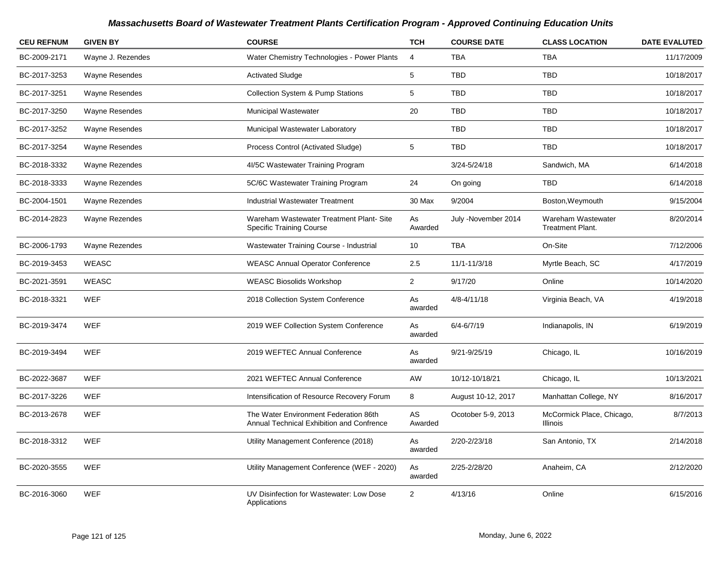## Massachusetts Board of Wastewater Treatment Plants Certification Program - Approved Continuing Education Units

| CEU REFNUM | GIVEN BY | COURSE | TCH | COURSE DATE | CLASS LOCATION | DATE EVALUTED |
|---|---|---|---|---|---|---|
| BC-2009-2171 | Wayne J. Rezendes | Water Chemistry Technologies - Power Plants | 4 | TBA | TBA | 11/17/2009 |
| BC-2017-3253 | Wayne Resendes | Activated Sludge | 5 | TBD | TBD | 10/18/2017 |
| BC-2017-3251 | Wayne Resendes | Collection System & Pump Stations | 5 | TBD | TBD | 10/18/2017 |
| BC-2017-3250 | Wayne Resendes | Municipal Wastewater | 20 | TBD | TBD | 10/18/2017 |
| BC-2017-3252 | Wayne Resendes | Municipal Wastewater Laboratory | | TBD | TBD | 10/18/2017 |
| BC-2017-3254 | Wayne Resendes | Process Control (Activated Sludge) | 5 | TBD | TBD | 10/18/2017 |
| BC-2018-3332 | Wayne Rezendes | 4I/5C Wastewater Training Program | | 3/24-5/24/18 | Sandwich, MA | 6/14/2018 |
| BC-2018-3333 | Wayne Rezendes | 5C/6C Wastewater Training Program | 24 | On going | TBD | 6/14/2018 |
| BC-2004-1501 | Wayne Rezendes | Industrial Wastewater Treatment | 30 Max | 9/2004 | Boston,Weymouth | 9/15/2004 |
| BC-2014-2823 | Wayne Rezendes | Wareham Wastewater Treatment Plant- Site Specific Training Course | As Awarded | July -November 2014 | Wareham Wastewater Treatment Plant. | 8/20/2014 |
| BC-2006-1793 | Wayne Rezendes | Wastewater Training Course - Industrial | 10 | TBA | On-Site | 7/12/2006 |
| BC-2019-3453 | WEASC | WEASC Annual Operator Conference | 2.5 | 11/1-11/3/18 | Myrtle Beach, SC | 4/17/2019 |
| BC-2021-3591 | WEASC | WEASC Biosolids Workshop | 2 | 9/17/20 | Online | 10/14/2020 |
| BC-2018-3321 | WEF | 2018 Collection System Conference | As awarded | 4/8-4/11/18 | Virginia Beach, VA | 4/19/2018 |
| BC-2019-3474 | WEF | 2019 WEF Collection System Conference | As awarded | 6/4-6/7/19 | Indianapolis, IN | 6/19/2019 |
| BC-2019-3494 | WEF | 2019 WEFTEC Annual Conference | As awarded | 9/21-9/25/19 | Chicago, IL | 10/16/2019 |
| BC-2022-3687 | WEF | 2021 WEFTEC Annual Conference | AW | 10/12-10/18/21 | Chicago, IL | 10/13/2021 |
| BC-2017-3226 | WEF | Intensification of Resource Recovery Forum | 8 | August 10-12, 2017 | Manhattan College, NY | 8/16/2017 |
| BC-2013-2678 | WEF | The Water Environment Federation 86th Annual Technical Exhibition and Confrence | AS Awarded | Ocotober 5-9, 2013 | McCormick Place, Chicago, Illinois | 8/7/2013 |
| BC-2018-3312 | WEF | Utility Management Conference (2018) | As awarded | 2/20-2/23/18 | San Antonio, TX | 2/14/2018 |
| BC-2020-3555 | WEF | Utility Management Conference (WEF - 2020) | As awarded | 2/25-2/28/20 | Anaheim, CA | 2/12/2020 |
| BC-2016-3060 | WEF | UV Disinfection for Wastewater: Low Dose Applications | 2 | 4/13/16 | Online | 6/15/2016 |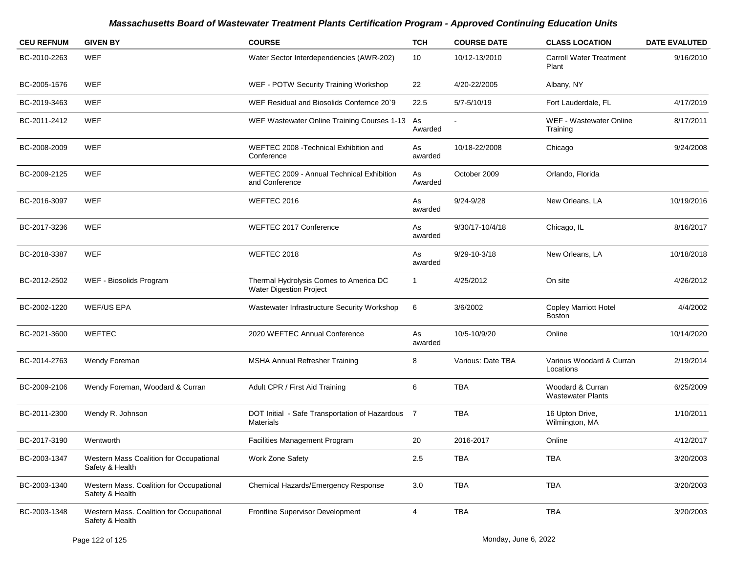# Massachusetts Board of Wastewater Treatment Plants Certification Program - Approved Continuing Education Units

| CEU REFNUM | GIVEN BY | COURSE | TCH | COURSE DATE | CLASS LOCATION | DATE EVALUTED |
|---|---|---|---|---|---|---|
| BC-2010-2263 | WEF | Water Sector Interdependencies (AWR-202) | 10 | 10/12-13/2010 | Carroll Water Treatment Plant | 9/16/2010 |
| BC-2005-1576 | WEF | WEF - POTW Security Training Workshop | 22 | 4/20-22/2005 | Albany, NY | |
| BC-2019-3463 | WEF | WEF Residual and Biosolids Confernce 20`9 | 22.5 | 5/7-5/10/19 | Fort Lauderdale, FL | 4/17/2019 |
| BC-2011-2412 | WEF | WEF Wastewater Online Training Courses 1-13 | As Awarded | - | WEF - Wastewater Online Training | 8/17/2011 |
| BC-2008-2009 | WEF | WEFTEC 2008 -Technical Exhibition and Conference | As awarded | 10/18-22/2008 | Chicago | 9/24/2008 |
| BC-2009-2125 | WEF | WEFTEC 2009 - Annual Technical Exhibition and Conference | As Awarded | October 2009 | Orlando, Florida | |
| BC-2016-3097 | WEF | WEFTEC 2016 | As awarded | 9/24-9/28 | New Orleans, LA | 10/19/2016 |
| BC-2017-3236 | WEF | WEFTEC 2017 Conference | As awarded | 9/30/17-10/4/18 | Chicago, IL | 8/16/2017 |
| BC-2018-3387 | WEF | WEFTEC 2018 | As awarded | 9/29-10-3/18 | New Orleans, LA | 10/18/2018 |
| BC-2012-2502 | WEF - Biosolids Program | Thermal Hydrolysis Comes to America DC Water Digestion Project | 1 | 4/25/2012 | On site | 4/26/2012 |
| BC-2002-1220 | WEF/US EPA | Wastewater Infrastructure Security Workshop | 6 | 3/6/2002 | Copley Marriott Hotel Boston | 4/4/2002 |
| BC-2021-3600 | WEFTEC | 2020 WEFTEC Annual Conference | As awarded | 10/5-10/9/20 | Online | 10/14/2020 |
| BC-2014-2763 | Wendy Foreman | MSHA Annual Refresher Training | 8 | Various: Date TBA | Various Woodard & Curran Locations | 2/19/2014 |
| BC-2009-2106 | Wendy Foreman, Woodard & Curran | Adult CPR / First Aid Training | 6 | TBA | Woodard & Curran Wastewater Plants | 6/25/2009 |
| BC-2011-2300 | Wendy R. Johnson | DOT Initial - Safe Transportation of Hazardous Materials | 7 | TBA | 16 Upton Drive, Wilmington, MA | 1/10/2011 |
| BC-2017-3190 | Wentworth | Facilities Management Program | 20 | 2016-2017 | Online | 4/12/2017 |
| BC-2003-1347 | Western Mass Coalition for Occupational Safety & Health | Work Zone Safety | 2.5 | TBA | TBA | 3/20/2003 |
| BC-2003-1340 | Western Mass. Coalition for Occupational Safety & Health | Chemical Hazards/Emergency Response | 3.0 | TBA | TBA | 3/20/2003 |
| BC-2003-1348 | Western Mass. Coalition for Occupational Safety & Health | Frontline Supervisor Development | 4 | TBA | TBA | 3/20/2003 |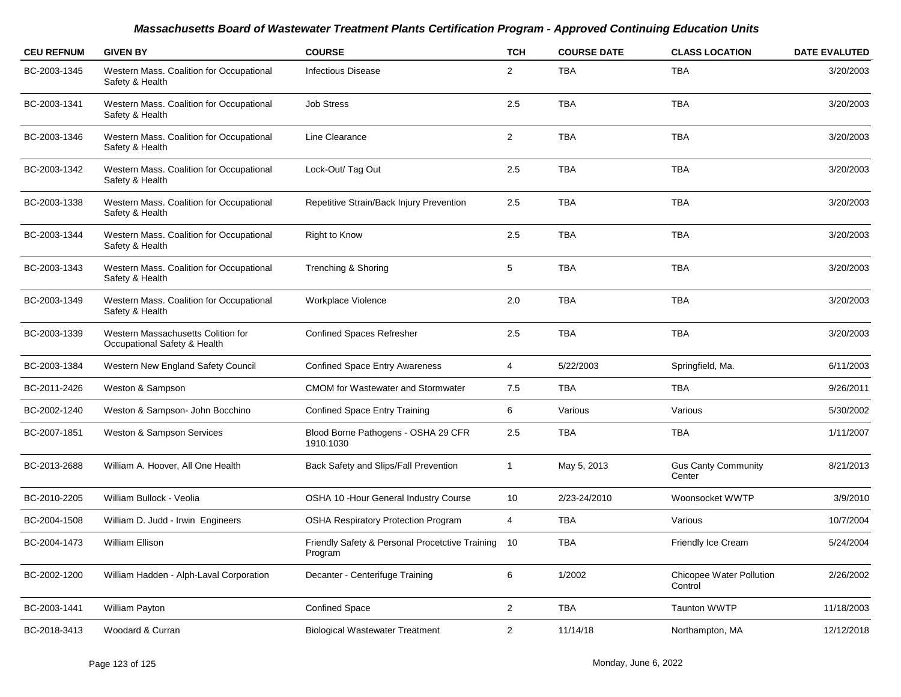### *Massachusetts Board of Wastewater Treatment Plants Certification Program - Approved Continuing Education Units*

| CEU REFNUM | GIVEN BY | COURSE | TCH | COURSE DATE | CLASS LOCATION | DATE EVALUTED |
|---|---|---|---|---|---|---|
| BC-2003-1345 | Western Mass. Coalition for Occupational Safety & Health | Infectious Disease | 2 | TBA | TBA | 3/20/2003 |
| BC-2003-1341 | Western Mass. Coalition for Occupational Safety & Health | Job Stress | 2.5 | TBA | TBA | 3/20/2003 |
| BC-2003-1346 | Western Mass. Coalition for Occupational Safety & Health | Line Clearance | 2 | TBA | TBA | 3/20/2003 |
| BC-2003-1342 | Western Mass. Coalition for Occupational Safety & Health | Lock-Out/ Tag Out | 2.5 | TBA | TBA | 3/20/2003 |
| BC-2003-1338 | Western Mass. Coalition for Occupational Safety & Health | Repetitive Strain/Back Injury Prevention | 2.5 | TBA | TBA | 3/20/2003 |
| BC-2003-1344 | Western Mass. Coalition for Occupational Safety & Health | Right to Know | 2.5 | TBA | TBA | 3/20/2003 |
| BC-2003-1343 | Western Mass. Coalition for Occupational Safety & Health | Trenching & Shoring | 5 | TBA | TBA | 3/20/2003 |
| BC-2003-1349 | Western Mass. Coalition for Occupational Safety & Health | Workplace Violence | 2.0 | TBA | TBA | 3/20/2003 |
| BC-2003-1339 | Western Massachusetts Colition for Occupational Safety & Health | Confined Spaces Refresher | 2.5 | TBA | TBA | 3/20/2003 |
| BC-2003-1384 | Western New England Safety Council | Confined Space Entry Awareness | 4 | 5/22/2003 | Springfield, Ma. | 6/11/2003 |
| BC-2011-2426 | Weston & Sampson | CMOM for Wastewater and Stormwater | 7.5 | TBA | TBA | 9/26/2011 |
| BC-2002-1240 | Weston & Sampson- John Bocchino | Confined Space Entry Training | 6 | Various | Various | 5/30/2002 |
| BC-2007-1851 | Weston & Sampson Services | Blood Borne Pathogens - OSHA 29 CFR 1910.1030 | 2.5 | TBA | TBA | 1/11/2007 |
| BC-2013-2688 | William A. Hoover, All One Health | Back Safety and Slips/Fall Prevention | 1 | May 5, 2013 | Gus Canty Community Center | 8/21/2013 |
| BC-2010-2205 | William Bullock - Veolia | OSHA 10 -Hour General Industry Course | 10 | 2/23-24/2010 | Woonsocket WWTP | 3/9/2010 |
| BC-2004-1508 | William D. Judd - Irwin Engineers | OSHA Respiratory Protection Program | 4 | TBA | Various | 10/7/2004 |
| BC-2004-1473 | William Ellison | Friendly Safety & Personal Procetctive Training Program | 10 | TBA | Friendly Ice Cream | 5/24/2004 |
| BC-2002-1200 | William Hadden - Alph-Laval Corporation | Decanter - Centerifuge Training | 6 | 1/2002 | Chicopee Water Pollution Control | 2/26/2002 |
| BC-2003-1441 | William Payton | Confined Space | 2 | TBA | Taunton WWTP | 11/18/2003 |
| BC-2018-3413 | Woodard & Curran | Biological Wastewater Treatment | 2 | 11/14/18 | Northampton, MA | 12/12/2018 |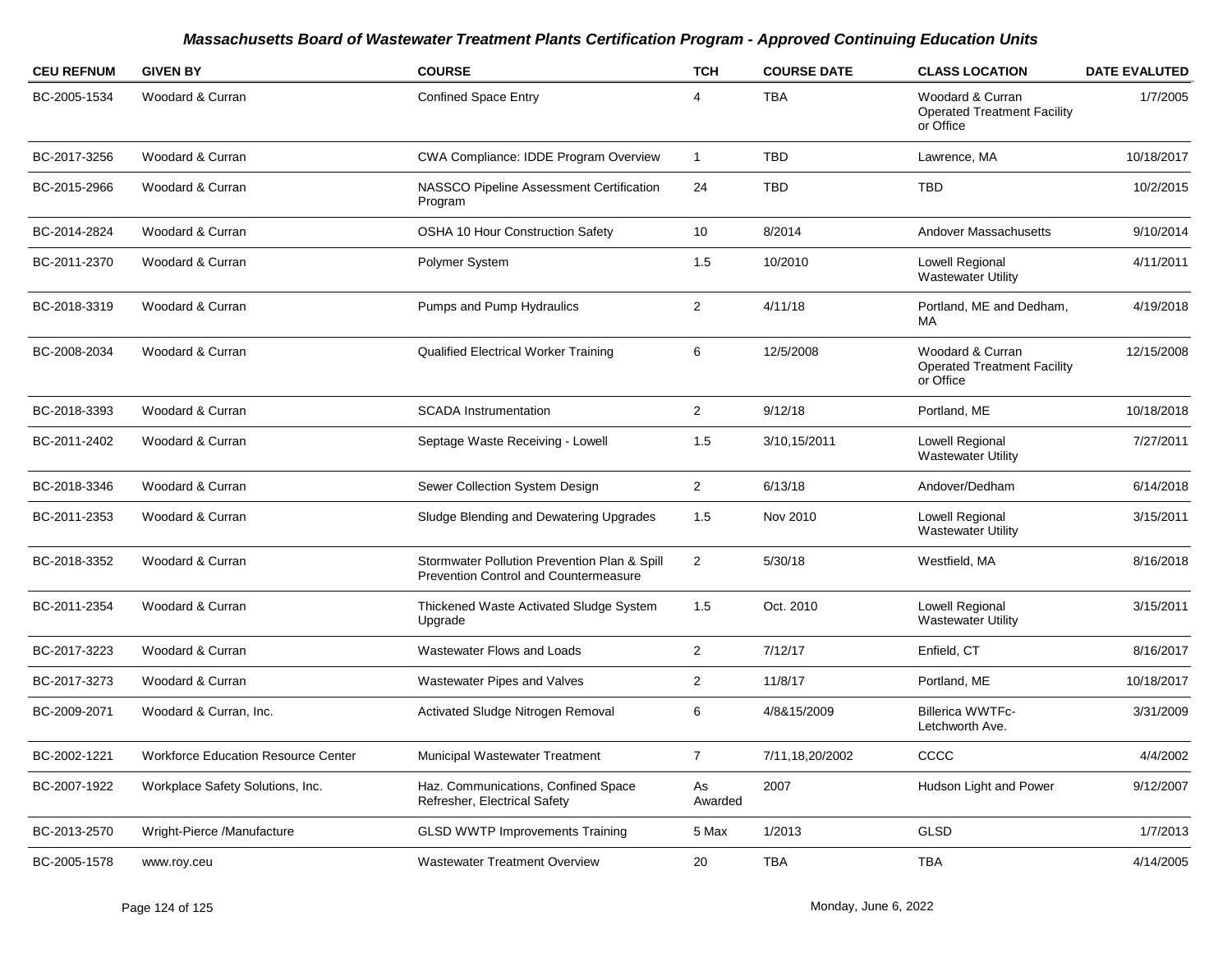### Massachusetts Board of Wastewater Treatment Plants Certification Program - Approved Continuing Education Units

| CEU REFNUM | GIVEN BY | COURSE | TCH | COURSE DATE | CLASS LOCATION | DATE EVALUTED |
|---|---|---|---|---|---|---|
| BC-2005-1534 | Woodard & Curran | Confined Space Entry | 4 | TBA | Woodard & Curran Operated Treatment Facility or Office | 1/7/2005 |
| BC-2017-3256 | Woodard & Curran | CWA Compliance: IDDE Program Overview | 1 | TBD | Lawrence, MA | 10/18/2017 |
| BC-2015-2966 | Woodard & Curran | NASSCO Pipeline Assessment Certification Program | 24 | TBD | TBD | 10/2/2015 |
| BC-2014-2824 | Woodard & Curran | OSHA 10 Hour Construction Safety | 10 | 8/2014 | Andover Massachusetts | 9/10/2014 |
| BC-2011-2370 | Woodard & Curran | Polymer System | 1.5 | 10/2010 | Lowell Regional Wastewater Utility | 4/11/2011 |
| BC-2018-3319 | Woodard & Curran | Pumps and Pump Hydraulics | 2 | 4/11/18 | Portland, ME and Dedham, MA | 4/19/2018 |
| BC-2008-2034 | Woodard & Curran | Qualified Electrical Worker Training | 6 | 12/5/2008 | Woodard & Curran Operated Treatment Facility or Office | 12/15/2008 |
| BC-2018-3393 | Woodard & Curran | SCADA Instrumentation | 2 | 9/12/18 | Portland, ME | 10/18/2018 |
| BC-2011-2402 | Woodard & Curran | Septage Waste Receiving - Lowell | 1.5 | 3/10,15/2011 | Lowell Regional Wastewater Utility | 7/27/2011 |
| BC-2018-3346 | Woodard & Curran | Sewer Collection System Design | 2 | 6/13/18 | Andover/Dedham | 6/14/2018 |
| BC-2011-2353 | Woodard & Curran | Sludge Blending and Dewatering Upgrades | 1.5 | Nov 2010 | Lowell Regional Wastewater Utility | 3/15/2011 |
| BC-2018-3352 | Woodard & Curran | Stormwater Pollution Prevention Plan & Spill Prevention Control and Countermeasure | 2 | 5/30/18 | Westfield, MA | 8/16/2018 |
| BC-2011-2354 | Woodard & Curran | Thickened Waste Activated Sludge System Upgrade | 1.5 | Oct. 2010 | Lowell Regional Wastewater Utility | 3/15/2011 |
| BC-2017-3223 | Woodard & Curran | Wastewater Flows and Loads | 2 | 7/12/17 | Enfield, CT | 8/16/2017 |
| BC-2017-3273 | Woodard & Curran | Wastewater Pipes and Valves | 2 | 11/8/17 | Portland, ME | 10/18/2017 |
| BC-2009-2071 | Woodard & Curran, Inc. | Activated Sludge Nitrogen Removal | 6 | 4/8&15/2009 | Billerica WWTFc-Letchworth Ave. | 3/31/2009 |
| BC-2002-1221 | Workforce Education Resource Center | Municipal Wastewater Treatment | 7 | 7/11,18,20/2002 | CCCC | 4/4/2002 |
| BC-2007-1922 | Workplace Safety Solutions, Inc. | Haz. Communications, Confined Space Refresher, Electrical Safety | As Awarded | 2007 | Hudson Light and Power | 9/12/2007 |
| BC-2013-2570 | Wright-Pierce /Manufacture | GLSD WWTP Improvements Training | 5 Max | 1/2013 | GLSD | 1/7/2013 |
| BC-2005-1578 | www.roy.ceu | Wastewater Treatment Overview | 20 | TBA | TBA | 4/14/2005 |

Monday, June 6, 2022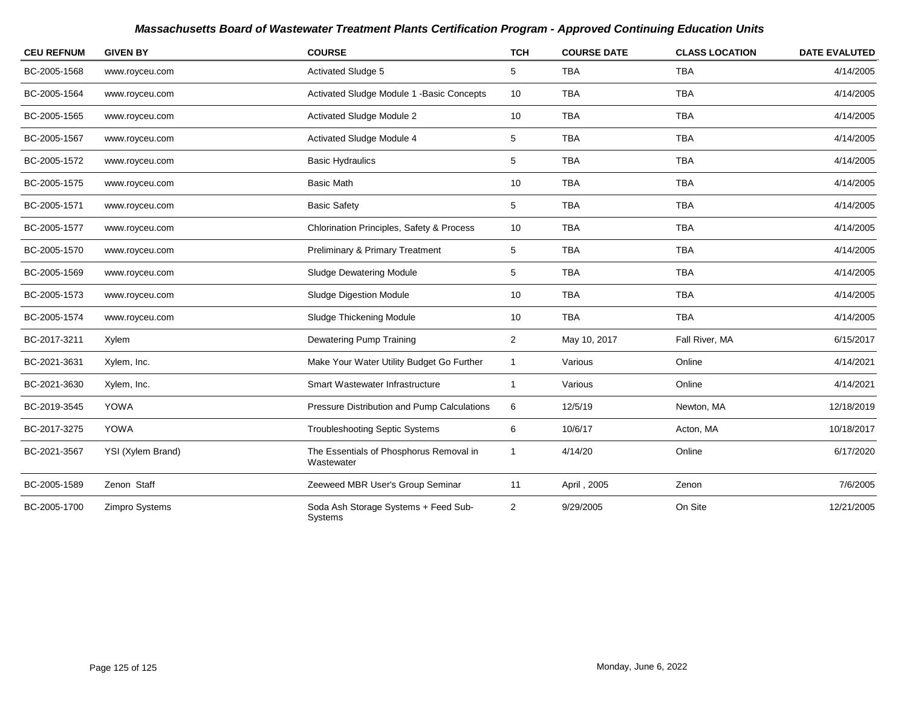# Massachusetts Board of Wastewater Treatment Plants Certification Program - Approved Continuing Education Units

| CEU REFNUM | GIVEN BY | COURSE | TCH | COURSE DATE | CLASS LOCATION | DATE EVALUTED |
|---|---|---|---|---|---|---|
| BC-2005-1568 | www.royceu.com | Activated Sludge 5 | 5 | TBA | TBA | 4/14/2005 |
| BC-2005-1564 | www.royceu.com | Activated Sludge Module 1 -Basic Concepts | 10 | TBA | TBA | 4/14/2005 |
| BC-2005-1565 | www.royceu.com | Activated Sludge Module 2 | 10 | TBA | TBA | 4/14/2005 |
| BC-2005-1567 | www.royceu.com | Activated Sludge Module 4 | 5 | TBA | TBA | 4/14/2005 |
| BC-2005-1572 | www.royceu.com | Basic Hydraulics | 5 | TBA | TBA | 4/14/2005 |
| BC-2005-1575 | www.royceu.com | Basic Math | 10 | TBA | TBA | 4/14/2005 |
| BC-2005-1571 | www.royceu.com | Basic Safety | 5 | TBA | TBA | 4/14/2005 |
| BC-2005-1577 | www.royceu.com | Chlorination Principles, Safety & Process | 10 | TBA | TBA | 4/14/2005 |
| BC-2005-1570 | www.royceu.com | Preliminary & Primary Treatment | 5 | TBA | TBA | 4/14/2005 |
| BC-2005-1569 | www.royceu.com | Sludge Dewatering Module | 5 | TBA | TBA | 4/14/2005 |
| BC-2005-1573 | www.royceu.com | Sludge Digestion Module | 10 | TBA | TBA | 4/14/2005 |
| BC-2005-1574 | www.royceu.com | Sludge Thickening Module | 10 | TBA | TBA | 4/14/2005 |
| BC-2017-3211 | Xylem | Dewatering Pump Training | 2 | May 10, 2017 | Fall River, MA | 6/15/2017 |
| BC-2021-3631 | Xylem, Inc. | Make Your Water Utility Budget Go Further | 1 | Various | Online | 4/14/2021 |
| BC-2021-3630 | Xylem, Inc. | Smart Wastewater Infrastructure | 1 | Various | Online | 4/14/2021 |
| BC-2019-3545 | YOWA | Pressure Distribution and Pump Calculations | 6 | 12/5/19 | Newton, MA | 12/18/2019 |
| BC-2017-3275 | YOWA | Troubleshooting Septic Systems | 6 | 10/6/17 | Acton, MA | 10/18/2017 |
| BC-2021-3567 | YSI (Xylem Brand) | The Essentials of Phosphorus Removal in Wastewater | 1 | 4/14/20 | Online | 6/17/2020 |
| BC-2005-1589 | Zenon Staff | Zeeweed MBR User's Group Seminar | 11 | April , 2005 | Zenon | 7/6/2005 |
| BC-2005-1700 | Zimpro Systems | Soda Ash Storage Systems + Feed Sub-Systems | 2 | 9/29/2005 | On Site | 12/21/2005 |

Monday, June 6, 2022